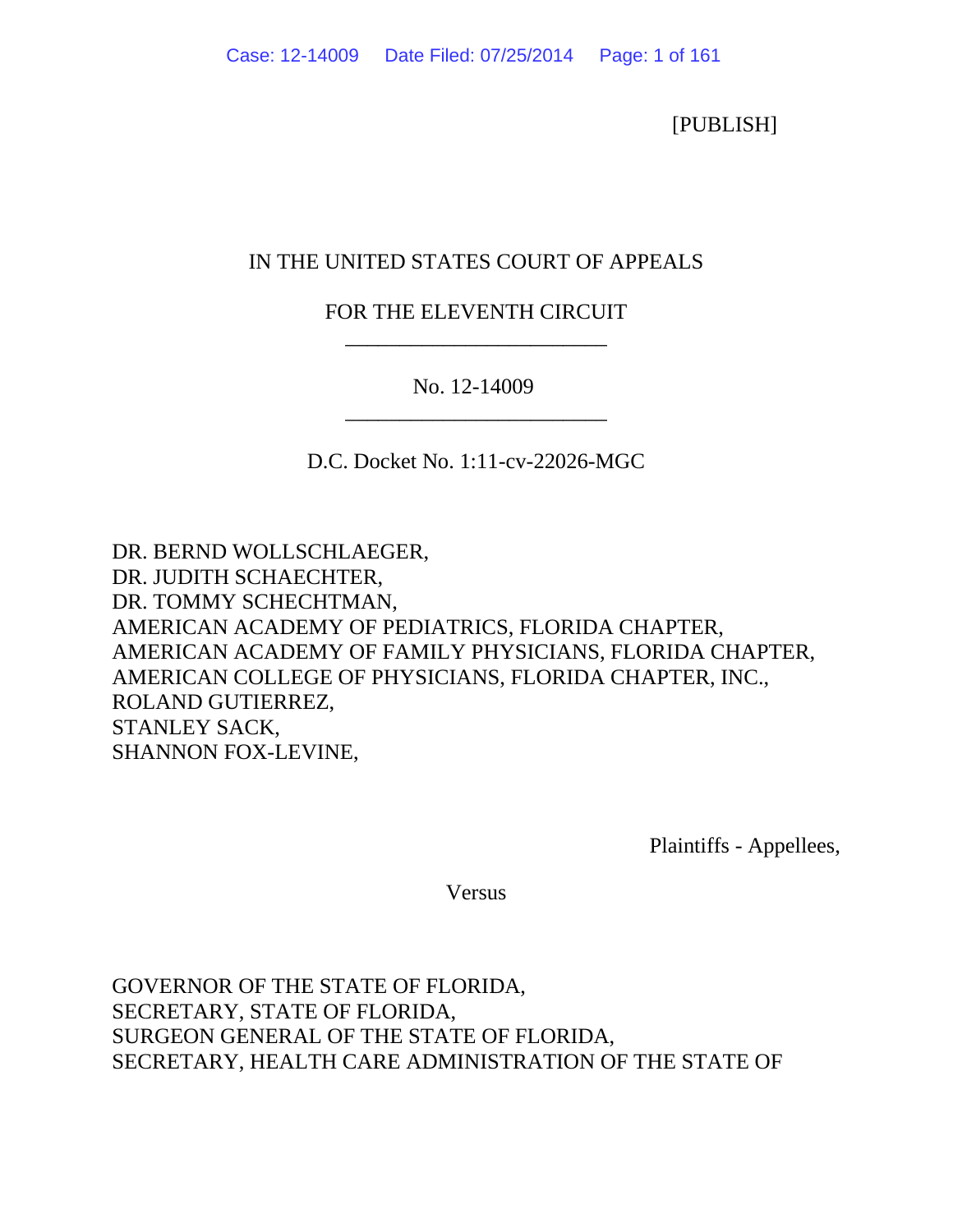[PUBLISH]

IN THE UNITED STATES COURT OF APPEALS

FOR THE ELEVENTH CIRCUIT

No. 12-14009

D.C. Docket No. 1:11-cv-22026-MGC

DR. BERND WOLLSCHLAEGER,
DR. JUDITH SCHAECHTER,
DR. TOMMY SCHECHTMAN,
AMERICAN ACADEMY OF PEDIATRICS, FLORIDA CHAPTER,
AMERICAN ACADEMY OF FAMILY PHYSICIANS, FLORIDA CHAPTER,
AMERICAN COLLEGE OF PHYSICIANS, FLORIDA CHAPTER, INC.,
ROLAND GUTIERREZ,
STANLEY SACK,
SHANNON FOX-LEVINE,

Plaintiffs - Appellees,

Versus

GOVERNOR OF THE STATE OF FLORIDA,
SECRETARY, STATE OF FLORIDA,
SURGEON GENERAL OF THE STATE OF FLORIDA,
SECRETARY, HEALTH CARE ADMINISTRATION OF THE STATE OF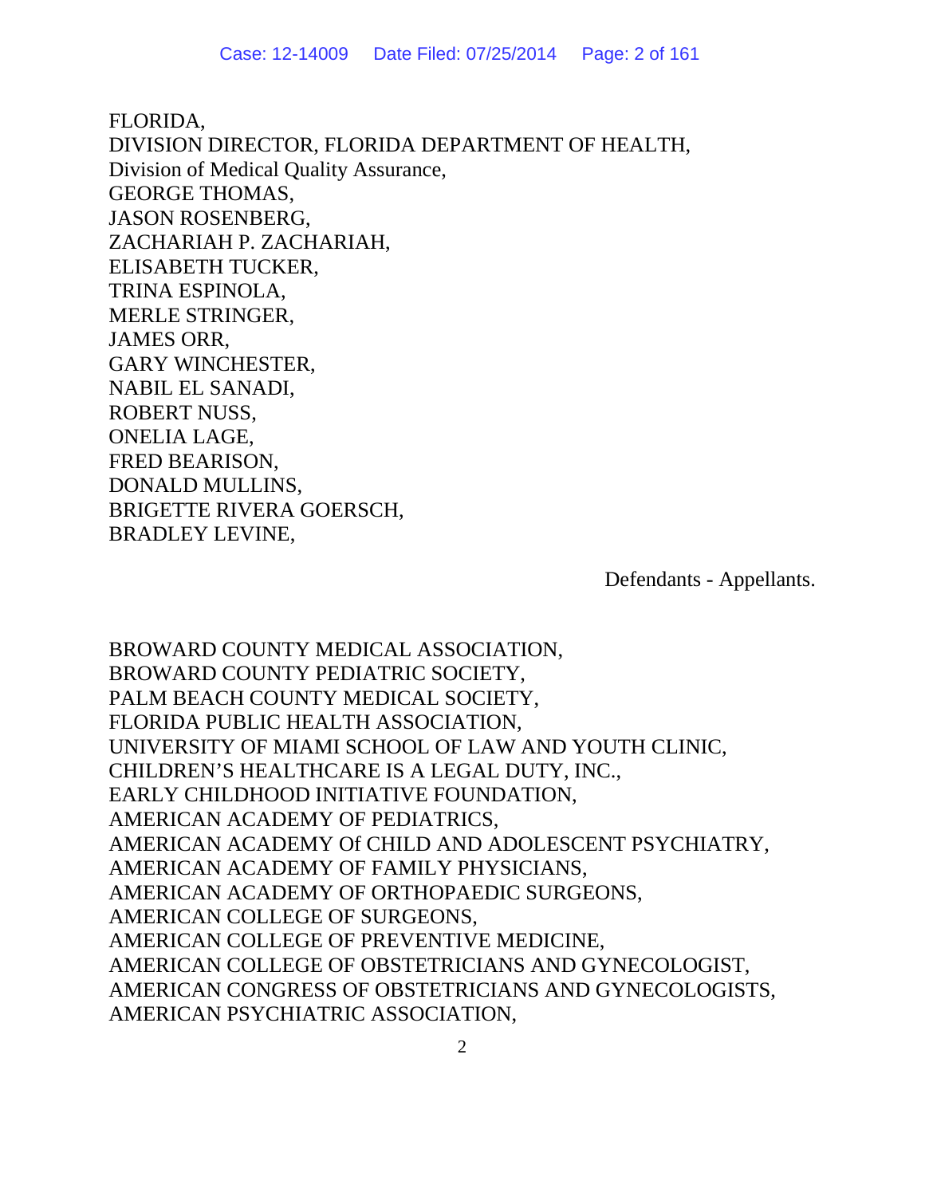FLORIDA,
DIVISION DIRECTOR, FLORIDA DEPARTMENT OF HEALTH,
Division of Medical Quality Assurance,
GEORGE THOMAS,
JASON ROSENBERG,
ZACHARIAH P. ZACHARIAH,
ELISABETH TUCKER,
TRINA ESPINOLA,
MERLE STRINGER,
JAMES ORR,
GARY WINCHESTER,
NABIL EL SANADI,
ROBERT NUSS,
ONELIA LAGE,
FRED BEARISON,
DONALD MULLINS,
BRIGETTE RIVERA GOERSCH,
BRADLEY LEVINE,

Defendants - Appellants.

BROWARD COUNTY MEDICAL ASSOCIATION,
BROWARD COUNTY PEDIATRIC SOCIETY,
PALM BEACH COUNTY MEDICAL SOCIETY,
FLORIDA PUBLIC HEALTH ASSOCIATION,
UNIVERSITY OF MIAMI SCHOOL OF LAW AND YOUTH CLINIC,
CHILDREN'S HEALTHCARE IS A LEGAL DUTY, INC.,
EARLY CHILDHOOD INITIATIVE FOUNDATION,
AMERICAN ACADEMY OF PEDIATRICS,
AMERICAN ACADEMY Of CHILD AND ADOLESCENT PSYCHIATRY,
AMERICAN ACADEMY OF FAMILY PHYSICIANS,
AMERICAN ACADEMY OF ORTHOPAEDIC SURGEONS,
AMERICAN COLLEGE OF SURGEONS,
AMERICAN COLLEGE OF PREVENTIVE MEDICINE,
AMERICAN COLLEGE OF OBSTETRICIANS AND GYNECOLOGIST,
AMERICAN CONGRESS OF OBSTETRICIANS AND GYNECOLOGISTS,
AMERICAN PSYCHIATRIC ASSOCIATION,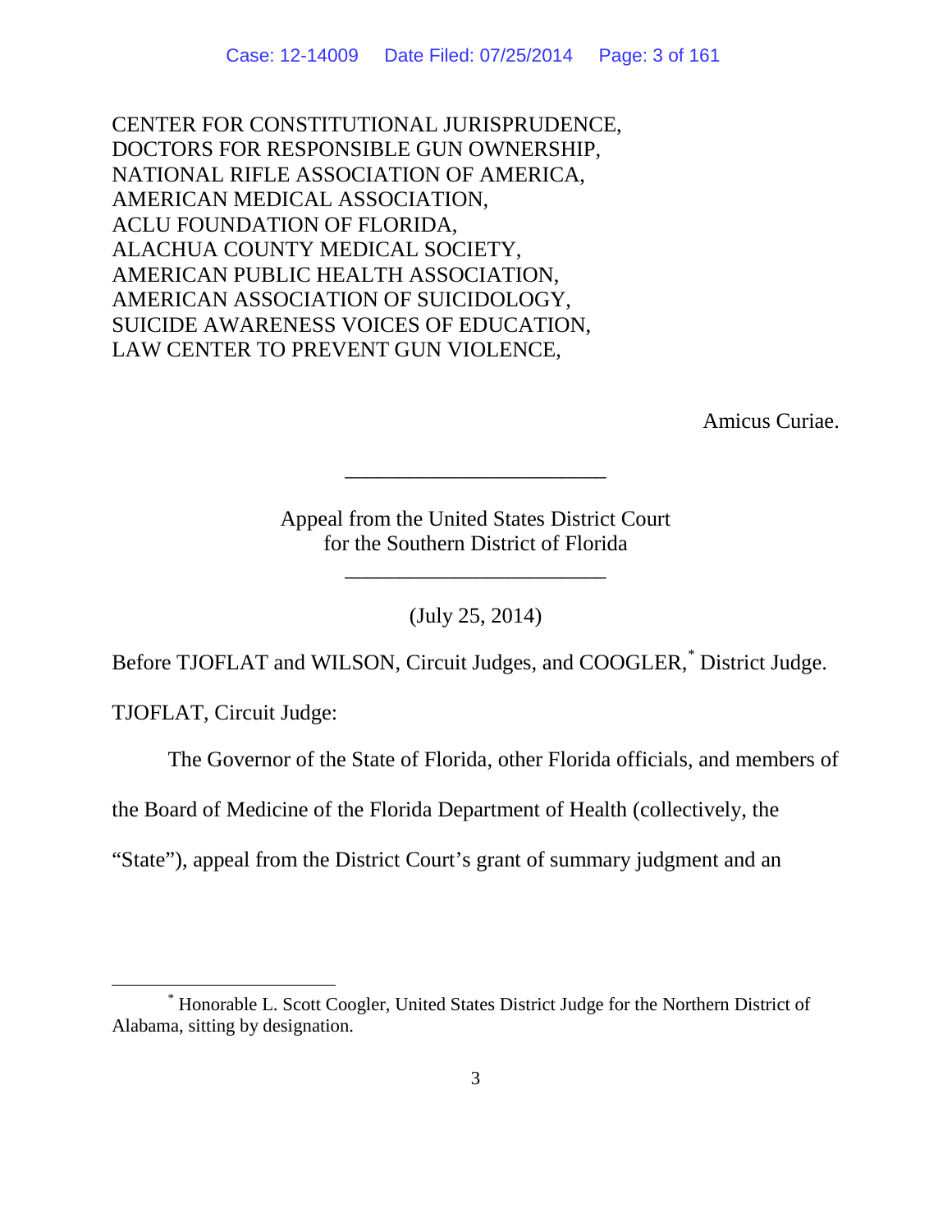CENTER FOR CONSTITUTIONAL JURISPRUDENCE,
DOCTORS FOR RESPONSIBLE GUN OWNERSHIP,
NATIONAL RIFLE ASSOCIATION OF AMERICA,
AMERICAN MEDICAL ASSOCIATION,
ACLU FOUNDATION OF FLORIDA,
ALACHUA COUNTY MEDICAL SOCIETY,
AMERICAN PUBLIC HEALTH ASSOCIATION,
AMERICAN ASSOCIATION OF SUICIDOLOGY,
SUICIDE AWARENESS VOICES OF EDUCATION,
LAW CENTER TO PREVENT GUN VIOLENCE,

Amicus Curiae.

________________________

Appeal from the United States District Court
for the Southern District of Florida

________________________

(July 25, 2014)

Before TJOFLAT and WILSON, Circuit Judges, and COOGLER,* District Judge.

TJOFLAT, Circuit Judge:

The Governor of the State of Florida, other Florida officials, and members of the Board of Medicine of the Florida Department of Health (collectively, the "State"), appeal from the District Court's grant of summary judgment and an

---

* Honorable L. Scott Coogler, United States District Judge for the Northern District of Alabama, sitting by designation.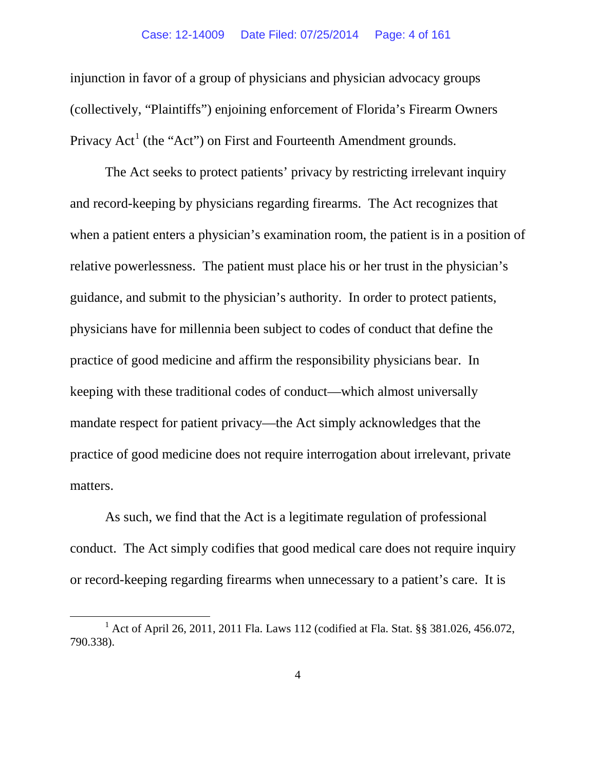injunction in favor of a group of physicians and physician advocacy groups (collectively, "Plaintiffs") enjoining enforcement of Florida's Firearm Owners Privacy Act[1] (the "Act") on First and Fourteenth Amendment grounds.

The Act seeks to protect patients' privacy by restricting irrelevant inquiry and record-keeping by physicians regarding firearms. The Act recognizes that when a patient enters a physician's examination room, the patient is in a position of relative powerlessness. The patient must place his or her trust in the physician's guidance, and submit to the physician's authority. In order to protect patients, physicians have for millennia been subject to codes of conduct that define the practice of good medicine and affirm the responsibility physicians bear. In keeping with these traditional codes of conduct—which almost universally mandate respect for patient privacy—the Act simply acknowledges that the practice of good medicine does not require interrogation about irrelevant, private matters.

As such, we find that the Act is a legitimate regulation of professional conduct. The Act simply codifies that good medical care does not require inquiry or record-keeping regarding firearms when unnecessary to a patient's care. It is

[1] Act of April 26, 2011, 2011 Fla. Laws 112 (codified at Fla. Stat. §§ 381.026, 456.072, 790.338).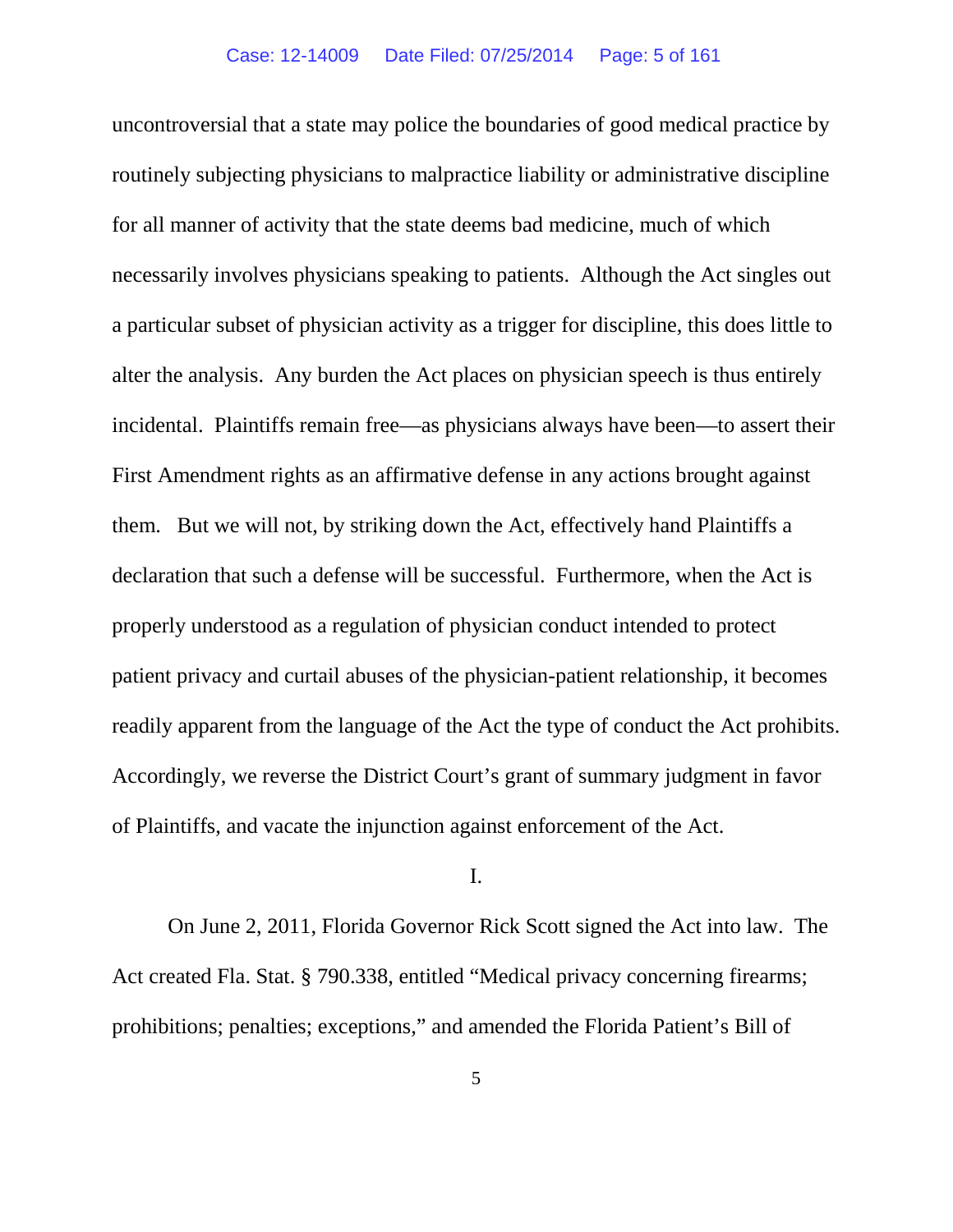uncontroversial that a state may police the boundaries of good medical practice by routinely subjecting physicians to malpractice liability or administrative discipline for all manner of activity that the state deems bad medicine, much of which necessarily involves physicians speaking to patients. Although the Act singles out a particular subset of physician activity as a trigger for discipline, this does little to alter the analysis. Any burden the Act places on physician speech is thus entirely incidental. Plaintiffs remain free—as physicians always have been—to assert their First Amendment rights as an affirmative defense in any actions brought against them. But we will not, by striking down the Act, effectively hand Plaintiffs a declaration that such a defense will be successful. Furthermore, when the Act is properly understood as a regulation of physician conduct intended to protect patient privacy and curtail abuses of the physician-patient relationship, it becomes readily apparent from the language of the Act the type of conduct the Act prohibits. Accordingly, we reverse the District Court's grant of summary judgment in favor of Plaintiffs, and vacate the injunction against enforcement of the Act.

## I.

On June 2, 2011, Florida Governor Rick Scott signed the Act into law. The Act created Fla. Stat. § 790.338, entitled "Medical privacy concerning firearms; prohibitions; penalties; exceptions," and amended the Florida Patient's Bill of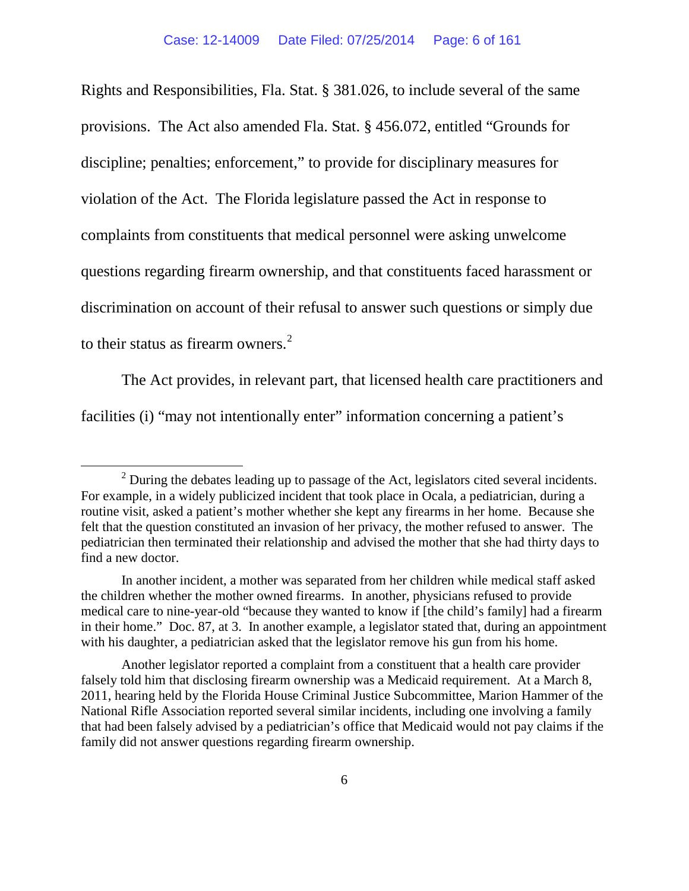Rights and Responsibilities, Fla. Stat. § 381.026, to include several of the same provisions. The Act also amended Fla. Stat. § 456.072, entitled "Grounds for discipline; penalties; enforcement," to provide for disciplinary measures for violation of the Act. The Florida legislature passed the Act in response to complaints from constituents that medical personnel were asking unwelcome questions regarding firearm ownership, and that constituents faced harassment or discrimination on account of their refusal to answer such questions or simply due to their status as firearm owners.[2]

The Act provides, in relevant part, that licensed health care practitioners and facilities (i) "may not intentionally enter" information concerning a patient's

---

[2] During the debates leading up to passage of the Act, legislators cited several incidents. For example, in a widely publicized incident that took place in Ocala, a pediatrician, during a routine visit, asked a patient's mother whether she kept any firearms in her home. Because she felt that the question constituted an invasion of her privacy, the mother refused to answer. The pediatrician then terminated their relationship and advised the mother that she had thirty days to find a new doctor.

In another incident, a mother was separated from her children while medical staff asked the children whether the mother owned firearms. In another, physicians refused to provide medical care to nine-year-old "because they wanted to know if [the child's family] had a firearm in their home." Doc. 87, at 3. In another example, a legislator stated that, during an appointment with his daughter, a pediatrician asked that the legislator remove his gun from his home.

Another legislator reported a complaint from a constituent that a health care provider falsely told him that disclosing firearm ownership was a Medicaid requirement. At a March 8, 2011, hearing held by the Florida House Criminal Justice Subcommittee, Marion Hammer of the National Rifle Association reported several similar incidents, including one involving a family that had been falsely advised by a pediatrician's office that Medicaid would not pay claims if the family did not answer questions regarding firearm ownership.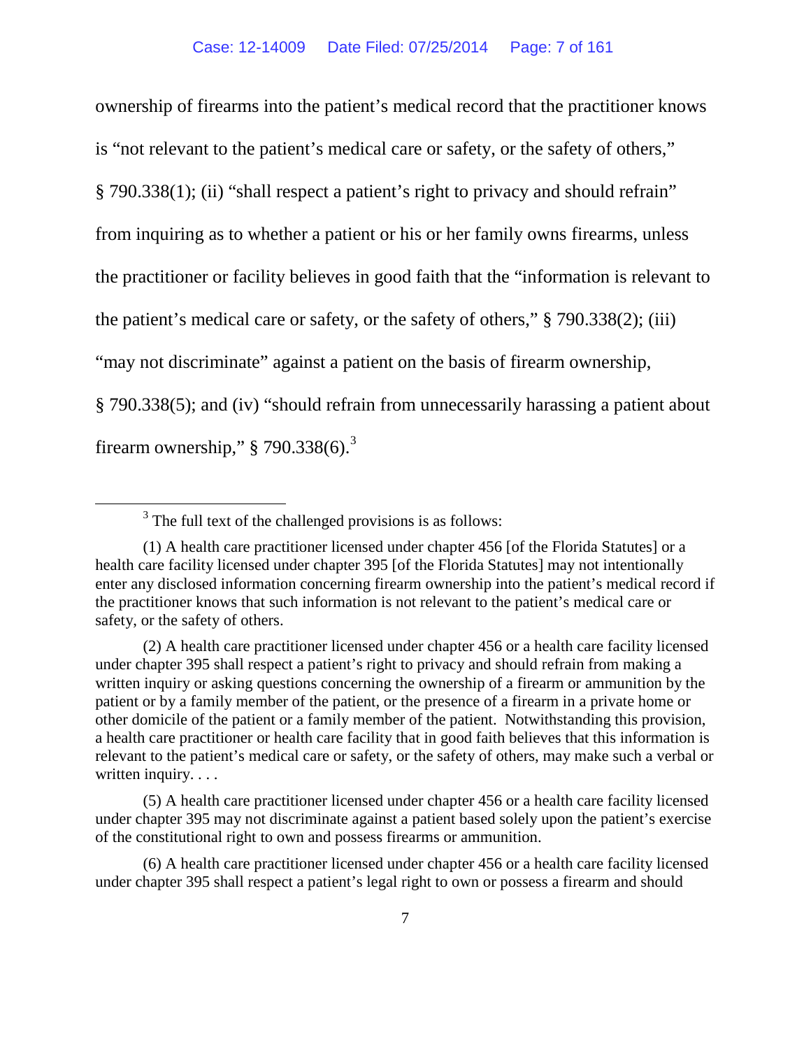ownership of firearms into the patient's medical record that the practitioner knows is "not relevant to the patient's medical care or safety, or the safety of others," § 790.338(1); (ii) "shall respect a patient's right to privacy and should refrain" from inquiring as to whether a patient or his or her family owns firearms, unless the practitioner or facility believes in good faith that the "information is relevant to the patient's medical care or safety, or the safety of others," § 790.338(2); (iii) "may not discriminate" against a patient on the basis of firearm ownership, § 790.338(5); and (iv) "should refrain from unnecessarily harassing a patient about firearm ownership," § 790.338(6).[3]

---

[3] The full text of the challenged provisions is as follows:

(1) A health care practitioner licensed under chapter 456 [of the Florida Statutes] or a health care facility licensed under chapter 395 [of the Florida Statutes] may not intentionally enter any disclosed information concerning firearm ownership into the patient's medical record if the practitioner knows that such information is not relevant to the patient's medical care or safety, or the safety of others.

(2) A health care practitioner licensed under chapter 456 or a health care facility licensed under chapter 395 shall respect a patient's right to privacy and should refrain from making a written inquiry or asking questions concerning the ownership of a firearm or ammunition by the patient or by a family member of the patient, or the presence of a firearm in a private home or other domicile of the patient or a family member of the patient. Notwithstanding this provision, a health care practitioner or health care facility that in good faith believes that this information is relevant to the patient's medical care or safety, or the safety of others, may make such a verbal or written inquiry. . . .

(5) A health care practitioner licensed under chapter 456 or a health care facility licensed under chapter 395 may not discriminate against a patient based solely upon the patient's exercise of the constitutional right to own and possess firearms or ammunition.

(6) A health care practitioner licensed under chapter 456 or a health care facility licensed under chapter 395 shall respect a patient's legal right to own or possess a firearm and should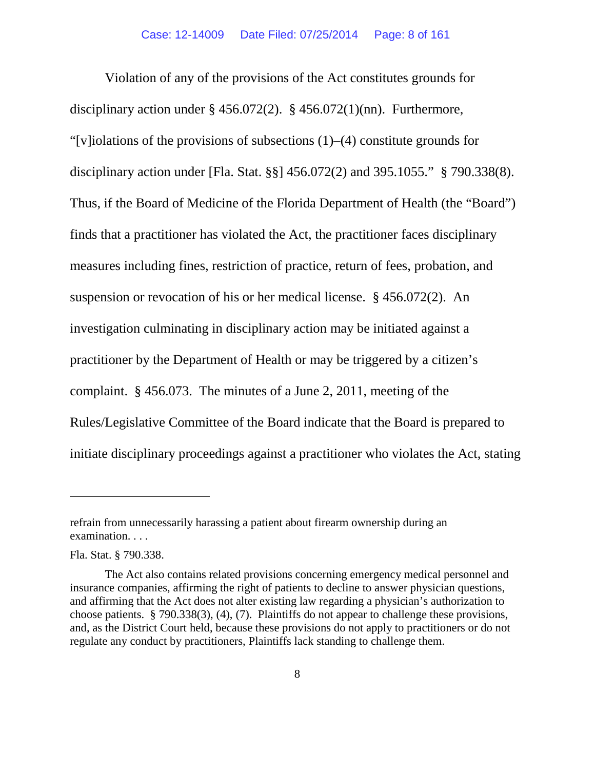Violation of any of the provisions of the Act constitutes grounds for disciplinary action under § 456.072(2). § 456.072(1)(nn). Furthermore, "[v]iolations of the provisions of subsections (1)–(4) constitute grounds for disciplinary action under [Fla. Stat. §§] 456.072(2) and 395.1055." § 790.338(8). Thus, if the Board of Medicine of the Florida Department of Health (the "Board") finds that a practitioner has violated the Act, the practitioner faces disciplinary measures including fines, restriction of practice, return of fees, probation, and suspension or revocation of his or her medical license. § 456.072(2). An investigation culminating in disciplinary action may be initiated against a practitioner by the Department of Health or may be triggered by a citizen's complaint. § 456.073. The minutes of a June 2, 2011, meeting of the Rules/Legislative Committee of the Board indicate that the Board is prepared to initiate disciplinary proceedings against a practitioner who violates the Act, stating

---

refrain from unnecessarily harassing a patient about firearm ownership during an examination. . . .

Fla. Stat. § 790.338.

The Act also contains related provisions concerning emergency medical personnel and insurance companies, affirming the right of patients to decline to answer physician questions, and affirming that the Act does not alter existing law regarding a physician's authorization to choose patients. § 790.338(3), (4), (7). Plaintiffs do not appear to challenge these provisions, and, as the District Court held, because these provisions do not apply to practitioners or do not regulate any conduct by practitioners, Plaintiffs lack standing to challenge them.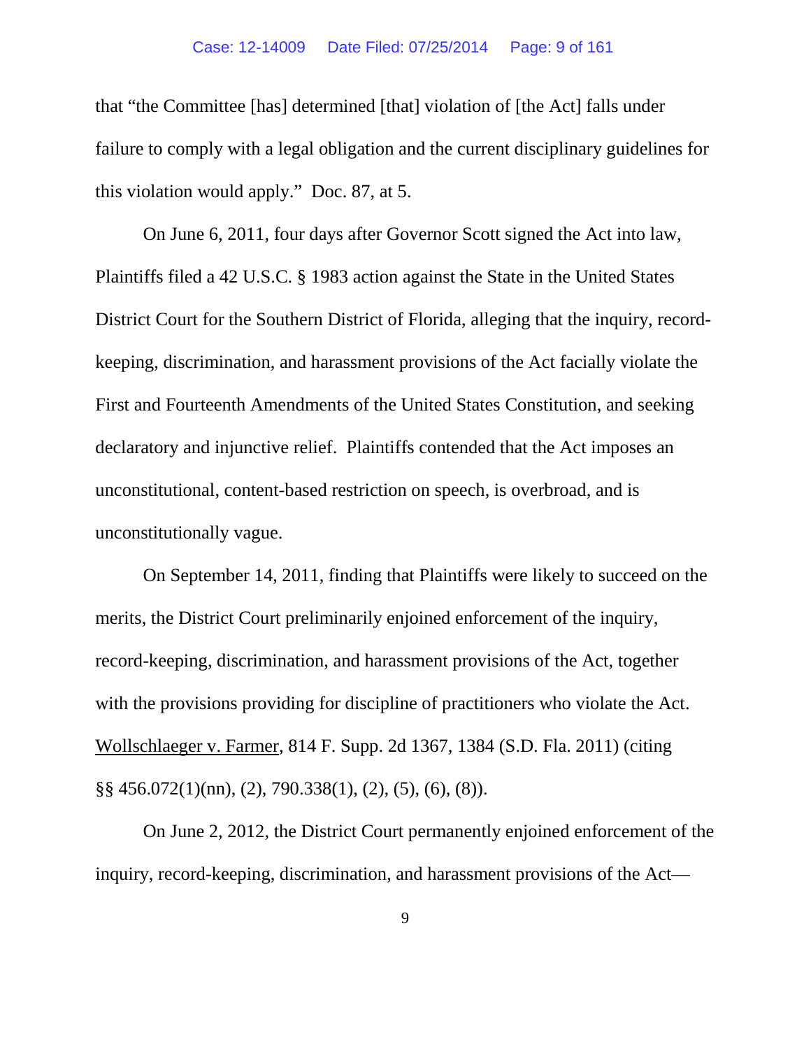that "the Committee [has] determined [that] violation of [the Act] falls under failure to comply with a legal obligation and the current disciplinary guidelines for this violation would apply." Doc. 87, at 5.

On June 6, 2011, four days after Governor Scott signed the Act into law, Plaintiffs filed a 42 U.S.C. § 1983 action against the State in the United States District Court for the Southern District of Florida, alleging that the inquiry, record-keeping, discrimination, and harassment provisions of the Act facially violate the First and Fourteenth Amendments of the United States Constitution, and seeking declaratory and injunctive relief. Plaintiffs contended that the Act imposes an unconstitutional, content-based restriction on speech, is overbroad, and is unconstitutionally vague.

On September 14, 2011, finding that Plaintiffs were likely to succeed on the merits, the District Court preliminarily enjoined enforcement of the inquiry, record-keeping, discrimination, and harassment provisions of the Act, together with the provisions providing for discipline of practitioners who violate the Act. Wollschlaeger v. Farmer, 814 F. Supp. 2d 1367, 1384 (S.D. Fla. 2011) (citing §§ 456.072(1)(nn), (2), 790.338(1), (2), (5), (6), (8)).

On June 2, 2012, the District Court permanently enjoined enforcement of the inquiry, record-keeping, discrimination, and harassment provisions of the Act—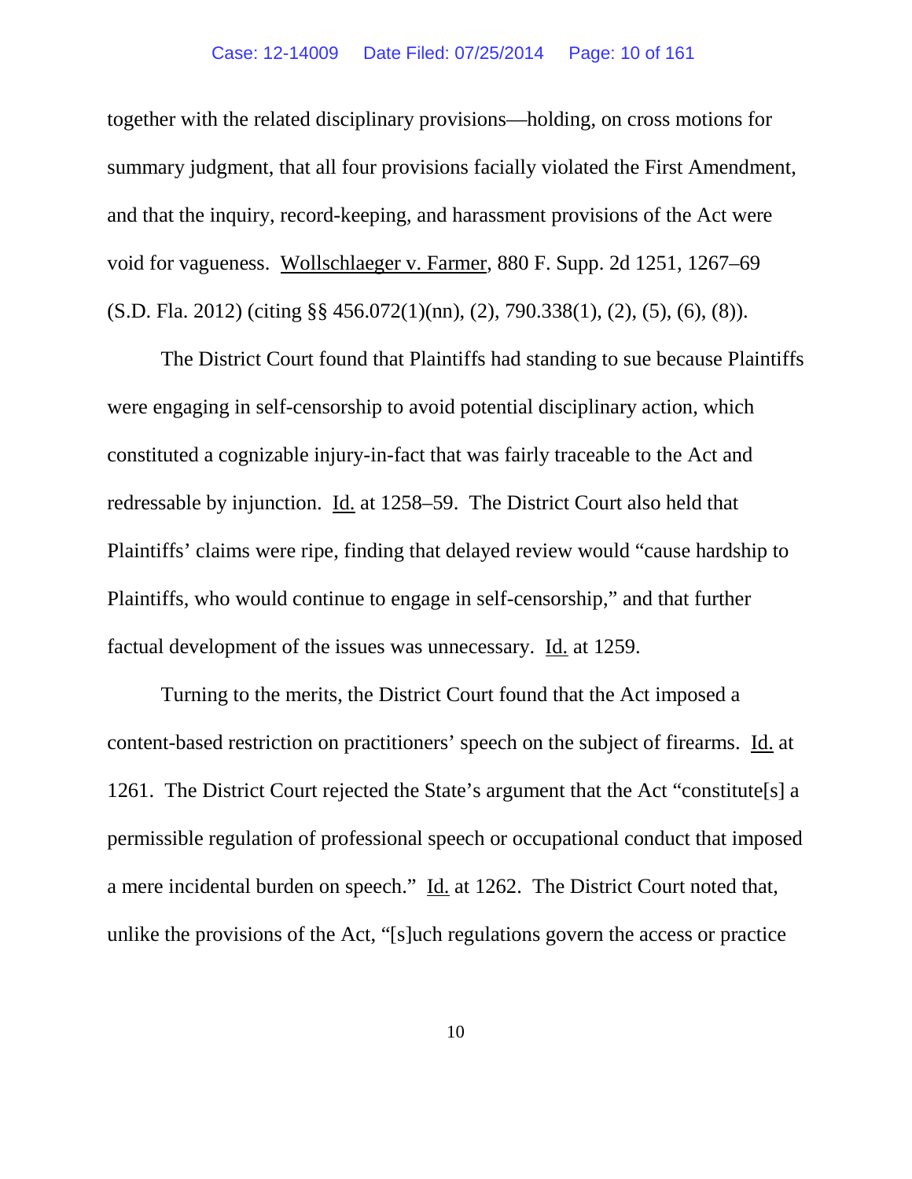together with the related disciplinary provisions—holding, on cross motions for summary judgment, that all four provisions facially violated the First Amendment, and that the inquiry, record-keeping, and harassment provisions of the Act were void for vagueness. Wollschlaeger v. Farmer, 880 F. Supp. 2d 1251, 1267–69 (S.D. Fla. 2012) (citing §§ 456.072(1)(nn), (2), 790.338(1), (2), (5), (6), (8)).

The District Court found that Plaintiffs had standing to sue because Plaintiffs were engaging in self-censorship to avoid potential disciplinary action, which constituted a cognizable injury-in-fact that was fairly traceable to the Act and redressable by injunction. Id. at 1258–59. The District Court also held that Plaintiffs' claims were ripe, finding that delayed review would "cause hardship to Plaintiffs, who would continue to engage in self-censorship," and that further factual development of the issues was unnecessary. Id. at 1259.

Turning to the merits, the District Court found that the Act imposed a content-based restriction on practitioners' speech on the subject of firearms. Id. at 1261. The District Court rejected the State's argument that the Act "constitute[s] a permissible regulation of professional speech or occupational conduct that imposed a mere incidental burden on speech." Id. at 1262. The District Court noted that, unlike the provisions of the Act, "[s]uch regulations govern the access or practice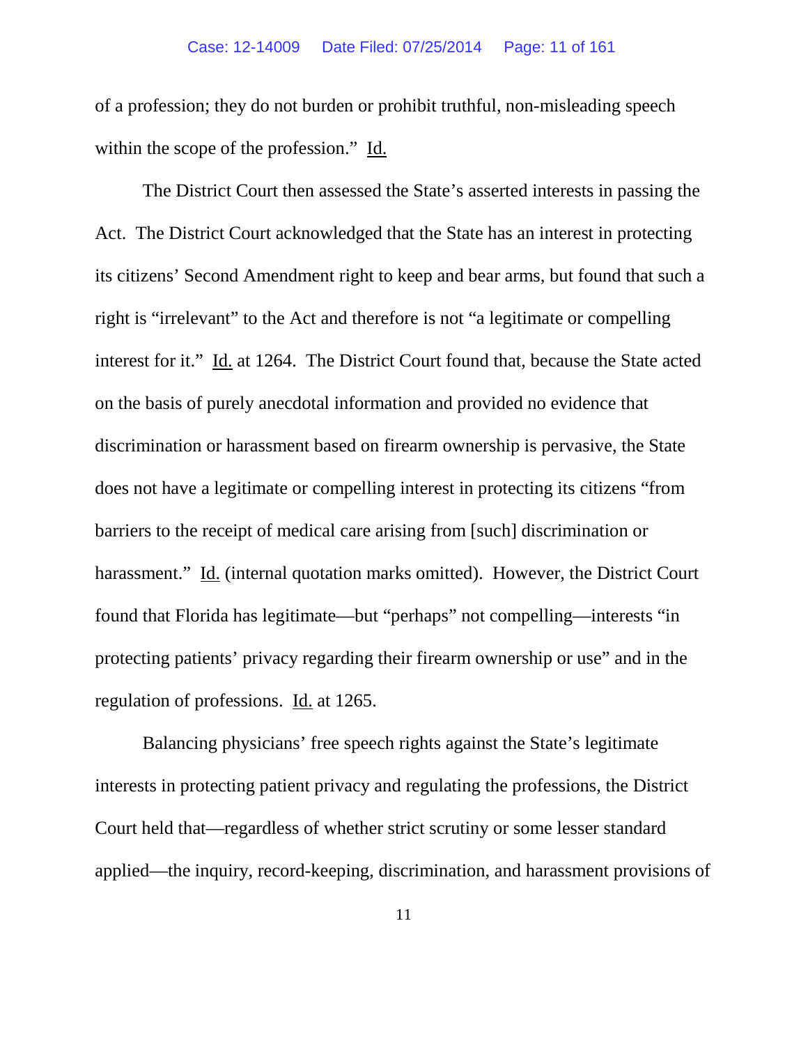of a profession; they do not burden or prohibit truthful, non-misleading speech within the scope of the profession." Id.

The District Court then assessed the State's asserted interests in passing the Act. The District Court acknowledged that the State has an interest in protecting its citizens' Second Amendment right to keep and bear arms, but found that such a right is "irrelevant" to the Act and therefore is not "a legitimate or compelling interest for it." Id. at 1264. The District Court found that, because the State acted on the basis of purely anecdotal information and provided no evidence that discrimination or harassment based on firearm ownership is pervasive, the State does not have a legitimate or compelling interest in protecting its citizens "from barriers to the receipt of medical care arising from [such] discrimination or harassment." Id. (internal quotation marks omitted). However, the District Court found that Florida has legitimate—but "perhaps" not compelling—interests "in protecting patients' privacy regarding their firearm ownership or use" and in the regulation of professions. Id. at 1265.

Balancing physicians' free speech rights against the State's legitimate interests in protecting patient privacy and regulating the professions, the District Court held that—regardless of whether strict scrutiny or some lesser standard applied—the inquiry, record-keeping, discrimination, and harassment provisions of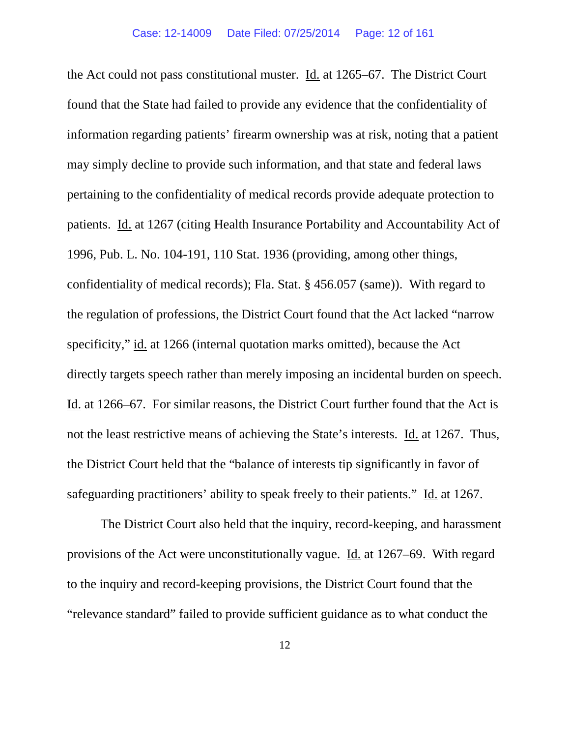the Act could not pass constitutional muster. Id. at 1265–67. The District Court found that the State had failed to provide any evidence that the confidentiality of information regarding patients' firearm ownership was at risk, noting that a patient may simply decline to provide such information, and that state and federal laws pertaining to the confidentiality of medical records provide adequate protection to patients. Id. at 1267 (citing Health Insurance Portability and Accountability Act of 1996, Pub. L. No. 104-191, 110 Stat. 1936 (providing, among other things, confidentiality of medical records); Fla. Stat. § 456.057 (same)). With regard to the regulation of professions, the District Court found that the Act lacked "narrow specificity," id. at 1266 (internal quotation marks omitted), because the Act directly targets speech rather than merely imposing an incidental burden on speech. Id. at 1266–67. For similar reasons, the District Court further found that the Act is not the least restrictive means of achieving the State's interests. Id. at 1267. Thus, the District Court held that the "balance of interests tip significantly in favor of safeguarding practitioners' ability to speak freely to their patients." Id. at 1267.

The District Court also held that the inquiry, record-keeping, and harassment provisions of the Act were unconstitutionally vague. Id. at 1267–69. With regard to the inquiry and record-keeping provisions, the District Court found that the "relevance standard" failed to provide sufficient guidance as to what conduct the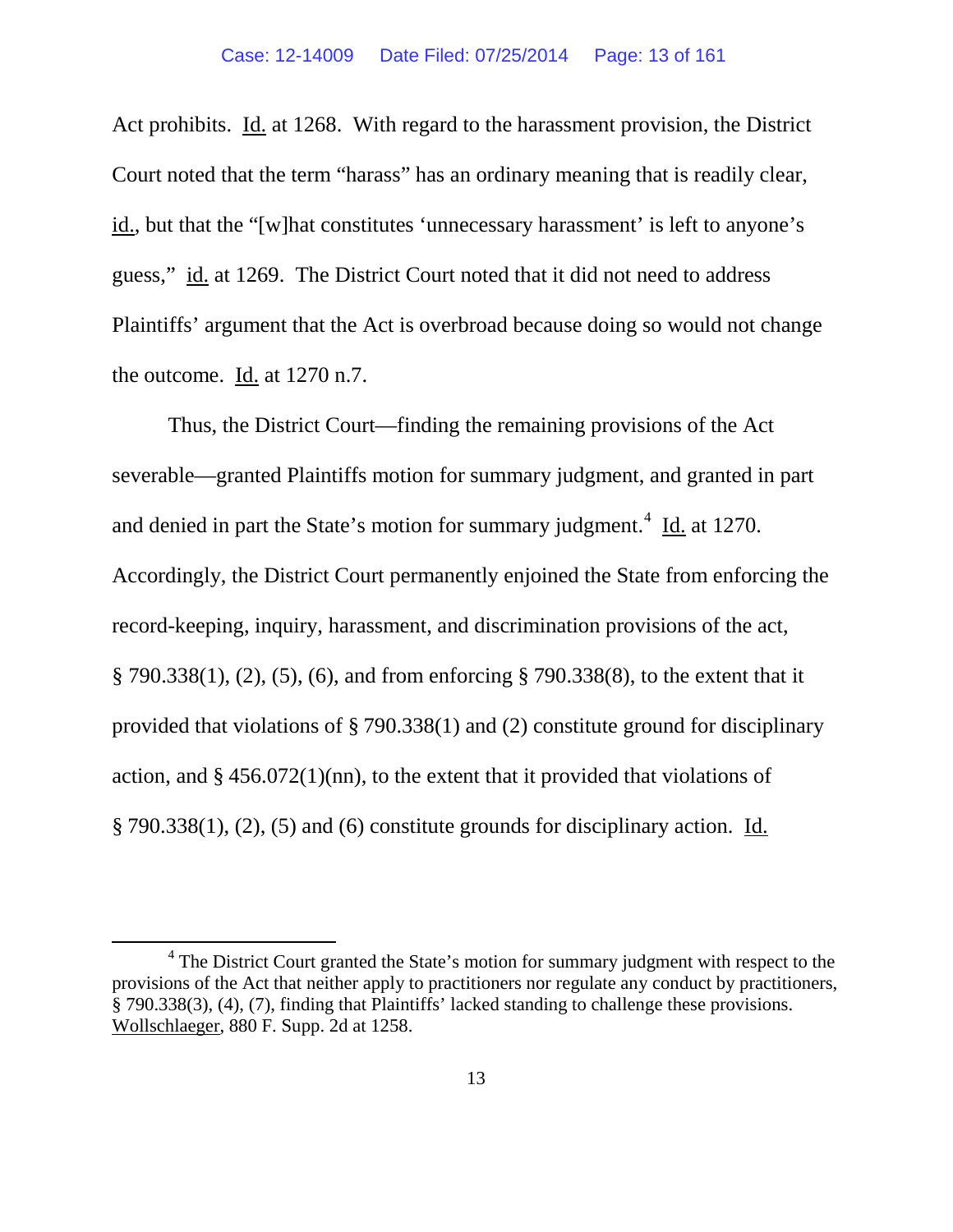Act prohibits. Id. at 1268. With regard to the harassment provision, the District Court noted that the term "harass" has an ordinary meaning that is readily clear, id., but that the "[w]hat constitutes 'unnecessary harassment' is left to anyone's guess," id. at 1269. The District Court noted that it did not need to address Plaintiffs' argument that the Act is overbroad because doing so would not change the outcome. Id. at 1270 n.7.

Thus, the District Court—finding the remaining provisions of the Act severable—granted Plaintiffs motion for summary judgment, and granted in part and denied in part the State's motion for summary judgment.[4] Id. at 1270. Accordingly, the District Court permanently enjoined the State from enforcing the record-keeping, inquiry, harassment, and discrimination provisions of the act, § 790.338(1), (2), (5), (6), and from enforcing § 790.338(8), to the extent that it provided that violations of § 790.338(1) and (2) constitute ground for disciplinary action, and § 456.072(1)(nn), to the extent that it provided that violations of § 790.338(1), (2), (5) and (6) constitute grounds for disciplinary action. Id.

[4] The District Court granted the State's motion for summary judgment with respect to the provisions of the Act that neither apply to practitioners nor regulate any conduct by practitioners, § 790.338(3), (4), (7), finding that Plaintiffs' lacked standing to challenge these provisions. Wollschlaeger, 880 F. Supp. 2d at 1258.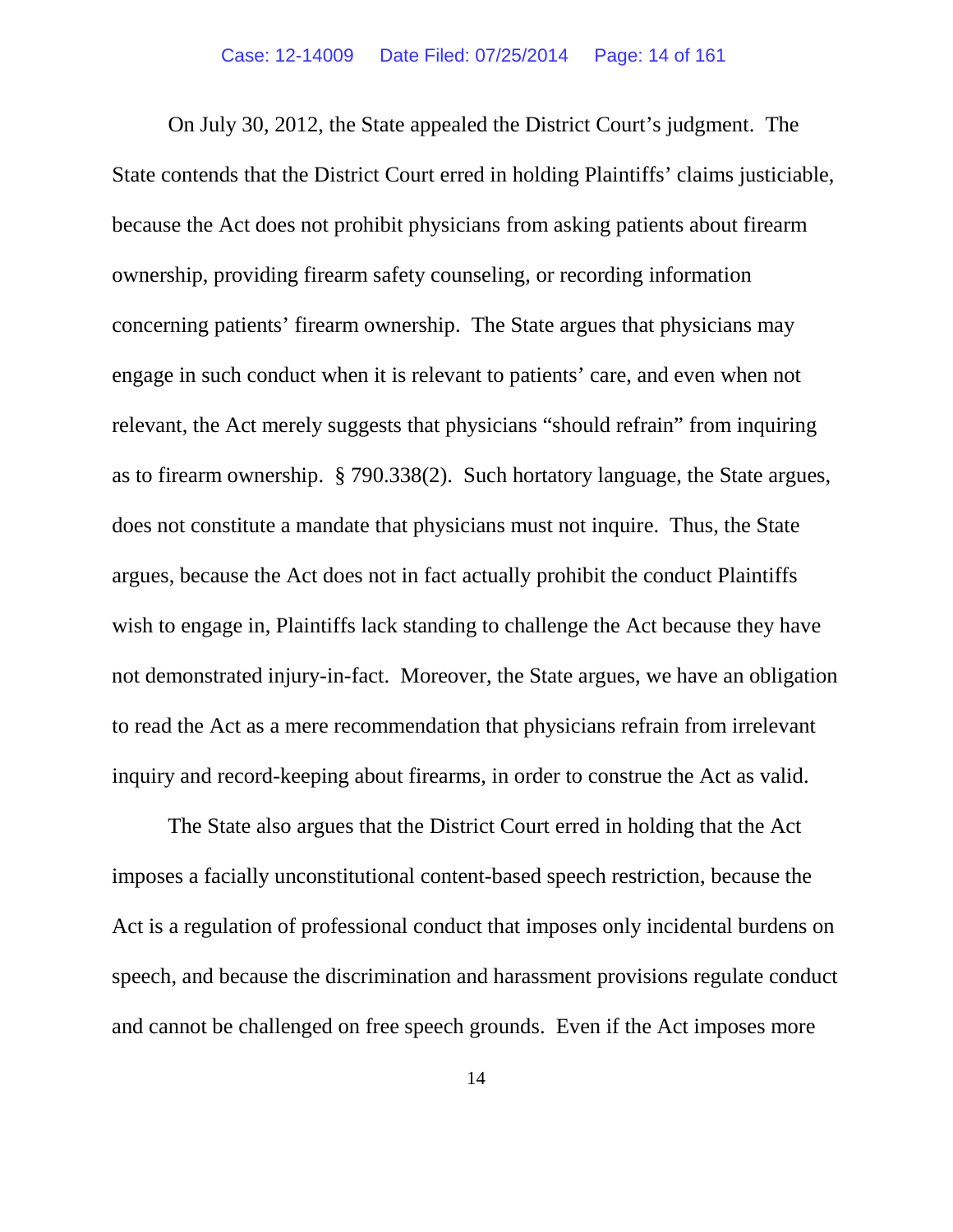On July 30, 2012, the State appealed the District Court's judgment. The State contends that the District Court erred in holding Plaintiffs' claims justiciable, because the Act does not prohibit physicians from asking patients about firearm ownership, providing firearm safety counseling, or recording information concerning patients' firearm ownership. The State argues that physicians may engage in such conduct when it is relevant to patients' care, and even when not relevant, the Act merely suggests that physicians "should refrain" from inquiring as to firearm ownership. § 790.338(2). Such hortatory language, the State argues, does not constitute a mandate that physicians must not inquire. Thus, the State argues, because the Act does not in fact actually prohibit the conduct Plaintiffs wish to engage in, Plaintiffs lack standing to challenge the Act because they have not demonstrated injury-in-fact. Moreover, the State argues, we have an obligation to read the Act as a mere recommendation that physicians refrain from irrelevant inquiry and record-keeping about firearms, in order to construe the Act as valid.

The State also argues that the District Court erred in holding that the Act imposes a facially unconstitutional content-based speech restriction, because the Act is a regulation of professional conduct that imposes only incidental burdens on speech, and because the discrimination and harassment provisions regulate conduct and cannot be challenged on free speech grounds. Even if the Act imposes more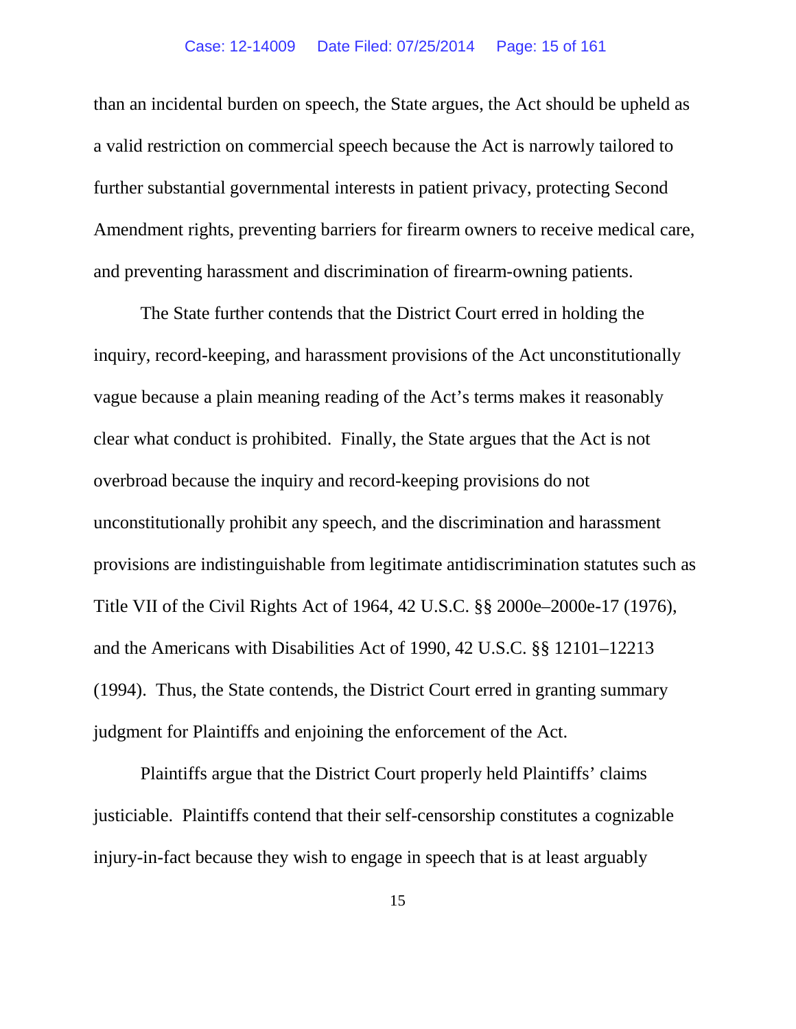than an incidental burden on speech, the State argues, the Act should be upheld as a valid restriction on commercial speech because the Act is narrowly tailored to further substantial governmental interests in patient privacy, protecting Second Amendment rights, preventing barriers for firearm owners to receive medical care, and preventing harassment and discrimination of firearm-owning patients.

The State further contends that the District Court erred in holding the inquiry, record-keeping, and harassment provisions of the Act unconstitutionally vague because a plain meaning reading of the Act's terms makes it reasonably clear what conduct is prohibited. Finally, the State argues that the Act is not overbroad because the inquiry and record-keeping provisions do not unconstitutionally prohibit any speech, and the discrimination and harassment provisions are indistinguishable from legitimate antidiscrimination statutes such as Title VII of the Civil Rights Act of 1964, 42 U.S.C. §§ 2000e–2000e-17 (1976), and the Americans with Disabilities Act of 1990, 42 U.S.C. §§ 12101–12213 (1994). Thus, the State contends, the District Court erred in granting summary judgment for Plaintiffs and enjoining the enforcement of the Act.

Plaintiffs argue that the District Court properly held Plaintiffs' claims justiciable. Plaintiffs contend that their self-censorship constitutes a cognizable injury-in-fact because they wish to engage in speech that is at least arguably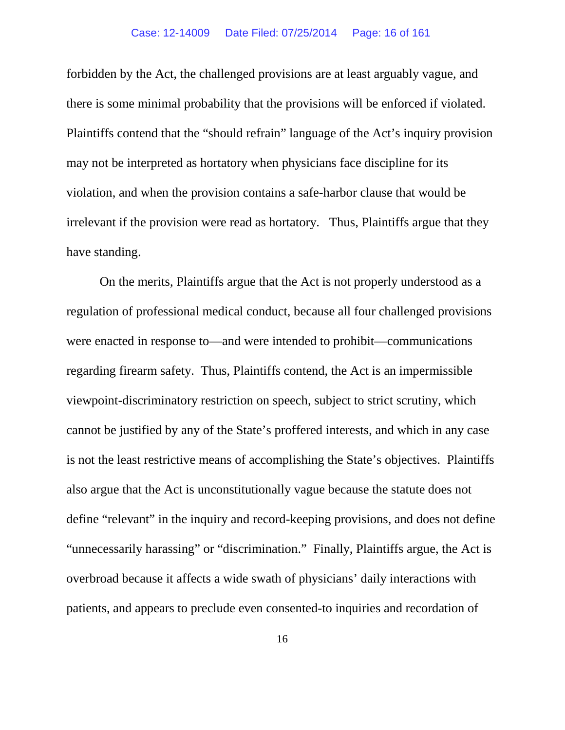forbidden by the Act, the challenged provisions are at least arguably vague, and there is some minimal probability that the provisions will be enforced if violated. Plaintiffs contend that the "should refrain" language of the Act's inquiry provision may not be interpreted as hortatory when physicians face discipline for its violation, and when the provision contains a safe-harbor clause that would be irrelevant if the provision were read as hortatory. Thus, Plaintiffs argue that they have standing.

On the merits, Plaintiffs argue that the Act is not properly understood as a regulation of professional medical conduct, because all four challenged provisions were enacted in response to—and were intended to prohibit—communications regarding firearm safety. Thus, Plaintiffs contend, the Act is an impermissible viewpoint-discriminatory restriction on speech, subject to strict scrutiny, which cannot be justified by any of the State's proffered interests, and which in any case is not the least restrictive means of accomplishing the State's objectives. Plaintiffs also argue that the Act is unconstitutionally vague because the statute does not define "relevant" in the inquiry and record-keeping provisions, and does not define "unnecessarily harassing" or "discrimination." Finally, Plaintiffs argue, the Act is overbroad because it affects a wide swath of physicians' daily interactions with patients, and appears to preclude even consented-to inquiries and recordation of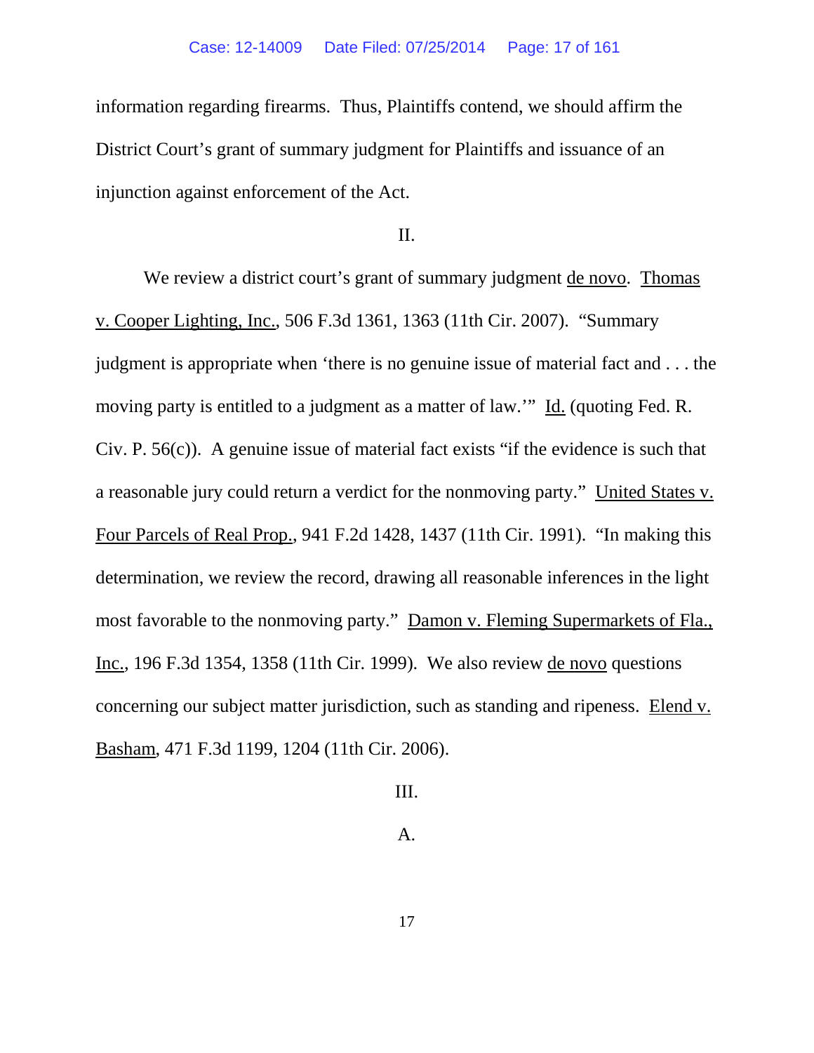information regarding firearms. Thus, Plaintiffs contend, we should affirm the District Court's grant of summary judgment for Plaintiffs and issuance of an injunction against enforcement of the Act.

## II.

We review a district court's grant of summary judgment de novo. Thomas v. Cooper Lighting, Inc., 506 F.3d 1361, 1363 (11th Cir. 2007). "Summary judgment is appropriate when 'there is no genuine issue of material fact and . . . the moving party is entitled to a judgment as a matter of law.'" Id. (quoting Fed. R. Civ. P. 56(c)). A genuine issue of material fact exists "if the evidence is such that a reasonable jury could return a verdict for the nonmoving party." United States v. Four Parcels of Real Prop., 941 F.2d 1428, 1437 (11th Cir. 1991). "In making this determination, we review the record, drawing all reasonable inferences in the light most favorable to the nonmoving party." Damon v. Fleming Supermarkets of Fla., Inc., 196 F.3d 1354, 1358 (11th Cir. 1999). We also review de novo questions concerning our subject matter jurisdiction, such as standing and ripeness. Elend v. Basham, 471 F.3d 1199, 1204 (11th Cir. 2006).

## III.

### A.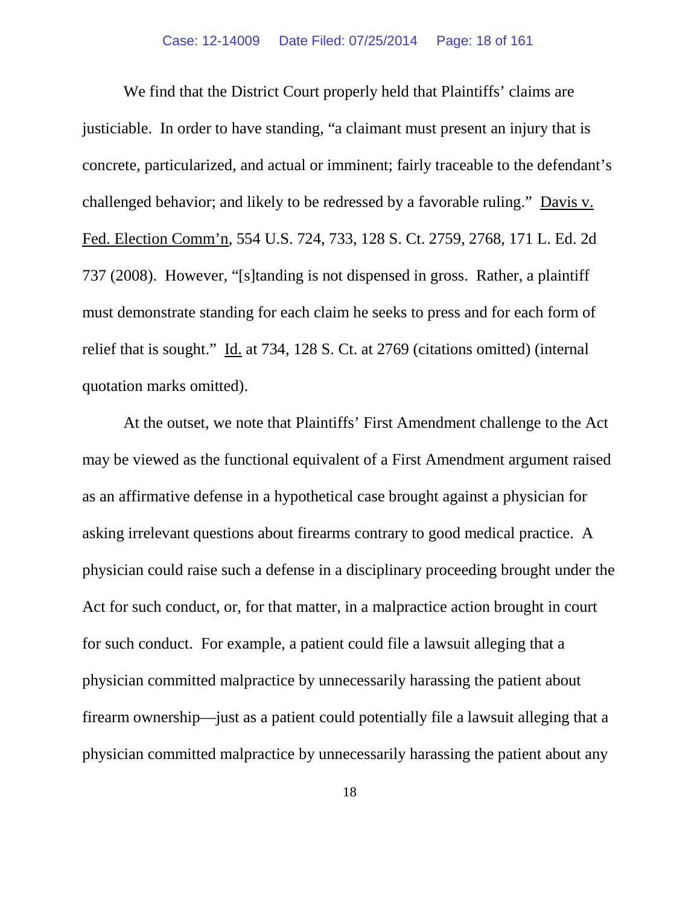We find that the District Court properly held that Plaintiffs' claims are justiciable. In order to have standing, "a claimant must present an injury that is concrete, particularized, and actual or imminent; fairly traceable to the defendant's challenged behavior; and likely to be redressed by a favorable ruling." Davis v. Fed. Election Comm'n, 554 U.S. 724, 733, 128 S. Ct. 2759, 2768, 171 L. Ed. 2d 737 (2008). However, "[s]tanding is not dispensed in gross. Rather, a plaintiff must demonstrate standing for each claim he seeks to press and for each form of relief that is sought." Id. at 734, 128 S. Ct. at 2769 (citations omitted) (internal quotation marks omitted).

At the outset, we note that Plaintiffs' First Amendment challenge to the Act may be viewed as the functional equivalent of a First Amendment argument raised as an affirmative defense in a hypothetical case brought against a physician for asking irrelevant questions about firearms contrary to good medical practice. A physician could raise such a defense in a disciplinary proceeding brought under the Act for such conduct, or, for that matter, in a malpractice action brought in court for such conduct. For example, a patient could file a lawsuit alleging that a physician committed malpractice by unnecessarily harassing the patient about firearm ownership—just as a patient could potentially file a lawsuit alleging that a physician committed malpractice by unnecessarily harassing the patient about any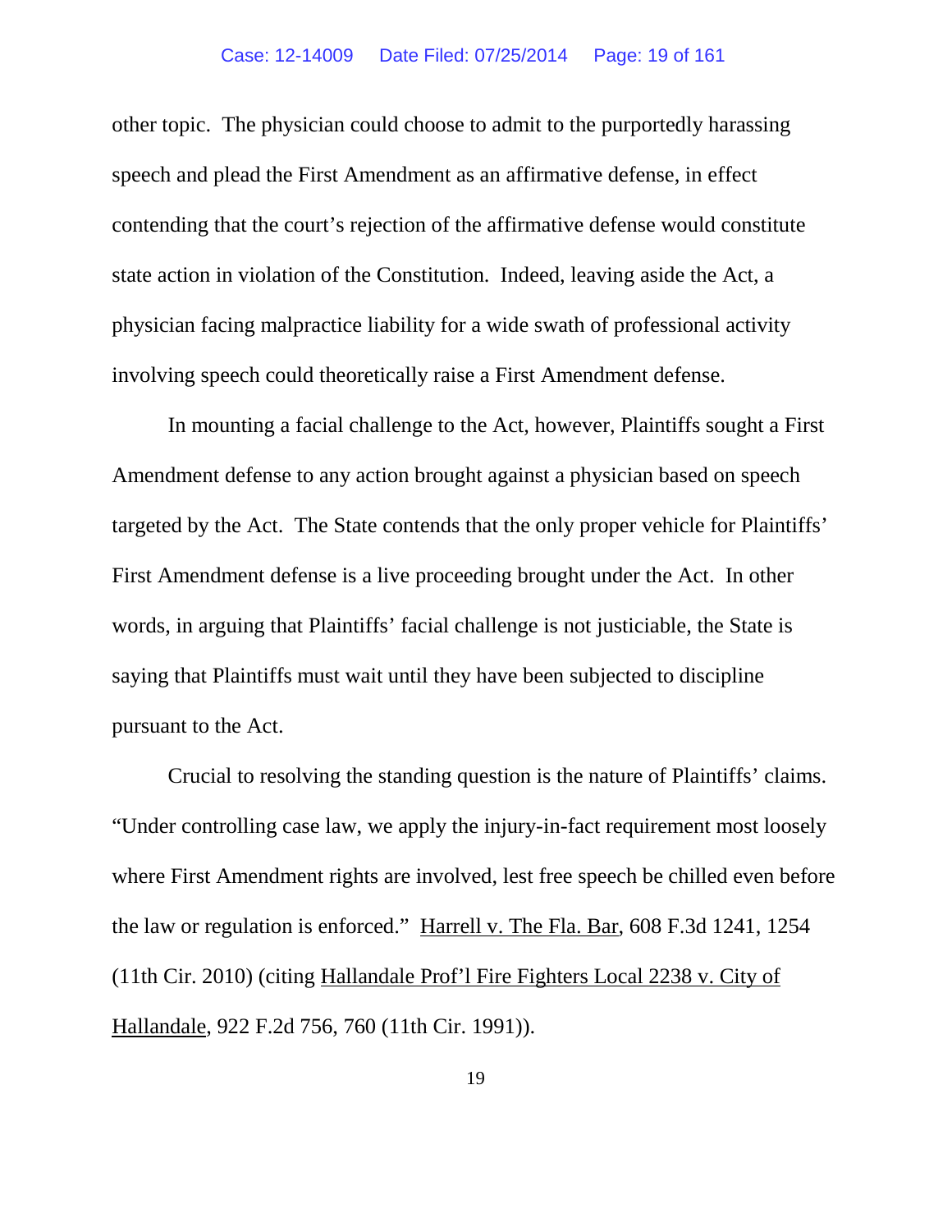other topic. The physician could choose to admit to the purportedly harassing speech and plead the First Amendment as an affirmative defense, in effect contending that the court's rejection of the affirmative defense would constitute state action in violation of the Constitution. Indeed, leaving aside the Act, a physician facing malpractice liability for a wide swath of professional activity involving speech could theoretically raise a First Amendment defense.

In mounting a facial challenge to the Act, however, Plaintiffs sought a First Amendment defense to any action brought against a physician based on speech targeted by the Act. The State contends that the only proper vehicle for Plaintiffs' First Amendment defense is a live proceeding brought under the Act. In other words, in arguing that Plaintiffs' facial challenge is not justiciable, the State is saying that Plaintiffs must wait until they have been subjected to discipline pursuant to the Act.

Crucial to resolving the standing question is the nature of Plaintiffs' claims. "Under controlling case law, we apply the injury-in-fact requirement most loosely where First Amendment rights are involved, lest free speech be chilled even before the law or regulation is enforced." Harrell v. The Fla. Bar, 608 F.3d 1241, 1254 (11th Cir. 2010) (citing Hallandale Prof'l Fire Fighters Local 2238 v. City of Hallandale, 922 F.2d 756, 760 (11th Cir. 1991)).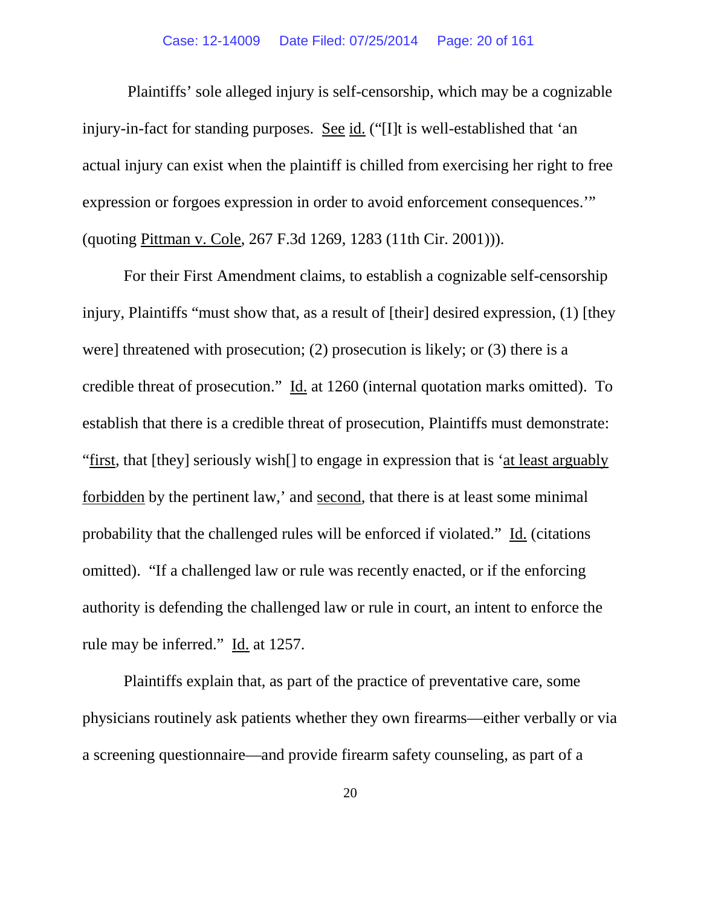Plaintiffs' sole alleged injury is self-censorship, which may be a cognizable injury-in-fact for standing purposes. See id. ("[I]t is well-established that 'an actual injury can exist when the plaintiff is chilled from exercising her right to free expression or forgoes expression in order to avoid enforcement consequences.'" (quoting Pittman v. Cole, 267 F.3d 1269, 1283 (11th Cir. 2001))).

For their First Amendment claims, to establish a cognizable self-censorship injury, Plaintiffs "must show that, as a result of [their] desired expression, (1) [they were] threatened with prosecution; (2) prosecution is likely; or (3) there is a credible threat of prosecution." Id. at 1260 (internal quotation marks omitted). To establish that there is a credible threat of prosecution, Plaintiffs must demonstrate: "first, that [they] seriously wish[] to engage in expression that is 'at least arguably forbidden by the pertinent law,' and second, that there is at least some minimal probability that the challenged rules will be enforced if violated." Id. (citations omitted). "If a challenged law or rule was recently enacted, or if the enforcing authority is defending the challenged law or rule in court, an intent to enforce the rule may be inferred." Id. at 1257.

Plaintiffs explain that, as part of the practice of preventative care, some physicians routinely ask patients whether they own firearms—either verbally or via a screening questionnaire—and provide firearm safety counseling, as part of a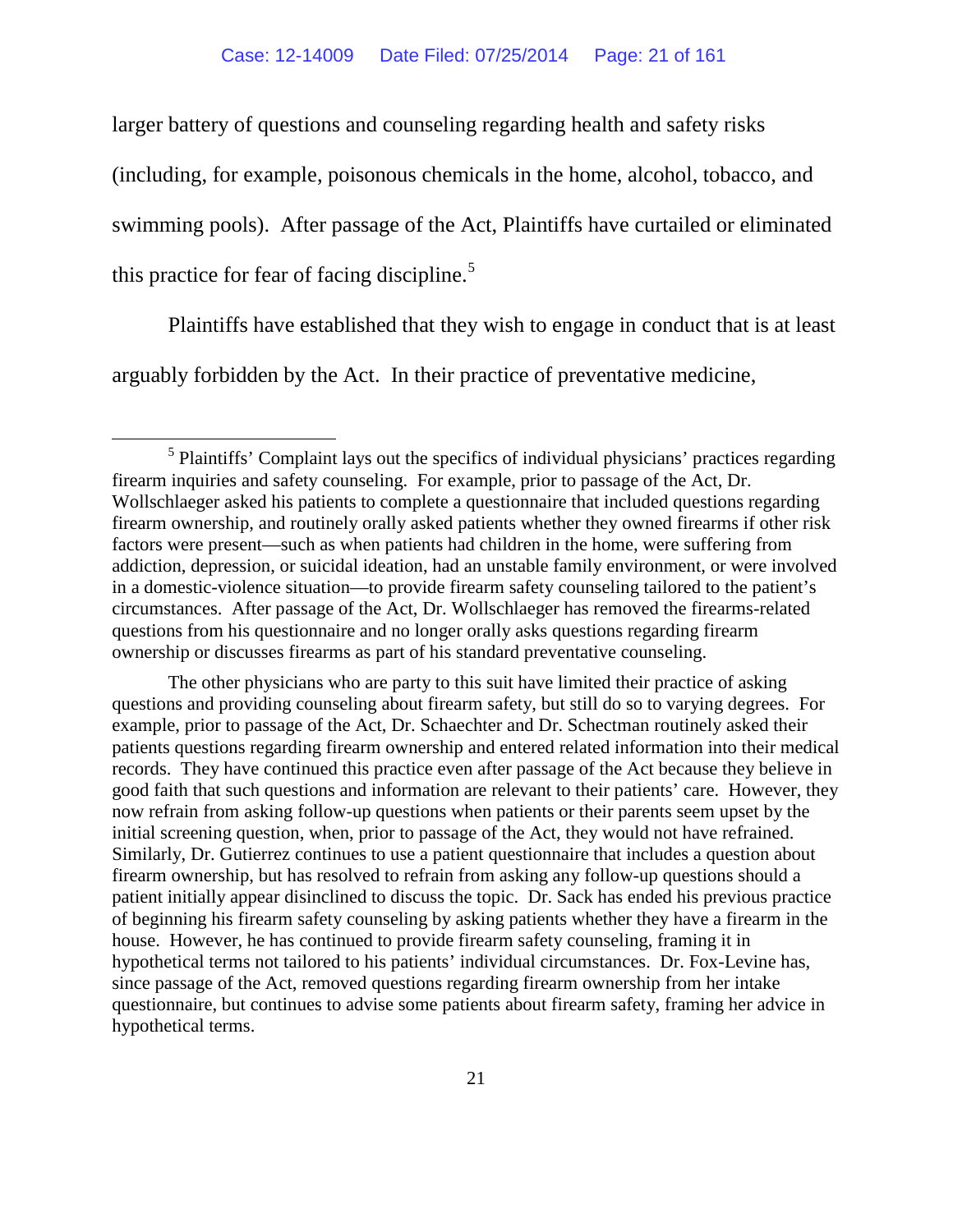larger battery of questions and counseling regarding health and safety risks (including, for example, poisonous chemicals in the home, alcohol, tobacco, and swimming pools). After passage of the Act, Plaintiffs have curtailed or eliminated this practice for fear of facing discipline.[5]

Plaintiffs have established that they wish to engage in conduct that is at least arguably forbidden by the Act. In their practice of preventative medicine,

---

[5] Plaintiffs' Complaint lays out the specifics of individual physicians' practices regarding firearm inquiries and safety counseling. For example, prior to passage of the Act, Dr. Wollschlaeger asked his patients to complete a questionnaire that included questions regarding firearm ownership, and routinely orally asked patients whether they owned firearms if other risk factors were present—such as when patients had children in the home, were suffering from addiction, depression, or suicidal ideation, had an unstable family environment, or were involved in a domestic-violence situation—to provide firearm safety counseling tailored to the patient's circumstances. After passage of the Act, Dr. Wollschlaeger has removed the firearms-related questions from his questionnaire and no longer orally asks questions regarding firearm ownership or discusses firearms as part of his standard preventative counseling.

The other physicians who are party to this suit have limited their practice of asking questions and providing counseling about firearm safety, but still do so to varying degrees. For example, prior to passage of the Act, Dr. Schaechter and Dr. Schectman routinely asked their patients questions regarding firearm ownership and entered related information into their medical records. They have continued this practice even after passage of the Act because they believe in good faith that such questions and information are relevant to their patients' care. However, they now refrain from asking follow-up questions when patients or their parents seem upset by the initial screening question, when, prior to passage of the Act, they would not have refrained. Similarly, Dr. Gutierrez continues to use a patient questionnaire that includes a question about firearm ownership, but has resolved to refrain from asking any follow-up questions should a patient initially appear disinclined to discuss the topic. Dr. Sack has ended his previous practice of beginning his firearm safety counseling by asking patients whether they have a firearm in the house. However, he has continued to provide firearm safety counseling, framing it in hypothetical terms not tailored to his patients' individual circumstances. Dr. Fox-Levine has, since passage of the Act, removed questions regarding firearm ownership from her intake questionnaire, but continues to advise some patients about firearm safety, framing her advice in hypothetical terms.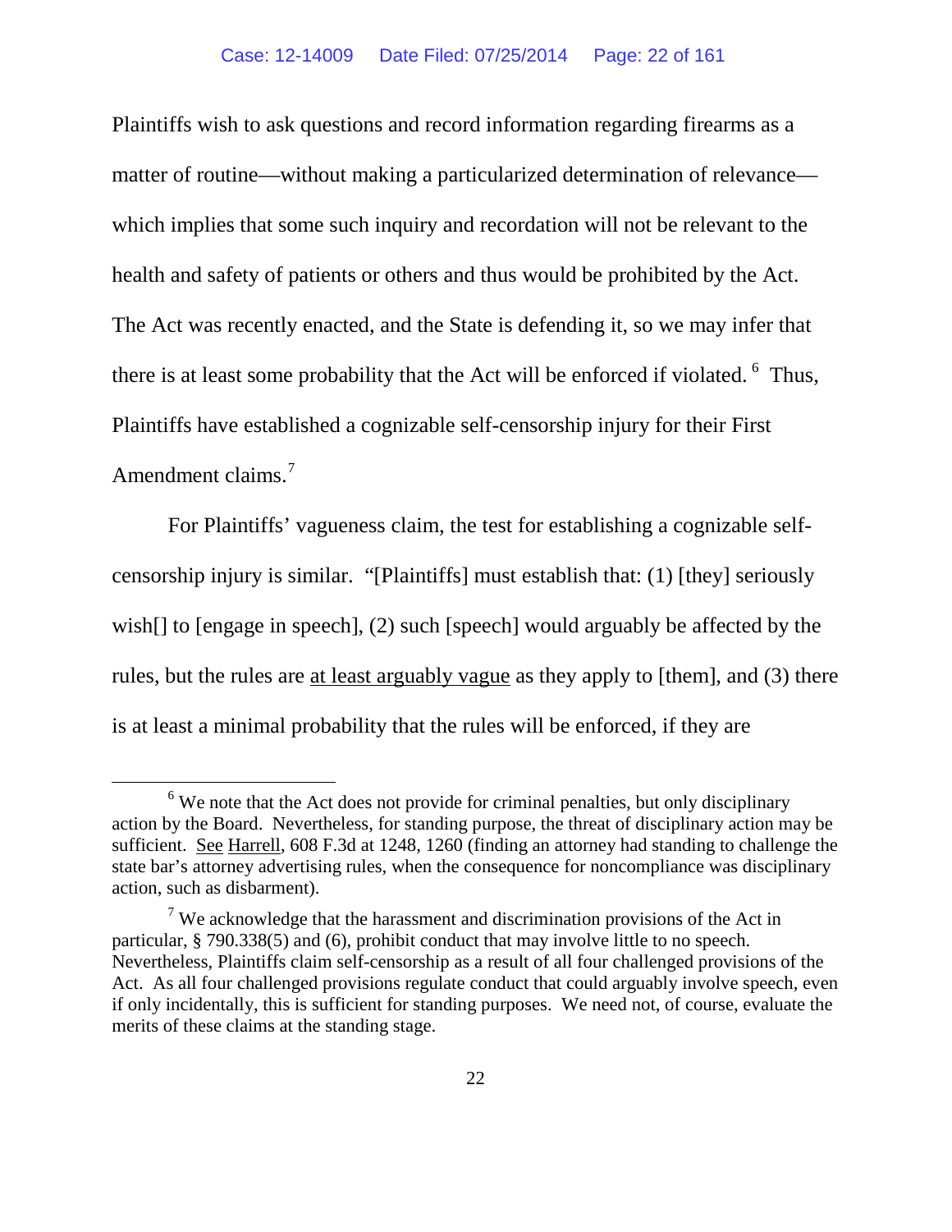Plaintiffs wish to ask questions and record information regarding firearms as a matter of routine—without making a particularized determination of relevance—which implies that some such inquiry and recordation will not be relevant to the health and safety of patients or others and thus would be prohibited by the Act. The Act was recently enacted, and the State is defending it, so we may infer that there is at least some probability that the Act will be enforced if violated.[6] Thus, Plaintiffs have established a cognizable self-censorship injury for their First Amendment claims.[7]

For Plaintiffs' vagueness claim, the test for establishing a cognizable self-censorship injury is similar. "[Plaintiffs] must establish that: (1) [they] seriously wish[] to [engage in speech], (2) such [speech] would arguably be affected by the rules, but the rules are <u>at least arguably vague</u> as they apply to [them], and (3) there is at least a minimal probability that the rules will be enforced, if they are

---

[6] We note that the Act does not provide for criminal penalties, but only disciplinary action by the Board. Nevertheless, for standing purpose, the threat of disciplinary action may be sufficient. <u>See</u> <u>Harrell</u>, 608 F.3d at 1248, 1260 (finding an attorney had standing to challenge the state bar's attorney advertising rules, when the consequence for noncompliance was disciplinary action, such as disbarment).

[7] We acknowledge that the harassment and discrimination provisions of the Act in particular, § 790.338(5) and (6), prohibit conduct that may involve little to no speech. Nevertheless, Plaintiffs claim self-censorship as a result of all four challenged provisions of the Act. As all four challenged provisions regulate conduct that could arguably involve speech, even if only incidentally, this is sufficient for standing purposes. We need not, of course, evaluate the merits of these claims at the standing stage.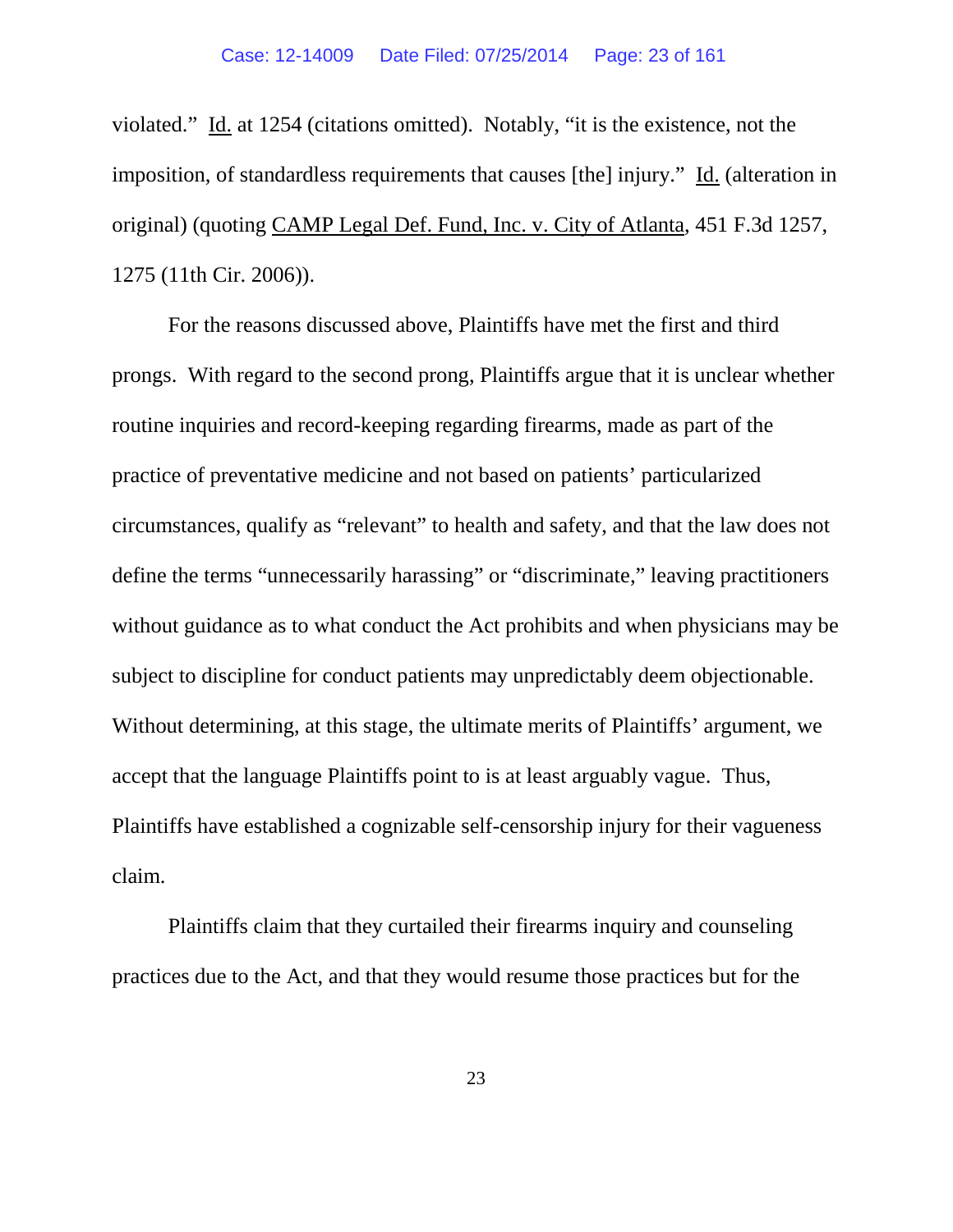violated." Id. at 1254 (citations omitted). Notably, "it is the existence, not the imposition, of standardless requirements that causes [the] injury." Id. (alteration in original) (quoting CAMP Legal Def. Fund, Inc. v. City of Atlanta, 451 F.3d 1257, 1275 (11th Cir. 2006)).

For the reasons discussed above, Plaintiffs have met the first and third prongs. With regard to the second prong, Plaintiffs argue that it is unclear whether routine inquiries and record-keeping regarding firearms, made as part of the practice of preventative medicine and not based on patients' particularized circumstances, qualify as "relevant" to health and safety, and that the law does not define the terms "unnecessarily harassing" or "discriminate," leaving practitioners without guidance as to what conduct the Act prohibits and when physicians may be subject to discipline for conduct patients may unpredictably deem objectionable. Without determining, at this stage, the ultimate merits of Plaintiffs' argument, we accept that the language Plaintiffs point to is at least arguably vague. Thus, Plaintiffs have established a cognizable self-censorship injury for their vagueness claim.

Plaintiffs claim that they curtailed their firearms inquiry and counseling practices due to the Act, and that they would resume those practices but for the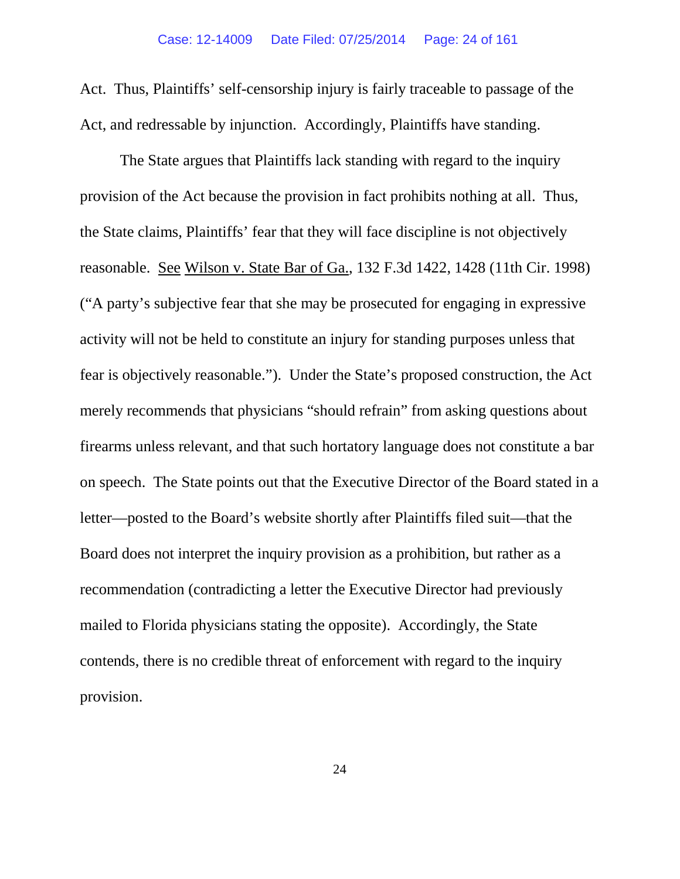Act. Thus, Plaintiffs' self-censorship injury is fairly traceable to passage of the Act, and redressable by injunction. Accordingly, Plaintiffs have standing.

The State argues that Plaintiffs lack standing with regard to the inquiry provision of the Act because the provision in fact prohibits nothing at all. Thus, the State claims, Plaintiffs' fear that they will face discipline is not objectively reasonable. See Wilson v. State Bar of Ga., 132 F.3d 1422, 1428 (11th Cir. 1998) ("A party's subjective fear that she may be prosecuted for engaging in expressive activity will not be held to constitute an injury for standing purposes unless that fear is objectively reasonable."). Under the State's proposed construction, the Act merely recommends that physicians "should refrain" from asking questions about firearms unless relevant, and that such hortatory language does not constitute a bar on speech. The State points out that the Executive Director of the Board stated in a letter—posted to the Board's website shortly after Plaintiffs filed suit—that the Board does not interpret the inquiry provision as a prohibition, but rather as a recommendation (contradicting a letter the Executive Director had previously mailed to Florida physicians stating the opposite). Accordingly, the State contends, there is no credible threat of enforcement with regard to the inquiry provision.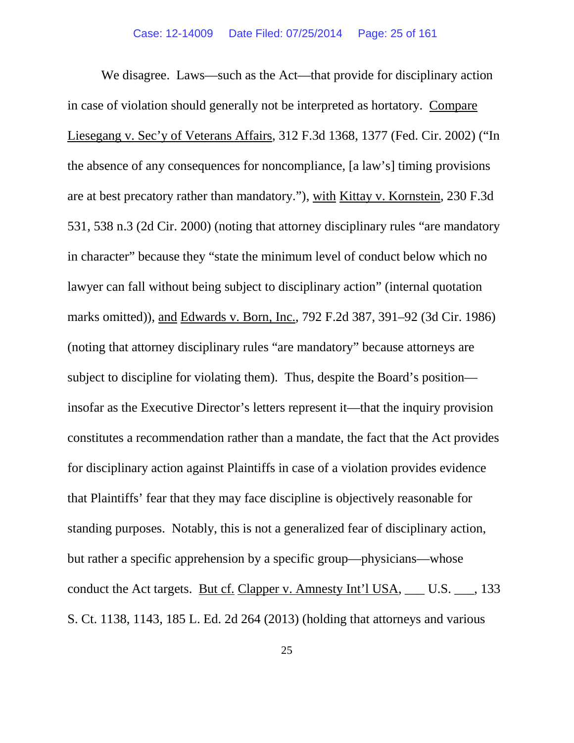We disagree. Laws—such as the Act—that provide for disciplinary action in case of violation should generally not be interpreted as hortatory. Compare Liesegang v. Sec'y of Veterans Affairs, 312 F.3d 1368, 1377 (Fed. Cir. 2002) ("In the absence of any consequences for noncompliance, [a law's] timing provisions are at best precatory rather than mandatory."), with Kittay v. Kornstein, 230 F.3d 531, 538 n.3 (2d Cir. 2000) (noting that attorney disciplinary rules "are mandatory in character" because they "state the minimum level of conduct below which no lawyer can fall without being subject to disciplinary action" (internal quotation marks omitted)), and Edwards v. Born, Inc., 792 F.2d 387, 391–92 (3d Cir. 1986) (noting that attorney disciplinary rules "are mandatory" because attorneys are subject to discipline for violating them). Thus, despite the Board's position—insofar as the Executive Director's letters represent it—that the inquiry provision constitutes a recommendation rather than a mandate, the fact that the Act provides for disciplinary action against Plaintiffs in case of a violation provides evidence that Plaintiffs' fear that they may face discipline is objectively reasonable for standing purposes. Notably, this is not a generalized fear of disciplinary action, but rather a specific apprehension by a specific group—physicians—whose conduct the Act targets. But cf. Clapper v. Amnesty Int'l USA, ___ U.S. ___, 133 S. Ct. 1138, 1143, 185 L. Ed. 2d 264 (2013) (holding that attorneys and various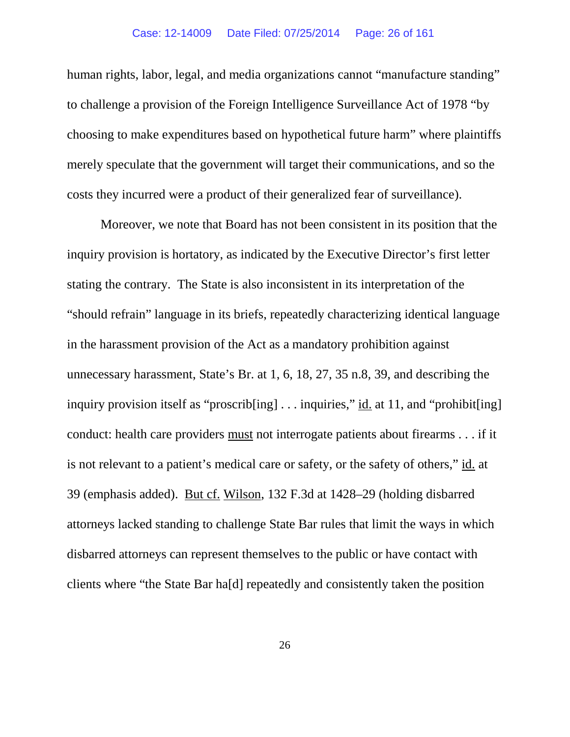human rights, labor, legal, and media organizations cannot "manufacture standing" to challenge a provision of the Foreign Intelligence Surveillance Act of 1978 "by choosing to make expenditures based on hypothetical future harm" where plaintiffs merely speculate that the government will target their communications, and so the costs they incurred were a product of their generalized fear of surveillance).

Moreover, we note that Board has not been consistent in its position that the inquiry provision is hortatory, as indicated by the Executive Director's first letter stating the contrary. The State is also inconsistent in its interpretation of the "should refrain" language in its briefs, repeatedly characterizing identical language in the harassment provision of the Act as a mandatory prohibition against unnecessary harassment, State's Br. at 1, 6, 18, 27, 35 n.8, 39, and describing the inquiry provision itself as "proscrib[ing] . . . inquiries," id. at 11, and "prohibit[ing] conduct: health care providers must not interrogate patients about firearms . . . if it is not relevant to a patient's medical care or safety, or the safety of others," id. at 39 (emphasis added). But cf. Wilson, 132 F.3d at 1428–29 (holding disbarred attorneys lacked standing to challenge State Bar rules that limit the ways in which disbarred attorneys can represent themselves to the public or have contact with clients where "the State Bar ha[d] repeatedly and consistently taken the position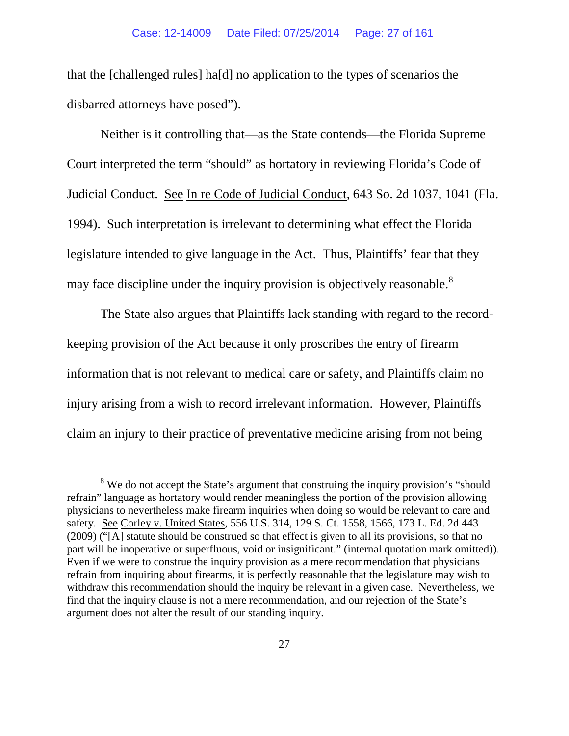that the [challenged rules] ha[d] no application to the types of scenarios the disbarred attorneys have posed").

Neither is it controlling that—as the State contends—the Florida Supreme Court interpreted the term "should" as hortatory in reviewing Florida's Code of Judicial Conduct. See In re Code of Judicial Conduct, 643 So. 2d 1037, 1041 (Fla. 1994). Such interpretation is irrelevant to determining what effect the Florida legislature intended to give language in the Act. Thus, Plaintiffs' fear that they may face discipline under the inquiry provision is objectively reasonable.[8]

The State also argues that Plaintiffs lack standing with regard to the record-keeping provision of the Act because it only proscribes the entry of firearm information that is not relevant to medical care or safety, and Plaintiffs claim no injury arising from a wish to record irrelevant information. However, Plaintiffs claim an injury to their practice of preventative medicine arising from not being

---

[8] We do not accept the State's argument that construing the inquiry provision's "should refrain" language as hortatory would render meaningless the portion of the provision allowing physicians to nevertheless make firearm inquiries when doing so would be relevant to care and safety. See Corley v. United States, 556 U.S. 314, 129 S. Ct. 1558, 1566, 173 L. Ed. 2d 443 (2009) ("[A] statute should be construed so that effect is given to all its provisions, so that no part will be inoperative or superfluous, void or insignificant." (internal quotation mark omitted)). Even if we were to construe the inquiry provision as a mere recommendation that physicians refrain from inquiring about firearms, it is perfectly reasonable that the legislature may wish to withdraw this recommendation should the inquiry be relevant in a given case. Nevertheless, we find that the inquiry clause is not a mere recommendation, and our rejection of the State's argument does not alter the result of our standing inquiry.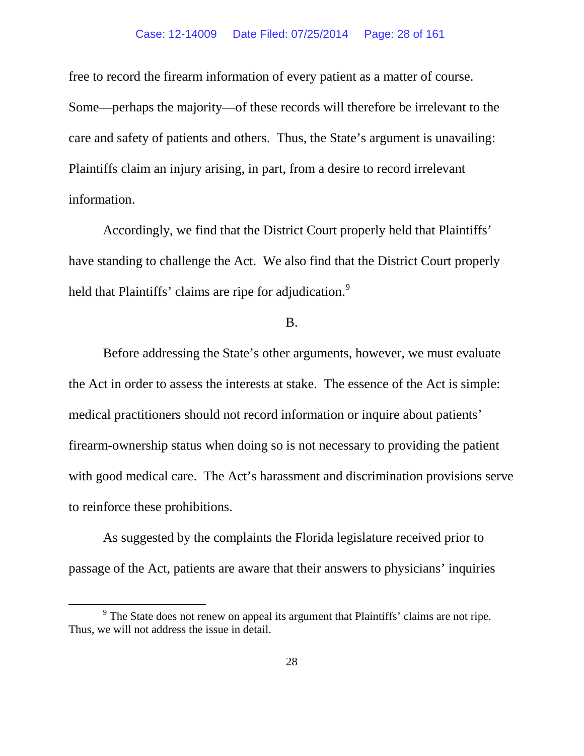free to record the firearm information of every patient as a matter of course. Some—perhaps the majority—of these records will therefore be irrelevant to the care and safety of patients and others. Thus, the State's argument is unavailing: Plaintiffs claim an injury arising, in part, from a desire to record irrelevant information.

Accordingly, we find that the District Court properly held that Plaintiffs' have standing to challenge the Act. We also find that the District Court properly held that Plaintiffs' claims are ripe for adjudication.[9]

B.

Before addressing the State's other arguments, however, we must evaluate the Act in order to assess the interests at stake. The essence of the Act is simple: medical practitioners should not record information or inquire about patients' firearm-ownership status when doing so is not necessary to providing the patient with good medical care. The Act's harassment and discrimination provisions serve to reinforce these prohibitions.

As suggested by the complaints the Florida legislature received prior to passage of the Act, patients are aware that their answers to physicians' inquiries

---

[9] The State does not renew on appeal its argument that Plaintiffs' claims are not ripe. Thus, we will not address the issue in detail.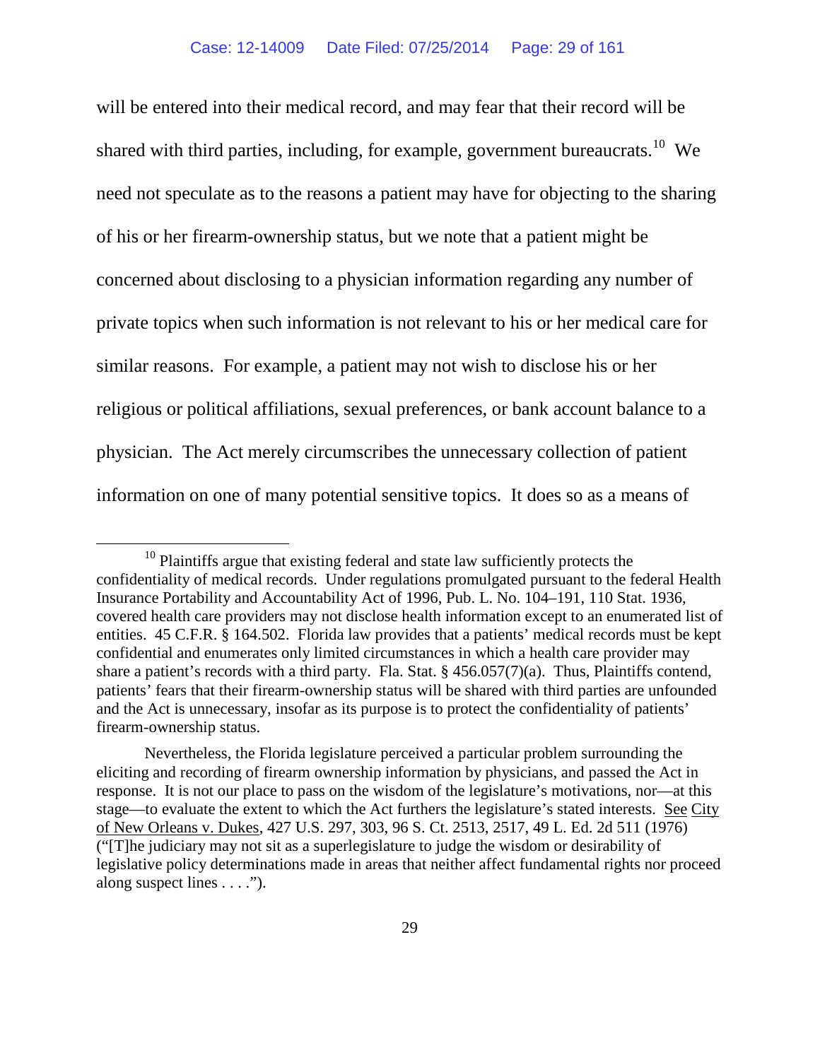will be entered into their medical record, and may fear that their record will be shared with third parties, including, for example, government bureaucrats.[10] We need not speculate as to the reasons a patient may have for objecting to the sharing of his or her firearm-ownership status, but we note that a patient might be concerned about disclosing to a physician information regarding any number of private topics when such information is not relevant to his or her medical care for similar reasons. For example, a patient may not wish to disclose his or her religious or political affiliations, sexual preferences, or bank account balance to a physician. The Act merely circumscribes the unnecessary collection of patient information on one of many potential sensitive topics. It does so as a means of

---

[10] Plaintiffs argue that existing federal and state law sufficiently protects the confidentiality of medical records. Under regulations promulgated pursuant to the federal Health Insurance Portability and Accountability Act of 1996, Pub. L. No. 104–191, 110 Stat. 1936, covered health care providers may not disclose health information except to an enumerated list of entities. 45 C.F.R. § 164.502. Florida law provides that a patients' medical records must be kept confidential and enumerates only limited circumstances in which a health care provider may share a patient's records with a third party. Fla. Stat. § 456.057(7)(a). Thus, Plaintiffs contend, patients' fears that their firearm-ownership status will be shared with third parties are unfounded and the Act is unnecessary, insofar as its purpose is to protect the confidentiality of patients' firearm-ownership status.

Nevertheless, the Florida legislature perceived a particular problem surrounding the eliciting and recording of firearm ownership information by physicians, and passed the Act in response. It is not our place to pass on the wisdom of the legislature's motivations, nor—at this stage—to evaluate the extent to which the Act furthers the legislature's stated interests. See City of New Orleans v. Dukes, 427 U.S. 297, 303, 96 S. Ct. 2513, 2517, 49 L. Ed. 2d 511 (1976) ("[T]he judiciary may not sit as a superlegislature to judge the wisdom or desirability of legislative policy determinations made in areas that neither affect fundamental rights nor proceed along suspect lines . . . .").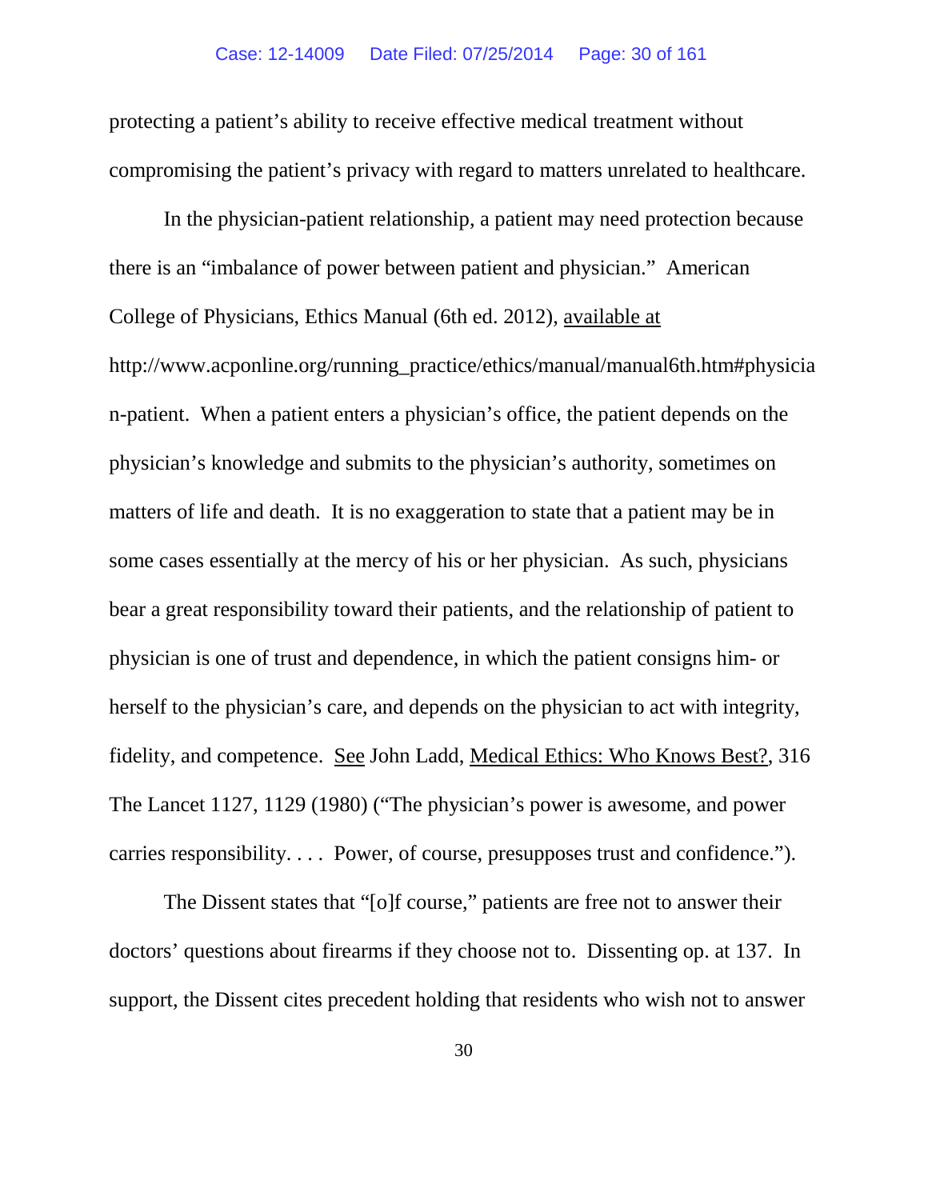protecting a patient's ability to receive effective medical treatment without compromising the patient's privacy with regard to matters unrelated to healthcare.

In the physician-patient relationship, a patient may need protection because there is an "imbalance of power between patient and physician." American College of Physicians, Ethics Manual (6th ed. 2012), available at http://www.acponline.org/running_practice/ethics/manual/manual6th.htm#physician-patient. When a patient enters a physician's office, the patient depends on the physician's knowledge and submits to the physician's authority, sometimes on matters of life and death. It is no exaggeration to state that a patient may be in some cases essentially at the mercy of his or her physician. As such, physicians bear a great responsibility toward their patients, and the relationship of patient to physician is one of trust and dependence, in which the patient consigns him- or herself to the physician's care, and depends on the physician to act with integrity, fidelity, and competence. See John Ladd, Medical Ethics: Who Knows Best?, 316 The Lancet 1127, 1129 (1980) ("The physician's power is awesome, and power carries responsibility. . . . Power, of course, presupposes trust and confidence.").

The Dissent states that "[o]f course," patients are free not to answer their doctors' questions about firearms if they choose not to. Dissenting op. at 137. In support, the Dissent cites precedent holding that residents who wish not to answer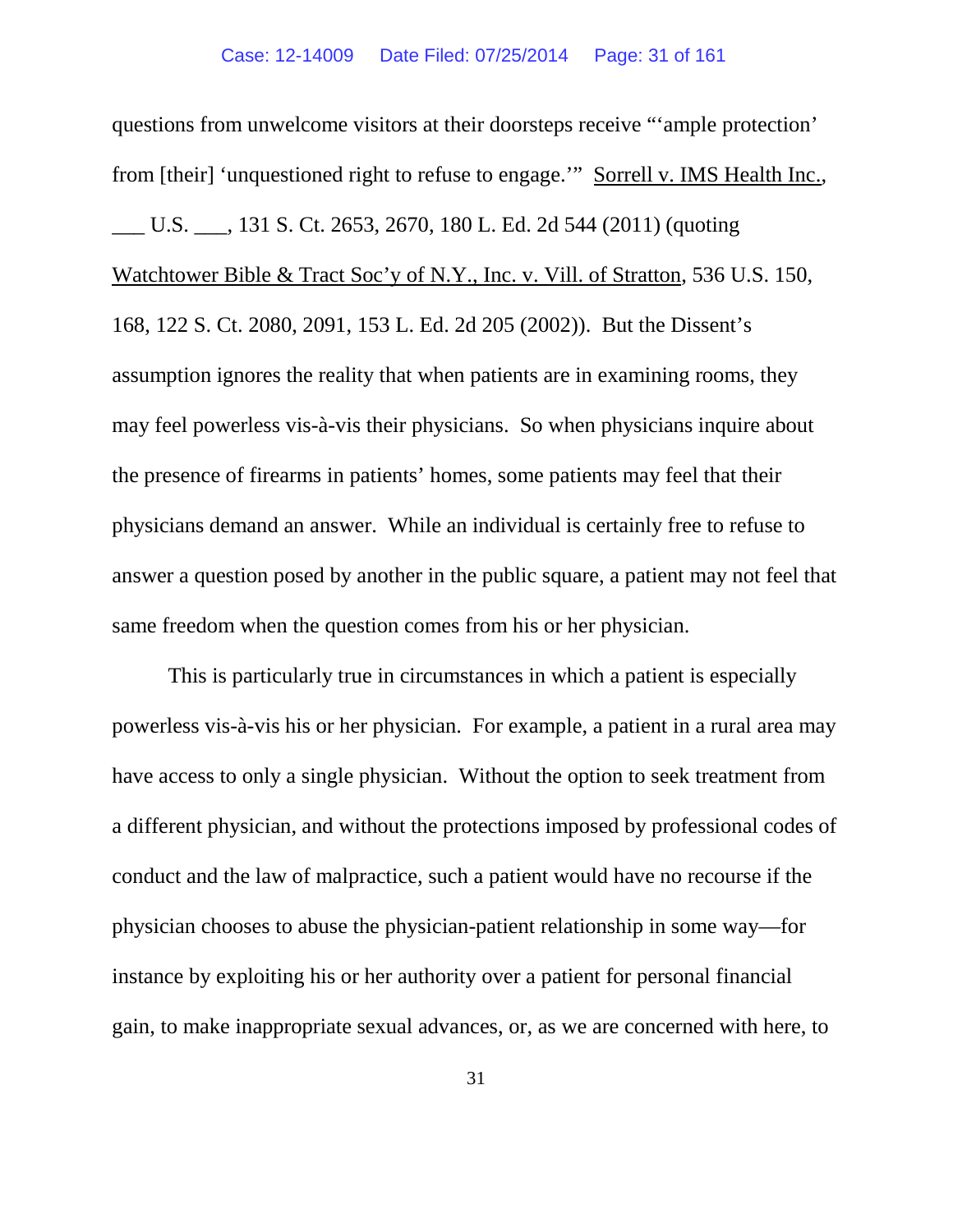questions from unwelcome visitors at their doorsteps receive "'ample protection' from [their] 'unquestioned right to refuse to engage.'" Sorrell v. IMS Health Inc., ___ U.S. ___, 131 S. Ct. 2653, 2670, 180 L. Ed. 2d 544 (2011) (quoting Watchtower Bible & Tract Soc'y of N.Y., Inc. v. Vill. of Stratton, 536 U.S. 150, 168, 122 S. Ct. 2080, 2091, 153 L. Ed. 2d 205 (2002)). But the Dissent's assumption ignores the reality that when patients are in examining rooms, they may feel powerless vis-à-vis their physicians. So when physicians inquire about the presence of firearms in patients' homes, some patients may feel that their physicians demand an answer. While an individual is certainly free to refuse to answer a question posed by another in the public square, a patient may not feel that same freedom when the question comes from his or her physician.

This is particularly true in circumstances in which a patient is especially powerless vis-à-vis his or her physician. For example, a patient in a rural area may have access to only a single physician. Without the option to seek treatment from a different physician, and without the protections imposed by professional codes of conduct and the law of malpractice, such a patient would have no recourse if the physician chooses to abuse the physician-patient relationship in some way—for instance by exploiting his or her authority over a patient for personal financial gain, to make inappropriate sexual advances, or, as we are concerned with here, to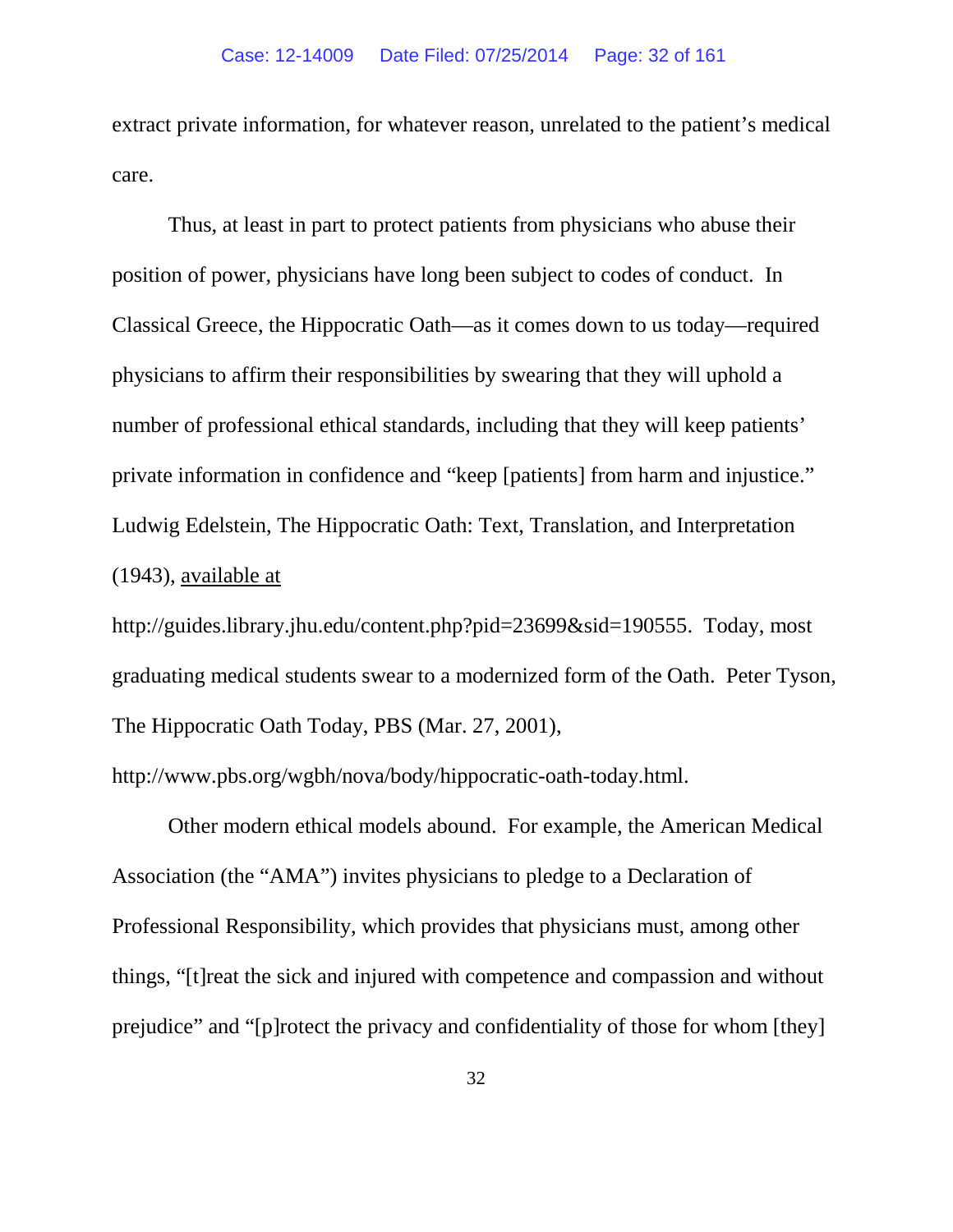extract private information, for whatever reason, unrelated to the patient's medical care.

Thus, at least in part to protect patients from physicians who abuse their position of power, physicians have long been subject to codes of conduct. In Classical Greece, the Hippocratic Oath—as it comes down to us today—required physicians to affirm their responsibilities by swearing that they will uphold a number of professional ethical standards, including that they will keep patients' private information in confidence and "keep [patients] from harm and injustice." Ludwig Edelstein, The Hippocratic Oath: Text, Translation, and Interpretation (1943), available at http://guides.library.jhu.edu/content.php?pid=23699&sid=190555. Today, most graduating medical students swear to a modernized form of the Oath. Peter Tyson, The Hippocratic Oath Today, PBS (Mar. 27, 2001), http://www.pbs.org/wgbh/nova/body/hippocratic-oath-today.html.

Other modern ethical models abound. For example, the American Medical Association (the "AMA") invites physicians to pledge to a Declaration of Professional Responsibility, which provides that physicians must, among other things, "[t]reat the sick and injured with competence and compassion and without prejudice" and "[p]rotect the privacy and confidentiality of those for whom [they]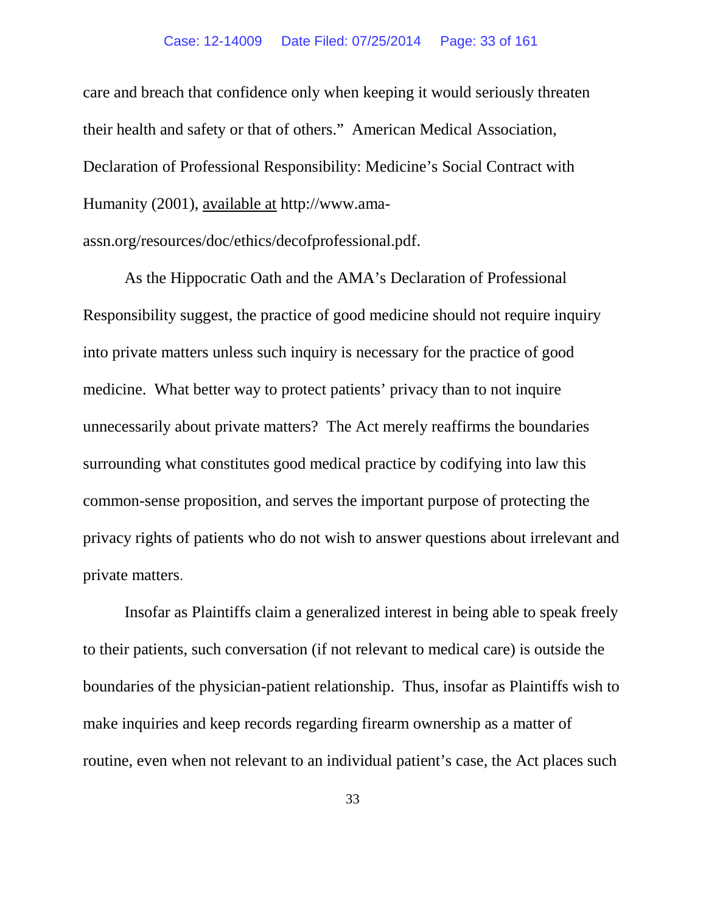care and breach that confidence only when keeping it would seriously threaten their health and safety or that of others." American Medical Association, Declaration of Professional Responsibility: Medicine's Social Contract with Humanity (2001), available at http://www.ama-assn.org/resources/doc/ethics/decofprofessional.pdf.

As the Hippocratic Oath and the AMA's Declaration of Professional Responsibility suggest, the practice of good medicine should not require inquiry into private matters unless such inquiry is necessary for the practice of good medicine. What better way to protect patients' privacy than to not inquire unnecessarily about private matters? The Act merely reaffirms the boundaries surrounding what constitutes good medical practice by codifying into law this common-sense proposition, and serves the important purpose of protecting the privacy rights of patients who do not wish to answer questions about irrelevant and private matters.

Insofar as Plaintiffs claim a generalized interest in being able to speak freely to their patients, such conversation (if not relevant to medical care) is outside the boundaries of the physician-patient relationship. Thus, insofar as Plaintiffs wish to make inquiries and keep records regarding firearm ownership as a matter of routine, even when not relevant to an individual patient's case, the Act places such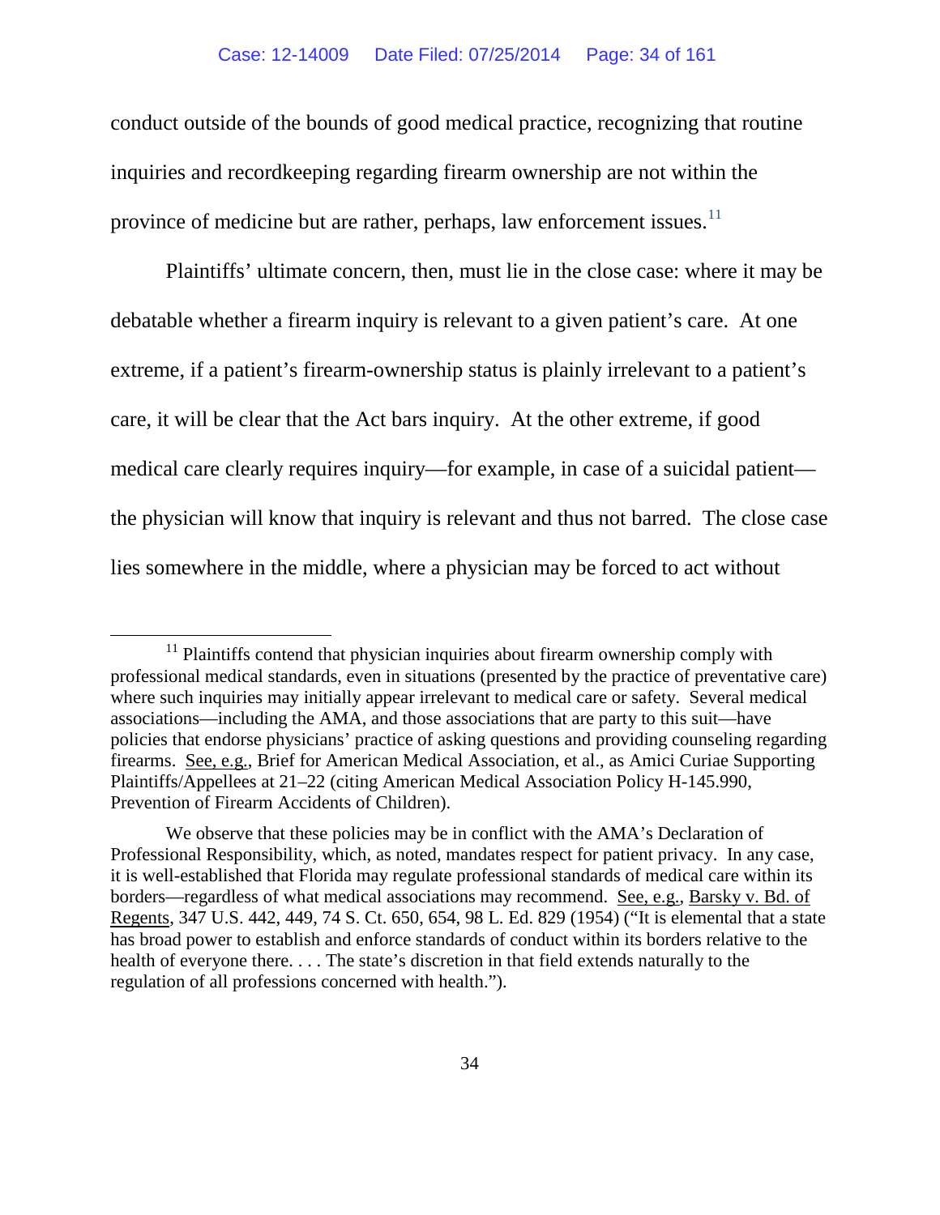conduct outside of the bounds of good medical practice, recognizing that routine inquiries and recordkeeping regarding firearm ownership are not within the province of medicine but are rather, perhaps, law enforcement issues.[11]

Plaintiffs' ultimate concern, then, must lie in the close case: where it may be debatable whether a firearm inquiry is relevant to a given patient's care. At one extreme, if a patient's firearm-ownership status is plainly irrelevant to a patient's care, it will be clear that the Act bars inquiry. At the other extreme, if good medical care clearly requires inquiry—for example, in case of a suicidal patient—the physician will know that inquiry is relevant and thus not barred. The close case lies somewhere in the middle, where a physician may be forced to act without

---

[11] Plaintiffs contend that physician inquiries about firearm ownership comply with professional medical standards, even in situations (presented by the practice of preventative care) where such inquiries may initially appear irrelevant to medical care or safety. Several medical associations—including the AMA, and those associations that are party to this suit—have policies that endorse physicians' practice of asking questions and providing counseling regarding firearms. See, e.g., Brief for American Medical Association, et al., as Amici Curiae Supporting Plaintiffs/Appellees at 21–22 (citing American Medical Association Policy H-145.990, Prevention of Firearm Accidents of Children).

We observe that these policies may be in conflict with the AMA's Declaration of Professional Responsibility, which, as noted, mandates respect for patient privacy. In any case, it is well-established that Florida may regulate professional standards of medical care within its borders—regardless of what medical associations may recommend. See, e.g., Barsky v. Bd. of Regents, 347 U.S. 442, 449, 74 S. Ct. 650, 654, 98 L. Ed. 829 (1954) ("It is elemental that a state has broad power to establish and enforce standards of conduct within its borders relative to the health of everyone there. . . . The state's discretion in that field extends naturally to the regulation of all professions concerned with health.").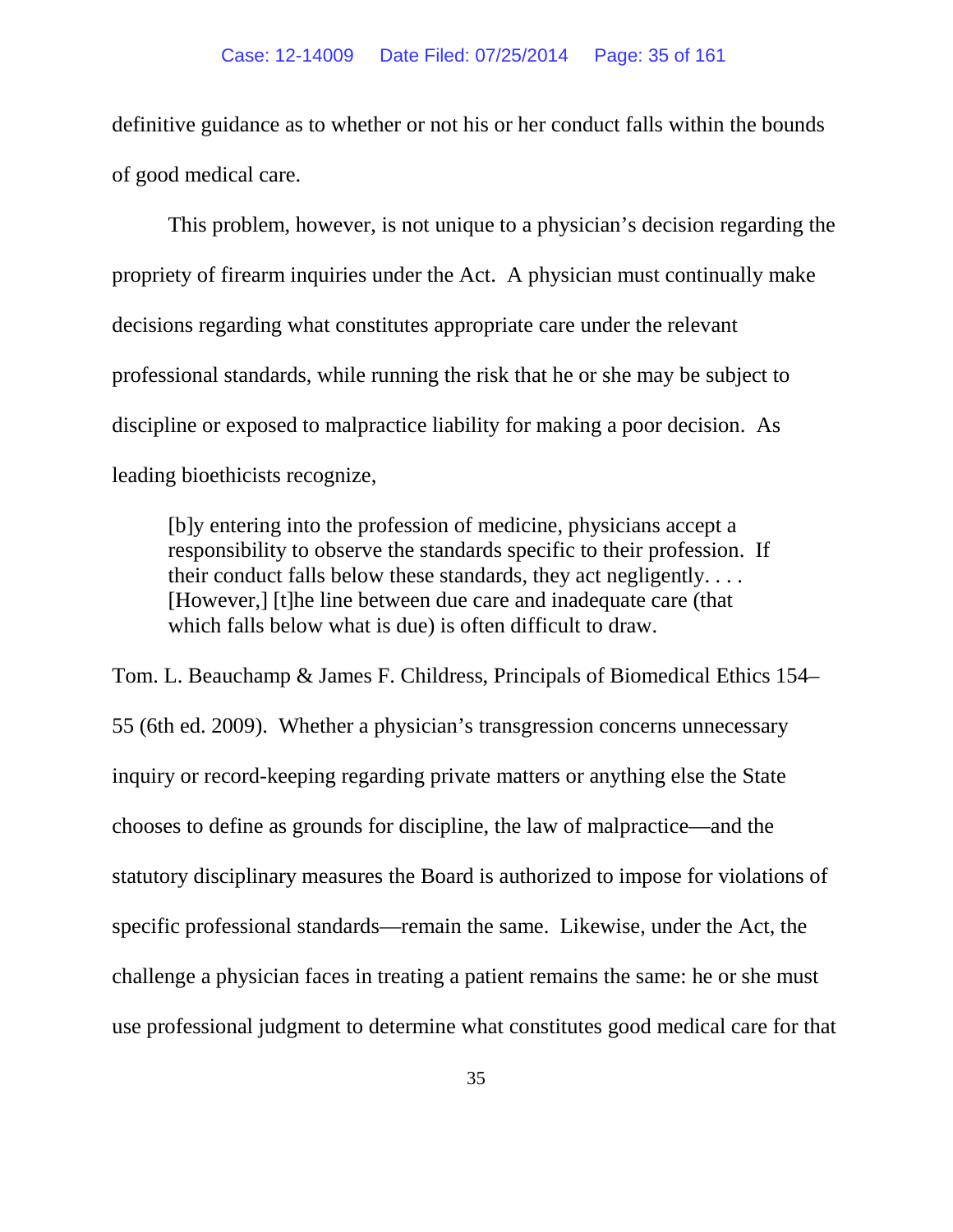definitive guidance as to whether or not his or her conduct falls within the bounds of good medical care.

This problem, however, is not unique to a physician's decision regarding the propriety of firearm inquiries under the Act. A physician must continually make decisions regarding what constitutes appropriate care under the relevant professional standards, while running the risk that he or she may be subject to discipline or exposed to malpractice liability for making a poor decision. As leading bioethicists recognize,

> [b]y entering into the profession of medicine, physicians accept a responsibility to observe the standards specific to their profession. If their conduct falls below these standards, they act negligently. . . . [However,] [t]he line between due care and inadequate care (that which falls below what is due) is often difficult to draw.

Tom. L. Beauchamp & James F. Childress, Principals of Biomedical Ethics 154–55 (6th ed. 2009). Whether a physician's transgression concerns unnecessary inquiry or record-keeping regarding private matters or anything else the State chooses to define as grounds for discipline, the law of malpractice—and the statutory disciplinary measures the Board is authorized to impose for violations of specific professional standards—remain the same. Likewise, under the Act, the challenge a physician faces in treating a patient remains the same: he or she must use professional judgment to determine what constitutes good medical care for that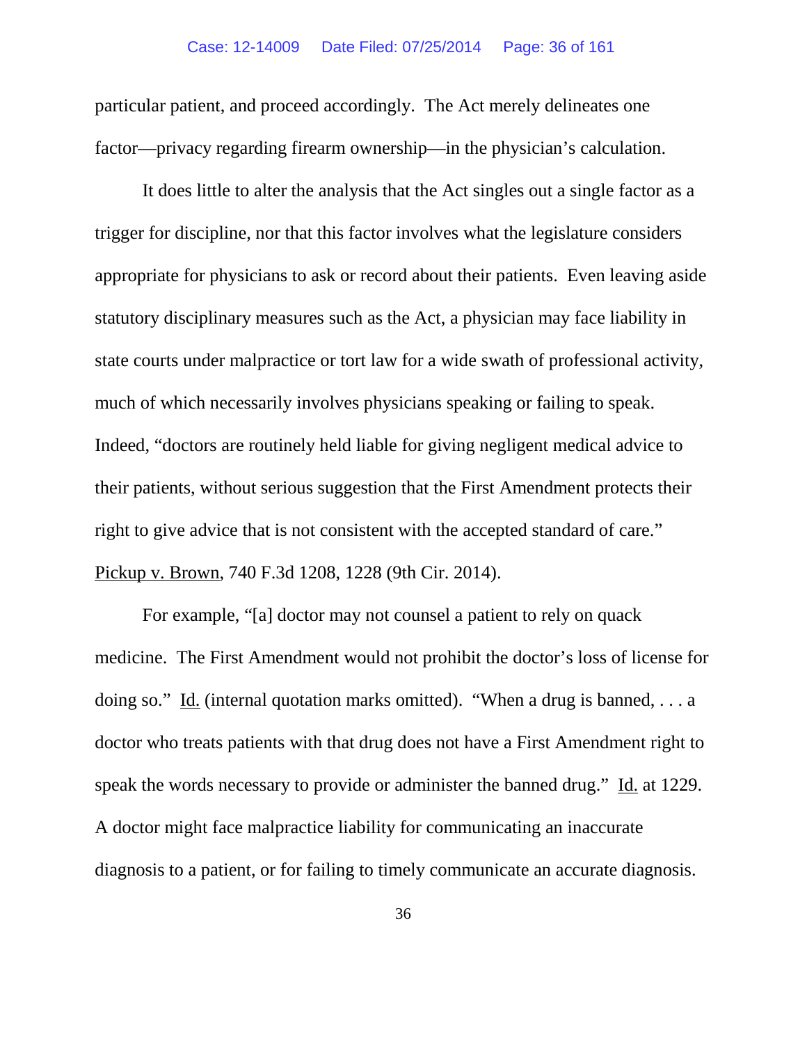particular patient, and proceed accordingly. The Act merely delineates one factor—privacy regarding firearm ownership—in the physician's calculation.

It does little to alter the analysis that the Act singles out a single factor as a trigger for discipline, nor that this factor involves what the legislature considers appropriate for physicians to ask or record about their patients. Even leaving aside statutory disciplinary measures such as the Act, a physician may face liability in state courts under malpractice or tort law for a wide swath of professional activity, much of which necessarily involves physicians speaking or failing to speak. Indeed, "doctors are routinely held liable for giving negligent medical advice to their patients, without serious suggestion that the First Amendment protects their right to give advice that is not consistent with the accepted standard of care." Pickup v. Brown, 740 F.3d 1208, 1228 (9th Cir. 2014).

For example, "[a] doctor may not counsel a patient to rely on quack medicine. The First Amendment would not prohibit the doctor's loss of license for doing so." Id. (internal quotation marks omitted). "When a drug is banned, . . . a doctor who treats patients with that drug does not have a First Amendment right to speak the words necessary to provide or administer the banned drug." Id. at 1229. A doctor might face malpractice liability for communicating an inaccurate diagnosis to a patient, or for failing to timely communicate an accurate diagnosis.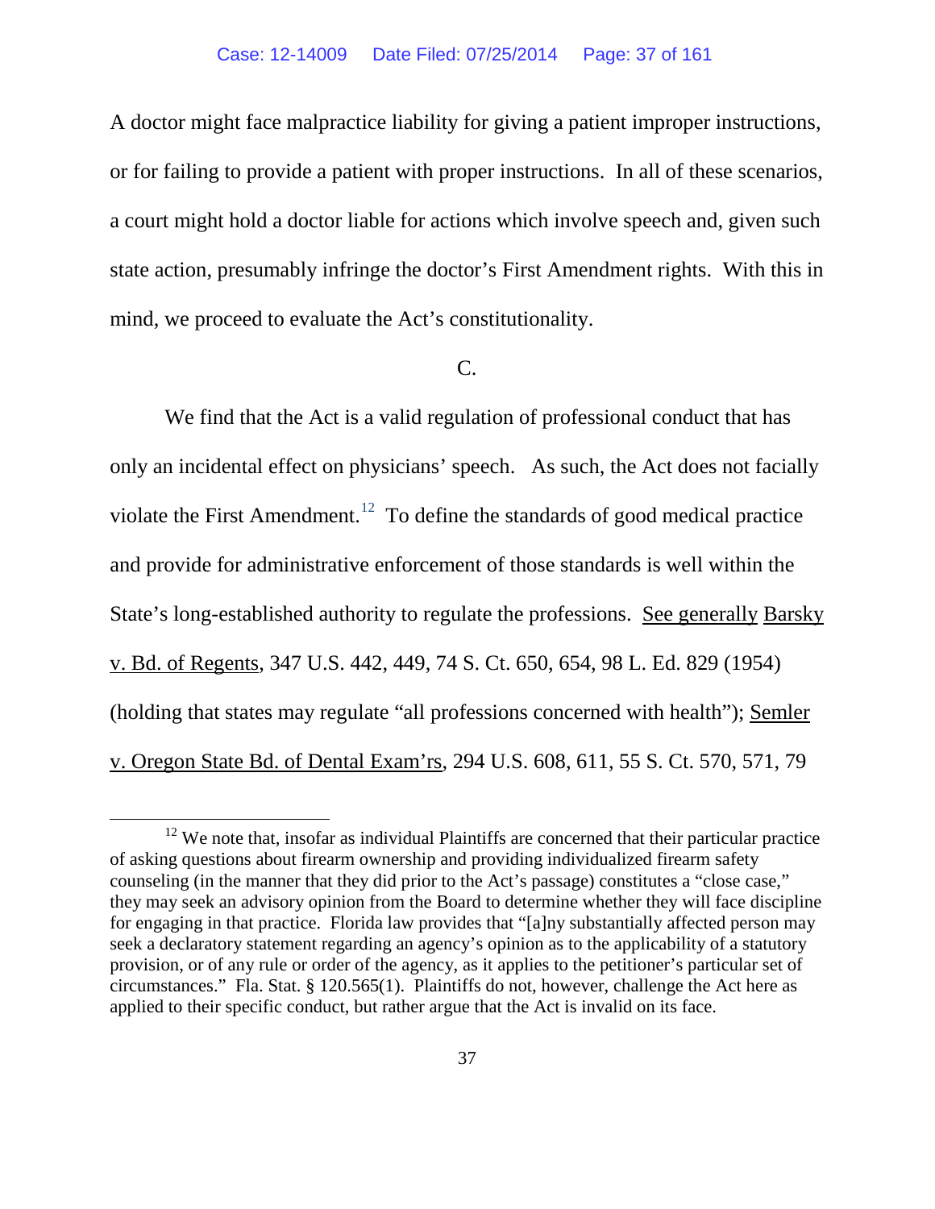A doctor might face malpractice liability for giving a patient improper instructions, or for failing to provide a patient with proper instructions. In all of these scenarios, a court might hold a doctor liable for actions which involve speech and, given such state action, presumably infringe the doctor's First Amendment rights. With this in mind, we proceed to evaluate the Act's constitutionality.

C.

We find that the Act is a valid regulation of professional conduct that has only an incidental effect on physicians' speech. As such, the Act does not facially violate the First Amendment.[12] To define the standards of good medical practice and provide for administrative enforcement of those standards is well within the State's long-established authority to regulate the professions. See generally Barsky v. Bd. of Regents, 347 U.S. 442, 449, 74 S. Ct. 650, 654, 98 L. Ed. 829 (1954) (holding that states may regulate "all professions concerned with health"); Semler v. Oregon State Bd. of Dental Exam'rs, 294 U.S. 608, 611, 55 S. Ct. 570, 571, 79

[12] We note that, insofar as individual Plaintiffs are concerned that their particular practice of asking questions about firearm ownership and providing individualized firearm safety counseling (in the manner that they did prior to the Act's passage) constitutes a "close case," they may seek an advisory opinion from the Board to determine whether they will face discipline for engaging in that practice. Florida law provides that "[a]ny substantially affected person may seek a declaratory statement regarding an agency's opinion as to the applicability of a statutory provision, or of any rule or order of the agency, as it applies to the petitioner's particular set of circumstances." Fla. Stat. § 120.565(1). Plaintiffs do not, however, challenge the Act here as applied to their specific conduct, but rather argue that the Act is invalid on its face.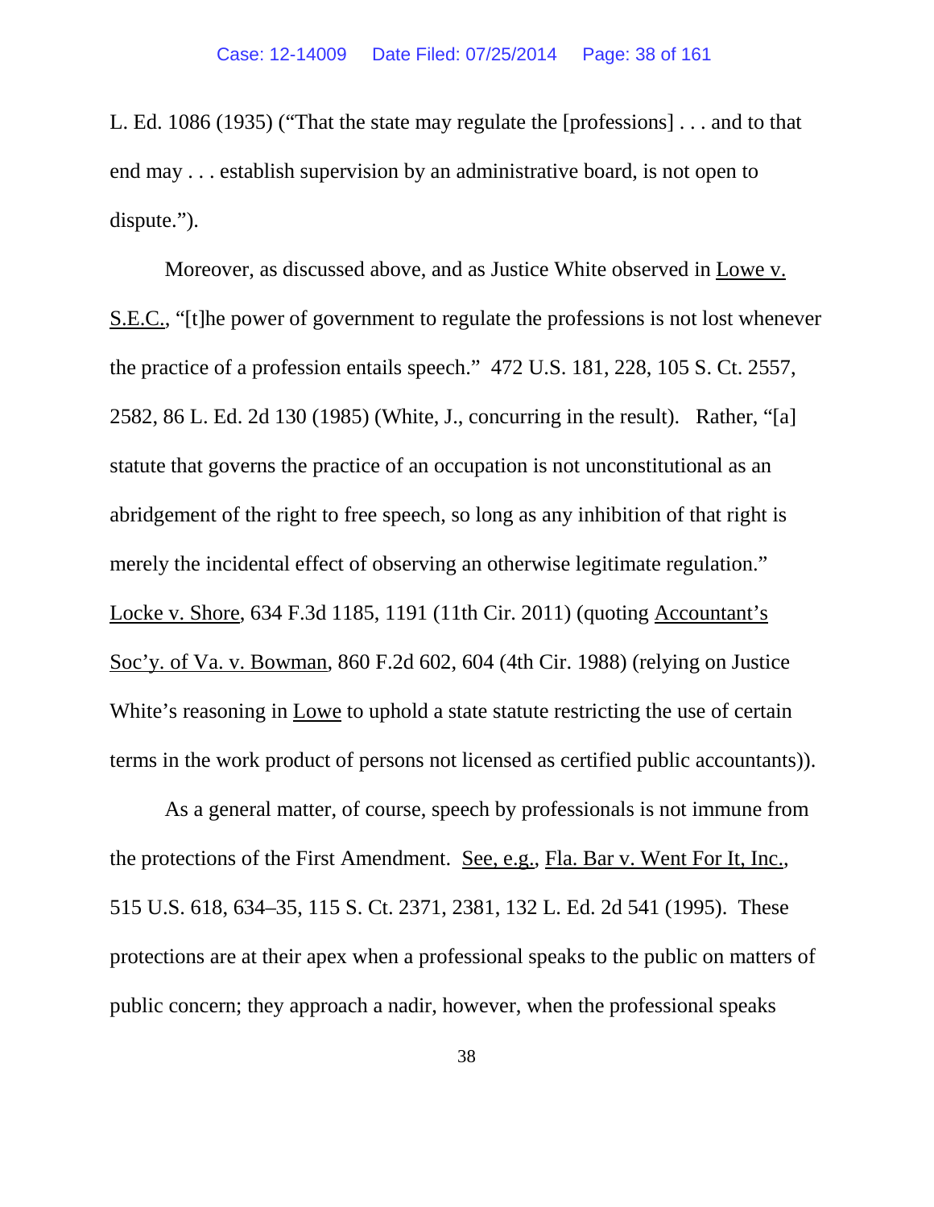L. Ed. 1086 (1935) ("That the state may regulate the [professions] . . . and to that end may . . . establish supervision by an administrative board, is not open to dispute.").

Moreover, as discussed above, and as Justice White observed in Lowe v. S.E.C., "[t]he power of government to regulate the professions is not lost whenever the practice of a profession entails speech." 472 U.S. 181, 228, 105 S. Ct. 2557, 2582, 86 L. Ed. 2d 130 (1985) (White, J., concurring in the result). Rather, "[a] statute that governs the practice of an occupation is not unconstitutional as an abridgement of the right to free speech, so long as any inhibition of that right is merely the incidental effect of observing an otherwise legitimate regulation." Locke v. Shore, 634 F.3d 1185, 1191 (11th Cir. 2011) (quoting Accountant's Soc'y. of Va. v. Bowman, 860 F.2d 602, 604 (4th Cir. 1988) (relying on Justice White's reasoning in Lowe to uphold a state statute restricting the use of certain terms in the work product of persons not licensed as certified public accountants)).

As a general matter, of course, speech by professionals is not immune from the protections of the First Amendment. See, e.g., Fla. Bar v. Went For It, Inc., 515 U.S. 618, 634–35, 115 S. Ct. 2371, 2381, 132 L. Ed. 2d 541 (1995). These protections are at their apex when a professional speaks to the public on matters of public concern; they approach a nadir, however, when the professional speaks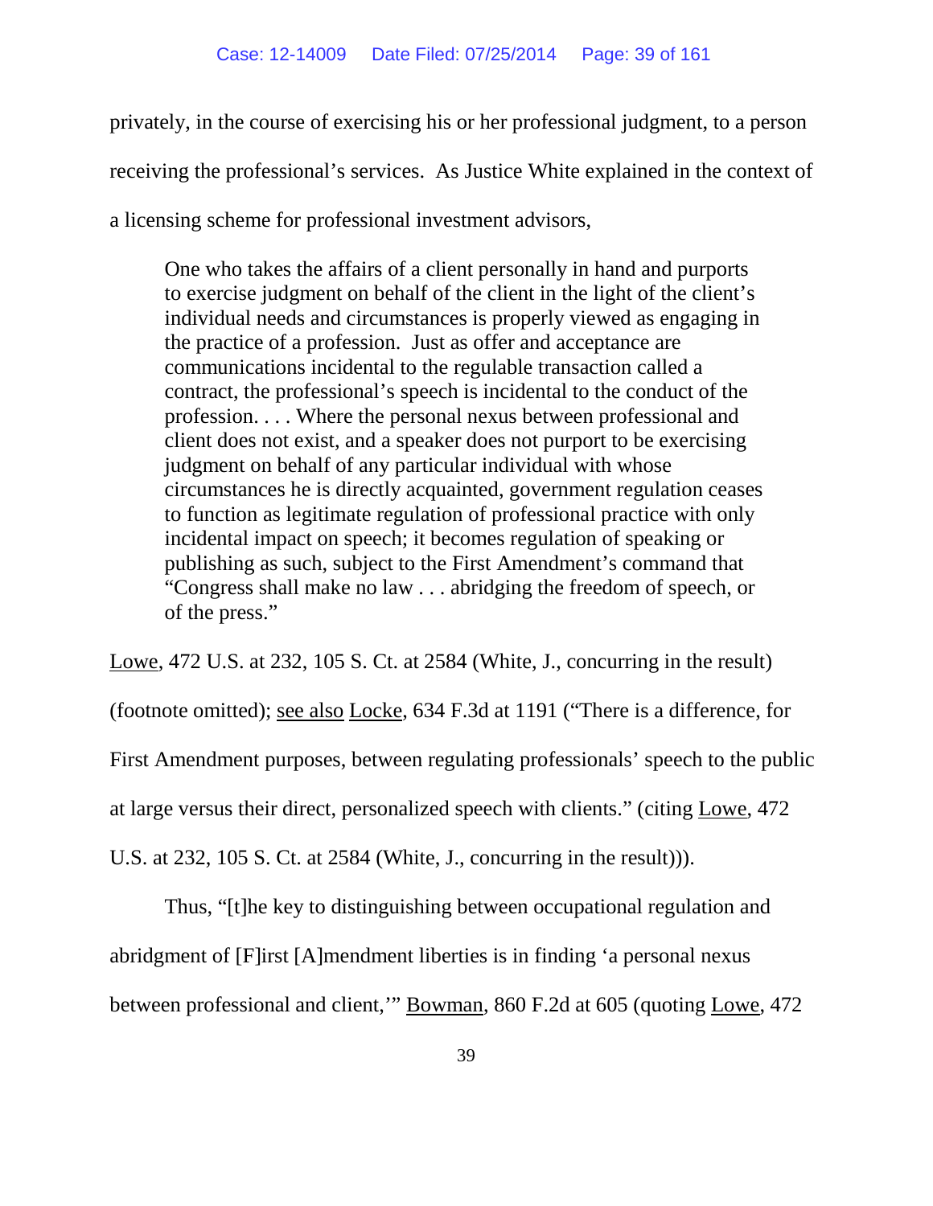privately, in the course of exercising his or her professional judgment, to a person receiving the professional's services. As Justice White explained in the context of a licensing scheme for professional investment advisors,

> One who takes the affairs of a client personally in hand and purports to exercise judgment on behalf of the client in the light of the client's individual needs and circumstances is properly viewed as engaging in the practice of a profession. Just as offer and acceptance are communications incidental to the regulable transaction called a contract, the professional's speech is incidental to the conduct of the profession. . . . Where the personal nexus between professional and client does not exist, and a speaker does not purport to be exercising judgment on behalf of any particular individual with whose circumstances he is directly acquainted, government regulation ceases to function as legitimate regulation of professional practice with only incidental impact on speech; it becomes regulation of speaking or publishing as such, subject to the First Amendment's command that "Congress shall make no law . . . abridging the freedom of speech, or of the press."

Lowe, 472 U.S. at 232, 105 S. Ct. at 2584 (White, J., concurring in the result) (footnote omitted); see also Locke, 634 F.3d at 1191 ("There is a difference, for First Amendment purposes, between regulating professionals' speech to the public at large versus their direct, personalized speech with clients." (citing Lowe, 472 U.S. at 232, 105 S. Ct. at 2584 (White, J., concurring in the result))).

Thus, "[t]he key to distinguishing between occupational regulation and abridgment of [F]irst [A]mendment liberties is in finding 'a personal nexus between professional and client,'" Bowman, 860 F.2d at 605 (quoting Lowe, 472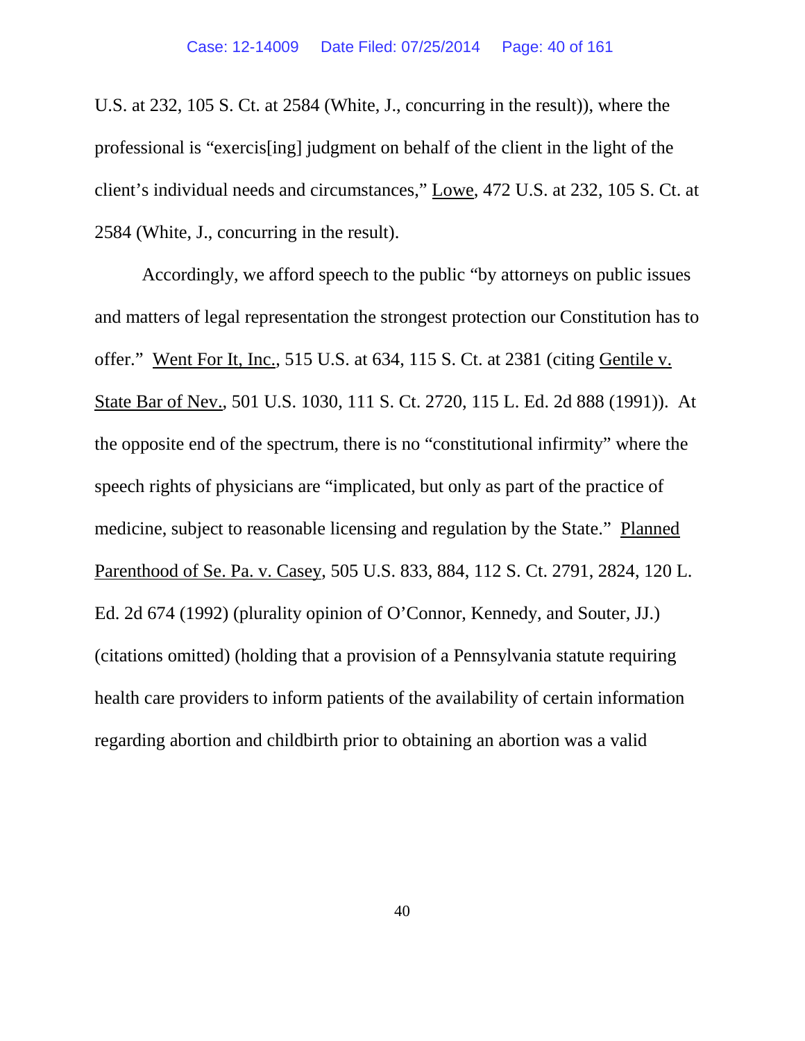U.S. at 232, 105 S. Ct. at 2584 (White, J., concurring in the result)), where the professional is "exercis[ing] judgment on behalf of the client in the light of the client's individual needs and circumstances," Lowe, 472 U.S. at 232, 105 S. Ct. at 2584 (White, J., concurring in the result).

Accordingly, we afford speech to the public "by attorneys on public issues and matters of legal representation the strongest protection our Constitution has to offer." Went For It, Inc., 515 U.S. at 634, 115 S. Ct. at 2381 (citing Gentile v. State Bar of Nev., 501 U.S. 1030, 111 S. Ct. 2720, 115 L. Ed. 2d 888 (1991)). At the opposite end of the spectrum, there is no "constitutional infirmity" where the speech rights of physicians are "implicated, but only as part of the practice of medicine, subject to reasonable licensing and regulation by the State." Planned Parenthood of Se. Pa. v. Casey, 505 U.S. 833, 884, 112 S. Ct. 2791, 2824, 120 L. Ed. 2d 674 (1992) (plurality opinion of O'Connor, Kennedy, and Souter, JJ.) (citations omitted) (holding that a provision of a Pennsylvania statute requiring health care providers to inform patients of the availability of certain information regarding abortion and childbirth prior to obtaining an abortion was a valid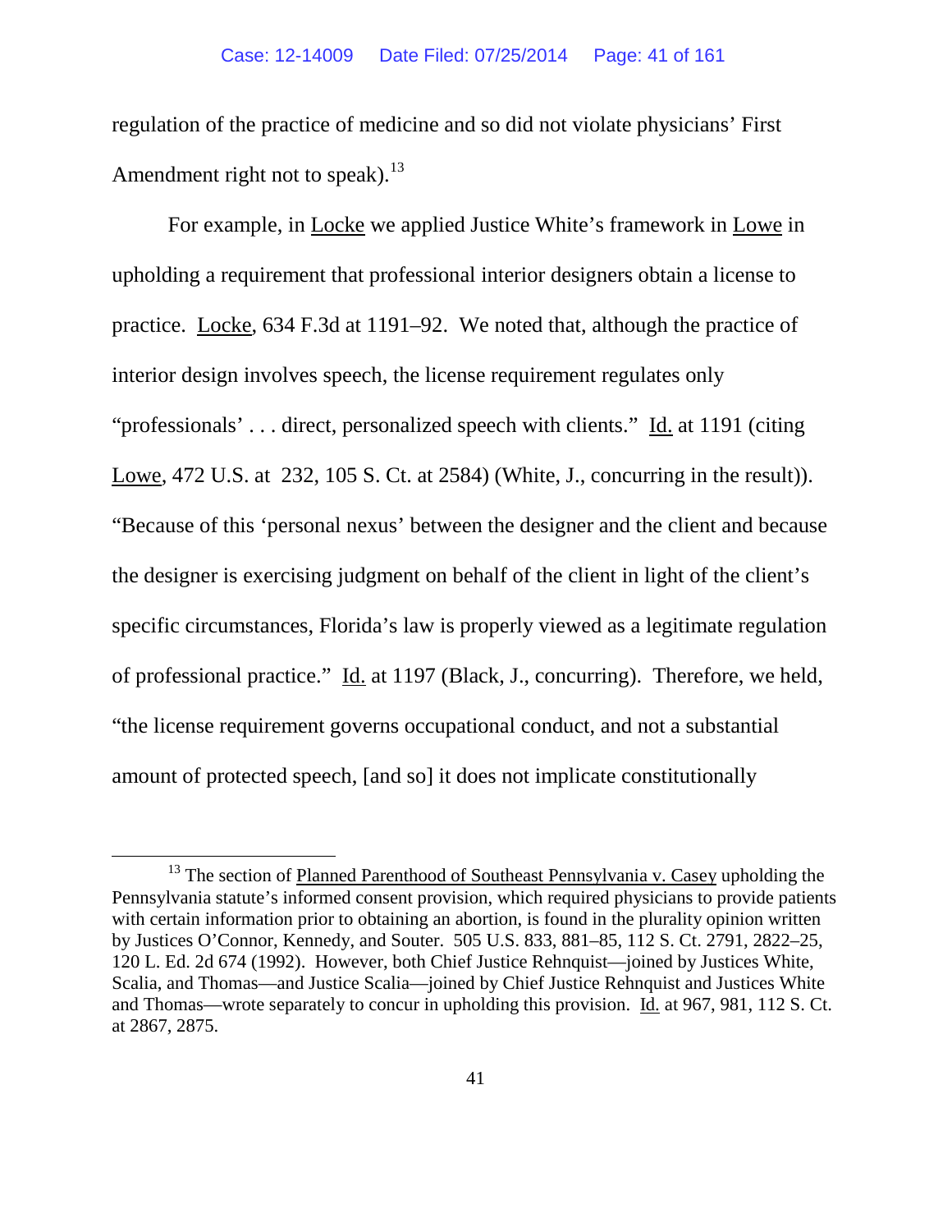regulation of the practice of medicine and so did not violate physicians' First Amendment right not to speak).[13]

For example, in Locke we applied Justice White's framework in Lowe in upholding a requirement that professional interior designers obtain a license to practice. Locke, 634 F.3d at 1191–92. We noted that, although the practice of interior design involves speech, the license requirement regulates only "professionals' . . . direct, personalized speech with clients." Id. at 1191 (citing Lowe, 472 U.S. at 232, 105 S. Ct. at 2584) (White, J., concurring in the result)). "Because of this 'personal nexus' between the designer and the client and because the designer is exercising judgment on behalf of the client in light of the client's specific circumstances, Florida's law is properly viewed as a legitimate regulation of professional practice." Id. at 1197 (Black, J., concurring). Therefore, we held, "the license requirement governs occupational conduct, and not a substantial amount of protected speech, [and so] it does not implicate constitutionally

---

[13] The section of Planned Parenthood of Southeast Pennsylvania v. Casey upholding the Pennsylvania statute's informed consent provision, which required physicians to provide patients with certain information prior to obtaining an abortion, is found in the plurality opinion written by Justices O'Connor, Kennedy, and Souter. 505 U.S. 833, 881–85, 112 S. Ct. 2791, 2822–25, 120 L. Ed. 2d 674 (1992). However, both Chief Justice Rehnquist—joined by Justices White, Scalia, and Thomas—and Justice Scalia—joined by Chief Justice Rehnquist and Justices White and Thomas—wrote separately to concur in upholding this provision. Id. at 967, 981, 112 S. Ct. at 2867, 2875.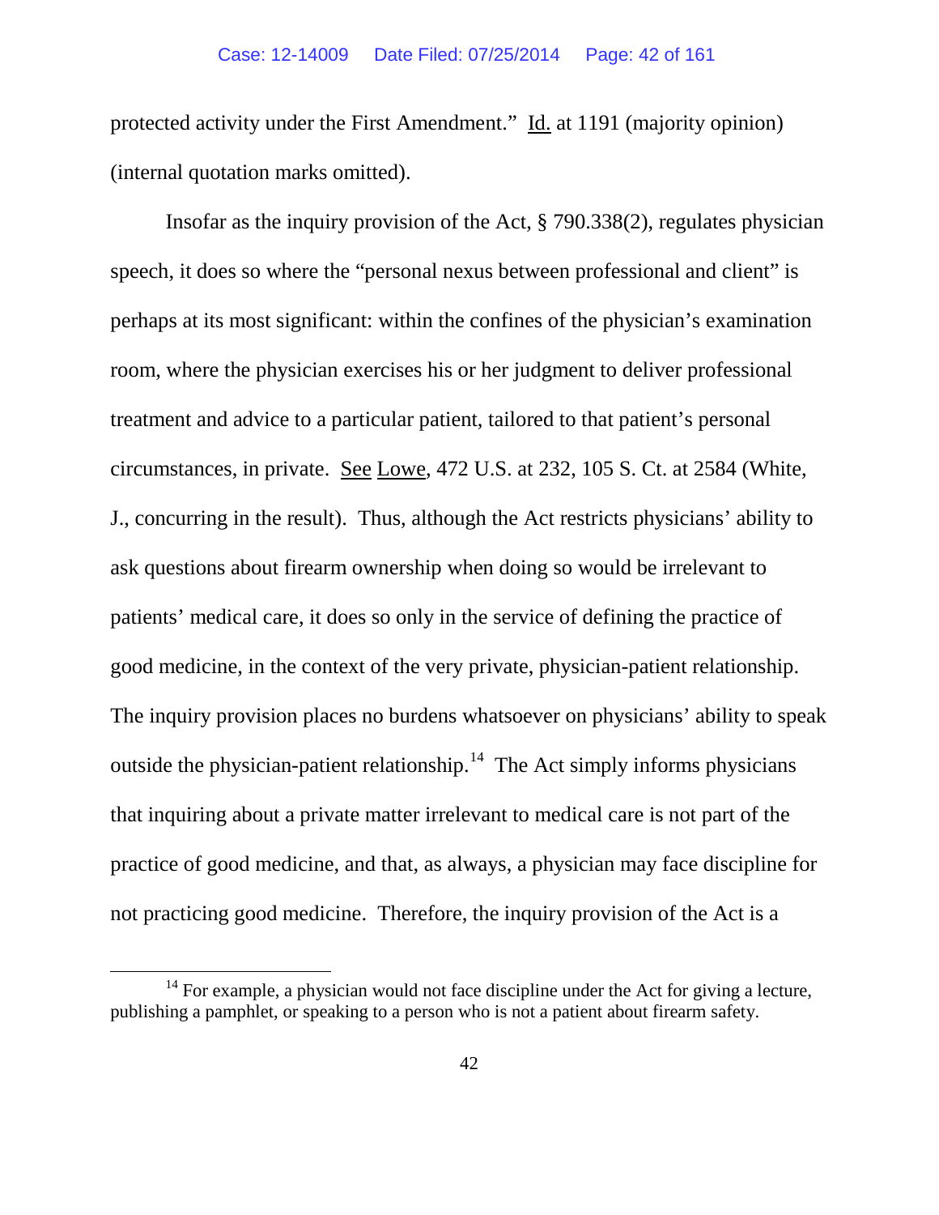protected activity under the First Amendment." Id. at 1191 (majority opinion) (internal quotation marks omitted).

Insofar as the inquiry provision of the Act, § 790.338(2), regulates physician speech, it does so where the "personal nexus between professional and client" is perhaps at its most significant: within the confines of the physician's examination room, where the physician exercises his or her judgment to deliver professional treatment and advice to a particular patient, tailored to that patient's personal circumstances, in private. See Lowe, 472 U.S. at 232, 105 S. Ct. at 2584 (White, J., concurring in the result). Thus, although the Act restricts physicians' ability to ask questions about firearm ownership when doing so would be irrelevant to patients' medical care, it does so only in the service of defining the practice of good medicine, in the context of the very private, physician-patient relationship. The inquiry provision places no burdens whatsoever on physicians' ability to speak outside the physician-patient relationship.[14] The Act simply informs physicians that inquiring about a private matter irrelevant to medical care is not part of the practice of good medicine, and that, as always, a physician may face discipline for not practicing good medicine. Therefore, the inquiry provision of the Act is a

[14] For example, a physician would not face discipline under the Act for giving a lecture, publishing a pamphlet, or speaking to a person who is not a patient about firearm safety.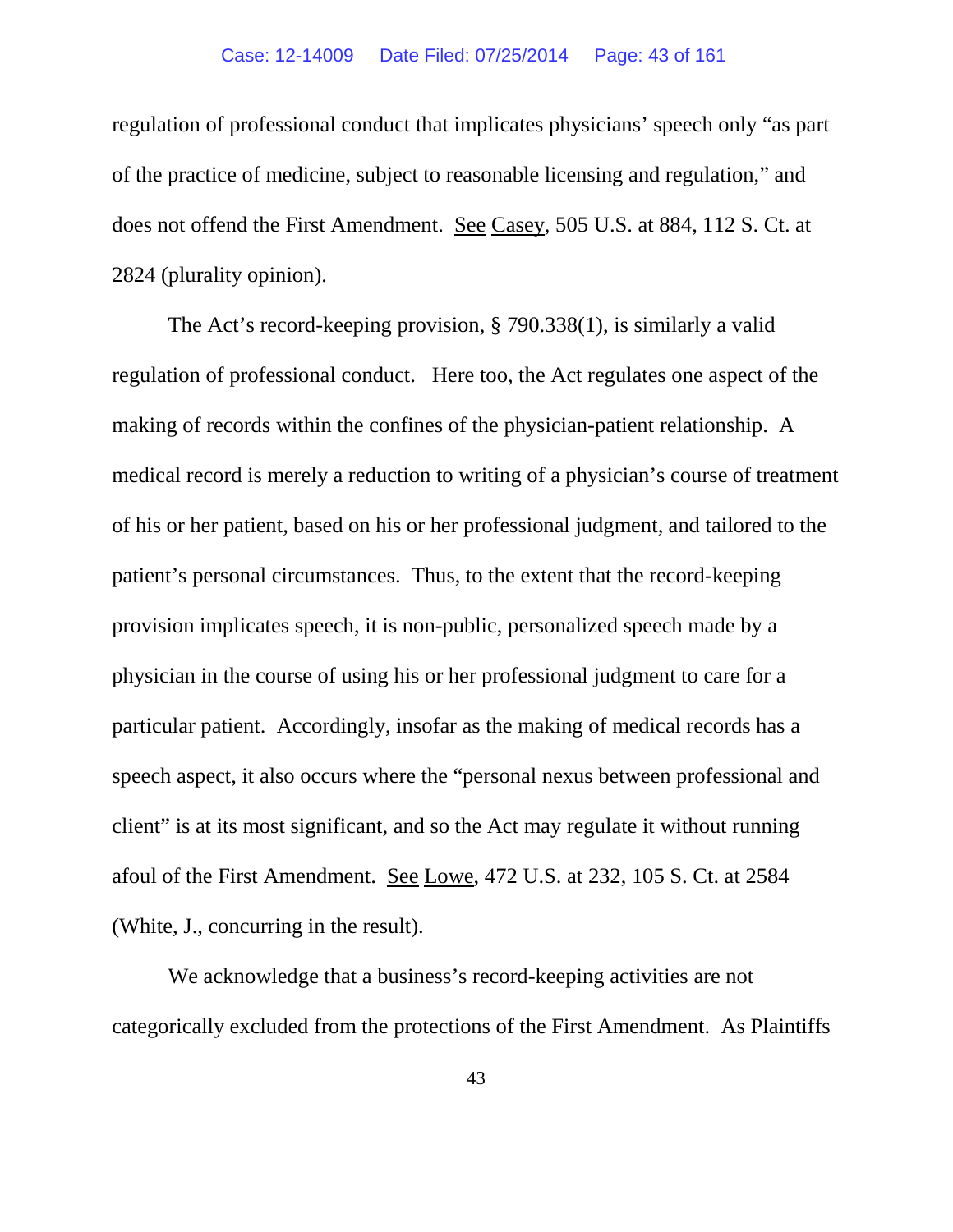regulation of professional conduct that implicates physicians' speech only "as part of the practice of medicine, subject to reasonable licensing and regulation," and does not offend the First Amendment. See Casey, 505 U.S. at 884, 112 S. Ct. at 2824 (plurality opinion).

The Act's record-keeping provision, § 790.338(1), is similarly a valid regulation of professional conduct. Here too, the Act regulates one aspect of the making of records within the confines of the physician-patient relationship. A medical record is merely a reduction to writing of a physician's course of treatment of his or her patient, based on his or her professional judgment, and tailored to the patient's personal circumstances. Thus, to the extent that the record-keeping provision implicates speech, it is non-public, personalized speech made by a physician in the course of using his or her professional judgment to care for a particular patient. Accordingly, insofar as the making of medical records has a speech aspect, it also occurs where the "personal nexus between professional and client" is at its most significant, and so the Act may regulate it without running afoul of the First Amendment. See Lowe, 472 U.S. at 232, 105 S. Ct. at 2584 (White, J., concurring in the result).

We acknowledge that a business's record-keeping activities are not categorically excluded from the protections of the First Amendment. As Plaintiffs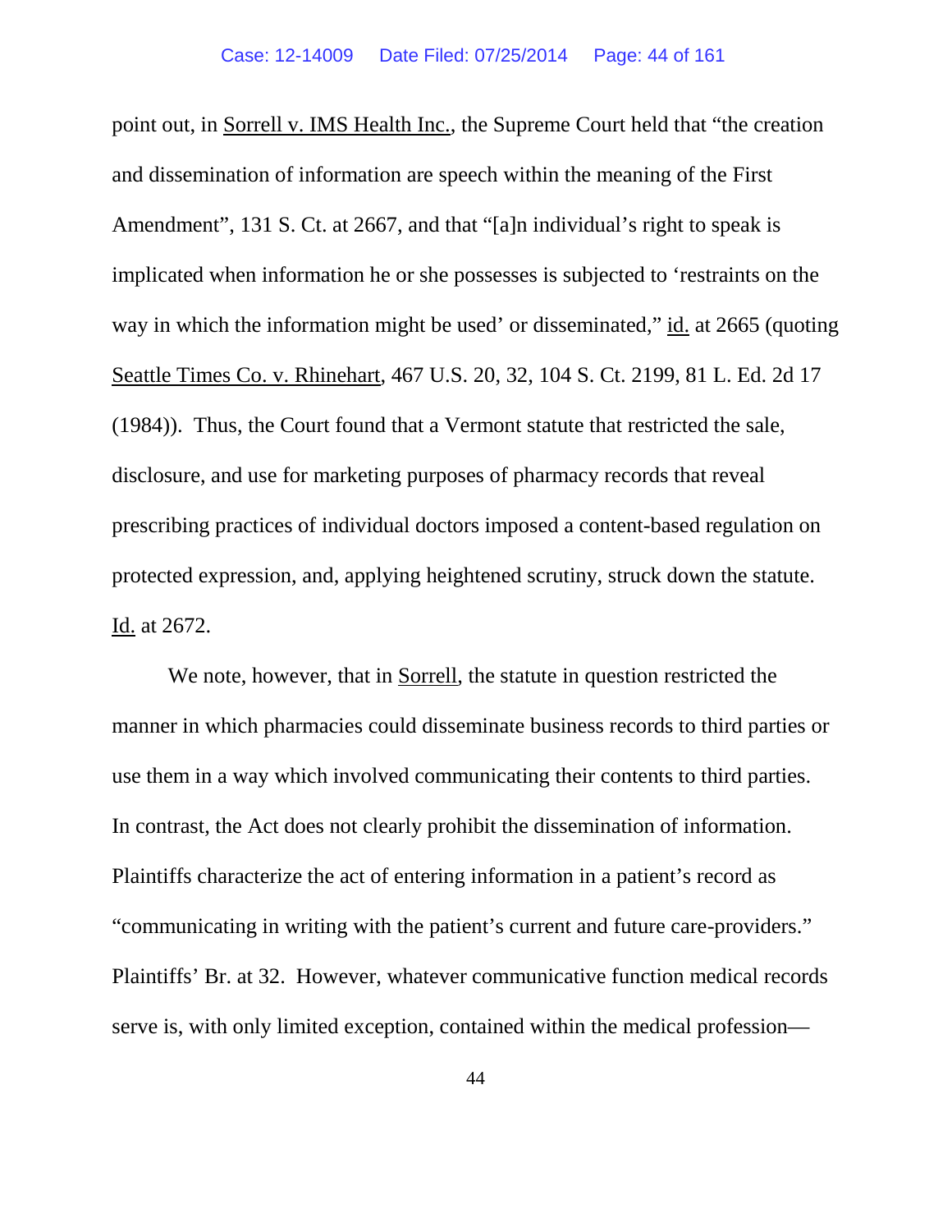point out, in Sorrell v. IMS Health Inc., the Supreme Court held that "the creation and dissemination of information are speech within the meaning of the First Amendment", 131 S. Ct. at 2667, and that "[a]n individual's right to speak is implicated when information he or she possesses is subjected to 'restraints on the way in which the information might be used' or disseminated," id. at 2665 (quoting Seattle Times Co. v. Rhinehart, 467 U.S. 20, 32, 104 S. Ct. 2199, 81 L. Ed. 2d 17 (1984)). Thus, the Court found that a Vermont statute that restricted the sale, disclosure, and use for marketing purposes of pharmacy records that reveal prescribing practices of individual doctors imposed a content-based regulation on protected expression, and, applying heightened scrutiny, struck down the statute. Id. at 2672.

We note, however, that in Sorrell, the statute in question restricted the manner in which pharmacies could disseminate business records to third parties or use them in a way which involved communicating their contents to third parties. In contrast, the Act does not clearly prohibit the dissemination of information. Plaintiffs characterize the act of entering information in a patient's record as "communicating in writing with the patient's current and future care-providers." Plaintiffs' Br. at 32. However, whatever communicative function medical records serve is, with only limited exception, contained within the medical profession—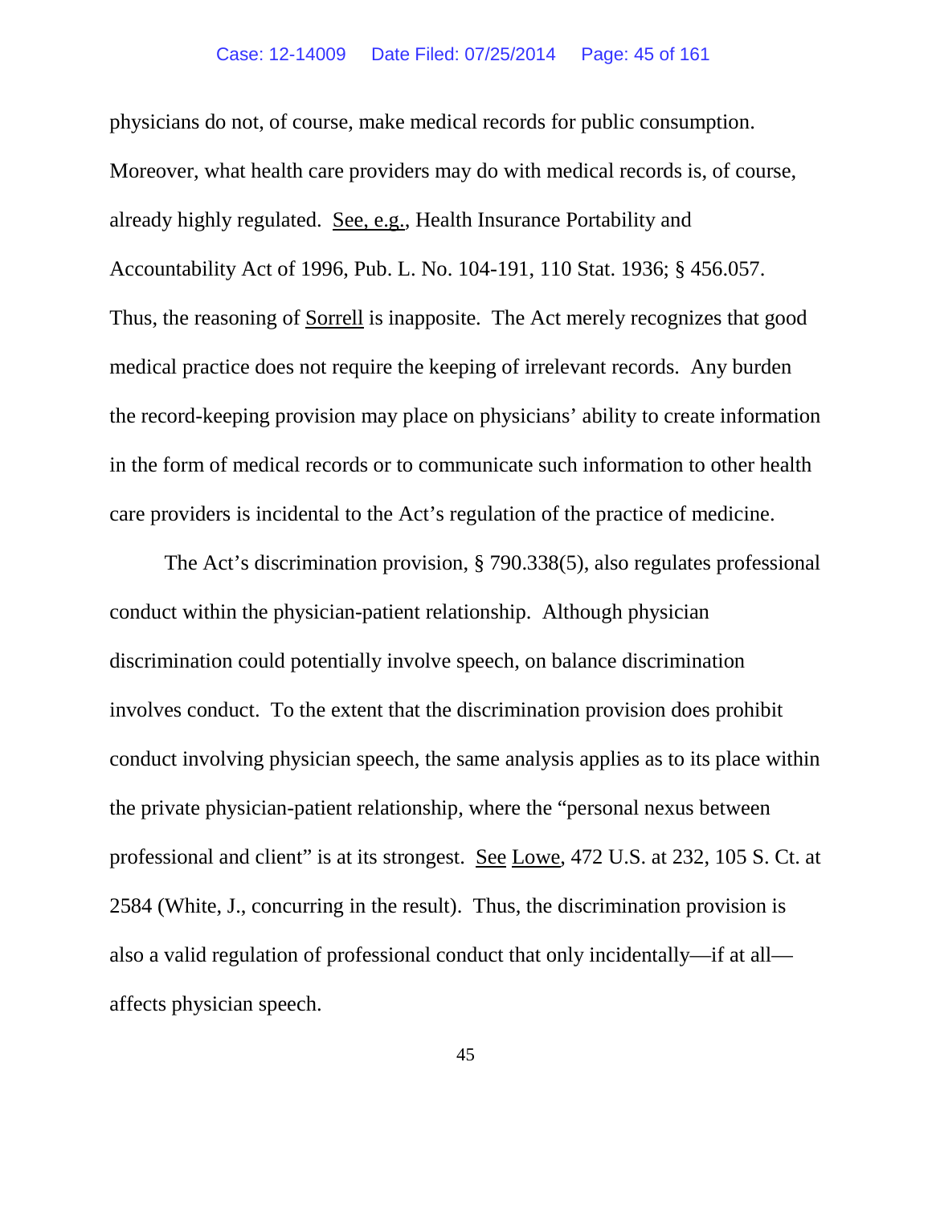physicians do not, of course, make medical records for public consumption. Moreover, what health care providers may do with medical records is, of course, already highly regulated. See, e.g., Health Insurance Portability and Accountability Act of 1996, Pub. L. No. 104-191, 110 Stat. 1936; § 456.057. Thus, the reasoning of Sorrell is inapposite. The Act merely recognizes that good medical practice does not require the keeping of irrelevant records. Any burden the record-keeping provision may place on physicians' ability to create information in the form of medical records or to communicate such information to other health care providers is incidental to the Act's regulation of the practice of medicine.

The Act's discrimination provision, § 790.338(5), also regulates professional conduct within the physician-patient relationship. Although physician discrimination could potentially involve speech, on balance discrimination involves conduct. To the extent that the discrimination provision does prohibit conduct involving physician speech, the same analysis applies as to its place within the private physician-patient relationship, where the "personal nexus between professional and client" is at its strongest. See Lowe, 472 U.S. at 232, 105 S. Ct. at 2584 (White, J., concurring in the result). Thus, the discrimination provision is also a valid regulation of professional conduct that only incidentally—if at all—affects physician speech.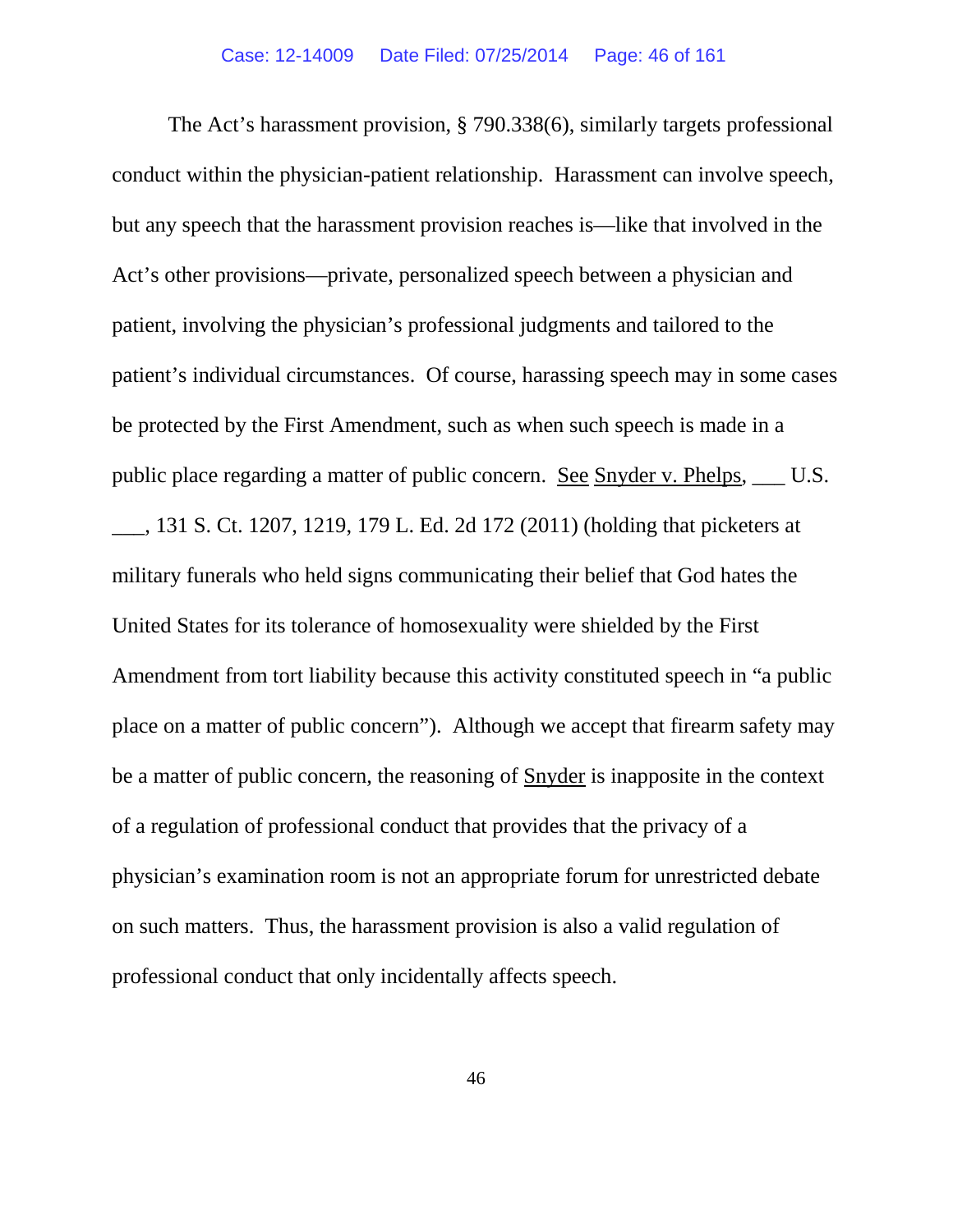The Act's harassment provision, § 790.338(6), similarly targets professional conduct within the physician-patient relationship. Harassment can involve speech, but any speech that the harassment provision reaches is—like that involved in the Act's other provisions—private, personalized speech between a physician and patient, involving the physician's professional judgments and tailored to the patient's individual circumstances. Of course, harassing speech may in some cases be protected by the First Amendment, such as when such speech is made in a public place regarding a matter of public concern. See Snyder v. Phelps, ___ U.S. ___, 131 S. Ct. 1207, 1219, 179 L. Ed. 2d 172 (2011) (holding that picketers at military funerals who held signs communicating their belief that God hates the United States for its tolerance of homosexuality were shielded by the First Amendment from tort liability because this activity constituted speech in "a public place on a matter of public concern"). Although we accept that firearm safety may be a matter of public concern, the reasoning of Snyder is inapposite in the context of a regulation of professional conduct that provides that the privacy of a physician's examination room is not an appropriate forum for unrestricted debate on such matters. Thus, the harassment provision is also a valid regulation of professional conduct that only incidentally affects speech.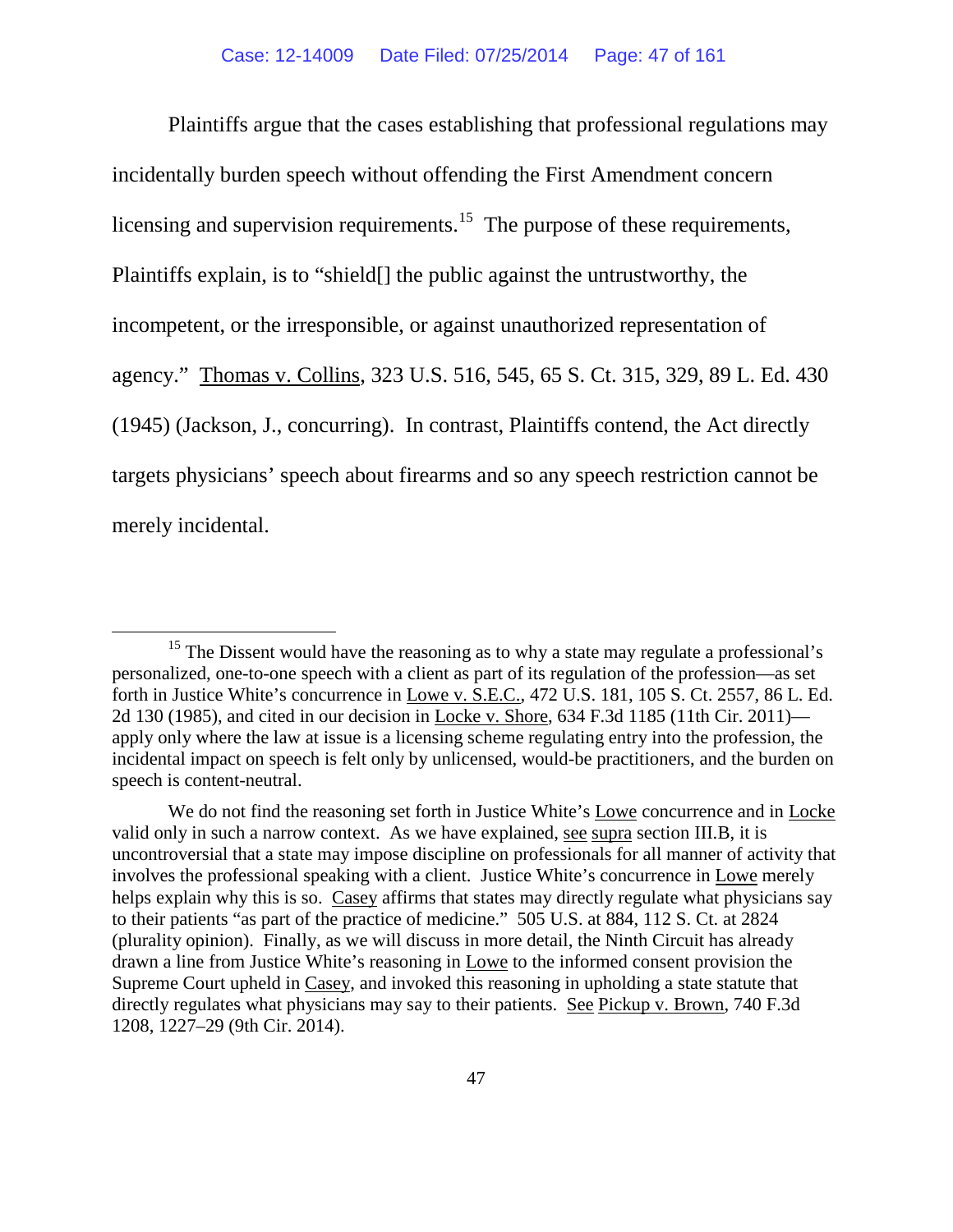Plaintiffs argue that the cases establishing that professional regulations may incidentally burden speech without offending the First Amendment concern licensing and supervision requirements.[15] The purpose of these requirements, Plaintiffs explain, is to "shield[] the public against the untrustworthy, the incompetent, or the irresponsible, or against unauthorized representation of agency." Thomas v. Collins, 323 U.S. 516, 545, 65 S. Ct. 315, 329, 89 L. Ed. 430 (1945) (Jackson, J., concurring). In contrast, Plaintiffs contend, the Act directly targets physicians' speech about firearms and so any speech restriction cannot be merely incidental.

---

[15] The Dissent would have the reasoning as to why a state may regulate a professional's personalized, one-to-one speech with a client as part of its regulation of the profession—as set forth in Justice White's concurrence in Lowe v. S.E.C., 472 U.S. 181, 105 S. Ct. 2557, 86 L. Ed. 2d 130 (1985), and cited in our decision in Locke v. Shore, 634 F.3d 1185 (11th Cir. 2011)—apply only where the law at issue is a licensing scheme regulating entry into the profession, the incidental impact on speech is felt only by unlicensed, would-be practitioners, and the burden on speech is content-neutral.

We do not find the reasoning set forth in Justice White's Lowe concurrence and in Locke valid only in such a narrow context. As we have explained, see supra section III.B, it is uncontroversial that a state may impose discipline on professionals for all manner of activity that involves the professional speaking with a client. Justice White's concurrence in Lowe merely helps explain why this is so. Casey affirms that states may directly regulate what physicians say to their patients "as part of the practice of medicine." 505 U.S. at 884, 112 S. Ct. at 2824 (plurality opinion). Finally, as we will discuss in more detail, the Ninth Circuit has already drawn a line from Justice White's reasoning in Lowe to the informed consent provision the Supreme Court upheld in Casey, and invoked this reasoning in upholding a state statute that directly regulates what physicians may say to their patients. See Pickup v. Brown, 740 F.3d 1208, 1227–29 (9th Cir. 2014).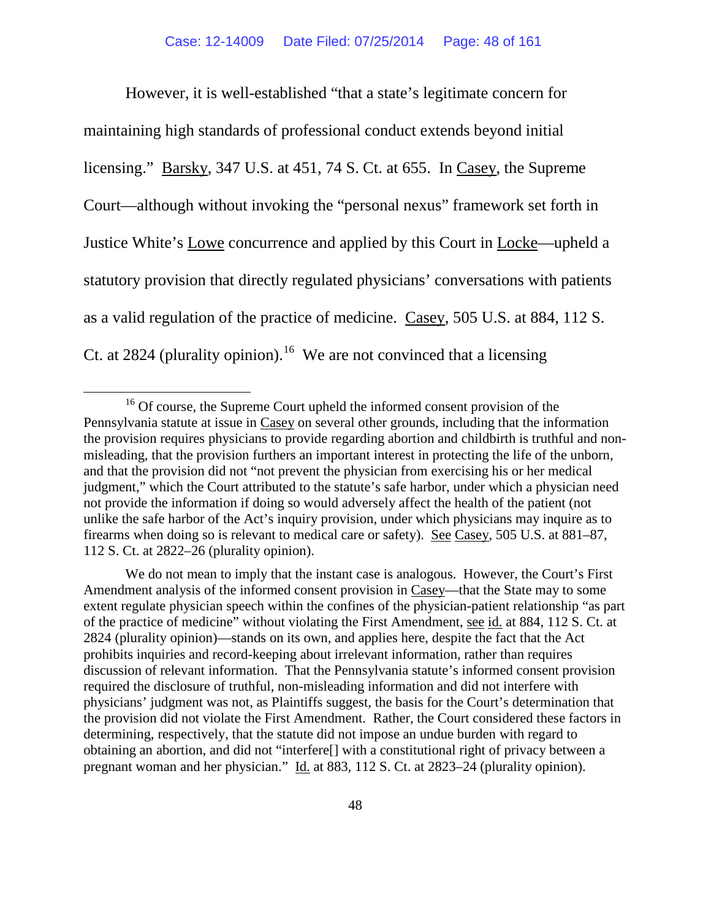However, it is well-established "that a state's legitimate concern for maintaining high standards of professional conduct extends beyond initial licensing." Barsky, 347 U.S. at 451, 74 S. Ct. at 655. In Casey, the Supreme Court—although without invoking the "personal nexus" framework set forth in Justice White's Lowe concurrence and applied by this Court in Locke—upheld a statutory provision that directly regulated physicians' conversations with patients as a valid regulation of the practice of medicine. Casey, 505 U.S. at 884, 112 S. Ct. at 2824 (plurality opinion).[16] We are not convinced that a licensing

---

[16] Of course, the Supreme Court upheld the informed consent provision of the Pennsylvania statute at issue in Casey on several other grounds, including that the information the provision requires physicians to provide regarding abortion and childbirth is truthful and non-misleading, that the provision furthers an important interest in protecting the life of the unborn, and that the provision did not "not prevent the physician from exercising his or her medical judgment," which the Court attributed to the statute's safe harbor, under which a physician need not provide the information if doing so would adversely affect the health of the patient (not unlike the safe harbor of the Act's inquiry provision, under which physicians may inquire as to firearms when doing so is relevant to medical care or safety). See Casey, 505 U.S. at 881–87, 112 S. Ct. at 2822–26 (plurality opinion).

We do not mean to imply that the instant case is analogous. However, the Court's First Amendment analysis of the informed consent provision in Casey—that the State may to some extent regulate physician speech within the confines of the physician-patient relationship "as part of the practice of medicine" without violating the First Amendment, see id. at 884, 112 S. Ct. at 2824 (plurality opinion)—stands on its own, and applies here, despite the fact that the Act prohibits inquiries and record-keeping about irrelevant information, rather than requires discussion of relevant information. That the Pennsylvania statute's informed consent provision required the disclosure of truthful, non-misleading information and did not interfere with physicians' judgment was not, as Plaintiffs suggest, the basis for the Court's determination that the provision did not violate the First Amendment. Rather, the Court considered these factors in determining, respectively, that the statute did not impose an undue burden with regard to obtaining an abortion, and did not "interfere[] with a constitutional right of privacy between a pregnant woman and her physician." Id. at 883, 112 S. Ct. at 2823–24 (plurality opinion).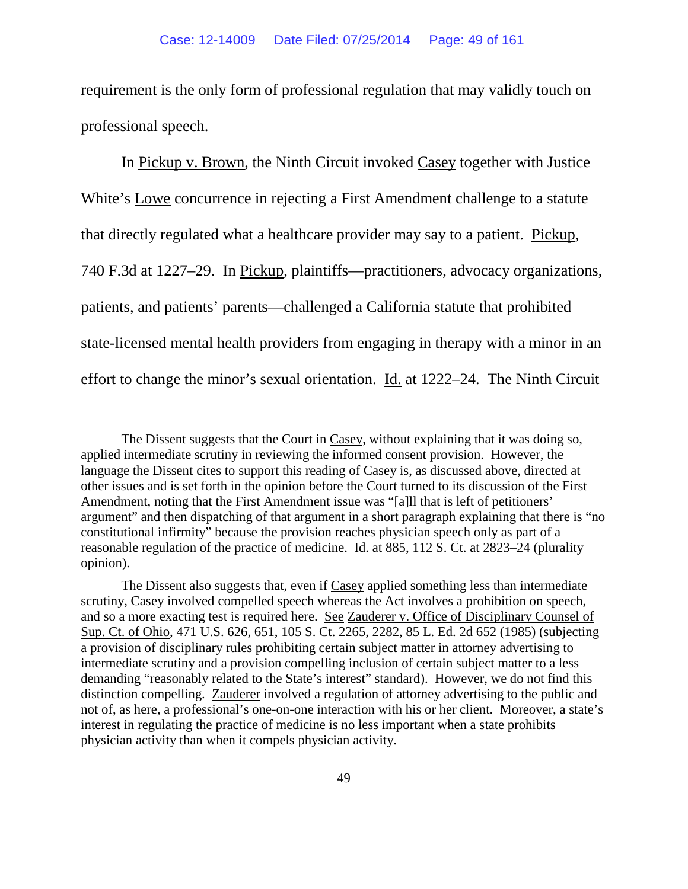requirement is the only form of professional regulation that may validly touch on professional speech.

In Pickup v. Brown, the Ninth Circuit invoked Casey together with Justice White's Lowe concurrence in rejecting a First Amendment challenge to a statute that directly regulated what a healthcare provider may say to a patient. Pickup, 740 F.3d at 1227–29. In Pickup, plaintiffs—practitioners, advocacy organizations, patients, and patients' parents—challenged a California statute that prohibited state-licensed mental health providers from engaging in therapy with a minor in an effort to change the minor's sexual orientation. Id. at 1222–24. The Ninth Circuit

---

The Dissent suggests that the Court in Casey, without explaining that it was doing so, applied intermediate scrutiny in reviewing the informed consent provision. However, the language the Dissent cites to support this reading of Casey is, as discussed above, directed at other issues and is set forth in the opinion before the Court turned to its discussion of the First Amendment, noting that the First Amendment issue was "[a]ll that is left of petitioners' argument" and then dispatching of that argument in a short paragraph explaining that there is "no constitutional infirmity" because the provision reaches physician speech only as part of a reasonable regulation of the practice of medicine. Id. at 885, 112 S. Ct. at 2823–24 (plurality opinion).

The Dissent also suggests that, even if Casey applied something less than intermediate scrutiny, Casey involved compelled speech whereas the Act involves a prohibition on speech, and so a more exacting test is required here. See Zauderer v. Office of Disciplinary Counsel of Sup. Ct. of Ohio, 471 U.S. 626, 651, 105 S. Ct. 2265, 2282, 85 L. Ed. 2d 652 (1985) (subjecting a provision of disciplinary rules prohibiting certain subject matter in attorney advertising to intermediate scrutiny and a provision compelling inclusion of certain subject matter to a less demanding "reasonably related to the State's interest" standard). However, we do not find this distinction compelling. Zauderer involved a regulation of attorney advertising to the public and not of, as here, a professional's one-on-one interaction with his or her client. Moreover, a state's interest in regulating the practice of medicine is no less important when a state prohibits physician activity than when it compels physician activity.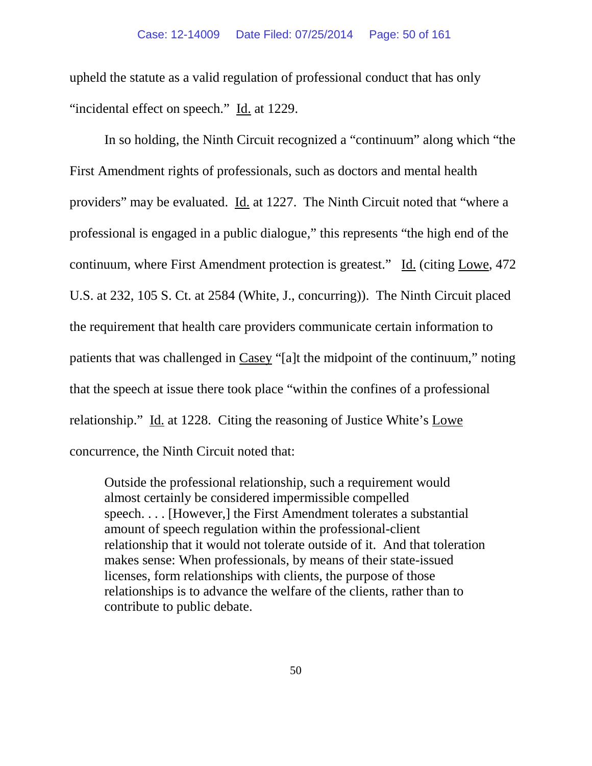upheld the statute as a valid regulation of professional conduct that has only "incidental effect on speech." Id. at 1229.

In so holding, the Ninth Circuit recognized a "continuum" along which "the First Amendment rights of professionals, such as doctors and mental health providers" may be evaluated. Id. at 1227. The Ninth Circuit noted that "where a professional is engaged in a public dialogue," this represents "the high end of the continuum, where First Amendment protection is greatest." Id. (citing Lowe, 472 U.S. at 232, 105 S. Ct. at 2584 (White, J., concurring)). The Ninth Circuit placed the requirement that health care providers communicate certain information to patients that was challenged in Casey "[a]t the midpoint of the continuum," noting that the speech at issue there took place "within the confines of a professional relationship." Id. at 1228. Citing the reasoning of Justice White's Lowe concurrence, the Ninth Circuit noted that:

> Outside the professional relationship, such a requirement would almost certainly be considered impermissible compelled speech. . . . [However,] the First Amendment tolerates a substantial amount of speech regulation within the professional-client relationship that it would not tolerate outside of it. And that toleration makes sense: When professionals, by means of their state-issued licenses, form relationships with clients, the purpose of those relationships is to advance the welfare of the clients, rather than to contribute to public debate.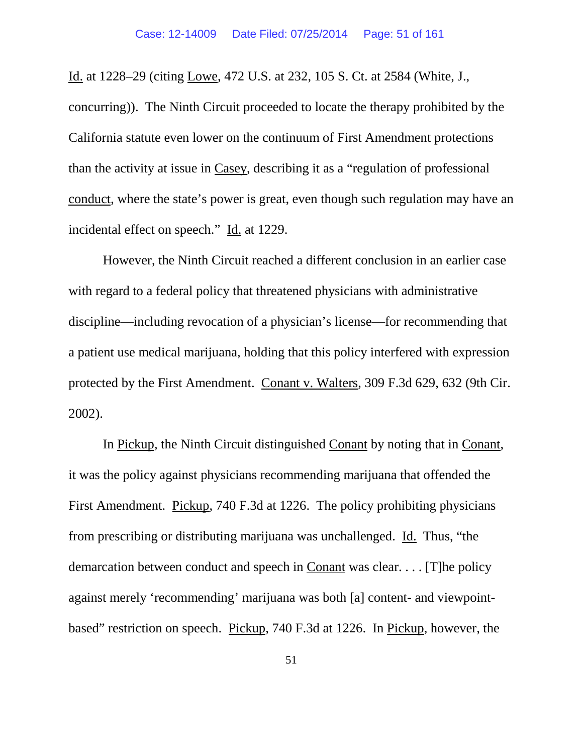Id. at 1228–29 (citing Lowe, 472 U.S. at 232, 105 S. Ct. at 2584 (White, J., concurring)). The Ninth Circuit proceeded to locate the therapy prohibited by the California statute even lower on the continuum of First Amendment protections than the activity at issue in Casey, describing it as a "regulation of professional conduct, where the state's power is great, even though such regulation may have an incidental effect on speech." Id. at 1229.

However, the Ninth Circuit reached a different conclusion in an earlier case with regard to a federal policy that threatened physicians with administrative discipline—including revocation of a physician's license—for recommending that a patient use medical marijuana, holding that this policy interfered with expression protected by the First Amendment. Conant v. Walters, 309 F.3d 629, 632 (9th Cir. 2002).

In Pickup, the Ninth Circuit distinguished Conant by noting that in Conant, it was the policy against physicians recommending marijuana that offended the First Amendment. Pickup, 740 F.3d at 1226. The policy prohibiting physicians from prescribing or distributing marijuana was unchallenged. Id. Thus, "the demarcation between conduct and speech in Conant was clear. . . . [T]he policy against merely 'recommending' marijuana was both [a] content- and viewpoint-based" restriction on speech. Pickup, 740 F.3d at 1226. In Pickup, however, the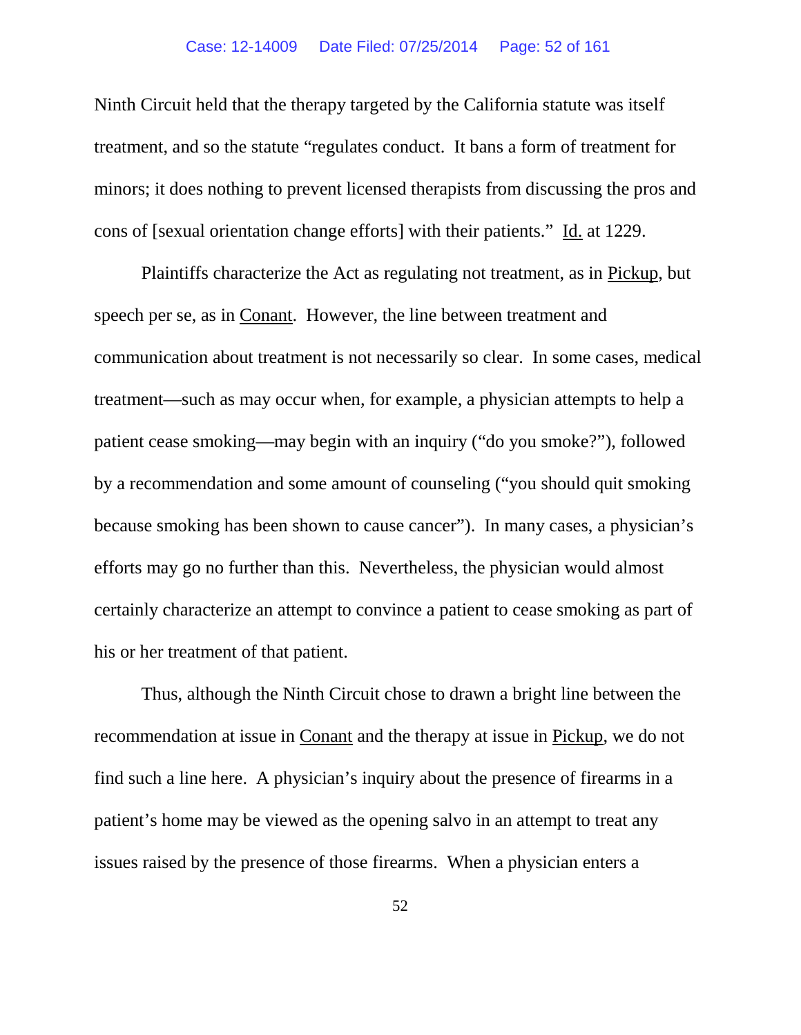Ninth Circuit held that the therapy targeted by the California statute was itself treatment, and so the statute "regulates conduct. It bans a form of treatment for minors; it does nothing to prevent licensed therapists from discussing the pros and cons of [sexual orientation change efforts] with their patients." Id. at 1229.

Plaintiffs characterize the Act as regulating not treatment, as in Pickup, but speech per se, as in Conant. However, the line between treatment and communication about treatment is not necessarily so clear. In some cases, medical treatment—such as may occur when, for example, a physician attempts to help a patient cease smoking—may begin with an inquiry ("do you smoke?"), followed by a recommendation and some amount of counseling ("you should quit smoking because smoking has been shown to cause cancer"). In many cases, a physician's efforts may go no further than this. Nevertheless, the physician would almost certainly characterize an attempt to convince a patient to cease smoking as part of his or her treatment of that patient.

Thus, although the Ninth Circuit chose to drawn a bright line between the recommendation at issue in Conant and the therapy at issue in Pickup, we do not find such a line here. A physician's inquiry about the presence of firearms in a patient's home may be viewed as the opening salvo in an attempt to treat any issues raised by the presence of those firearms. When a physician enters a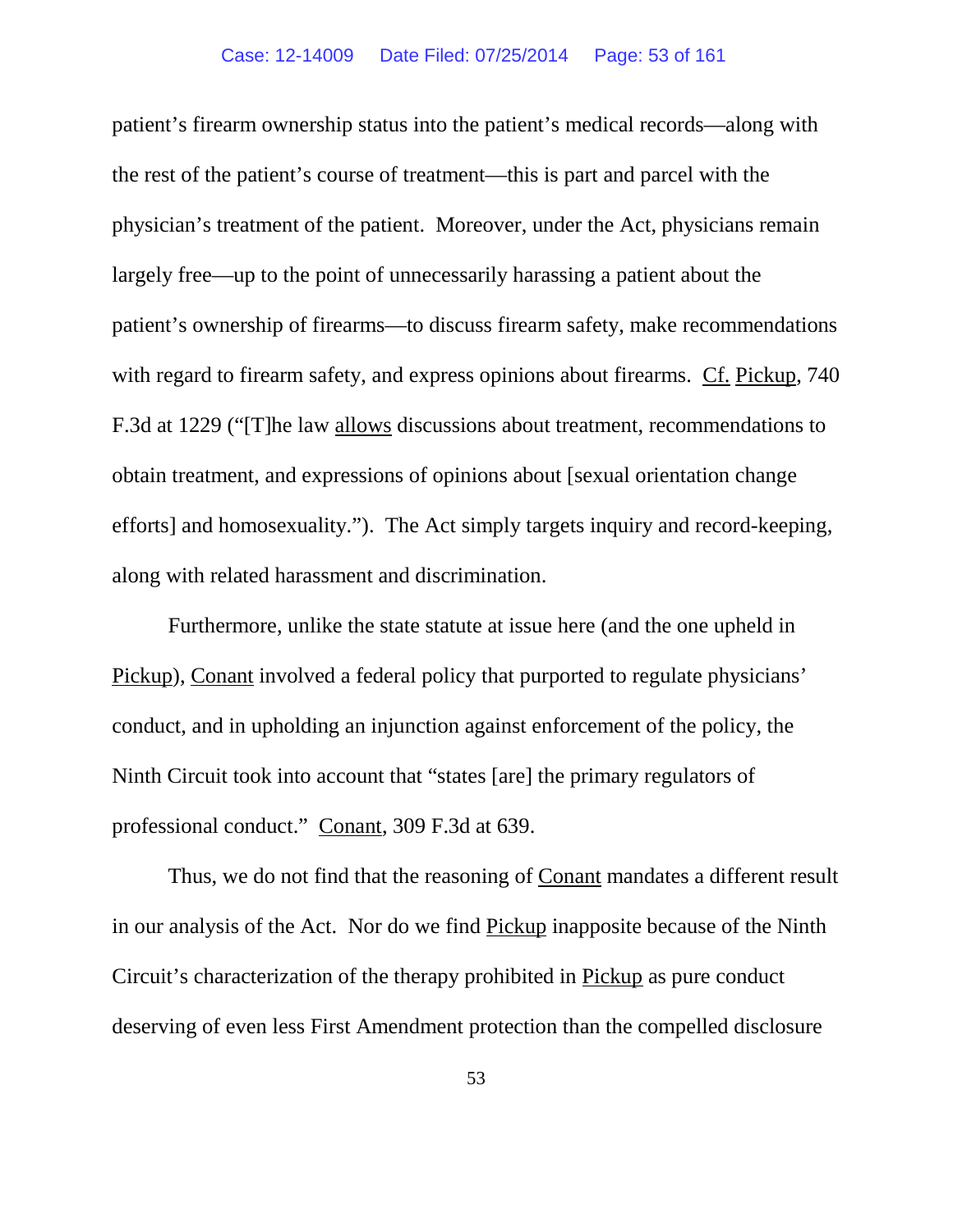patient's firearm ownership status into the patient's medical records—along with the rest of the patient's course of treatment—this is part and parcel with the physician's treatment of the patient. Moreover, under the Act, physicians remain largely free—up to the point of unnecessarily harassing a patient about the patient's ownership of firearms—to discuss firearm safety, make recommendations with regard to firearm safety, and express opinions about firearms. Cf. Pickup, 740 F.3d at 1229 ("[T]he law allows discussions about treatment, recommendations to obtain treatment, and expressions of opinions about [sexual orientation change efforts] and homosexuality."). The Act simply targets inquiry and record-keeping, along with related harassment and discrimination.

Furthermore, unlike the state statute at issue here (and the one upheld in Pickup), Conant involved a federal policy that purported to regulate physicians' conduct, and in upholding an injunction against enforcement of the policy, the Ninth Circuit took into account that "states [are] the primary regulators of professional conduct." Conant, 309 F.3d at 639.

Thus, we do not find that the reasoning of Conant mandates a different result in our analysis of the Act. Nor do we find Pickup inapposite because of the Ninth Circuit's characterization of the therapy prohibited in Pickup as pure conduct deserving of even less First Amendment protection than the compelled disclosure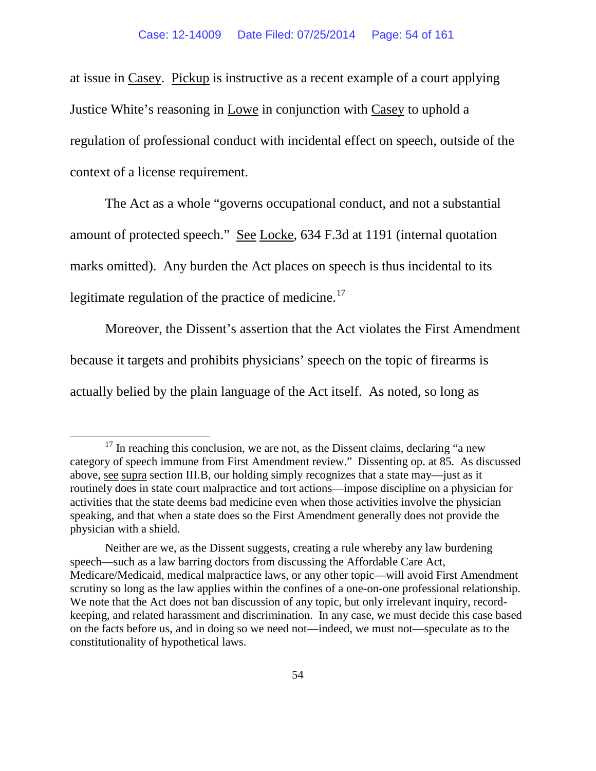at issue in Casey. Pickup is instructive as a recent example of a court applying Justice White's reasoning in Lowe in conjunction with Casey to uphold a regulation of professional conduct with incidental effect on speech, outside of the context of a license requirement.

The Act as a whole "governs occupational conduct, and not a substantial amount of protected speech." See Locke, 634 F.3d at 1191 (internal quotation marks omitted). Any burden the Act places on speech is thus incidental to its legitimate regulation of the practice of medicine.[17]

Moreover, the Dissent's assertion that the Act violates the First Amendment because it targets and prohibits physicians' speech on the topic of firearms is actually belied by the plain language of the Act itself. As noted, so long as

---

[17] In reaching this conclusion, we are not, as the Dissent claims, declaring "a new category of speech immune from First Amendment review." Dissenting op. at 85. As discussed above, see supra section III.B, our holding simply recognizes that a state may—just as it routinely does in state court malpractice and tort actions—impose discipline on a physician for activities that the state deems bad medicine even when those activities involve the physician speaking, and that when a state does so the First Amendment generally does not provide the physician with a shield.

Neither are we, as the Dissent suggests, creating a rule whereby any law burdening speech—such as a law barring doctors from discussing the Affordable Care Act, Medicare/Medicaid, medical malpractice laws, or any other topic—will avoid First Amendment scrutiny so long as the law applies within the confines of a one-on-one professional relationship. We note that the Act does not ban discussion of any topic, but only irrelevant inquiry, record-keeping, and related harassment and discrimination. In any case, we must decide this case based on the facts before us, and in doing so we need not—indeed, we must not—speculate as to the constitutionality of hypothetical laws.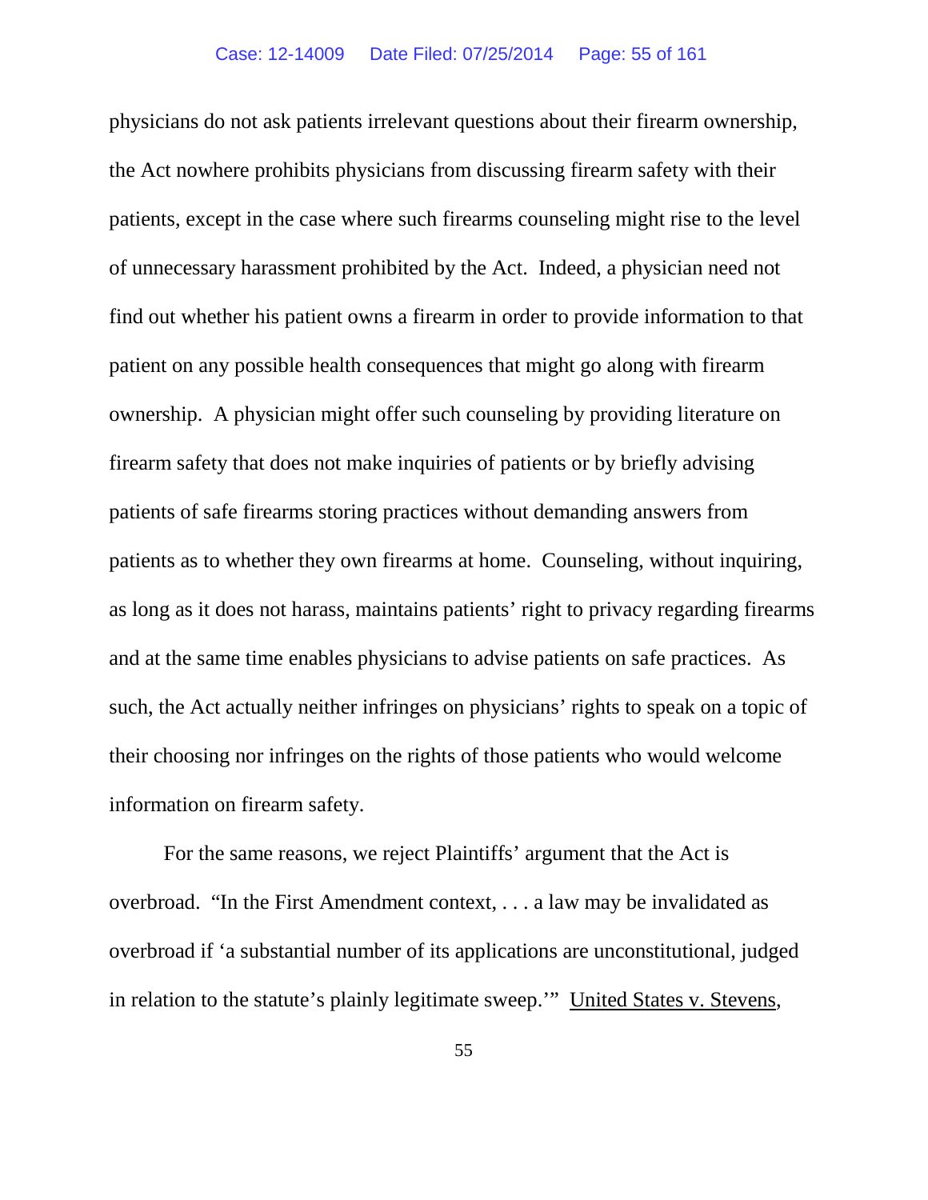physicians do not ask patients irrelevant questions about their firearm ownership, the Act nowhere prohibits physicians from discussing firearm safety with their patients, except in the case where such firearms counseling might rise to the level of unnecessary harassment prohibited by the Act. Indeed, a physician need not find out whether his patient owns a firearm in order to provide information to that patient on any possible health consequences that might go along with firearm ownership. A physician might offer such counseling by providing literature on firearm safety that does not make inquiries of patients or by briefly advising patients of safe firearms storing practices without demanding answers from patients as to whether they own firearms at home. Counseling, without inquiring, as long as it does not harass, maintains patients' right to privacy regarding firearms and at the same time enables physicians to advise patients on safe practices. As such, the Act actually neither infringes on physicians' rights to speak on a topic of their choosing nor infringes on the rights of those patients who would welcome information on firearm safety.

For the same reasons, we reject Plaintiffs' argument that the Act is overbroad. "In the First Amendment context, . . . a law may be invalidated as overbroad if 'a substantial number of its applications are unconstitutional, judged in relation to the statute's plainly legitimate sweep.'" United States v. Stevens,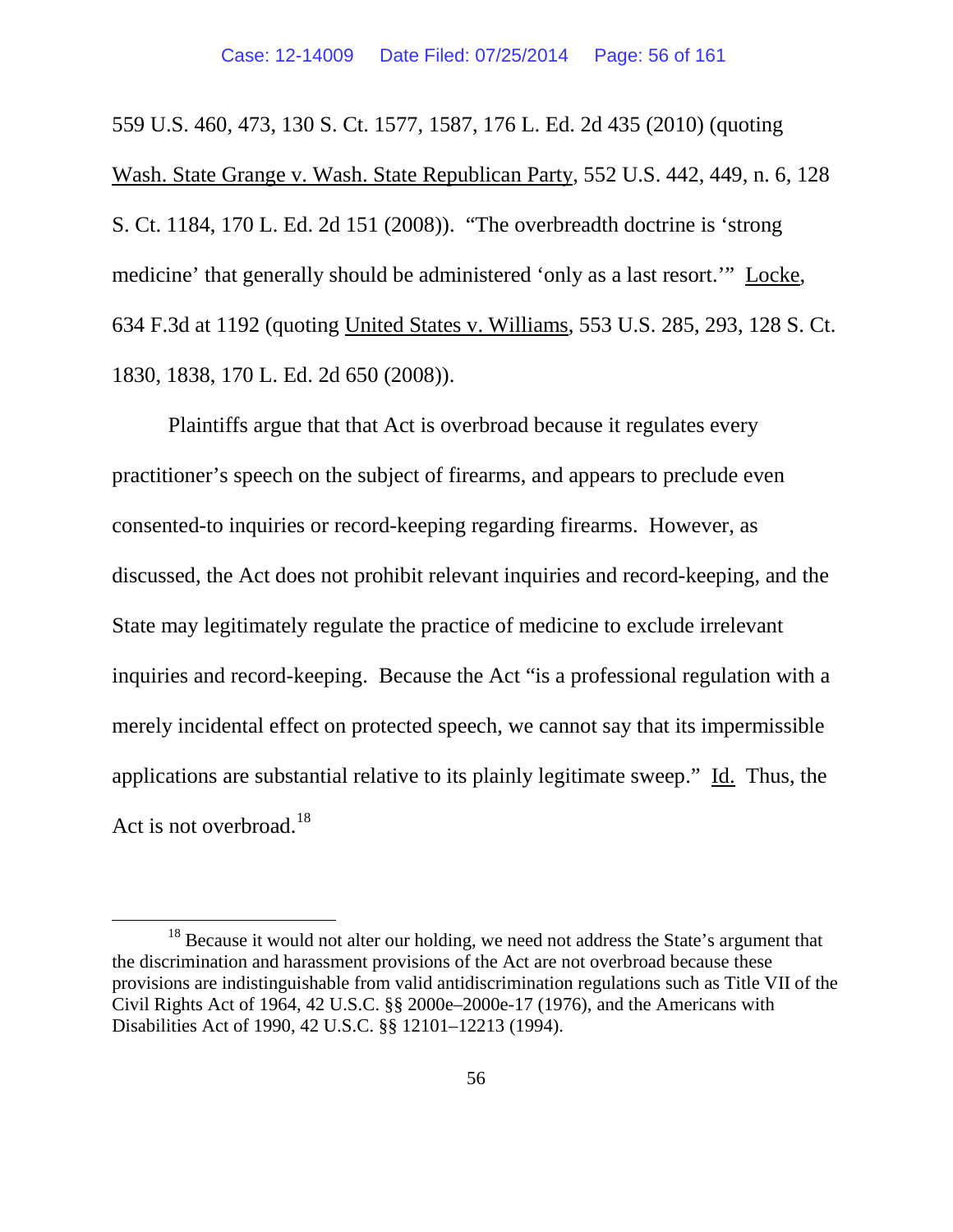559 U.S. 460, 473, 130 S. Ct. 1577, 1587, 176 L. Ed. 2d 435 (2010) (quoting Wash. State Grange v. Wash. State Republican Party, 552 U.S. 442, 449, n. 6, 128 S. Ct. 1184, 170 L. Ed. 2d 151 (2008)). "The overbreadth doctrine is 'strong medicine' that generally should be administered 'only as a last resort.'" Locke, 634 F.3d at 1192 (quoting United States v. Williams, 553 U.S. 285, 293, 128 S. Ct. 1830, 1838, 170 L. Ed. 2d 650 (2008)).

Plaintiffs argue that that Act is overbroad because it regulates every practitioner's speech on the subject of firearms, and appears to preclude even consented-to inquiries or record-keeping regarding firearms. However, as discussed, the Act does not prohibit relevant inquiries and record-keeping, and the State may legitimately regulate the practice of medicine to exclude irrelevant inquiries and record-keeping. Because the Act "is a professional regulation with a merely incidental effect on protected speech, we cannot say that its impermissible applications are substantial relative to its plainly legitimate sweep." Id. Thus, the Act is not overbroad.[18]

[18] Because it would not alter our holding, we need not address the State's argument that the discrimination and harassment provisions of the Act are not overbroad because these provisions are indistinguishable from valid antidiscrimination regulations such as Title VII of the Civil Rights Act of 1964, 42 U.S.C. §§ 2000e–2000e-17 (1976), and the Americans with Disabilities Act of 1990, 42 U.S.C. §§ 12101–12213 (1994).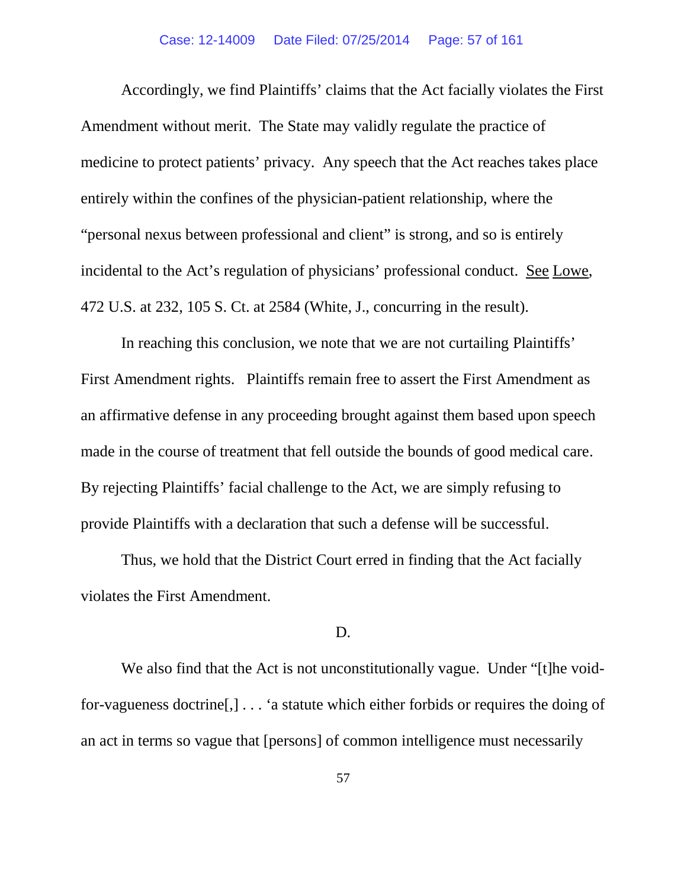Accordingly, we find Plaintiffs' claims that the Act facially violates the First Amendment without merit. The State may validly regulate the practice of medicine to protect patients' privacy. Any speech that the Act reaches takes place entirely within the confines of the physician-patient relationship, where the "personal nexus between professional and client" is strong, and so is entirely incidental to the Act's regulation of physicians' professional conduct. See Lowe, 472 U.S. at 232, 105 S. Ct. at 2584 (White, J., concurring in the result).

In reaching this conclusion, we note that we are not curtailing Plaintiffs' First Amendment rights. Plaintiffs remain free to assert the First Amendment as an affirmative defense in any proceeding brought against them based upon speech made in the course of treatment that fell outside the bounds of good medical care. By rejecting Plaintiffs' facial challenge to the Act, we are simply refusing to provide Plaintiffs with a declaration that such a defense will be successful.

Thus, we hold that the District Court erred in finding that the Act facially violates the First Amendment.

D.

We also find that the Act is not unconstitutionally vague. Under "[t]he void-for-vagueness doctrine[,] . . . 'a statute which either forbids or requires the doing of an act in terms so vague that [persons] of common intelligence must necessarily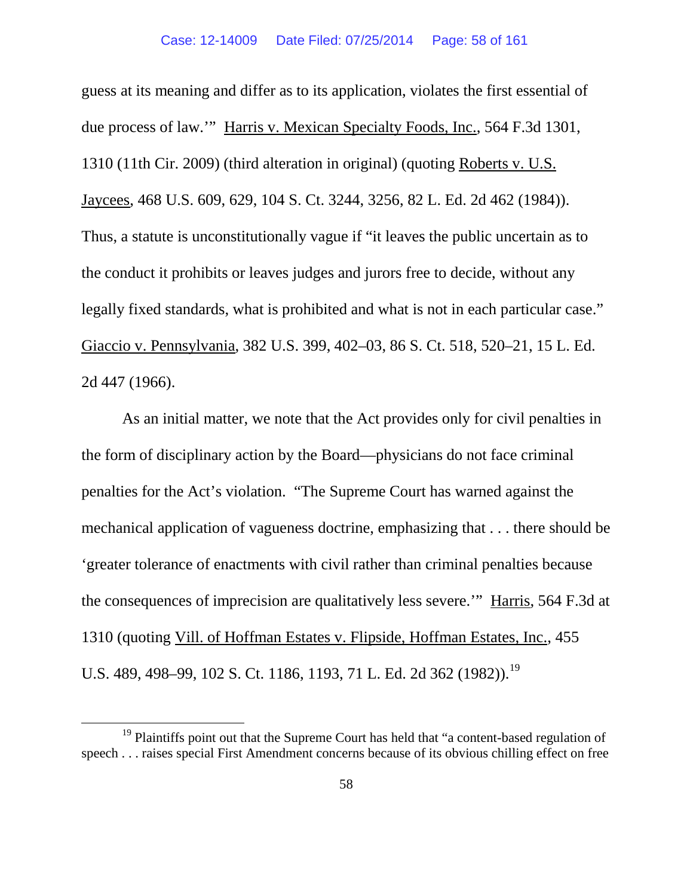guess at its meaning and differ as to its application, violates the first essential of due process of law.'" Harris v. Mexican Specialty Foods, Inc., 564 F.3d 1301, 1310 (11th Cir. 2009) (third alteration in original) (quoting Roberts v. U.S. Jaycees, 468 U.S. 609, 629, 104 S. Ct. 3244, 3256, 82 L. Ed. 2d 462 (1984)). Thus, a statute is unconstitutionally vague if "it leaves the public uncertain as to the conduct it prohibits or leaves judges and jurors free to decide, without any legally fixed standards, what is prohibited and what is not in each particular case." Giaccio v. Pennsylvania, 382 U.S. 399, 402–03, 86 S. Ct. 518, 520–21, 15 L. Ed. 2d 447 (1966).

As an initial matter, we note that the Act provides only for civil penalties in the form of disciplinary action by the Board—physicians do not face criminal penalties for the Act's violation. "The Supreme Court has warned against the mechanical application of vagueness doctrine, emphasizing that . . . there should be 'greater tolerance of enactments with civil rather than criminal penalties because the consequences of imprecision are qualitatively less severe.'" Harris, 564 F.3d at 1310 (quoting Vill. of Hoffman Estates v. Flipside, Hoffman Estates, Inc., 455 U.S. 489, 498–99, 102 S. Ct. 1186, 1193, 71 L. Ed. 2d 362 (1982)).[19]

[19] Plaintiffs point out that the Supreme Court has held that "a content-based regulation of speech . . . raises special First Amendment concerns because of its obvious chilling effect on free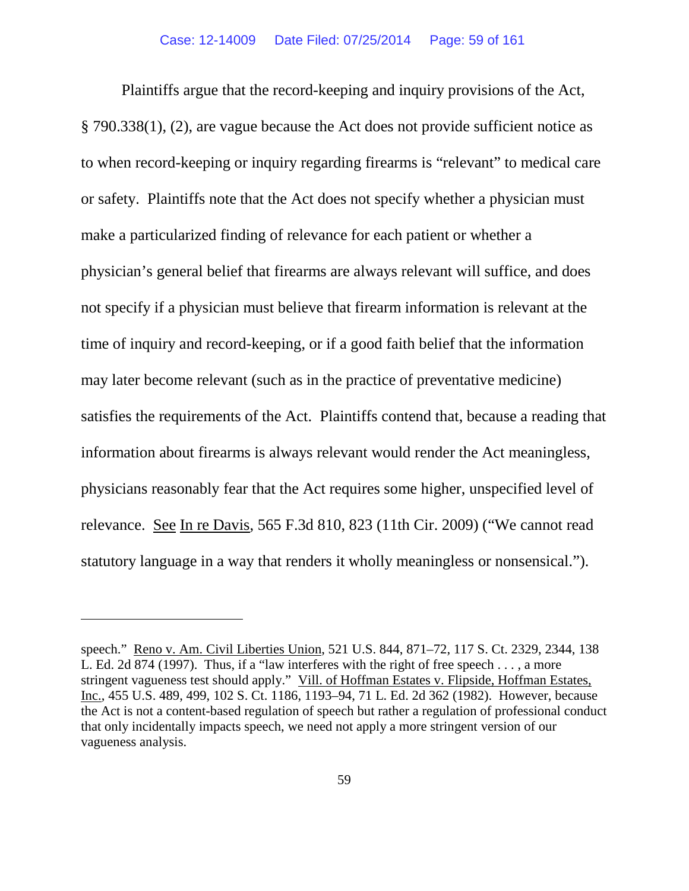Plaintiffs argue that the record-keeping and inquiry provisions of the Act, § 790.338(1), (2), are vague because the Act does not provide sufficient notice as to when record-keeping or inquiry regarding firearms is "relevant" to medical care or safety. Plaintiffs note that the Act does not specify whether a physician must make a particularized finding of relevance for each patient or whether a physician's general belief that firearms are always relevant will suffice, and does not specify if a physician must believe that firearm information is relevant at the time of inquiry and record-keeping, or if a good faith belief that the information may later become relevant (such as in the practice of preventative medicine) satisfies the requirements of the Act. Plaintiffs contend that, because a reading that information about firearms is always relevant would render the Act meaningless, physicians reasonably fear that the Act requires some higher, unspecified level of relevance. See In re Davis, 565 F.3d 810, 823 (11th Cir. 2009) ("We cannot read statutory language in a way that renders it wholly meaningless or nonsensical.").

---

speech." Reno v. Am. Civil Liberties Union, 521 U.S. 844, 871–72, 117 S. Ct. 2329, 2344, 138 L. Ed. 2d 874 (1997). Thus, if a "law interferes with the right of free speech . . . , a more stringent vagueness test should apply." Vill. of Hoffman Estates v. Flipside, Hoffman Estates, Inc., 455 U.S. 489, 499, 102 S. Ct. 1186, 1193–94, 71 L. Ed. 2d 362 (1982). However, because the Act is not a content-based regulation of speech but rather a regulation of professional conduct that only incidentally impacts speech, we need not apply a more stringent version of our vagueness analysis.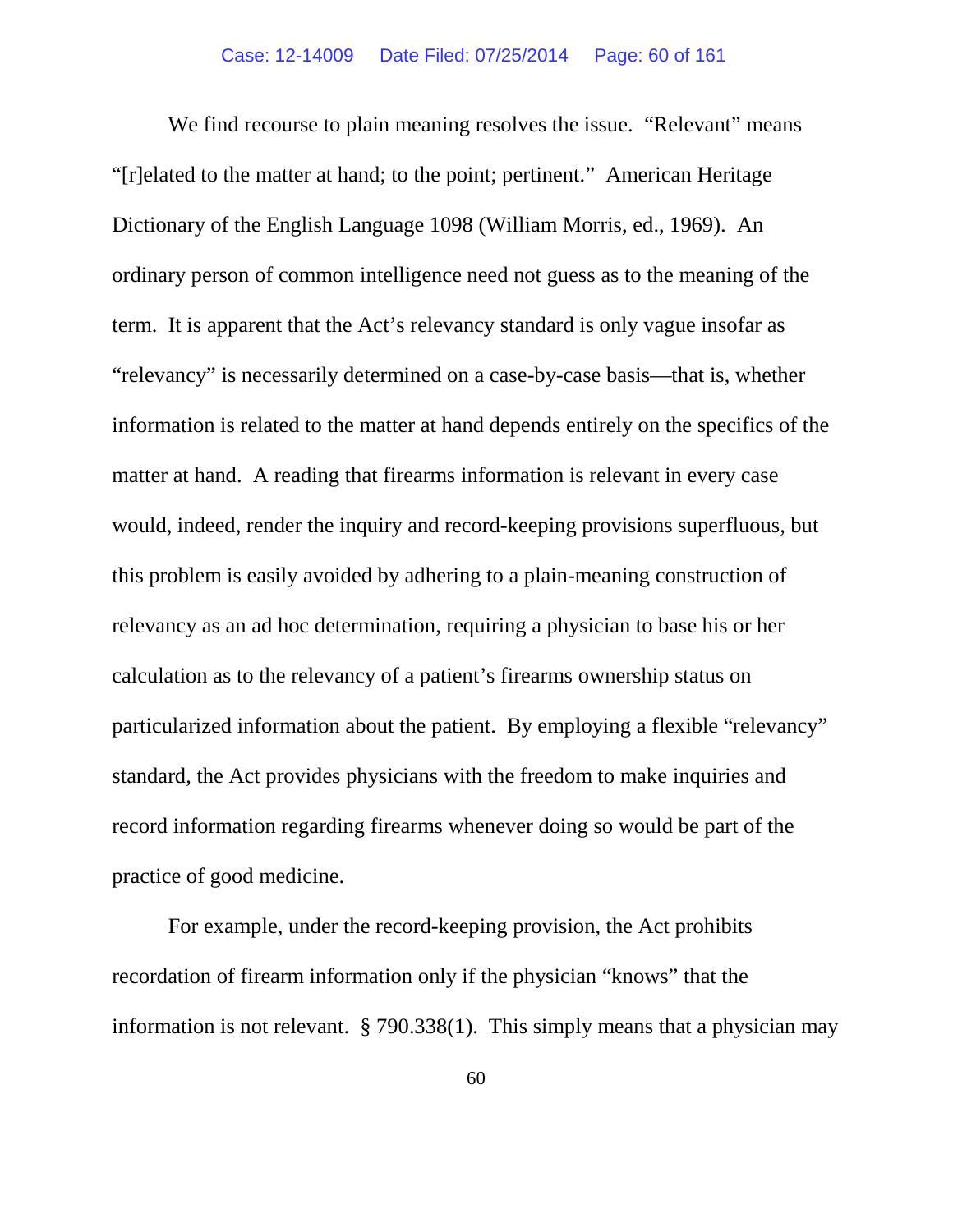We find recourse to plain meaning resolves the issue. "Relevant" means "[r]elated to the matter at hand; to the point; pertinent." American Heritage Dictionary of the English Language 1098 (William Morris, ed., 1969). An ordinary person of common intelligence need not guess as to the meaning of the term. It is apparent that the Act's relevancy standard is only vague insofar as "relevancy" is necessarily determined on a case-by-case basis—that is, whether information is related to the matter at hand depends entirely on the specifics of the matter at hand. A reading that firearms information is relevant in every case would, indeed, render the inquiry and record-keeping provisions superfluous, but this problem is easily avoided by adhering to a plain-meaning construction of relevancy as an ad hoc determination, requiring a physician to base his or her calculation as to the relevancy of a patient's firearms ownership status on particularized information about the patient. By employing a flexible "relevancy" standard, the Act provides physicians with the freedom to make inquiries and record information regarding firearms whenever doing so would be part of the practice of good medicine.

For example, under the record-keeping provision, the Act prohibits recordation of firearm information only if the physician "knows" that the information is not relevant. § 790.338(1). This simply means that a physician may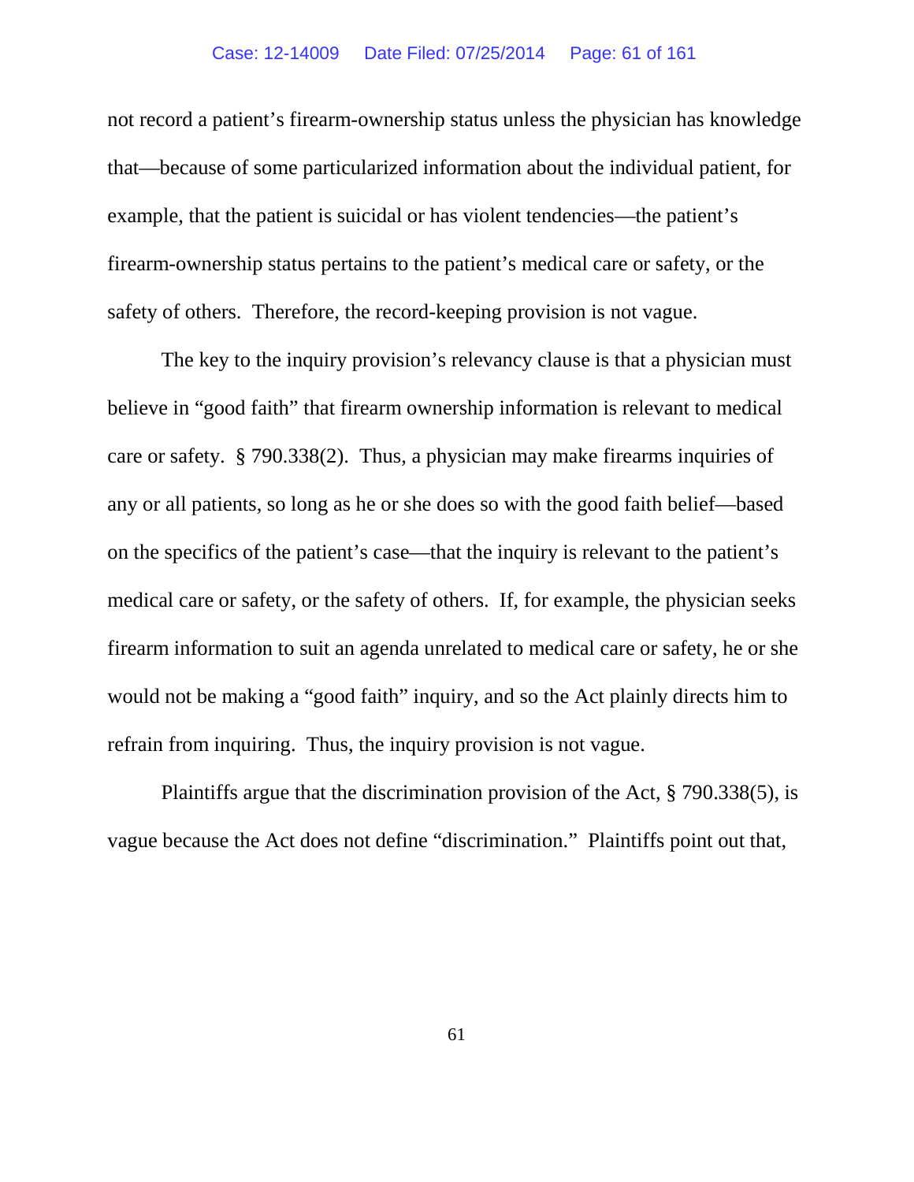not record a patient's firearm-ownership status unless the physician has knowledge that—because of some particularized information about the individual patient, for example, that the patient is suicidal or has violent tendencies—the patient's firearm-ownership status pertains to the patient's medical care or safety, or the safety of others. Therefore, the record-keeping provision is not vague.

The key to the inquiry provision's relevancy clause is that a physician must believe in "good faith" that firearm ownership information is relevant to medical care or safety. § 790.338(2). Thus, a physician may make firearms inquiries of any or all patients, so long as he or she does so with the good faith belief—based on the specifics of the patient's case—that the inquiry is relevant to the patient's medical care or safety, or the safety of others. If, for example, the physician seeks firearm information to suit an agenda unrelated to medical care or safety, he or she would not be making a "good faith" inquiry, and so the Act plainly directs him to refrain from inquiring. Thus, the inquiry provision is not vague.

Plaintiffs argue that the discrimination provision of the Act, § 790.338(5), is vague because the Act does not define "discrimination." Plaintiffs point out that,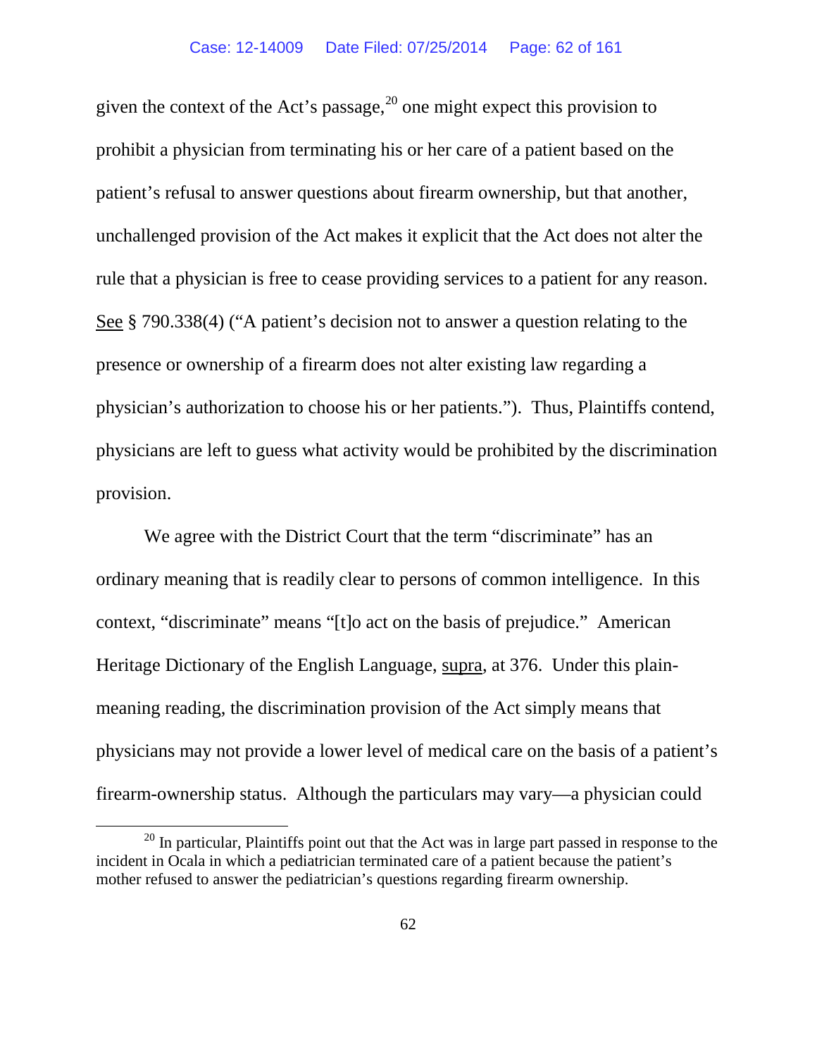given the context of the Act's passage,[20] one might expect this provision to prohibit a physician from terminating his or her care of a patient based on the patient's refusal to answer questions about firearm ownership, but that another, unchallenged provision of the Act makes it explicit that the Act does not alter the rule that a physician is free to cease providing services to a patient for any reason. See § 790.338(4) ("A patient's decision not to answer a question relating to the presence or ownership of a firearm does not alter existing law regarding a physician's authorization to choose his or her patients."). Thus, Plaintiffs contend, physicians are left to guess what activity would be prohibited by the discrimination provision.

We agree with the District Court that the term "discriminate" has an ordinary meaning that is readily clear to persons of common intelligence. In this context, "discriminate" means "[t]o act on the basis of prejudice." American Heritage Dictionary of the English Language, supra, at 376. Under this plain-meaning reading, the discrimination provision of the Act simply means that physicians may not provide a lower level of medical care on the basis of a patient's firearm-ownership status. Although the particulars may vary—a physician could

[20] In particular, Plaintiffs point out that the Act was in large part passed in response to the incident in Ocala in which a pediatrician terminated care of a patient because the patient's mother refused to answer the pediatrician's questions regarding firearm ownership.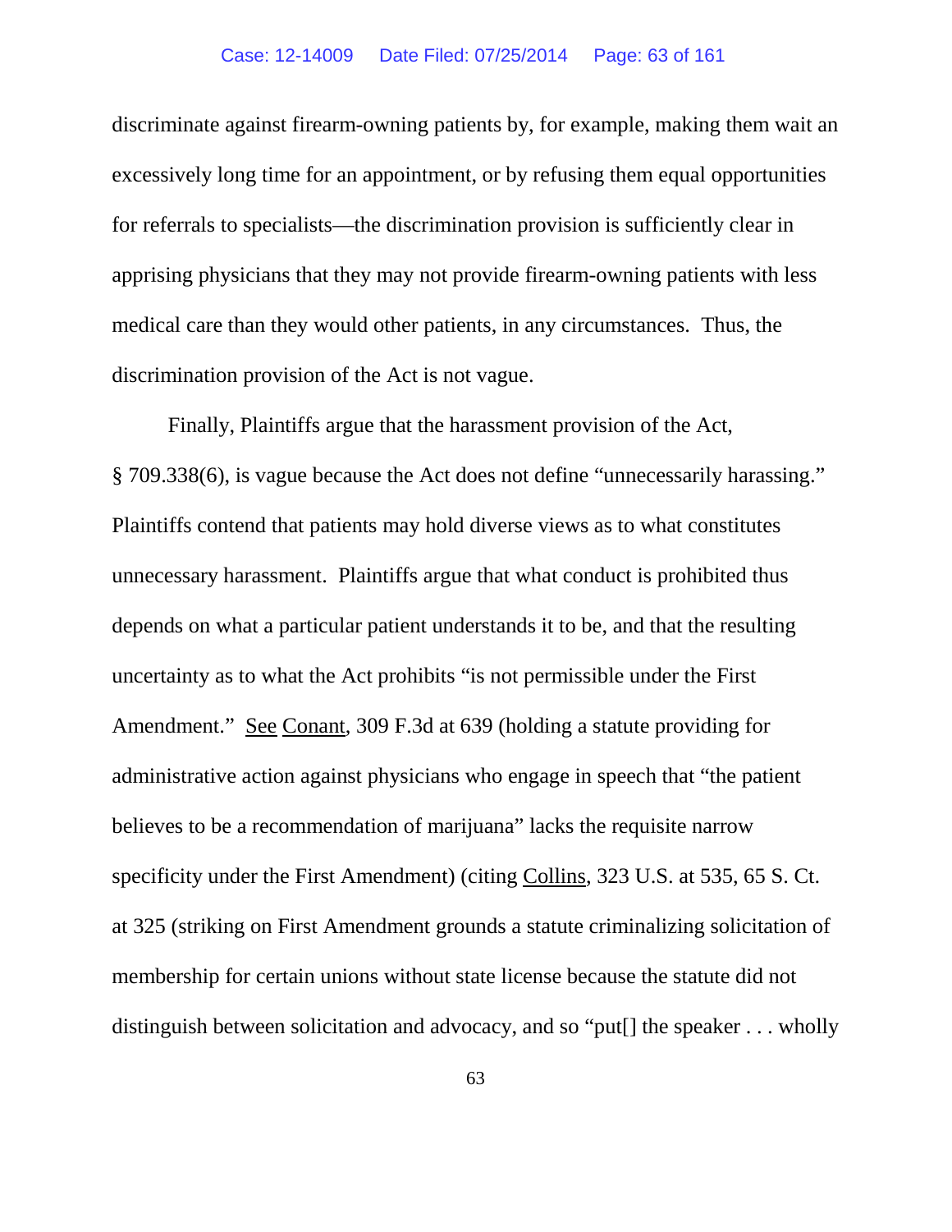discriminate against firearm-owning patients by, for example, making them wait an excessively long time for an appointment, or by refusing them equal opportunities for referrals to specialists—the discrimination provision is sufficiently clear in apprising physicians that they may not provide firearm-owning patients with less medical care than they would other patients, in any circumstances. Thus, the discrimination provision of the Act is not vague.

Finally, Plaintiffs argue that the harassment provision of the Act, § 709.338(6), is vague because the Act does not define "unnecessarily harassing." Plaintiffs contend that patients may hold diverse views as to what constitutes unnecessary harassment. Plaintiffs argue that what conduct is prohibited thus depends on what a particular patient understands it to be, and that the resulting uncertainty as to what the Act prohibits "is not permissible under the First Amendment." See Conant, 309 F.3d at 639 (holding a statute providing for administrative action against physicians who engage in speech that "the patient believes to be a recommendation of marijuana" lacks the requisite narrow specificity under the First Amendment) (citing Collins, 323 U.S. at 535, 65 S. Ct. at 325 (striking on First Amendment grounds a statute criminalizing solicitation of membership for certain unions without state license because the statute did not distinguish between solicitation and advocacy, and so "put[] the speaker . . . wholly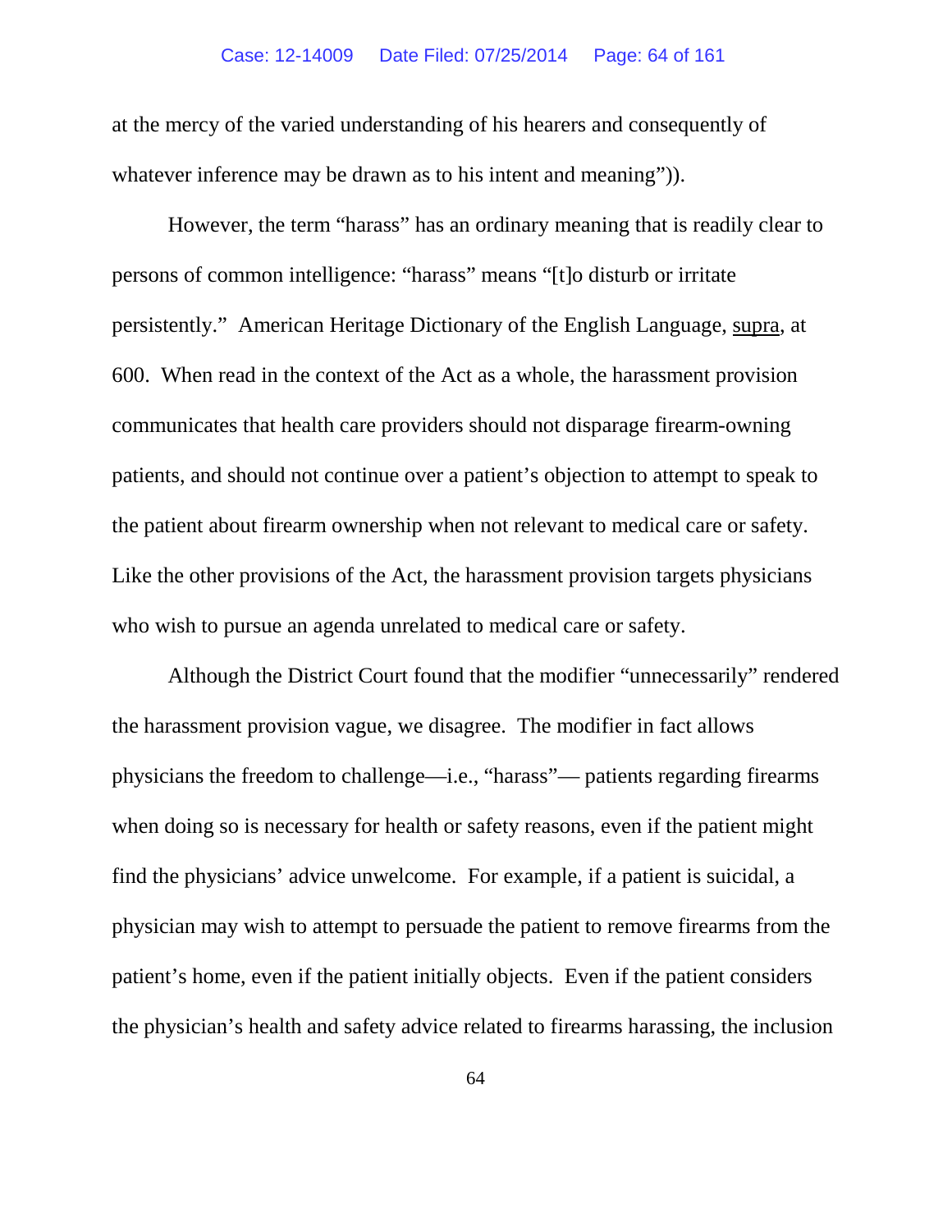at the mercy of the varied understanding of his hearers and consequently of whatever inference may be drawn as to his intent and meaning")).

However, the term "harass" has an ordinary meaning that is readily clear to persons of common intelligence: "harass" means "[t]o disturb or irritate persistently." American Heritage Dictionary of the English Language, supra, at 600. When read in the context of the Act as a whole, the harassment provision communicates that health care providers should not disparage firearm-owning patients, and should not continue over a patient's objection to attempt to speak to the patient about firearm ownership when not relevant to medical care or safety. Like the other provisions of the Act, the harassment provision targets physicians who wish to pursue an agenda unrelated to medical care or safety.

Although the District Court found that the modifier "unnecessarily" rendered the harassment provision vague, we disagree. The modifier in fact allows physicians the freedom to challenge—i.e., "harass"— patients regarding firearms when doing so is necessary for health or safety reasons, even if the patient might find the physicians' advice unwelcome. For example, if a patient is suicidal, a physician may wish to attempt to persuade the patient to remove firearms from the patient's home, even if the patient initially objects. Even if the patient considers the physician's health and safety advice related to firearms harassing, the inclusion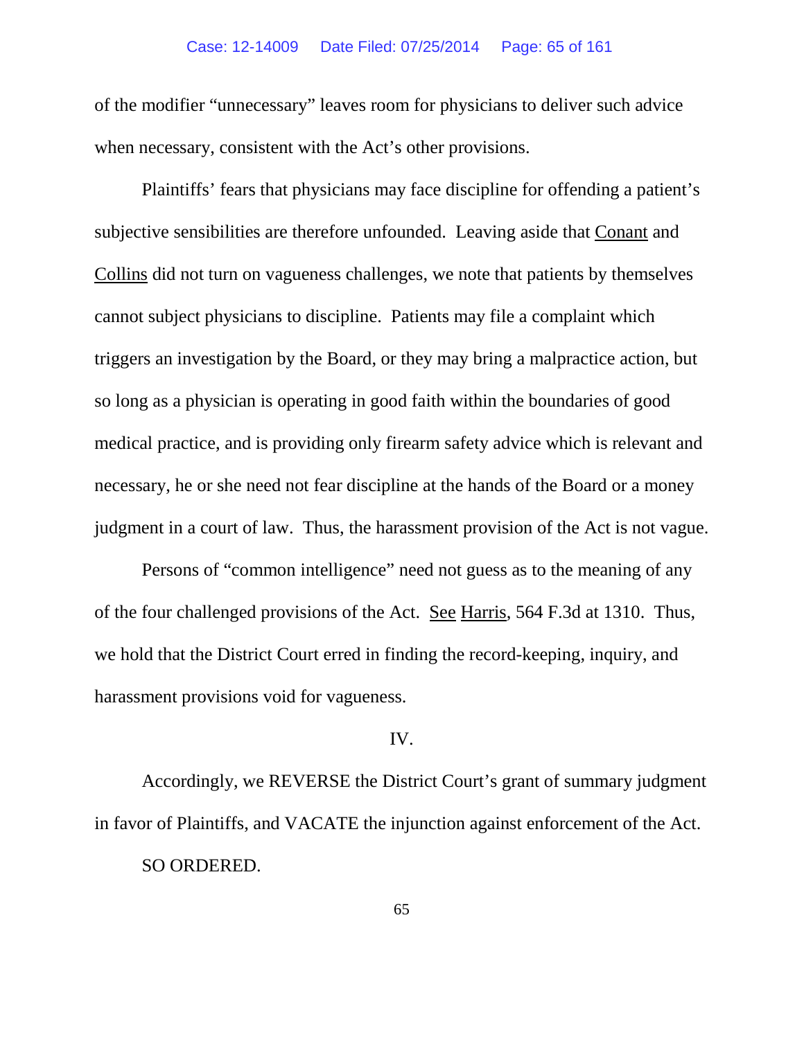of the modifier "unnecessary" leaves room for physicians to deliver such advice when necessary, consistent with the Act's other provisions.

Plaintiffs' fears that physicians may face discipline for offending a patient's subjective sensibilities are therefore unfounded. Leaving aside that Conant and Collins did not turn on vagueness challenges, we note that patients by themselves cannot subject physicians to discipline. Patients may file a complaint which triggers an investigation by the Board, or they may bring a malpractice action, but so long as a physician is operating in good faith within the boundaries of good medical practice, and is providing only firearm safety advice which is relevant and necessary, he or she need not fear discipline at the hands of the Board or a money judgment in a court of law. Thus, the harassment provision of the Act is not vague.

Persons of "common intelligence" need not guess as to the meaning of any of the four challenged provisions of the Act. See Harris, 564 F.3d at 1310. Thus, we hold that the District Court erred in finding the record-keeping, inquiry, and harassment provisions void for vagueness.

## IV.

Accordingly, we REVERSE the District Court's grant of summary judgment in favor of Plaintiffs, and VACATE the injunction against enforcement of the Act.

SO ORDERED.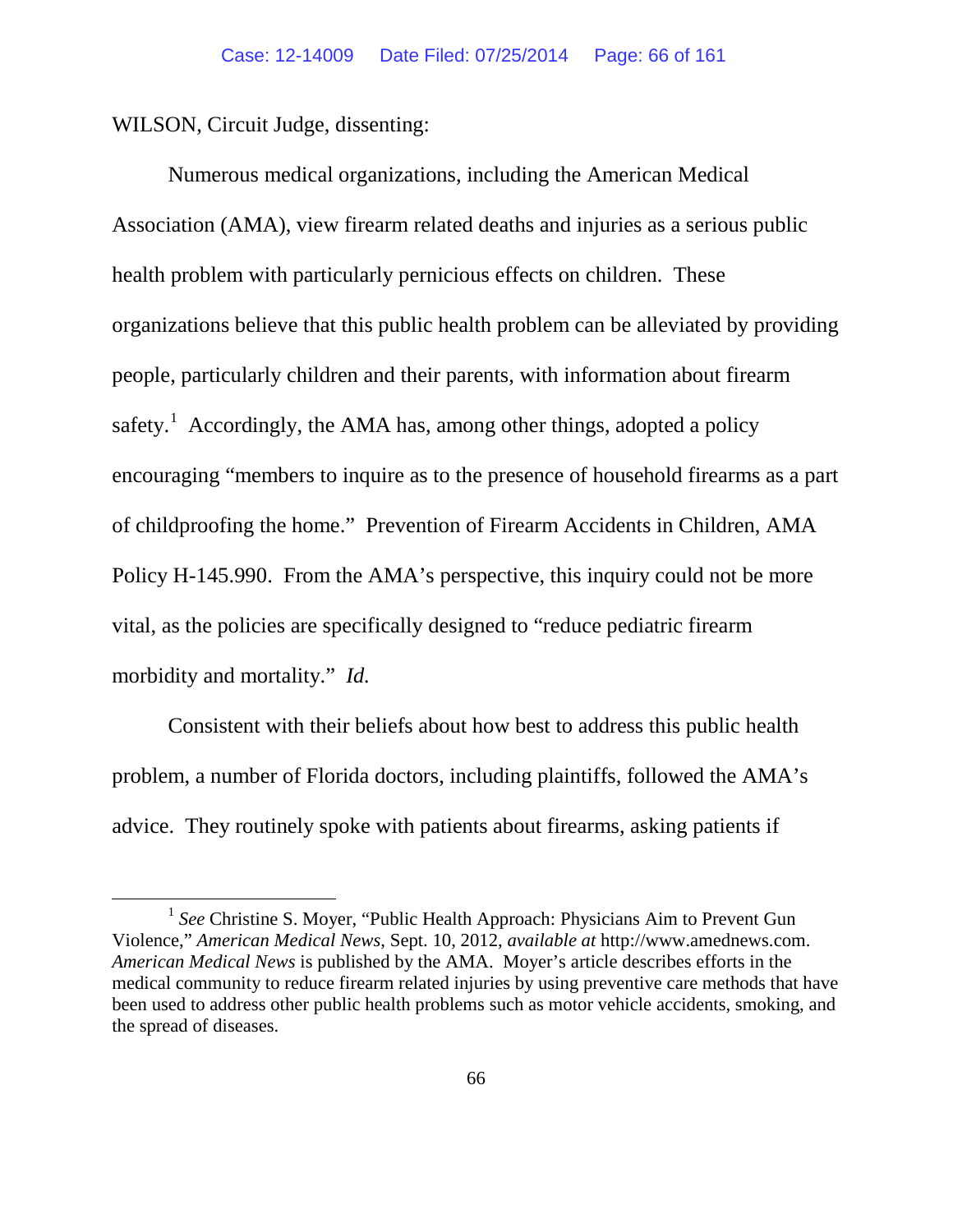WILSON, Circuit Judge, dissenting:

Numerous medical organizations, including the American Medical Association (AMA), view firearm related deaths and injuries as a serious public health problem with particularly pernicious effects on children. These organizations believe that this public health problem can be alleviated by providing people, particularly children and their parents, with information about firearm safety.[1] Accordingly, the AMA has, among other things, adopted a policy encouraging "members to inquire as to the presence of household firearms as a part of childproofing the home." Prevention of Firearm Accidents in Children, AMA Policy H-145.990. From the AMA's perspective, this inquiry could not be more vital, as the policies are specifically designed to "reduce pediatric firearm morbidity and mortality." *Id.*

Consistent with their beliefs about how best to address this public health problem, a number of Florida doctors, including plaintiffs, followed the AMA's advice. They routinely spoke with patients about firearms, asking patients if

[1] *See* Christine S. Moyer, "Public Health Approach: Physicians Aim to Prevent Gun Violence," *American Medical News*, Sept. 10, 2012, *available at* http://www.amednews.com. *American Medical News* is published by the AMA. Moyer's article describes efforts in the medical community to reduce firearm related injuries by using preventive care methods that have been used to address other public health problems such as motor vehicle accidents, smoking, and the spread of diseases.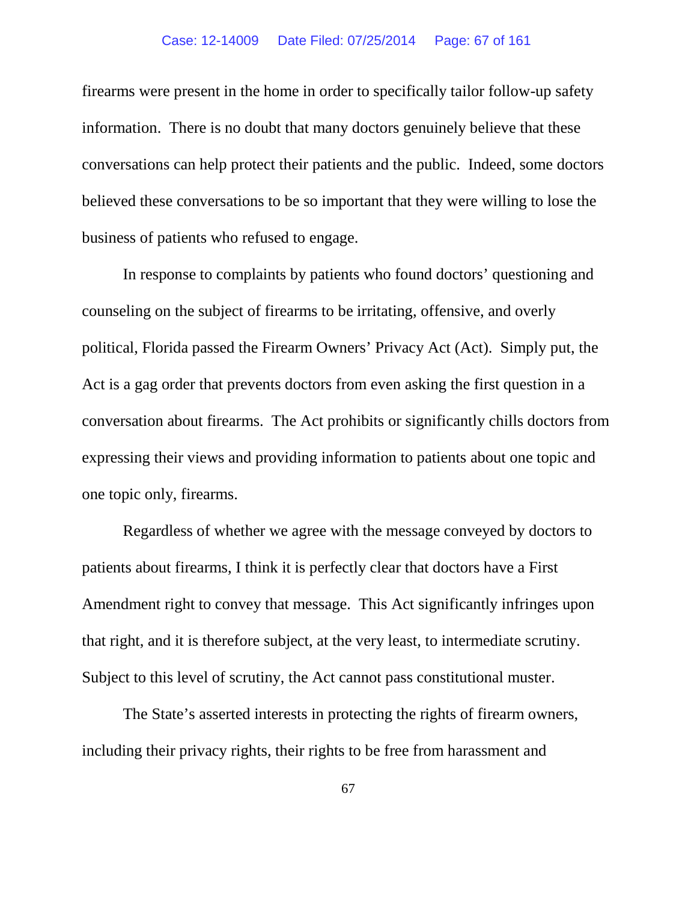firearms were present in the home in order to specifically tailor follow-up safety information. There is no doubt that many doctors genuinely believe that these conversations can help protect their patients and the public. Indeed, some doctors believed these conversations to be so important that they were willing to lose the business of patients who refused to engage.

In response to complaints by patients who found doctors' questioning and counseling on the subject of firearms to be irritating, offensive, and overly political, Florida passed the Firearm Owners' Privacy Act (Act). Simply put, the Act is a gag order that prevents doctors from even asking the first question in a conversation about firearms. The Act prohibits or significantly chills doctors from expressing their views and providing information to patients about one topic and one topic only, firearms.

Regardless of whether we agree with the message conveyed by doctors to patients about firearms, I think it is perfectly clear that doctors have a First Amendment right to convey that message. This Act significantly infringes upon that right, and it is therefore subject, at the very least, to intermediate scrutiny. Subject to this level of scrutiny, the Act cannot pass constitutional muster.

The State's asserted interests in protecting the rights of firearm owners, including their privacy rights, their rights to be free from harassment and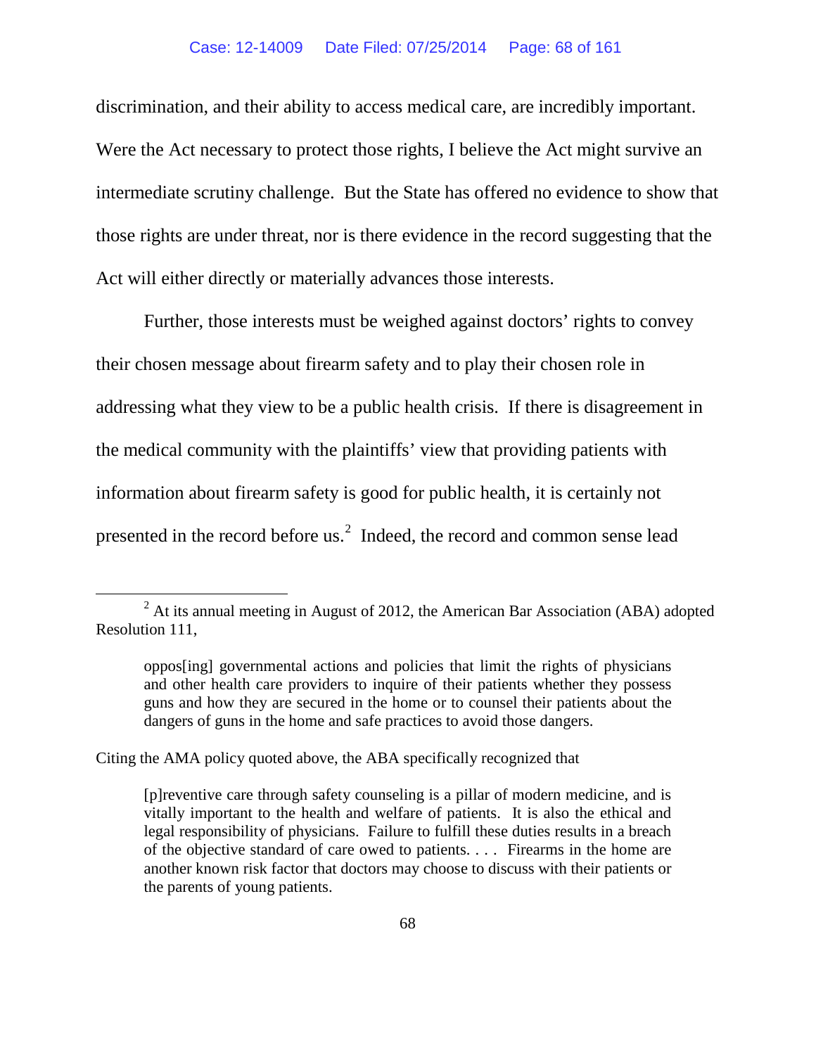discrimination, and their ability to access medical care, are incredibly important. Were the Act necessary to protect those rights, I believe the Act might survive an intermediate scrutiny challenge. But the State has offered no evidence to show that those rights are under threat, nor is there evidence in the record suggesting that the Act will either directly or materially advances those interests.

Further, those interests must be weighed against doctors' rights to convey their chosen message about firearm safety and to play their chosen role in addressing what they view to be a public health crisis. If there is disagreement in the medical community with the plaintiffs' view that providing patients with information about firearm safety is good for public health, it is certainly not presented in the record before us.[2] Indeed, the record and common sense lead

---

[2] At its annual meeting in August of 2012, the American Bar Association (ABA) adopted Resolution 111,

> oppos[ing] governmental actions and policies that limit the rights of physicians and other health care providers to inquire of their patients whether they possess guns and how they are secured in the home or to counsel their patients about the dangers of guns in the home and safe practices to avoid those dangers.

Citing the AMA policy quoted above, the ABA specifically recognized that

> [p]reventive care through safety counseling is a pillar of modern medicine, and is vitally important to the health and welfare of patients. It is also the ethical and legal responsibility of physicians. Failure to fulfill these duties results in a breach of the objective standard of care owed to patients. . . . Firearms in the home are another known risk factor that doctors may choose to discuss with their patients or the parents of young patients.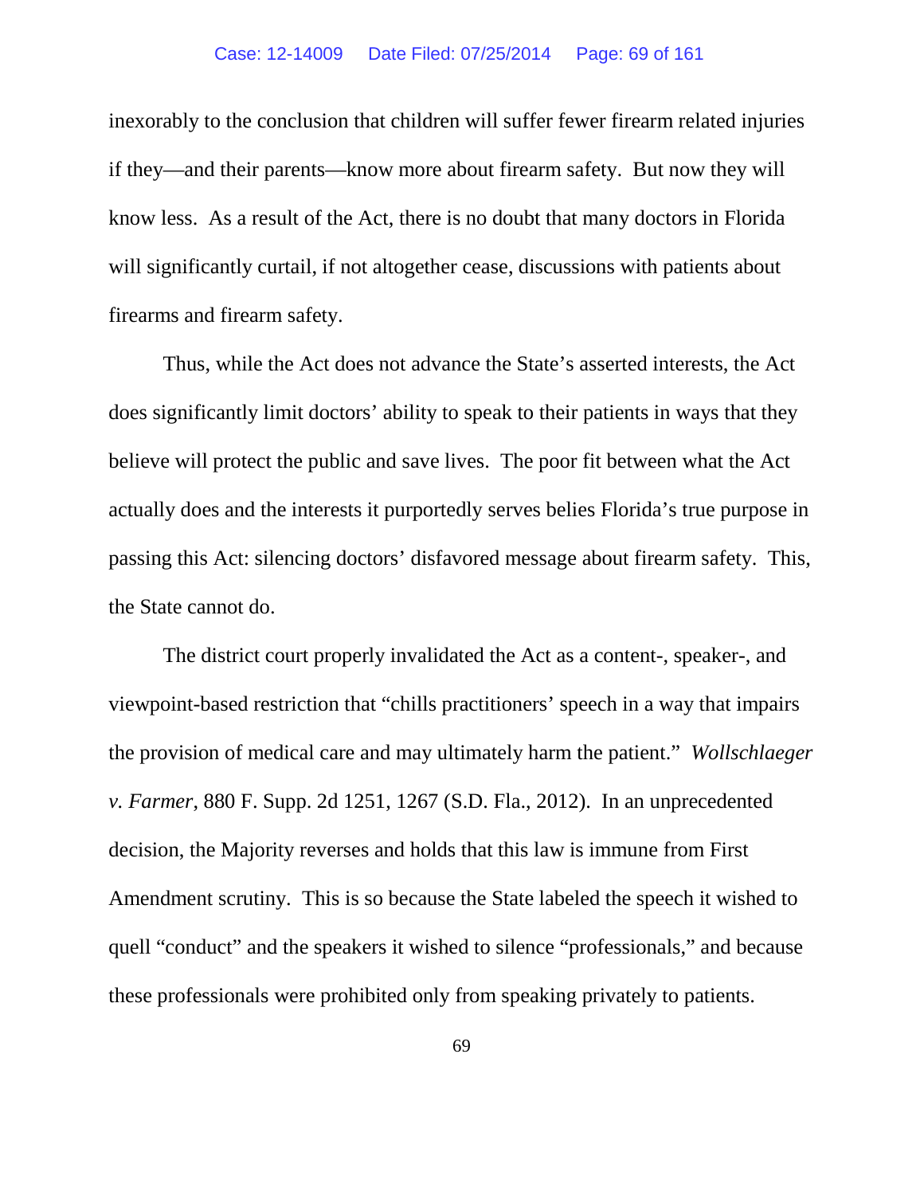inexorably to the conclusion that children will suffer fewer firearm related injuries if they—and their parents—know more about firearm safety. But now they will know less. As a result of the Act, there is no doubt that many doctors in Florida will significantly curtail, if not altogether cease, discussions with patients about firearms and firearm safety.

Thus, while the Act does not advance the State's asserted interests, the Act does significantly limit doctors' ability to speak to their patients in ways that they believe will protect the public and save lives. The poor fit between what the Act actually does and the interests it purportedly serves belies Florida's true purpose in passing this Act: silencing doctors' disfavored message about firearm safety. This, the State cannot do.

The district court properly invalidated the Act as a content-, speaker-, and viewpoint-based restriction that "chills practitioners' speech in a way that impairs the provision of medical care and may ultimately harm the patient." *Wollschlaeger v. Farmer*, 880 F. Supp. 2d 1251, 1267 (S.D. Fla., 2012). In an unprecedented decision, the Majority reverses and holds that this law is immune from First Amendment scrutiny. This is so because the State labeled the speech it wished to quell "conduct" and the speakers it wished to silence "professionals," and because these professionals were prohibited only from speaking privately to patients.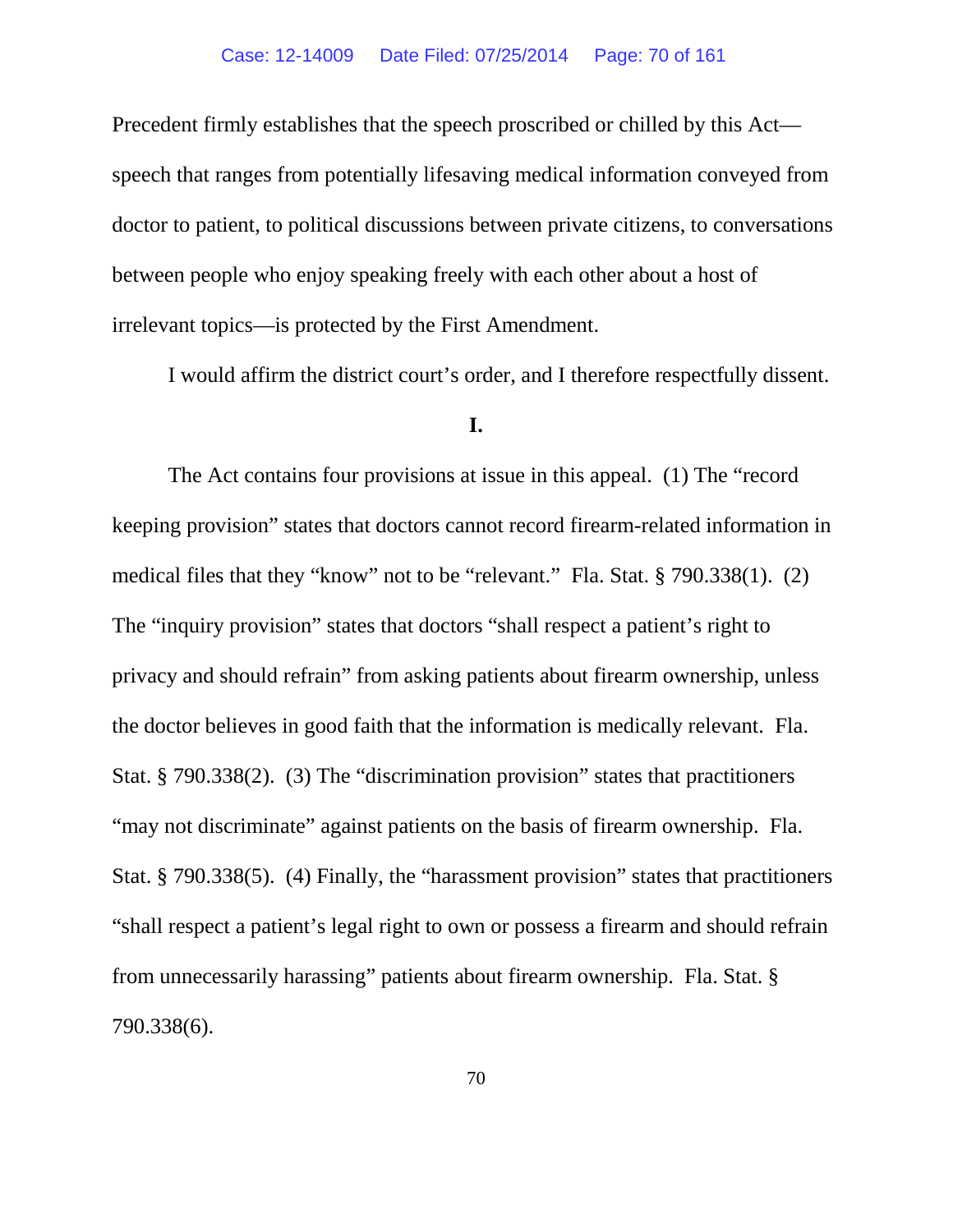Precedent firmly establishes that the speech proscribed or chilled by this Act—speech that ranges from potentially lifesaving medical information conveyed from doctor to patient, to political discussions between private citizens, to conversations between people who enjoy speaking freely with each other about a host of irrelevant topics—is protected by the First Amendment.

I would affirm the district court's order, and I therefore respectfully dissent.

**I.**

The Act contains four provisions at issue in this appeal. (1) The "record keeping provision" states that doctors cannot record firearm-related information in medical files that they "know" not to be "relevant." Fla. Stat. § 790.338(1). (2) The "inquiry provision" states that doctors "shall respect a patient's right to privacy and should refrain" from asking patients about firearm ownership, unless the doctor believes in good faith that the information is medically relevant. Fla. Stat. § 790.338(2). (3) The "discrimination provision" states that practitioners "may not discriminate" against patients on the basis of firearm ownership. Fla. Stat. § 790.338(5). (4) Finally, the "harassment provision" states that practitioners "shall respect a patient's legal right to own or possess a firearm and should refrain from unnecessarily harassing" patients about firearm ownership. Fla. Stat. § 790.338(6).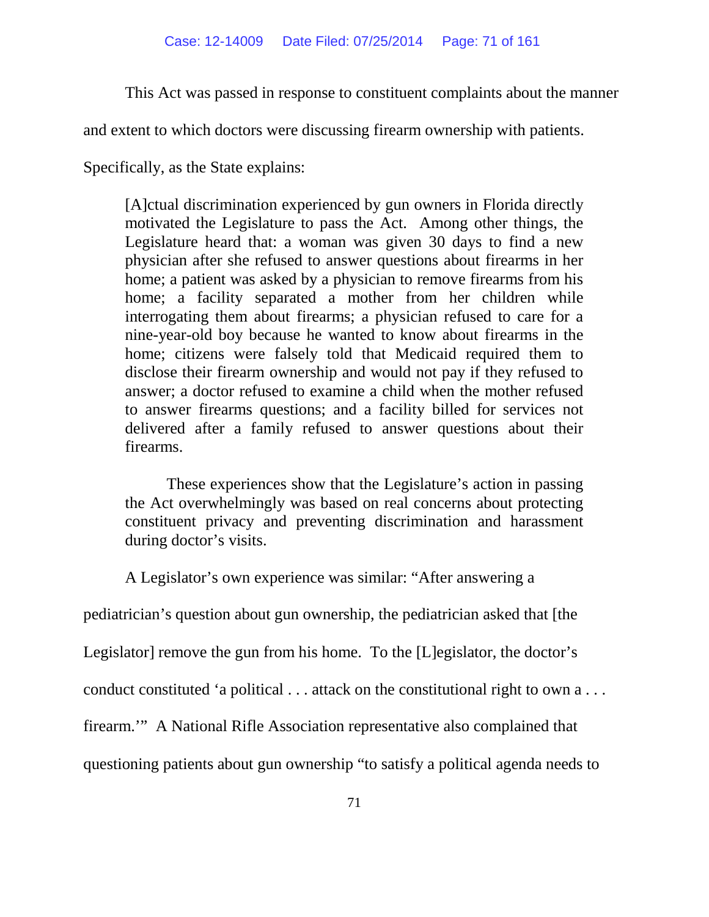This Act was passed in response to constituent complaints about the manner and extent to which doctors were discussing firearm ownership with patients. Specifically, as the State explains:

> [A]ctual discrimination experienced by gun owners in Florida directly motivated the Legislature to pass the Act. Among other things, the Legislature heard that: a woman was given 30 days to find a new physician after she refused to answer questions about firearms in her home; a patient was asked by a physician to remove firearms from his home; a facility separated a mother from her children while interrogating them about firearms; a physician refused to care for a nine-year-old boy because he wanted to know about firearms in the home; citizens were falsely told that Medicaid required them to disclose their firearm ownership and would not pay if they refused to answer; a doctor refused to examine a child when the mother refused to answer firearms questions; and a facility billed for services not delivered after a family refused to answer questions about their firearms.
>
> These experiences show that the Legislature's action in passing the Act overwhelmingly was based on real concerns about protecting constituent privacy and preventing discrimination and harassment during doctor's visits.

A Legislator's own experience was similar: "After answering a pediatrician's question about gun ownership, the pediatrician asked that [the Legislator] remove the gun from his home. To the [L]egislator, the doctor's conduct constituted 'a political . . . attack on the constitutional right to own a . . . firearm.'" A National Rifle Association representative also complained that questioning patients about gun ownership "to satisfy a political agenda needs to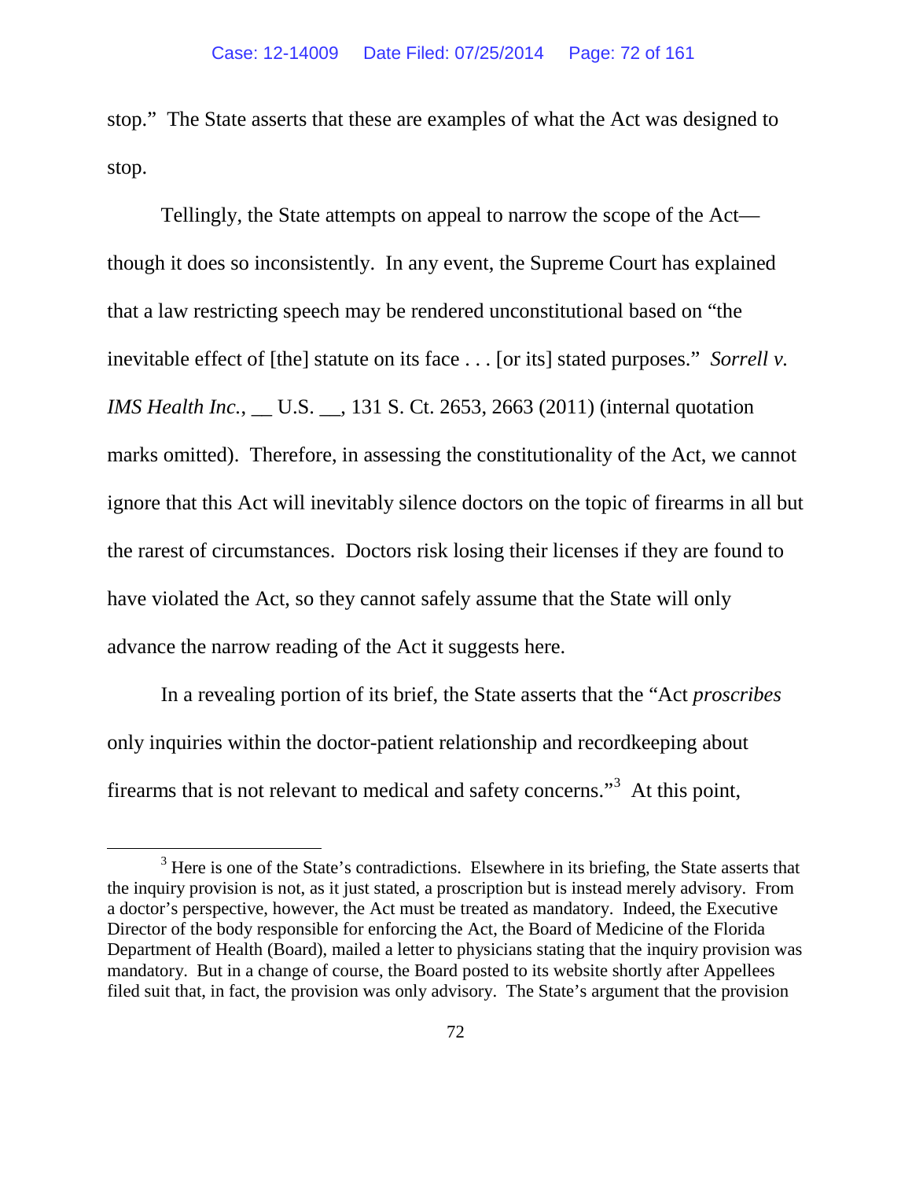stop." The State asserts that these are examples of what the Act was designed to stop.

Tellingly, the State attempts on appeal to narrow the scope of the Act—though it does so inconsistently. In any event, the Supreme Court has explained that a law restricting speech may be rendered unconstitutional based on "the inevitable effect of [the] statute on its face . . . [or its] stated purposes." *Sorrell v. IMS Health Inc.*, __ U.S. __, 131 S. Ct. 2653, 2663 (2011) (internal quotation marks omitted). Therefore, in assessing the constitutionality of the Act, we cannot ignore that this Act will inevitably silence doctors on the topic of firearms in all but the rarest of circumstances. Doctors risk losing their licenses if they are found to have violated the Act, so they cannot safely assume that the State will only advance the narrow reading of the Act it suggests here.

In a revealing portion of its brief, the State asserts that the "Act *proscribes* only inquiries within the doctor-patient relationship and recordkeeping about firearms that is not relevant to medical and safety concerns."[3] At this point,

[3] Here is one of the State's contradictions. Elsewhere in its briefing, the State asserts that the inquiry provision is not, as it just stated, a proscription but is instead merely advisory. From a doctor's perspective, however, the Act must be treated as mandatory. Indeed, the Executive Director of the body responsible for enforcing the Act, the Board of Medicine of the Florida Department of Health (Board), mailed a letter to physicians stating that the inquiry provision was mandatory. But in a change of course, the Board posted to its website shortly after Appellees filed suit that, in fact, the provision was only advisory. The State's argument that the provision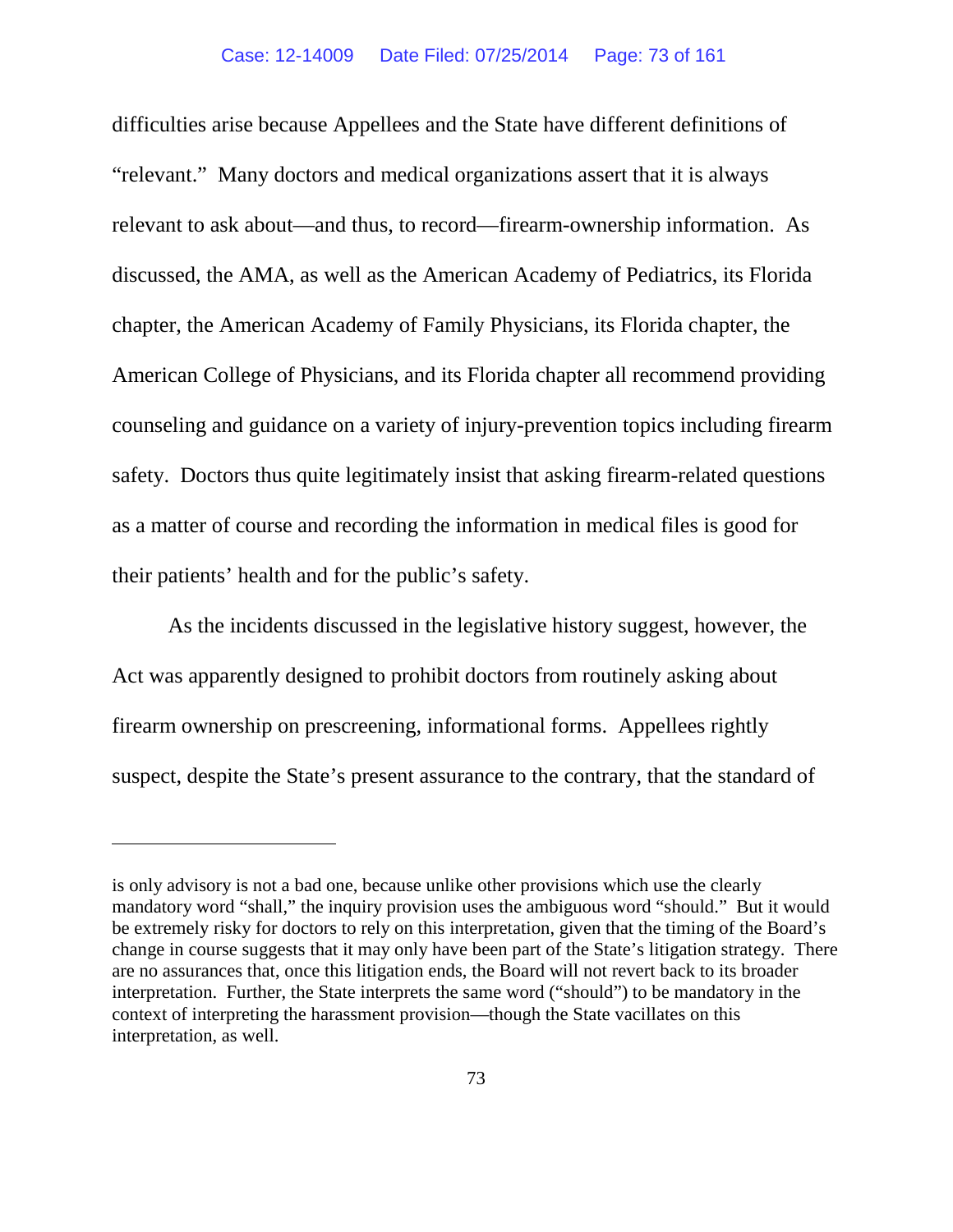difficulties arise because Appellees and the State have different definitions of "relevant." Many doctors and medical organizations assert that it is always relevant to ask about—and thus, to record—firearm-ownership information. As discussed, the AMA, as well as the American Academy of Pediatrics, its Florida chapter, the American Academy of Family Physicians, its Florida chapter, the American College of Physicians, and its Florida chapter all recommend providing counseling and guidance on a variety of injury-prevention topics including firearm safety. Doctors thus quite legitimately insist that asking firearm-related questions as a matter of course and recording the information in medical files is good for their patients' health and for the public's safety.

As the incidents discussed in the legislative history suggest, however, the Act was apparently designed to prohibit doctors from routinely asking about firearm ownership on prescreening, informational forms. Appellees rightly suspect, despite the State's present assurance to the contrary, that the standard of

---

is only advisory is not a bad one, because unlike other provisions which use the clearly mandatory word "shall," the inquiry provision uses the ambiguous word "should." But it would be extremely risky for doctors to rely on this interpretation, given that the timing of the Board's change in course suggests that it may only have been part of the State's litigation strategy. There are no assurances that, once this litigation ends, the Board will not revert back to its broader interpretation. Further, the State interprets the same word ("should") to be mandatory in the context of interpreting the harassment provision—though the State vacillates on this interpretation, as well.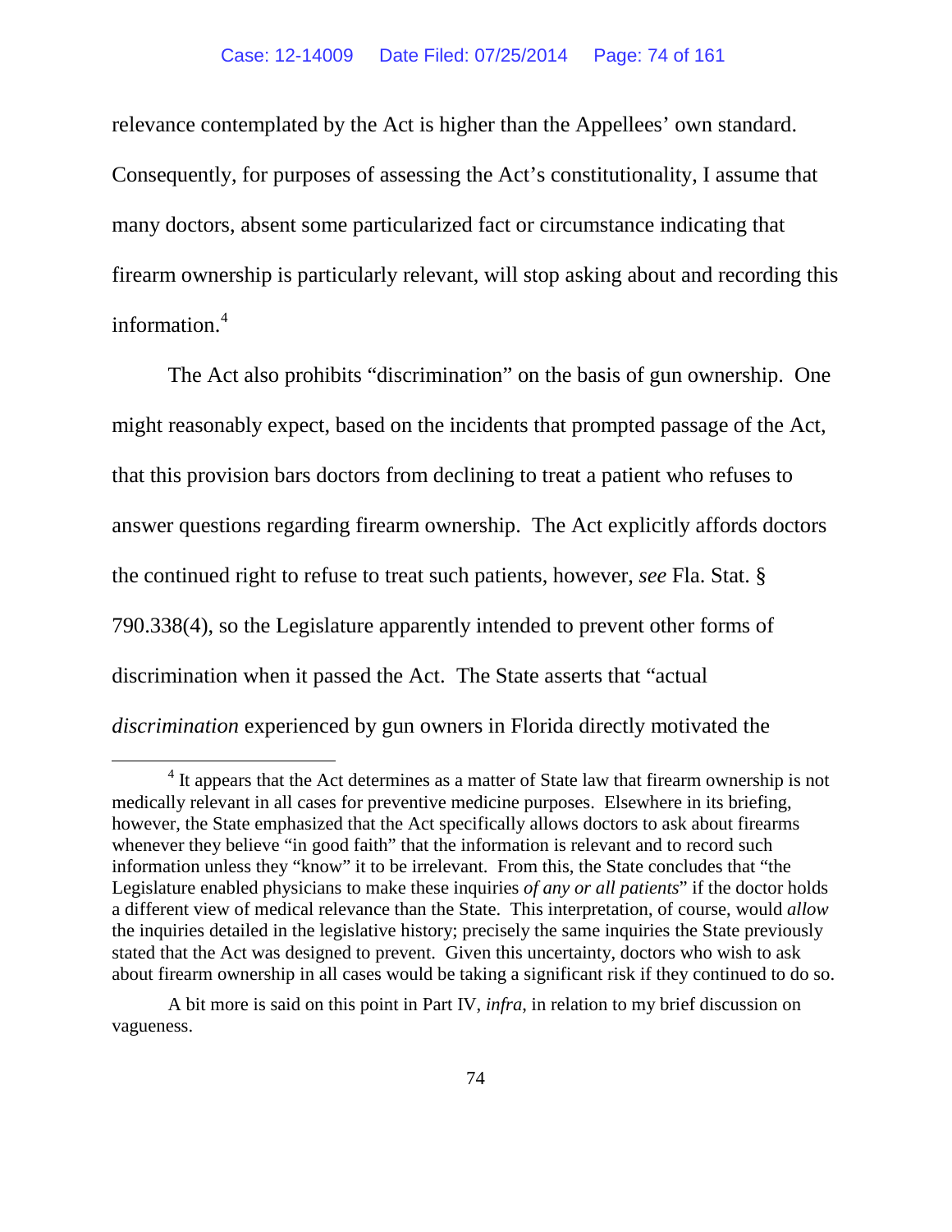relevance contemplated by the Act is higher than the Appellees' own standard. Consequently, for purposes of assessing the Act's constitutionality, I assume that many doctors, absent some particularized fact or circumstance indicating that firearm ownership is particularly relevant, will stop asking about and recording this information.[4]

The Act also prohibits "discrimination" on the basis of gun ownership. One might reasonably expect, based on the incidents that prompted passage of the Act, that this provision bars doctors from declining to treat a patient who refuses to answer questions regarding firearm ownership. The Act explicitly affords doctors the continued right to refuse to treat such patients, however, *see* Fla. Stat. § 790.338(4), so the Legislature apparently intended to prevent other forms of discrimination when it passed the Act. The State asserts that "actual *discrimination* experienced by gun owners in Florida directly motivated the

---

[4] It appears that the Act determines as a matter of State law that firearm ownership is not medically relevant in all cases for preventive medicine purposes. Elsewhere in its briefing, however, the State emphasized that the Act specifically allows doctors to ask about firearms whenever they believe "in good faith" that the information is relevant and to record such information unless they "know" it to be irrelevant. From this, the State concludes that "the Legislature enabled physicians to make these inquiries *of any or all patients*" if the doctor holds a different view of medical relevance than the State. This interpretation, of course, would *allow* the inquiries detailed in the legislative history; precisely the same inquiries the State previously stated that the Act was designed to prevent. Given this uncertainty, doctors who wish to ask about firearm ownership in all cases would be taking a significant risk if they continued to do so.

A bit more is said on this point in Part IV, *infra*, in relation to my brief discussion on vagueness.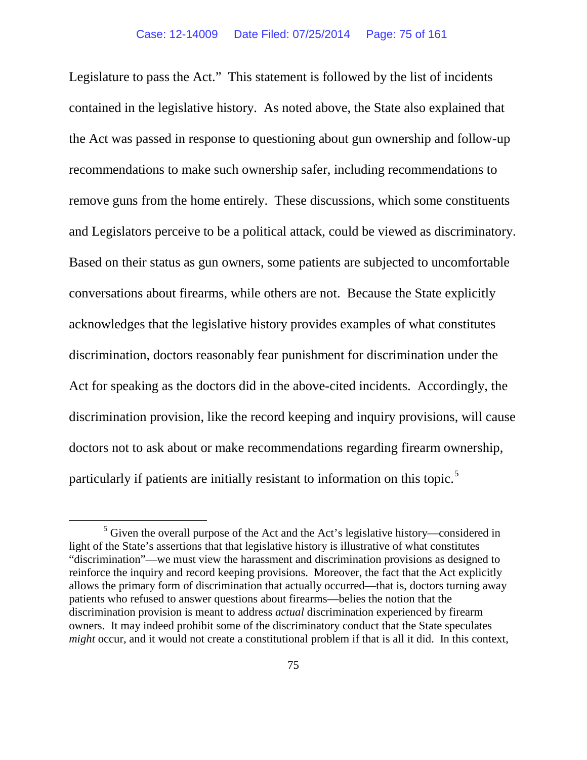Legislature to pass the Act." This statement is followed by the list of incidents contained in the legislative history. As noted above, the State also explained that the Act was passed in response to questioning about gun ownership and follow-up recommendations to make such ownership safer, including recommendations to remove guns from the home entirely. These discussions, which some constituents and Legislators perceive to be a political attack, could be viewed as discriminatory. Based on their status as gun owners, some patients are subjected to uncomfortable conversations about firearms, while others are not. Because the State explicitly acknowledges that the legislative history provides examples of what constitutes discrimination, doctors reasonably fear punishment for discrimination under the Act for speaking as the doctors did in the above-cited incidents. Accordingly, the discrimination provision, like the record keeping and inquiry provisions, will cause doctors not to ask about or make recommendations regarding firearm ownership, particularly if patients are initially resistant to information on this topic.[5]

[5] Given the overall purpose of the Act and the Act's legislative history—considered in light of the State's assertions that that legislative history is illustrative of what constitutes "discrimination"—we must view the harassment and discrimination provisions as designed to reinforce the inquiry and record keeping provisions. Moreover, the fact that the Act explicitly allows the primary form of discrimination that actually occurred—that is, doctors turning away patients who refused to answer questions about firearms—belies the notion that the discrimination provision is meant to address *actual* discrimination experienced by firearm owners. It may indeed prohibit some of the discriminatory conduct that the State speculates *might* occur, and it would not create a constitutional problem if that is all it did. In this context,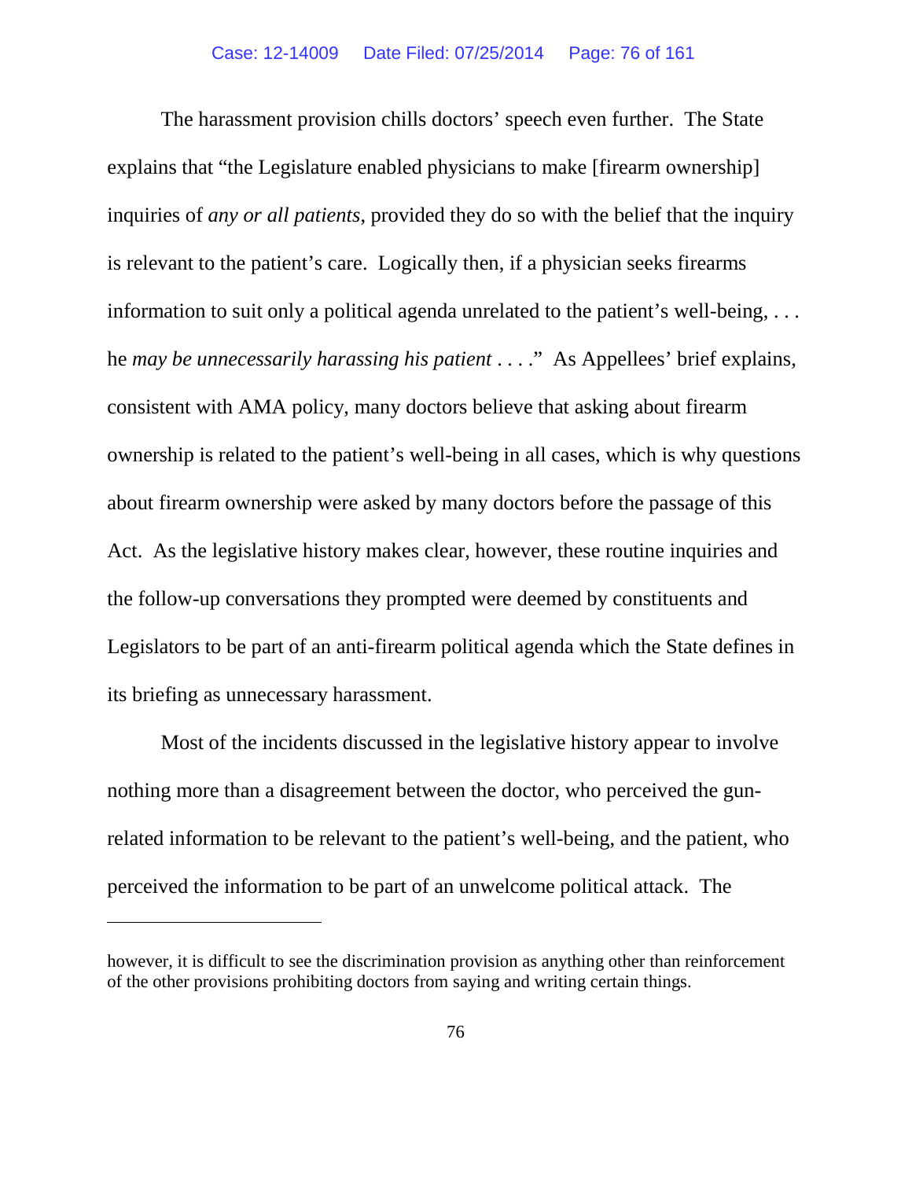The harassment provision chills doctors' speech even further. The State explains that "the Legislature enabled physicians to make [firearm ownership] inquiries of *any or all patients*, provided they do so with the belief that the inquiry is relevant to the patient's care. Logically then, if a physician seeks firearms information to suit only a political agenda unrelated to the patient's well-being, . . . he *may be unnecessarily harassing his patient* . . . ." As Appellees' brief explains, consistent with AMA policy, many doctors believe that asking about firearm ownership is related to the patient's well-being in all cases, which is why questions about firearm ownership were asked by many doctors before the passage of this Act. As the legislative history makes clear, however, these routine inquiries and the follow-up conversations they prompted were deemed by constituents and Legislators to be part of an anti-firearm political agenda which the State defines in its briefing as unnecessary harassment.

Most of the incidents discussed in the legislative history appear to involve nothing more than a disagreement between the doctor, who perceived the gun-related information to be relevant to the patient's well-being, and the patient, who perceived the information to be part of an unwelcome political attack. The

---

however, it is difficult to see the discrimination provision as anything other than reinforcement of the other provisions prohibiting doctors from saying and writing certain things.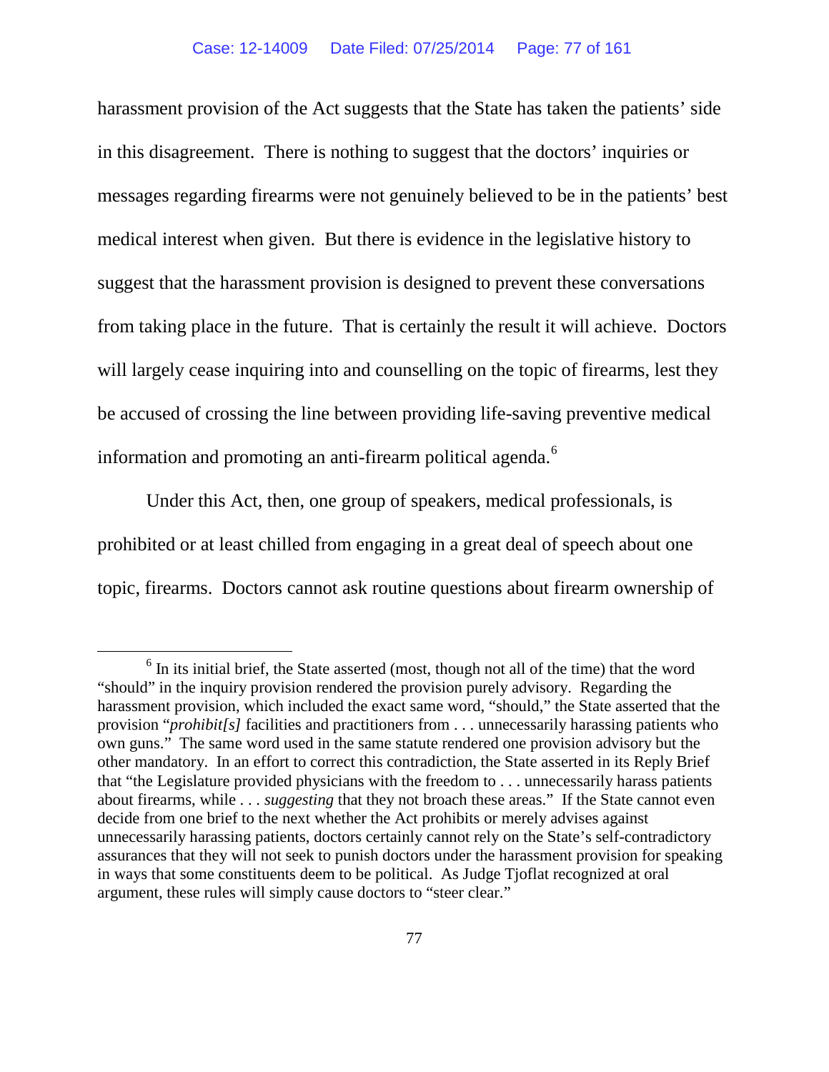harassment provision of the Act suggests that the State has taken the patients' side in this disagreement. There is nothing to suggest that the doctors' inquiries or messages regarding firearms were not genuinely believed to be in the patients' best medical interest when given. But there is evidence in the legislative history to suggest that the harassment provision is designed to prevent these conversations from taking place in the future. That is certainly the result it will achieve. Doctors will largely cease inquiring into and counselling on the topic of firearms, lest they be accused of crossing the line between providing life-saving preventive medical information and promoting an anti-firearm political agenda.[6]

Under this Act, then, one group of speakers, medical professionals, is prohibited or at least chilled from engaging in a great deal of speech about one topic, firearms. Doctors cannot ask routine questions about firearm ownership of

---

[6] In its initial brief, the State asserted (most, though not all of the time) that the word "should" in the inquiry provision rendered the provision purely advisory. Regarding the harassment provision, which included the exact same word, "should," the State asserted that the provision "*prohibit[s]* facilities and practitioners from . . . unnecessarily harassing patients who own guns." The same word used in the same statute rendered one provision advisory but the other mandatory. In an effort to correct this contradiction, the State asserted in its Reply Brief that "the Legislature provided physicians with the freedom to . . . unnecessarily harass patients about firearms, while . . . *suggesting* that they not broach these areas." If the State cannot even decide from one brief to the next whether the Act prohibits or merely advises against unnecessarily harassing patients, doctors certainly cannot rely on the State's self-contradictory assurances that they will not seek to punish doctors under the harassment provision for speaking in ways that some constituents deem to be political. As Judge Tjoflat recognized at oral argument, these rules will simply cause doctors to "steer clear."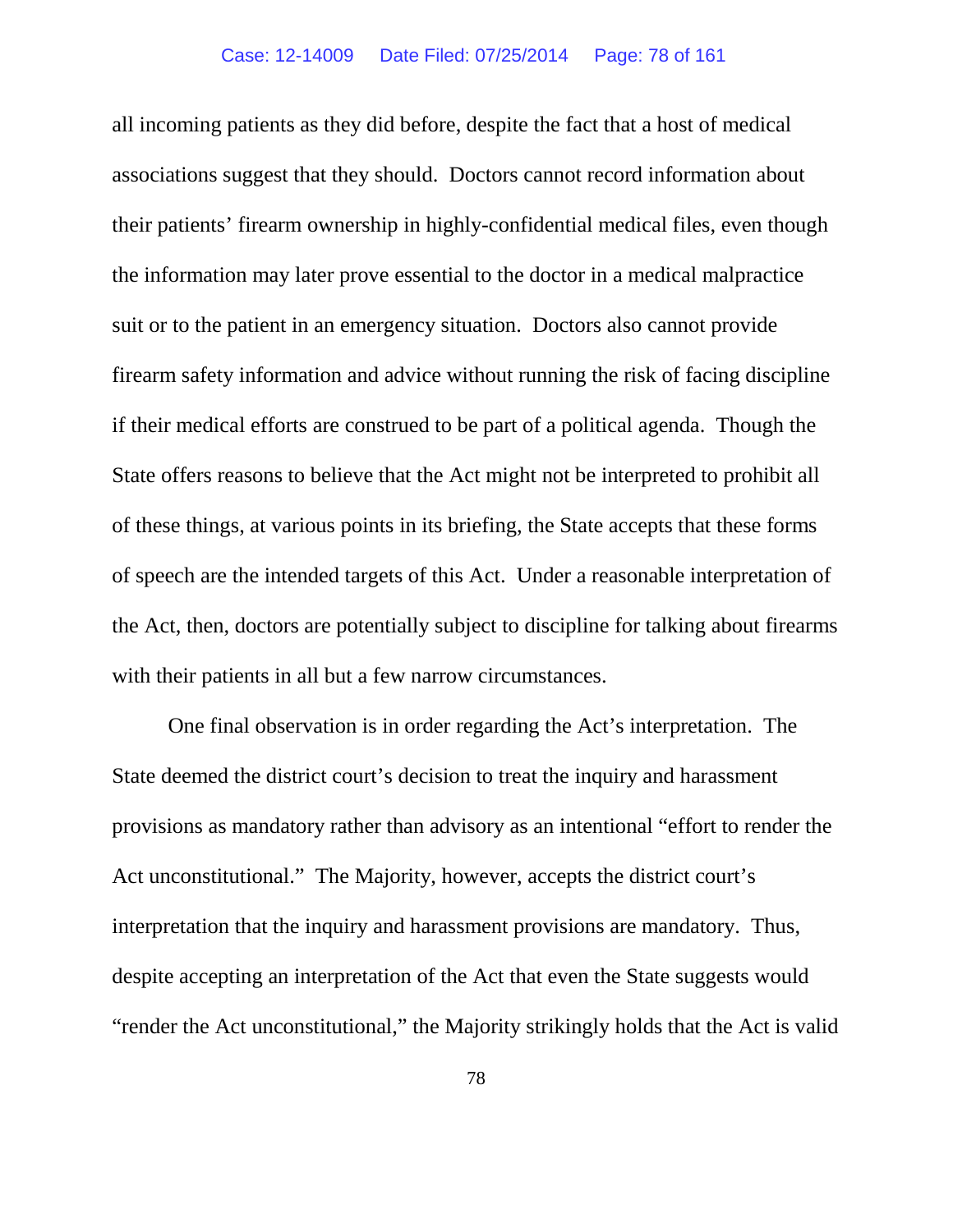all incoming patients as they did before, despite the fact that a host of medical associations suggest that they should. Doctors cannot record information about their patients' firearm ownership in highly-confidential medical files, even though the information may later prove essential to the doctor in a medical malpractice suit or to the patient in an emergency situation. Doctors also cannot provide firearm safety information and advice without running the risk of facing discipline if their medical efforts are construed to be part of a political agenda. Though the State offers reasons to believe that the Act might not be interpreted to prohibit all of these things, at various points in its briefing, the State accepts that these forms of speech are the intended targets of this Act. Under a reasonable interpretation of the Act, then, doctors are potentially subject to discipline for talking about firearms with their patients in all but a few narrow circumstances.

One final observation is in order regarding the Act's interpretation. The State deemed the district court's decision to treat the inquiry and harassment provisions as mandatory rather than advisory as an intentional "effort to render the Act unconstitutional." The Majority, however, accepts the district court's interpretation that the inquiry and harassment provisions are mandatory. Thus, despite accepting an interpretation of the Act that even the State suggests would "render the Act unconstitutional," the Majority strikingly holds that the Act is valid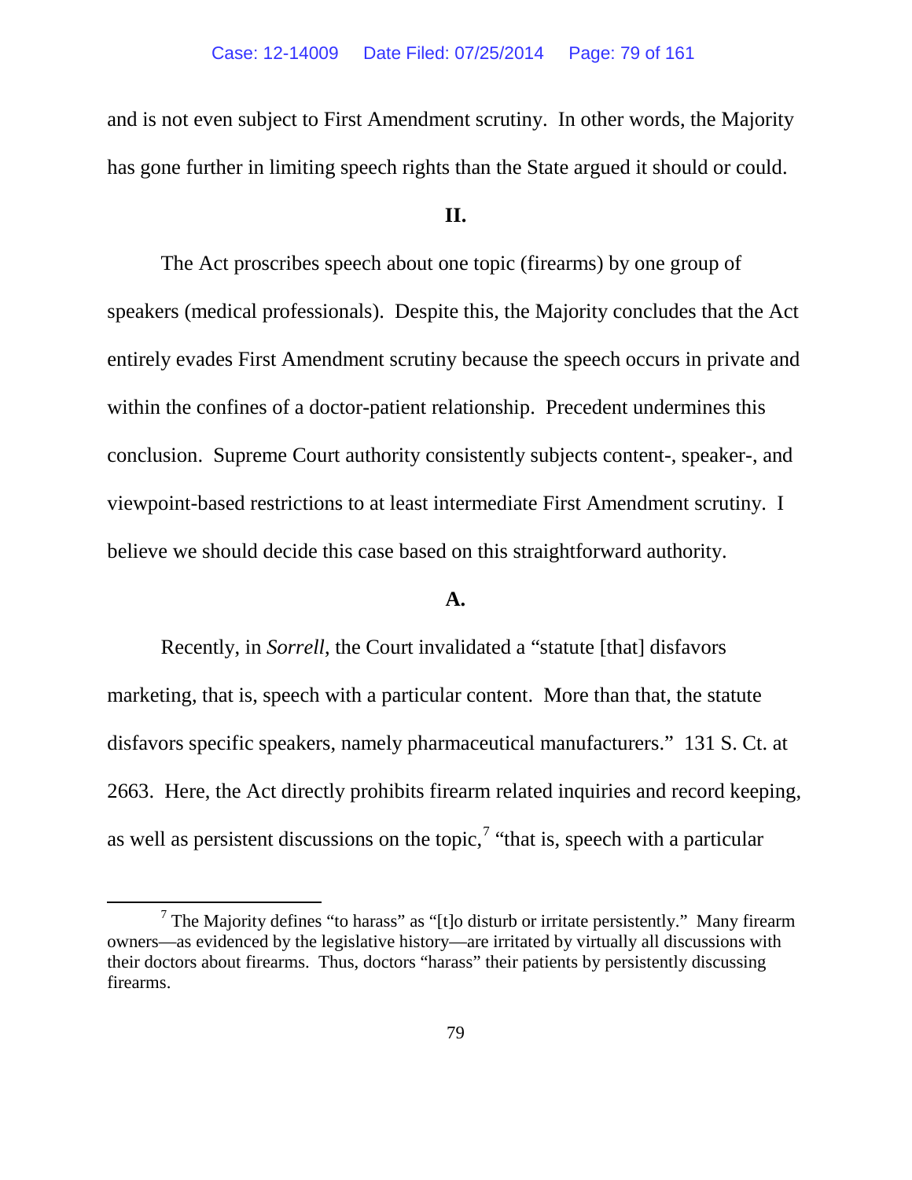and is not even subject to First Amendment scrutiny. In other words, the Majority has gone further in limiting speech rights than the State argued it should or could.

## II.

The Act proscribes speech about one topic (firearms) by one group of speakers (medical professionals). Despite this, the Majority concludes that the Act entirely evades First Amendment scrutiny because the speech occurs in private and within the confines of a doctor-patient relationship. Precedent undermines this conclusion. Supreme Court authority consistently subjects content-, speaker-, and viewpoint-based restrictions to at least intermediate First Amendment scrutiny. I believe we should decide this case based on this straightforward authority.

### A.

Recently, in *Sorrell*, the Court invalidated a "statute [that] disfavors marketing, that is, speech with a particular content. More than that, the statute disfavors specific speakers, namely pharmaceutical manufacturers." 131 S. Ct. at 2663. Here, the Act directly prohibits firearm related inquiries and record keeping, as well as persistent discussions on the topic,[7] "that is, speech with a particular

[7] The Majority defines "to harass" as "[t]o disturb or irritate persistently." Many firearm owners—as evidenced by the legislative history—are irritated by virtually all discussions with their doctors about firearms. Thus, doctors "harass" their patients by persistently discussing firearms.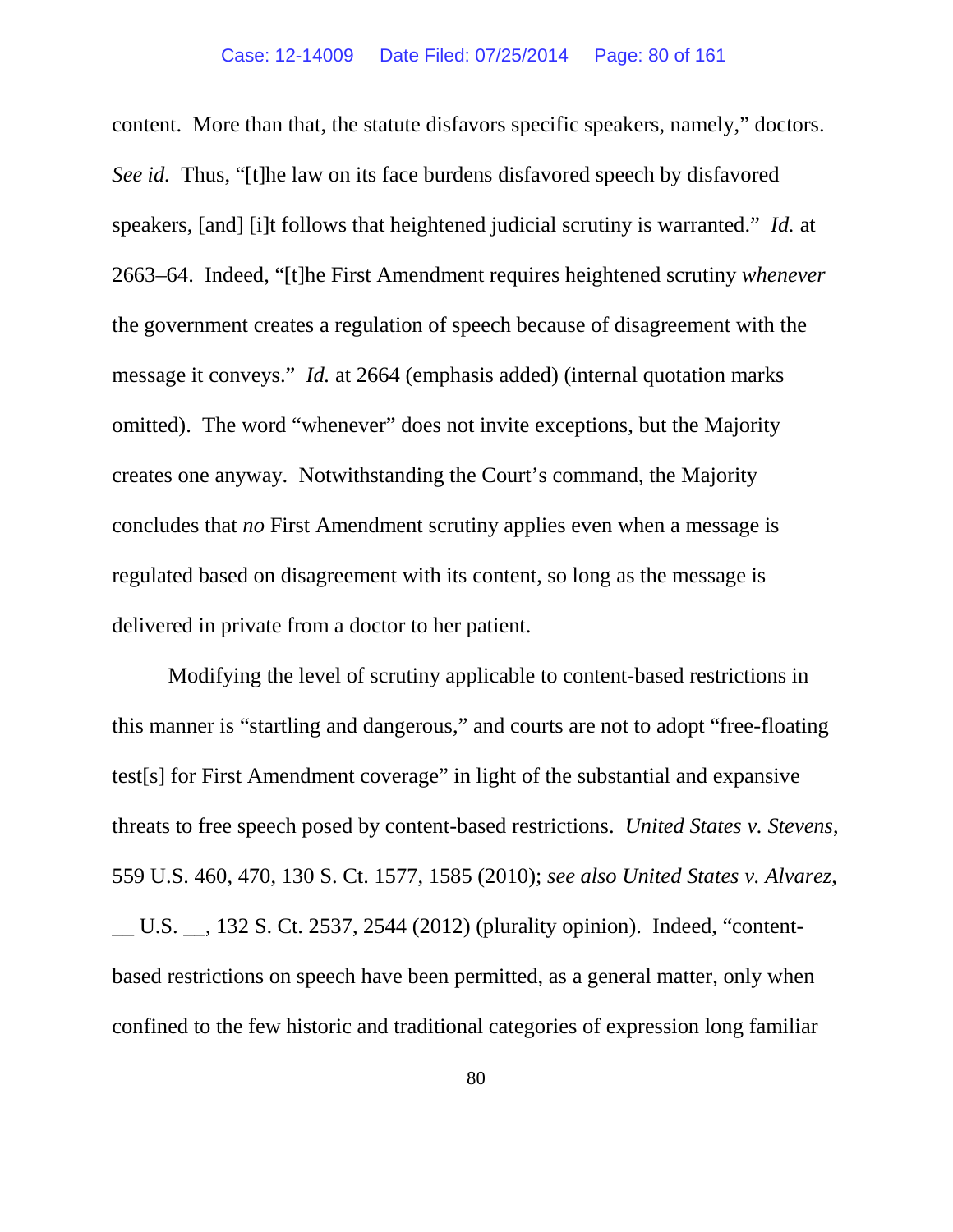content. More than that, the statute disfavors specific speakers, namely," doctors. *See id.* Thus, "[t]he law on its face burdens disfavored speech by disfavored speakers, [and] [i]t follows that heightened judicial scrutiny is warranted." *Id.* at 2663–64. Indeed, "[t]he First Amendment requires heightened scrutiny *whenever* the government creates a regulation of speech because of disagreement with the message it conveys." *Id.* at 2664 (emphasis added) (internal quotation marks omitted). The word "whenever" does not invite exceptions, but the Majority creates one anyway. Notwithstanding the Court's command, the Majority concludes that *no* First Amendment scrutiny applies even when a message is regulated based on disagreement with its content, so long as the message is delivered in private from a doctor to her patient.

Modifying the level of scrutiny applicable to content-based restrictions in this manner is "startling and dangerous," and courts are not to adopt "free-floating test[s] for First Amendment coverage" in light of the substantial and expansive threats to free speech posed by content-based restrictions. *United States v. Stevens*, 559 U.S. 460, 470, 130 S. Ct. 1577, 1585 (2010); *see also United States v. Alvarez*, __ U.S. __, 132 S. Ct. 2537, 2544 (2012) (plurality opinion). Indeed, "content-based restrictions on speech have been permitted, as a general matter, only when confined to the few historic and traditional categories of expression long familiar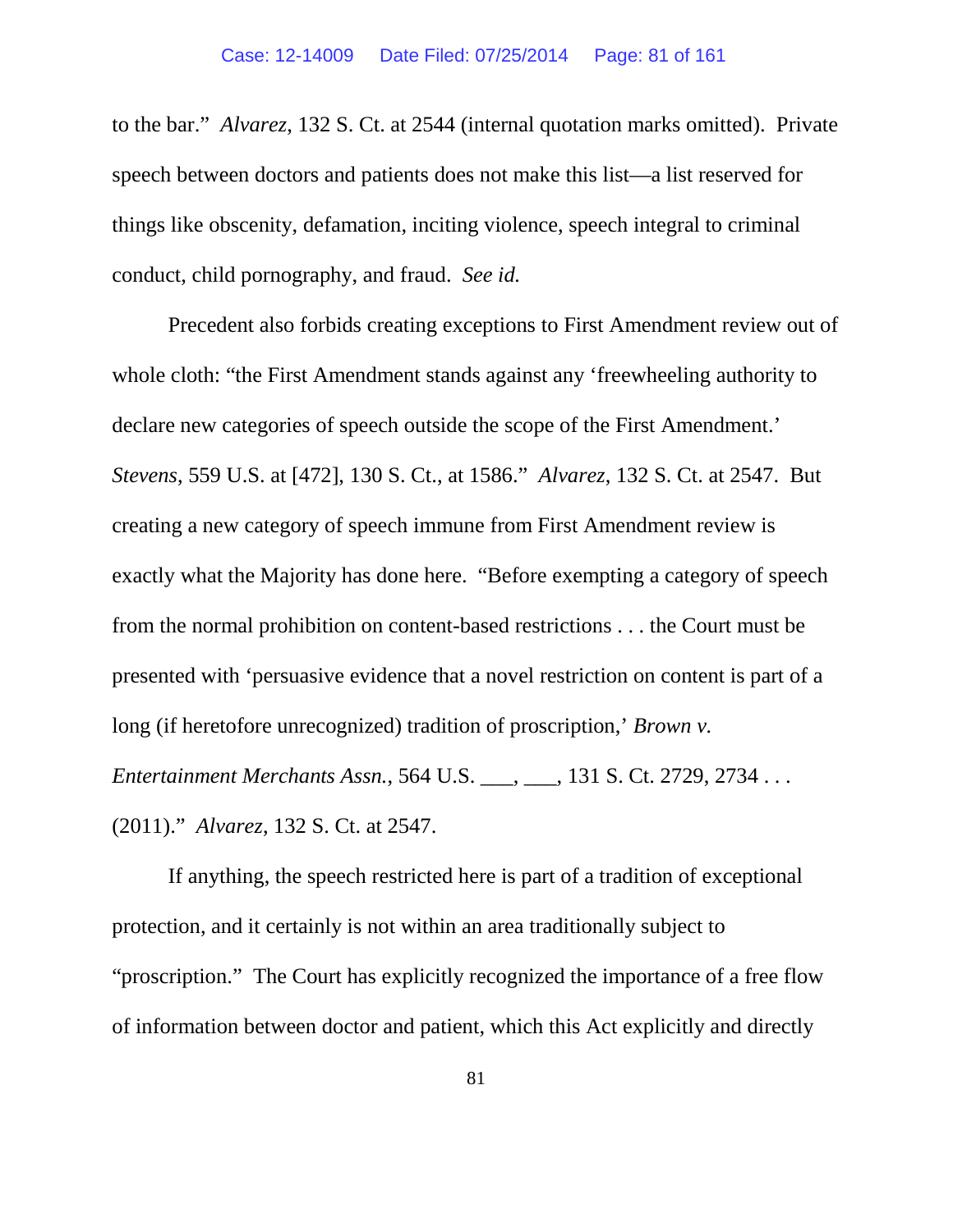to the bar." *Alvarez*, 132 S. Ct. at 2544 (internal quotation marks omitted). Private speech between doctors and patients does not make this list—a list reserved for things like obscenity, defamation, inciting violence, speech integral to criminal conduct, child pornography, and fraud. *See id.*

Precedent also forbids creating exceptions to First Amendment review out of whole cloth: "the First Amendment stands against any 'freewheeling authority to declare new categories of speech outside the scope of the First Amendment.' *Stevens*, 559 U.S. at [472], 130 S. Ct., at 1586." *Alvarez*, 132 S. Ct. at 2547. But creating a new category of speech immune from First Amendment review is exactly what the Majority has done here. "Before exempting a category of speech from the normal prohibition on content-based restrictions . . . the Court must be presented with 'persuasive evidence that a novel restriction on content is part of a long (if heretofore unrecognized) tradition of proscription,' *Brown v. Entertainment Merchants Assn.*, 564 U.S. ___, ___, 131 S. Ct. 2729, 2734 . . . (2011)." *Alvarez*, 132 S. Ct. at 2547.

If anything, the speech restricted here is part of a tradition of exceptional protection, and it certainly is not within an area traditionally subject to "proscription." The Court has explicitly recognized the importance of a free flow of information between doctor and patient, which this Act explicitly and directly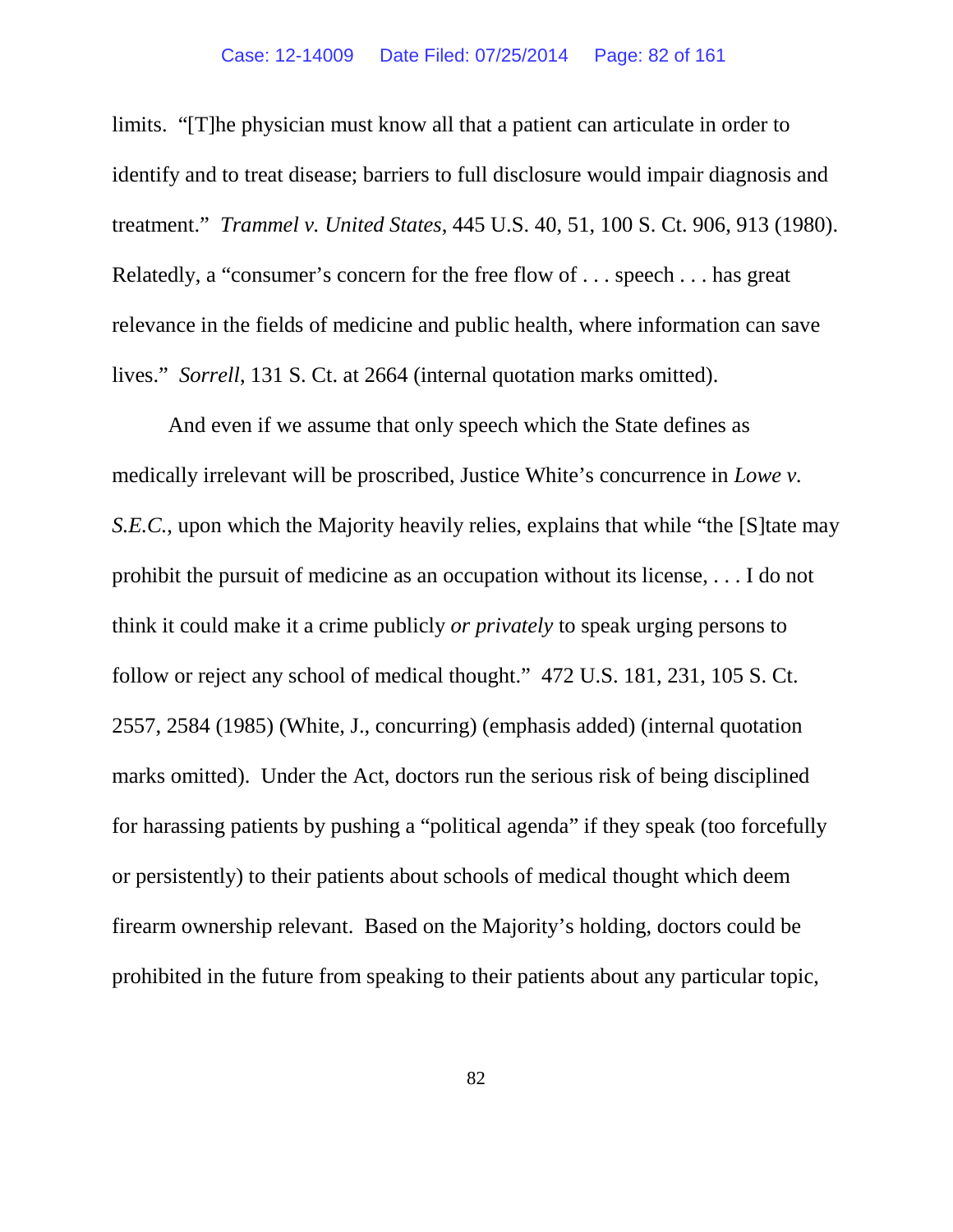limits. "[T]he physician must know all that a patient can articulate in order to identify and to treat disease; barriers to full disclosure would impair diagnosis and treatment." *Trammel v. United States*, 445 U.S. 40, 51, 100 S. Ct. 906, 913 (1980). Relatedly, a "consumer's concern for the free flow of . . . speech . . . has great relevance in the fields of medicine and public health, where information can save lives." *Sorrell*, 131 S. Ct. at 2664 (internal quotation marks omitted).

And even if we assume that only speech which the State defines as medically irrelevant will be proscribed, Justice White's concurrence in *Lowe v. S.E.C.*, upon which the Majority heavily relies, explains that while "the [S]tate may prohibit the pursuit of medicine as an occupation without its license, . . . I do not think it could make it a crime publicly *or privately* to speak urging persons to follow or reject any school of medical thought." 472 U.S. 181, 231, 105 S. Ct. 2557, 2584 (1985) (White, J., concurring) (emphasis added) (internal quotation marks omitted). Under the Act, doctors run the serious risk of being disciplined for harassing patients by pushing a "political agenda" if they speak (too forcefully or persistently) to their patients about schools of medical thought which deem firearm ownership relevant. Based on the Majority's holding, doctors could be prohibited in the future from speaking to their patients about any particular topic,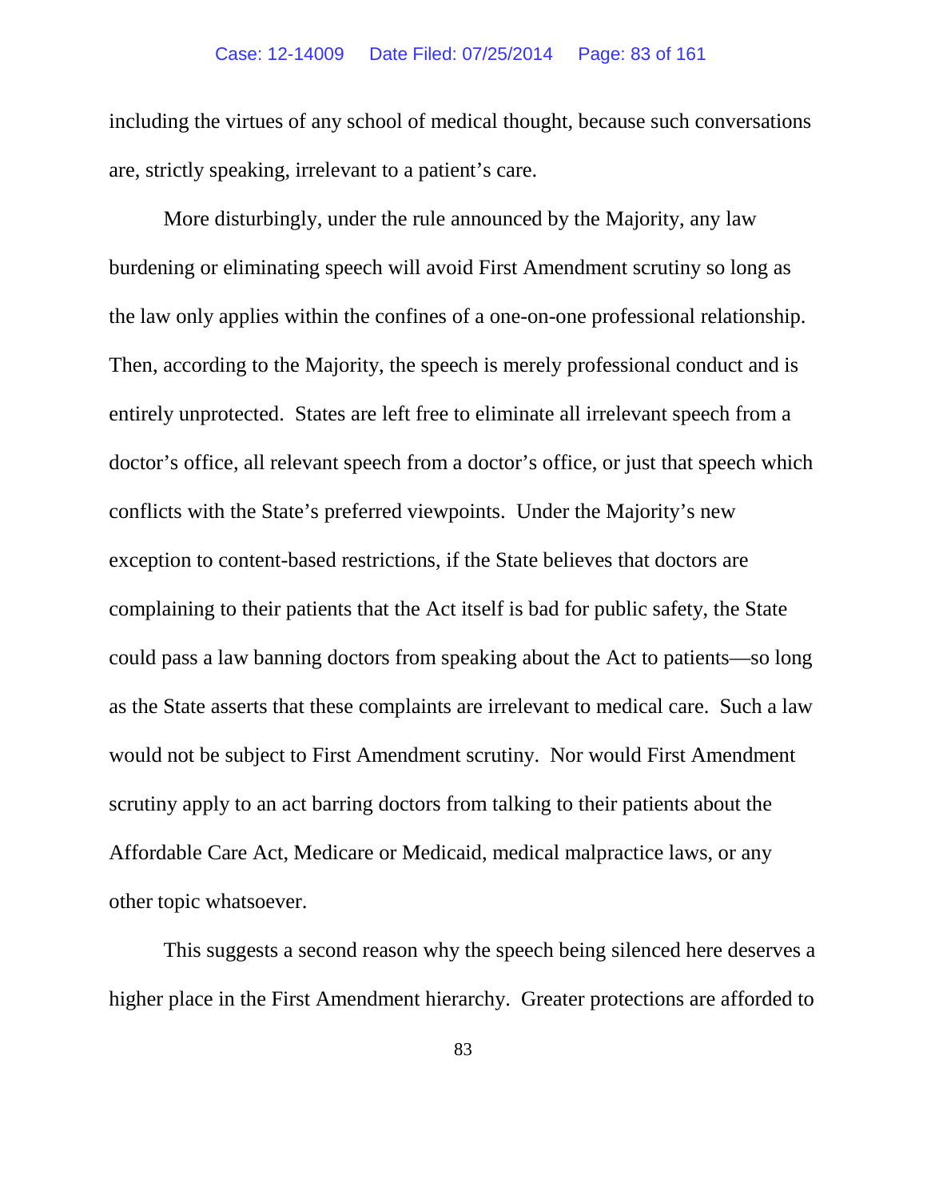including the virtues of any school of medical thought, because such conversations are, strictly speaking, irrelevant to a patient's care.

More disturbingly, under the rule announced by the Majority, any law burdening or eliminating speech will avoid First Amendment scrutiny so long as the law only applies within the confines of a one-on-one professional relationship. Then, according to the Majority, the speech is merely professional conduct and is entirely unprotected. States are left free to eliminate all irrelevant speech from a doctor's office, all relevant speech from a doctor's office, or just that speech which conflicts with the State's preferred viewpoints. Under the Majority's new exception to content-based restrictions, if the State believes that doctors are complaining to their patients that the Act itself is bad for public safety, the State could pass a law banning doctors from speaking about the Act to patients—so long as the State asserts that these complaints are irrelevant to medical care. Such a law would not be subject to First Amendment scrutiny. Nor would First Amendment scrutiny apply to an act barring doctors from talking to their patients about the Affordable Care Act, Medicare or Medicaid, medical malpractice laws, or any other topic whatsoever.

This suggests a second reason why the speech being silenced here deserves a higher place in the First Amendment hierarchy. Greater protections are afforded to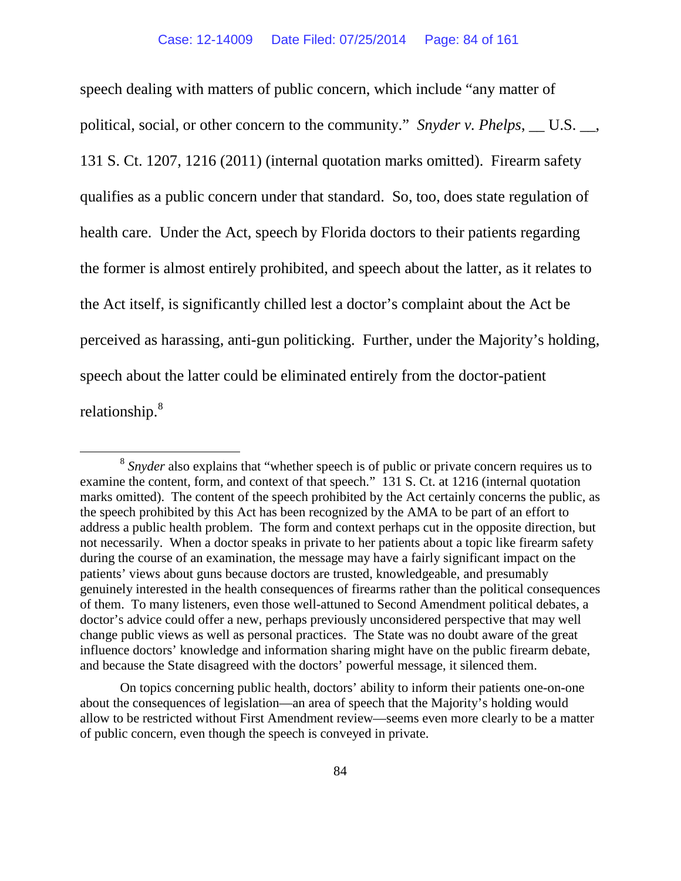speech dealing with matters of public concern, which include "any matter of political, social, or other concern to the community." *Snyder v. Phelps*, __ U.S. __, 131 S. Ct. 1207, 1216 (2011) (internal quotation marks omitted). Firearm safety qualifies as a public concern under that standard. So, too, does state regulation of health care. Under the Act, speech by Florida doctors to their patients regarding the former is almost entirely prohibited, and speech about the latter, as it relates to the Act itself, is significantly chilled lest a doctor's complaint about the Act be perceived as harassing, anti-gun politicking. Further, under the Majority's holding, speech about the latter could be eliminated entirely from the doctor-patient relationship.[8]

---

[8] *Snyder* also explains that "whether speech is of public or private concern requires us to examine the content, form, and context of that speech." 131 S. Ct. at 1216 (internal quotation marks omitted). The content of the speech prohibited by the Act certainly concerns the public, as the speech prohibited by this Act has been recognized by the AMA to be part of an effort to address a public health problem. The form and context perhaps cut in the opposite direction, but not necessarily. When a doctor speaks in private to her patients about a topic like firearm safety during the course of an examination, the message may have a fairly significant impact on the patients' views about guns because doctors are trusted, knowledgeable, and presumably genuinely interested in the health consequences of firearms rather than the political consequences of them. To many listeners, even those well-attuned to Second Amendment political debates, a doctor's advice could offer a new, perhaps previously unconsidered perspective that may well change public views as well as personal practices. The State was no doubt aware of the great influence doctors' knowledge and information sharing might have on the public firearm debate, and because the State disagreed with the doctors' powerful message, it silenced them.

On topics concerning public health, doctors' ability to inform their patients one-on-one about the consequences of legislation—an area of speech that the Majority's holding would allow to be restricted without First Amendment review—seems even more clearly to be a matter of public concern, even though the speech is conveyed in private.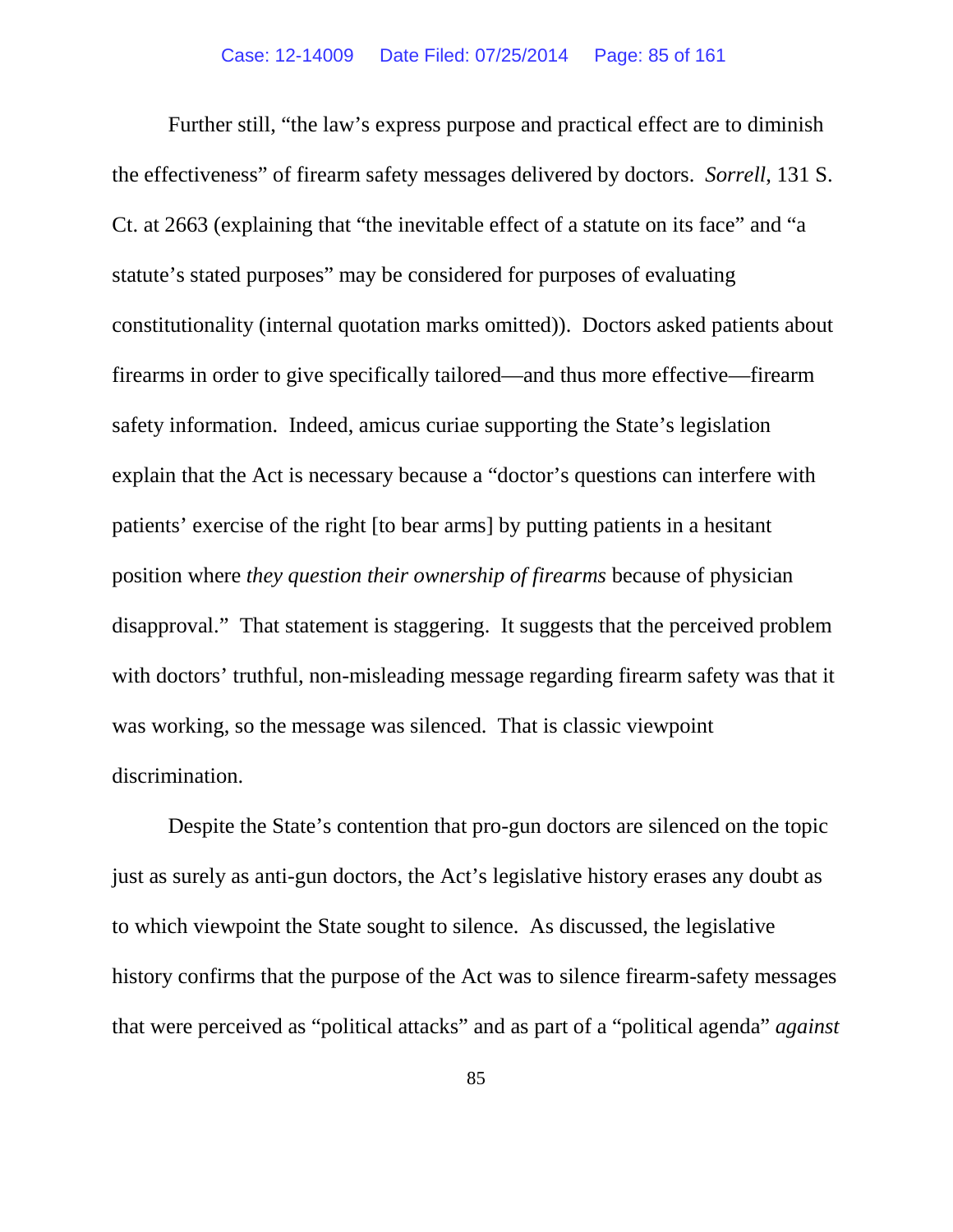Further still, "the law's express purpose and practical effect are to diminish the effectiveness" of firearm safety messages delivered by doctors. *Sorrell*, 131 S. Ct. at 2663 (explaining that "the inevitable effect of a statute on its face" and "a statute's stated purposes" may be considered for purposes of evaluating constitutionality (internal quotation marks omitted)). Doctors asked patients about firearms in order to give specifically tailored—and thus more effective—firearm safety information. Indeed, amicus curiae supporting the State's legislation explain that the Act is necessary because a "doctor's questions can interfere with patients' exercise of the right [to bear arms] by putting patients in a hesitant position where *they question their ownership of firearms* because of physician disapproval." That statement is staggering. It suggests that the perceived problem with doctors' truthful, non-misleading message regarding firearm safety was that it was working, so the message was silenced. That is classic viewpoint discrimination.

Despite the State's contention that pro-gun doctors are silenced on the topic just as surely as anti-gun doctors, the Act's legislative history erases any doubt as to which viewpoint the State sought to silence. As discussed, the legislative history confirms that the purpose of the Act was to silence firearm-safety messages that were perceived as "political attacks" and as part of a "political agenda" *against*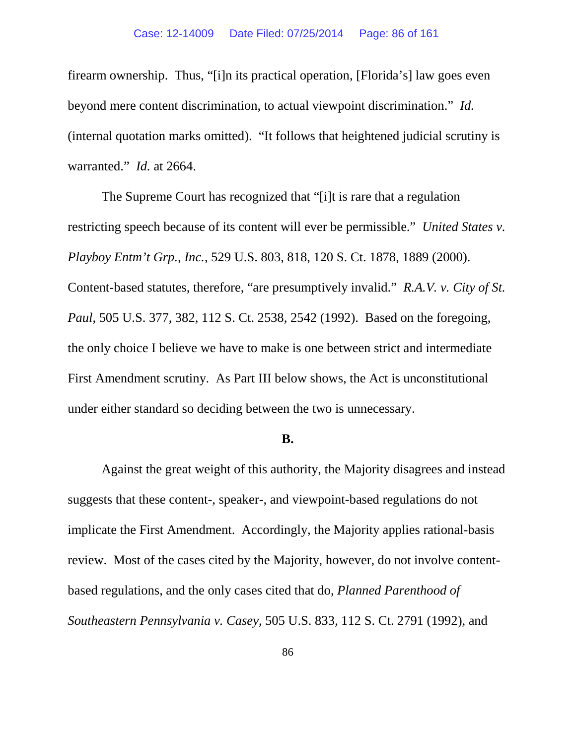firearm ownership. Thus, "[i]n its practical operation, [Florida's] law goes even beyond mere content discrimination, to actual viewpoint discrimination." *Id.* (internal quotation marks omitted). "It follows that heightened judicial scrutiny is warranted." *Id.* at 2664.

The Supreme Court has recognized that "[i]t is rare that a regulation restricting speech because of its content will ever be permissible." *United States v. Playboy Entm't Grp., Inc.*, 529 U.S. 803, 818, 120 S. Ct. 1878, 1889 (2000). Content-based statutes, therefore, "are presumptively invalid." *R.A.V. v. City of St. Paul*, 505 U.S. 377, 382, 112 S. Ct. 2538, 2542 (1992). Based on the foregoing, the only choice I believe we have to make is one between strict and intermediate First Amendment scrutiny. As Part III below shows, the Act is unconstitutional under either standard so deciding between the two is unnecessary.

**B.**

Against the great weight of this authority, the Majority disagrees and instead suggests that these content-, speaker-, and viewpoint-based regulations do not implicate the First Amendment. Accordingly, the Majority applies rational-basis review. Most of the cases cited by the Majority, however, do not involve content-based regulations, and the only cases cited that do, *Planned Parenthood of Southeastern Pennsylvania v. Casey*, 505 U.S. 833, 112 S. Ct. 2791 (1992), and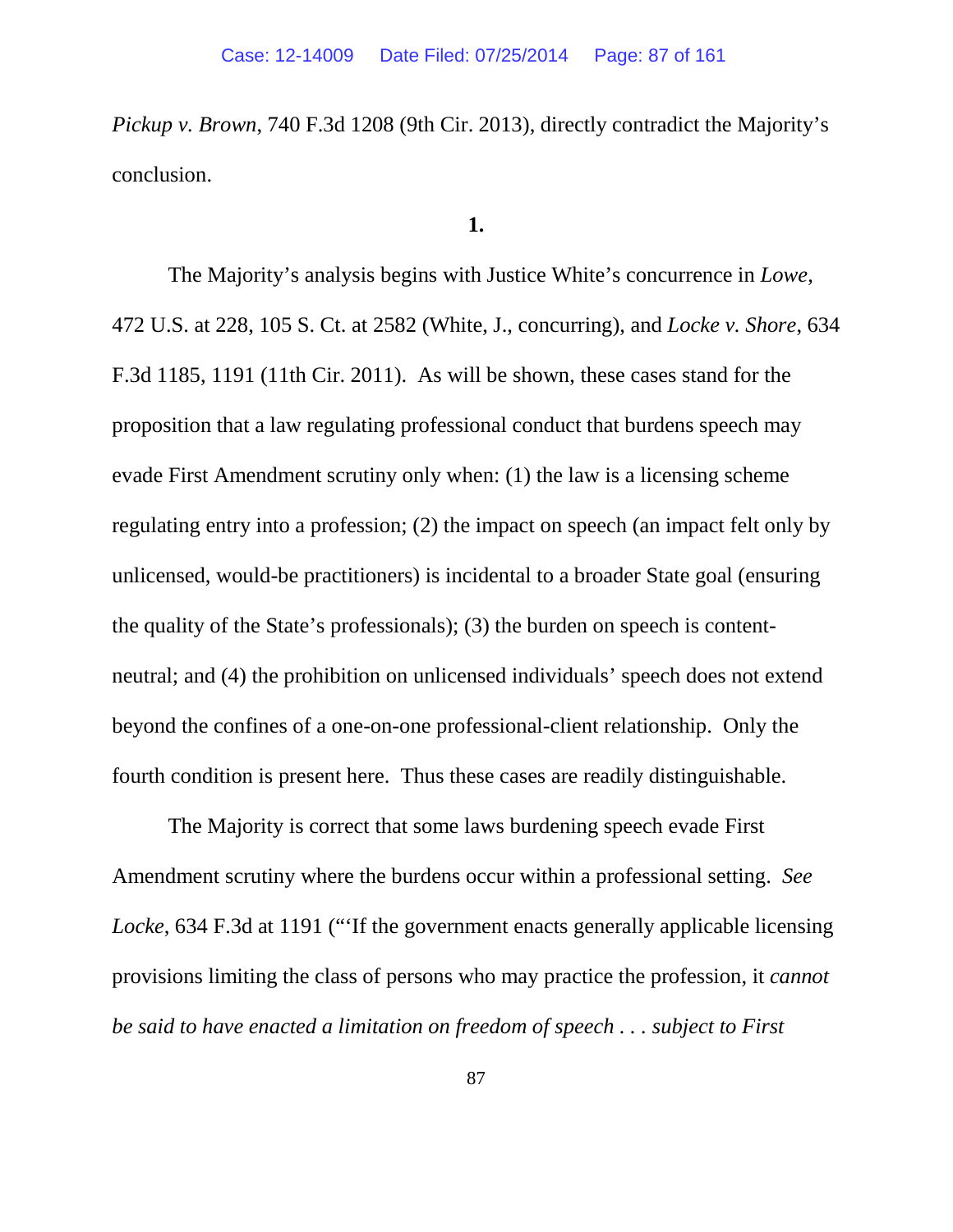*Pickup v. Brown*, 740 F.3d 1208 (9th Cir. 2013), directly contradict the Majority's conclusion.

**1.**

The Majority's analysis begins with Justice White's concurrence in *Lowe*, 472 U.S. at 228, 105 S. Ct. at 2582 (White, J., concurring), and *Locke v. Shore*, 634 F.3d 1185, 1191 (11th Cir. 2011). As will be shown, these cases stand for the proposition that a law regulating professional conduct that burdens speech may evade First Amendment scrutiny only when: (1) the law is a licensing scheme regulating entry into a profession; (2) the impact on speech (an impact felt only by unlicensed, would-be practitioners) is incidental to a broader State goal (ensuring the quality of the State's professionals); (3) the burden on speech is content-neutral; and (4) the prohibition on unlicensed individuals' speech does not extend beyond the confines of a one-on-one professional-client relationship. Only the fourth condition is present here. Thus these cases are readily distinguishable.

The Majority is correct that some laws burdening speech evade First Amendment scrutiny where the burdens occur within a professional setting. *See Locke*, 634 F.3d at 1191 ("'If the government enacts generally applicable licensing provisions limiting the class of persons who may practice the profession, it *cannot be said to have enacted a limitation on freedom of speech . . . subject to First*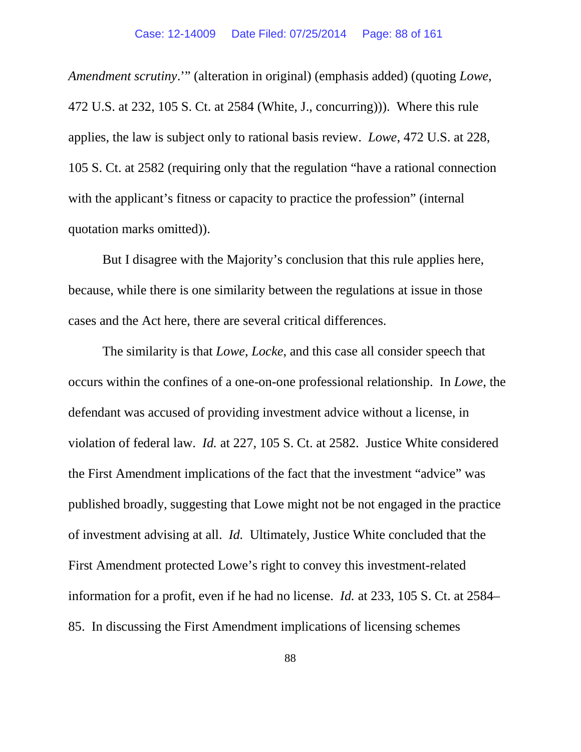*Amendment scrutiny*.'" (alteration in original) (emphasis added) (quoting *Lowe*, 472 U.S. at 232, 105 S. Ct. at 2584 (White, J., concurring))). Where this rule applies, the law is subject only to rational basis review. *Lowe*, 472 U.S. at 228, 105 S. Ct. at 2582 (requiring only that the regulation "have a rational connection with the applicant's fitness or capacity to practice the profession" (internal quotation marks omitted)).

But I disagree with the Majority's conclusion that this rule applies here, because, while there is one similarity between the regulations at issue in those cases and the Act here, there are several critical differences.

The similarity is that *Lowe*, *Locke*, and this case all consider speech that occurs within the confines of a one-on-one professional relationship. In *Lowe*, the defendant was accused of providing investment advice without a license, in violation of federal law. *Id.* at 227, 105 S. Ct. at 2582. Justice White considered the First Amendment implications of the fact that the investment "advice" was published broadly, suggesting that Lowe might not be not engaged in the practice of investment advising at all. *Id.* Ultimately, Justice White concluded that the First Amendment protected Lowe's right to convey this investment-related information for a profit, even if he had no license. *Id.* at 233, 105 S. Ct. at 2584–85. In discussing the First Amendment implications of licensing schemes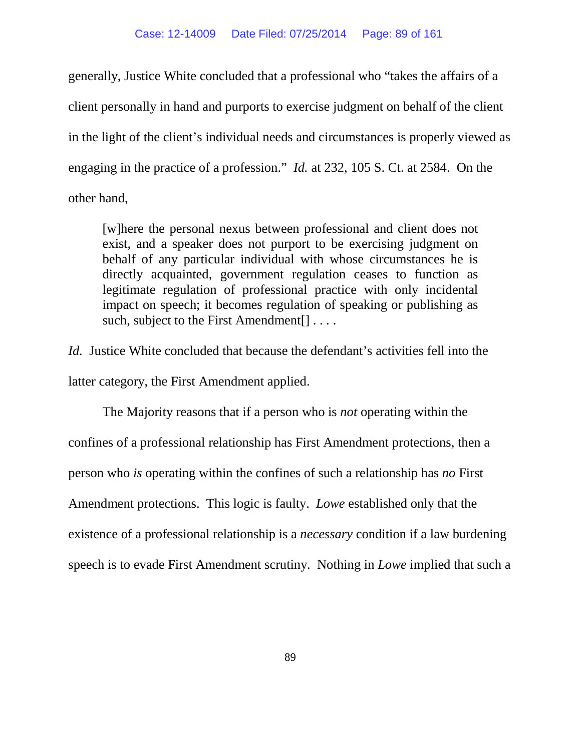generally, Justice White concluded that a professional who "takes the affairs of a client personally in hand and purports to exercise judgment on behalf of the client in the light of the client's individual needs and circumstances is properly viewed as engaging in the practice of a profession." *Id.* at 232, 105 S. Ct. at 2584. On the other hand,

> [w]here the personal nexus between professional and client does not exist, and a speaker does not purport to be exercising judgment on behalf of any particular individual with whose circumstances he is directly acquainted, government regulation ceases to function as legitimate regulation of professional practice with only incidental impact on speech; it becomes regulation of speaking or publishing as such, subject to the First Amendment[] . . . .

*Id.* Justice White concluded that because the defendant's activities fell into the latter category, the First Amendment applied.

The Majority reasons that if a person who is *not* operating within the confines of a professional relationship has First Amendment protections, then a person who *is* operating within the confines of such a relationship has *no* First Amendment protections. This logic is faulty. *Lowe* established only that the existence of a professional relationship is a *necessary* condition if a law burdening speech is to evade First Amendment scrutiny. Nothing in *Lowe* implied that such a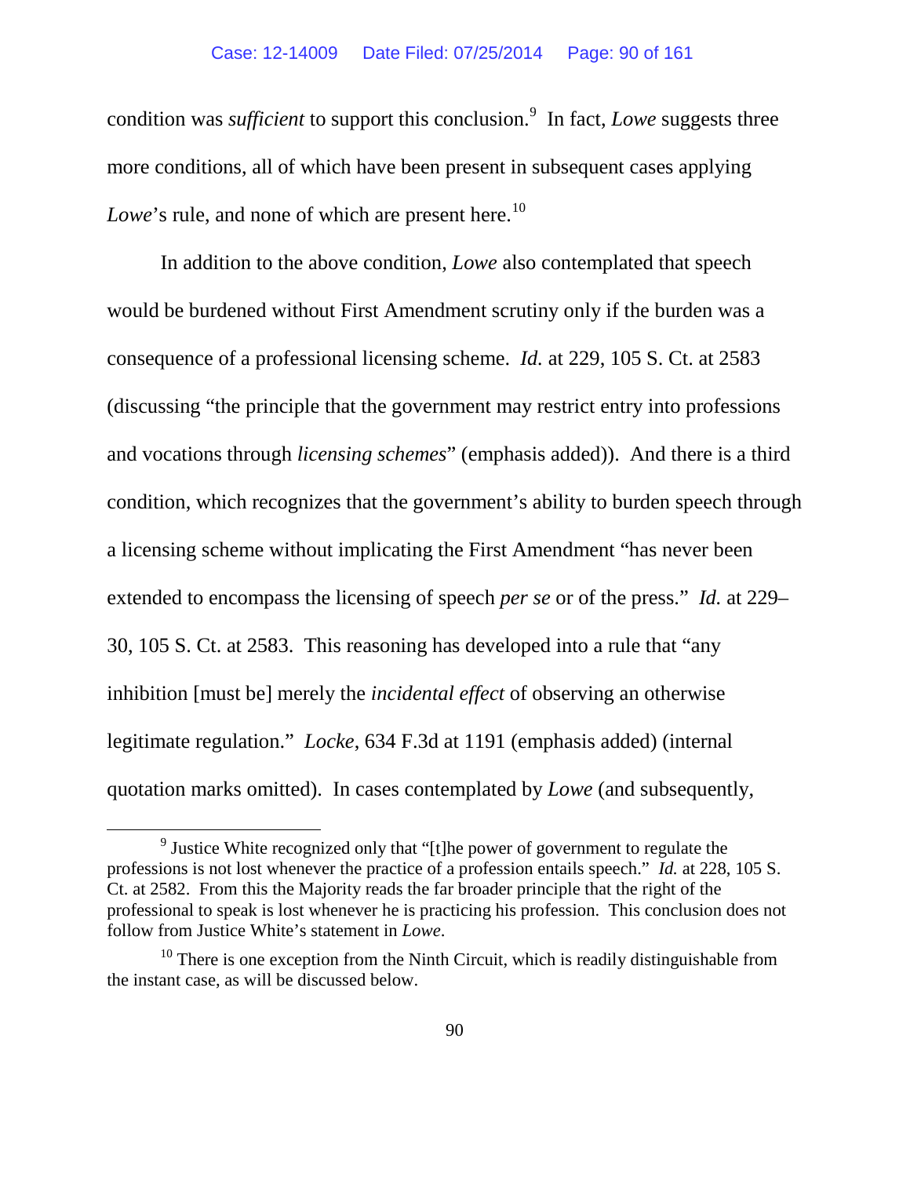condition was *sufficient* to support this conclusion.[9] In fact, *Lowe* suggests three more conditions, all of which have been present in subsequent cases applying *Lowe*'s rule, and none of which are present here.[10]

In addition to the above condition, *Lowe* also contemplated that speech would be burdened without First Amendment scrutiny only if the burden was a consequence of a professional licensing scheme. *Id.* at 229, 105 S. Ct. at 2583 (discussing "the principle that the government may restrict entry into professions and vocations through *licensing schemes*" (emphasis added)). And there is a third condition, which recognizes that the government's ability to burden speech through a licensing scheme without implicating the First Amendment "has never been extended to encompass the licensing of speech *per se* or of the press." *Id.* at 229–30, 105 S. Ct. at 2583. This reasoning has developed into a rule that "any inhibition [must be] merely the *incidental effect* of observing an otherwise legitimate regulation." *Locke*, 634 F.3d at 1191 (emphasis added) (internal quotation marks omitted). In cases contemplated by *Lowe* (and subsequently,

---

[9] Justice White recognized only that "[t]he power of government to regulate the professions is not lost whenever the practice of a profession entails speech." *Id.* at 228, 105 S. Ct. at 2582. From this the Majority reads the far broader principle that the right of the professional to speak is lost whenever he is practicing his profession. This conclusion does not follow from Justice White's statement in *Lowe*.

[10] There is one exception from the Ninth Circuit, which is readily distinguishable from the instant case, as will be discussed below.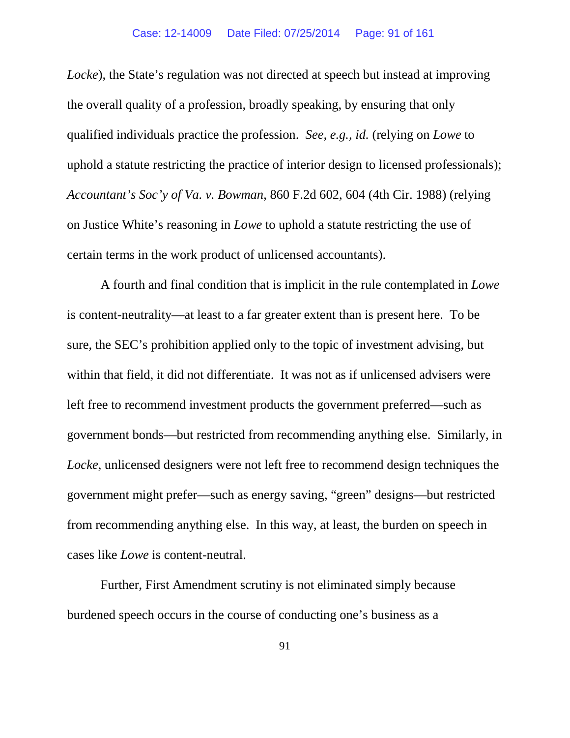*Locke*), the State's regulation was not directed at speech but instead at improving the overall quality of a profession, broadly speaking, by ensuring that only qualified individuals practice the profession. *See, e.g.*, *id.* (relying on *Lowe* to uphold a statute restricting the practice of interior design to licensed professionals); *Accountant's Soc'y of Va. v. Bowman*, 860 F.2d 602, 604 (4th Cir. 1988) (relying on Justice White's reasoning in *Lowe* to uphold a statute restricting the use of certain terms in the work product of unlicensed accountants).

A fourth and final condition that is implicit in the rule contemplated in *Lowe* is content-neutrality—at least to a far greater extent than is present here. To be sure, the SEC's prohibition applied only to the topic of investment advising, but within that field, it did not differentiate. It was not as if unlicensed advisers were left free to recommend investment products the government preferred—such as government bonds—but restricted from recommending anything else. Similarly, in *Locke*, unlicensed designers were not left free to recommend design techniques the government might prefer—such as energy saving, "green" designs—but restricted from recommending anything else. In this way, at least, the burden on speech in cases like *Lowe* is content-neutral.

Further, First Amendment scrutiny is not eliminated simply because burdened speech occurs in the course of conducting one's business as a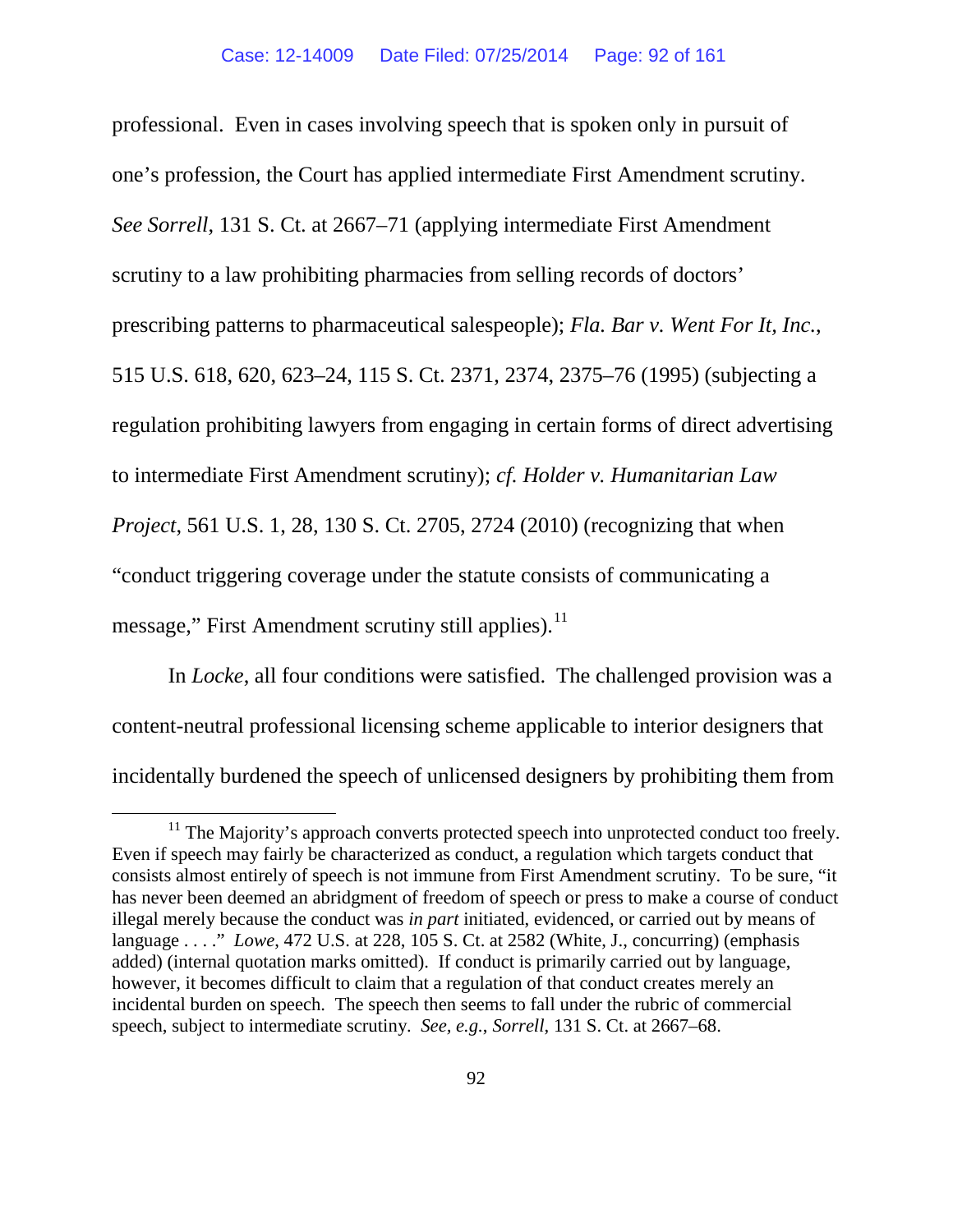professional. Even in cases involving speech that is spoken only in pursuit of one's profession, the Court has applied intermediate First Amendment scrutiny. *See Sorrell*, 131 S. Ct. at 2667–71 (applying intermediate First Amendment scrutiny to a law prohibiting pharmacies from selling records of doctors' prescribing patterns to pharmaceutical salespeople); *Fla. Bar v. Went For It, Inc.*, 515 U.S. 618, 620, 623–24, 115 S. Ct. 2371, 2374, 2375–76 (1995) (subjecting a regulation prohibiting lawyers from engaging in certain forms of direct advertising to intermediate First Amendment scrutiny); *cf. Holder v. Humanitarian Law Project*, 561 U.S. 1, 28, 130 S. Ct. 2705, 2724 (2010) (recognizing that when "conduct triggering coverage under the statute consists of communicating a message," First Amendment scrutiny still applies).[11]

In *Locke*, all four conditions were satisfied. The challenged provision was a content-neutral professional licensing scheme applicable to interior designers that incidentally burdened the speech of unlicensed designers by prohibiting them from

---

[11] The Majority's approach converts protected speech into unprotected conduct too freely. Even if speech may fairly be characterized as conduct, a regulation which targets conduct that consists almost entirely of speech is not immune from First Amendment scrutiny. To be sure, "it has never been deemed an abridgment of freedom of speech or press to make a course of conduct illegal merely because the conduct was *in part* initiated, evidenced, or carried out by means of language . . . ." *Lowe*, 472 U.S. at 228, 105 S. Ct. at 2582 (White, J., concurring) (emphasis added) (internal quotation marks omitted). If conduct is primarily carried out by language, however, it becomes difficult to claim that a regulation of that conduct creates merely an incidental burden on speech. The speech then seems to fall under the rubric of commercial speech, subject to intermediate scrutiny. *See, e.g.*, *Sorrell*, 131 S. Ct. at 2667–68.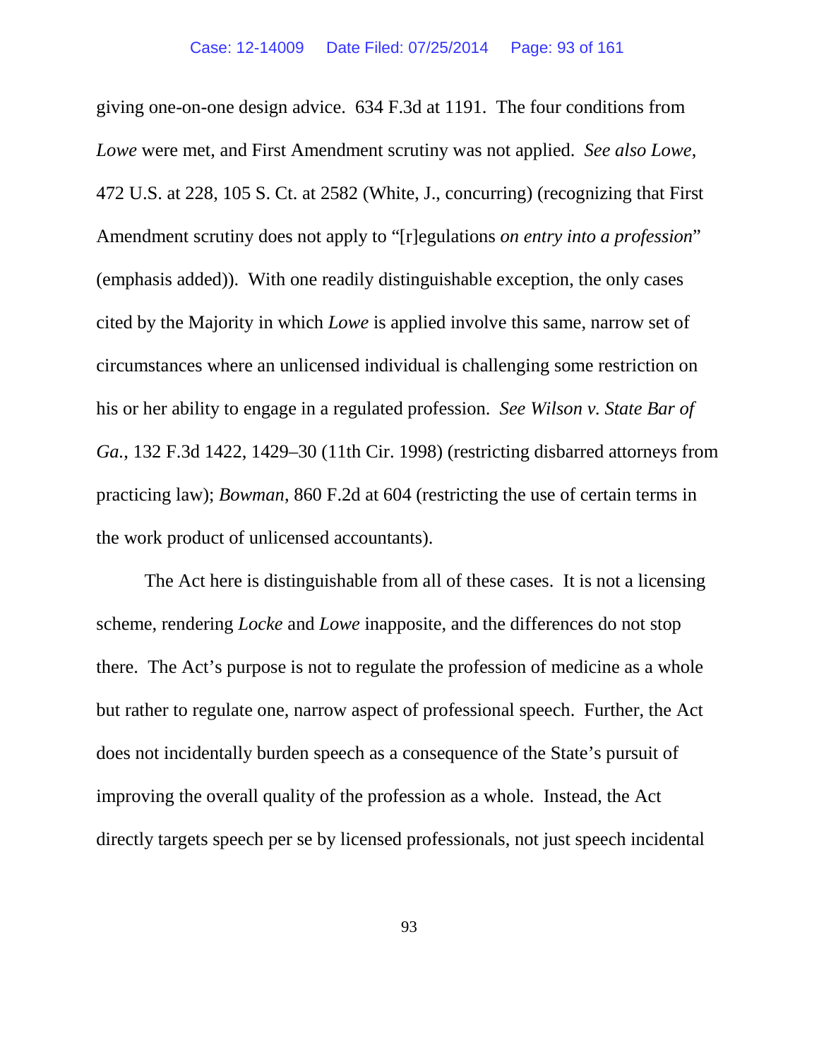giving one-on-one design advice. 634 F.3d at 1191. The four conditions from *Lowe* were met, and First Amendment scrutiny was not applied. *See also Lowe*, 472 U.S. at 228, 105 S. Ct. at 2582 (White, J., concurring) (recognizing that First Amendment scrutiny does not apply to "[r]egulations *on entry into a profession*" (emphasis added)). With one readily distinguishable exception, the only cases cited by the Majority in which *Lowe* is applied involve this same, narrow set of circumstances where an unlicensed individual is challenging some restriction on his or her ability to engage in a regulated profession. *See Wilson v. State Bar of Ga.*, 132 F.3d 1422, 1429–30 (11th Cir. 1998) (restricting disbarred attorneys from practicing law); *Bowman*, 860 F.2d at 604 (restricting the use of certain terms in the work product of unlicensed accountants).

The Act here is distinguishable from all of these cases. It is not a licensing scheme, rendering *Locke* and *Lowe* inapposite, and the differences do not stop there. The Act's purpose is not to regulate the profession of medicine as a whole but rather to regulate one, narrow aspect of professional speech. Further, the Act does not incidentally burden speech as a consequence of the State's pursuit of improving the overall quality of the profession as a whole. Instead, the Act directly targets speech per se by licensed professionals, not just speech incidental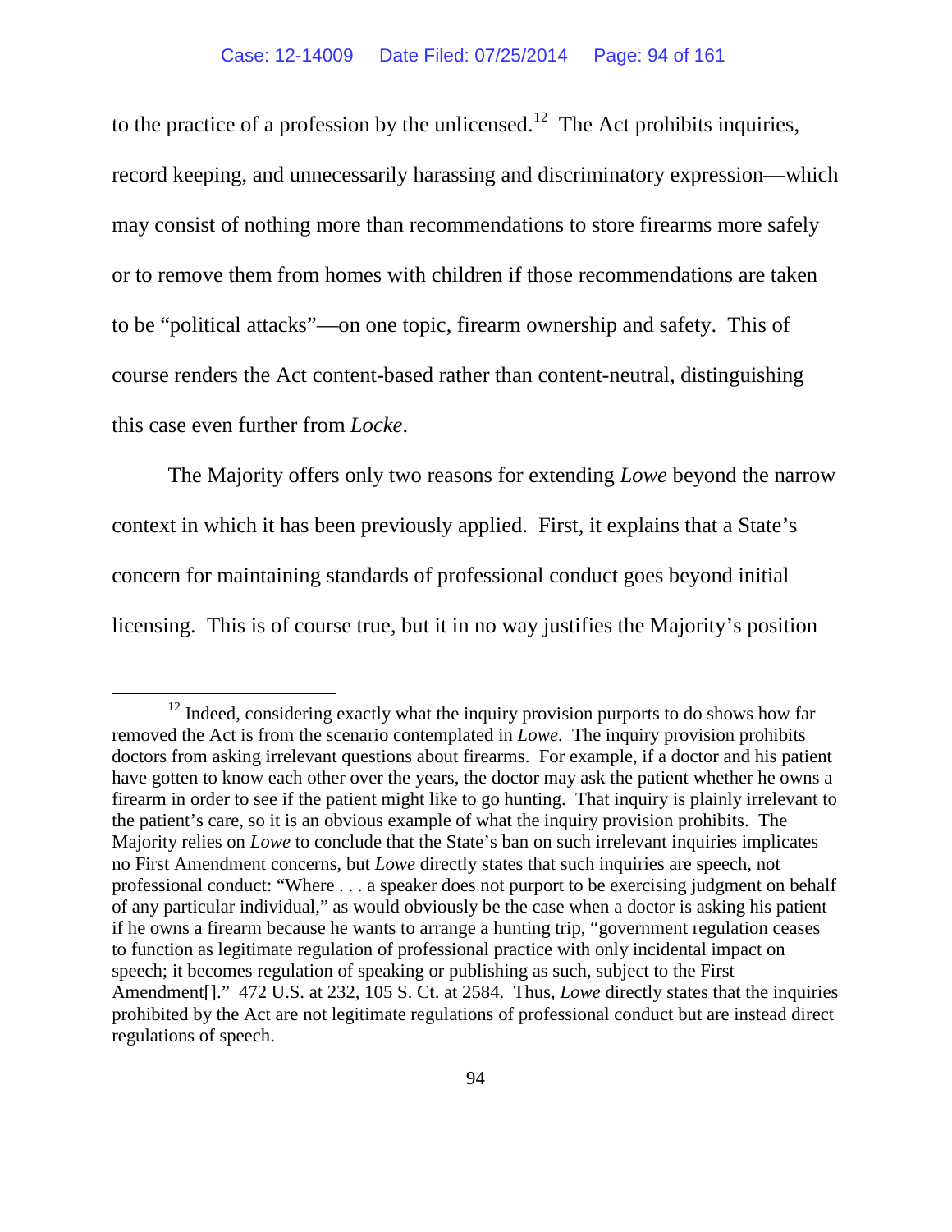to the practice of a profession by the unlicensed.[12] The Act prohibits inquiries, record keeping, and unnecessarily harassing and discriminatory expression—which may consist of nothing more than recommendations to store firearms more safely or to remove them from homes with children if those recommendations are taken to be "political attacks"—on one topic, firearm ownership and safety. This of course renders the Act content-based rather than content-neutral, distinguishing this case even further from *Locke*.

The Majority offers only two reasons for extending *Lowe* beyond the narrow context in which it has been previously applied. First, it explains that a State's concern for maintaining standards of professional conduct goes beyond initial licensing. This is of course true, but it in no way justifies the Majority's position

---

[12] Indeed, considering exactly what the inquiry provision purports to do shows how far removed the Act is from the scenario contemplated in *Lowe*. The inquiry provision prohibits doctors from asking irrelevant questions about firearms. For example, if a doctor and his patient have gotten to know each other over the years, the doctor may ask the patient whether he owns a firearm in order to see if the patient might like to go hunting. That inquiry is plainly irrelevant to the patient's care, so it is an obvious example of what the inquiry provision prohibits. The Majority relies on *Lowe* to conclude that the State's ban on such irrelevant inquiries implicates no First Amendment concerns, but *Lowe* directly states that such inquiries are speech, not professional conduct: "Where . . . a speaker does not purport to be exercising judgment on behalf of any particular individual," as would obviously be the case when a doctor is asking his patient if he owns a firearm because he wants to arrange a hunting trip, "government regulation ceases to function as legitimate regulation of professional practice with only incidental impact on speech; it becomes regulation of speaking or publishing as such, subject to the First Amendment[]." 472 U.S. at 232, 105 S. Ct. at 2584. Thus, *Lowe* directly states that the inquiries prohibited by the Act are not legitimate regulations of professional conduct but are instead direct regulations of speech.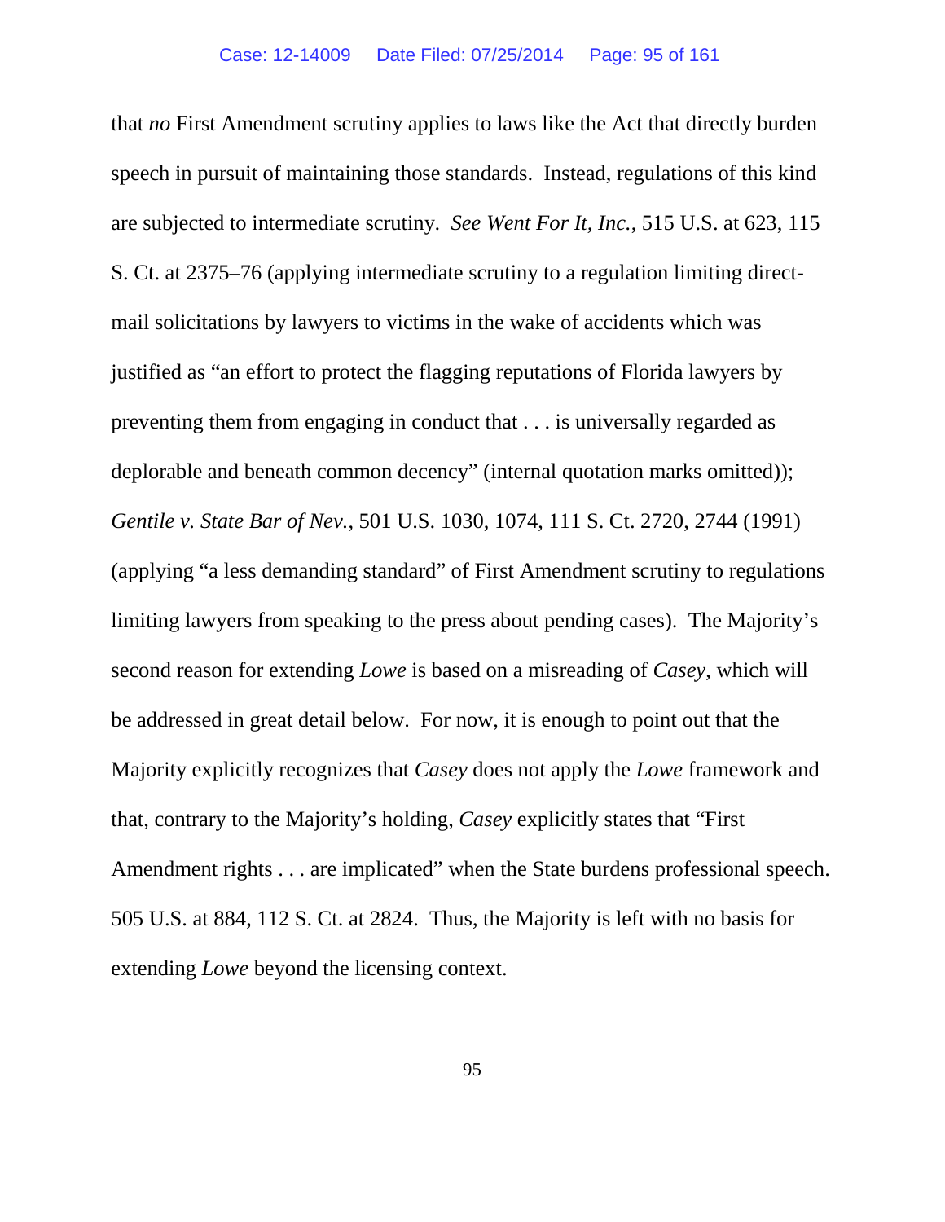that *no* First Amendment scrutiny applies to laws like the Act that directly burden speech in pursuit of maintaining those standards. Instead, regulations of this kind are subjected to intermediate scrutiny. *See Went For It, Inc.*, 515 U.S. at 623, 115 S. Ct. at 2375–76 (applying intermediate scrutiny to a regulation limiting direct-mail solicitations by lawyers to victims in the wake of accidents which was justified as "an effort to protect the flagging reputations of Florida lawyers by preventing them from engaging in conduct that . . . is universally regarded as deplorable and beneath common decency" (internal quotation marks omitted)); *Gentile v. State Bar of Nev.*, 501 U.S. 1030, 1074, 111 S. Ct. 2720, 2744 (1991) (applying "a less demanding standard" of First Amendment scrutiny to regulations limiting lawyers from speaking to the press about pending cases). The Majority's second reason for extending *Lowe* is based on a misreading of *Casey*, which will be addressed in great detail below. For now, it is enough to point out that the Majority explicitly recognizes that *Casey* does not apply the *Lowe* framework and that, contrary to the Majority's holding, *Casey* explicitly states that "First Amendment rights . . . are implicated" when the State burdens professional speech. 505 U.S. at 884, 112 S. Ct. at 2824. Thus, the Majority is left with no basis for extending *Lowe* beyond the licensing context.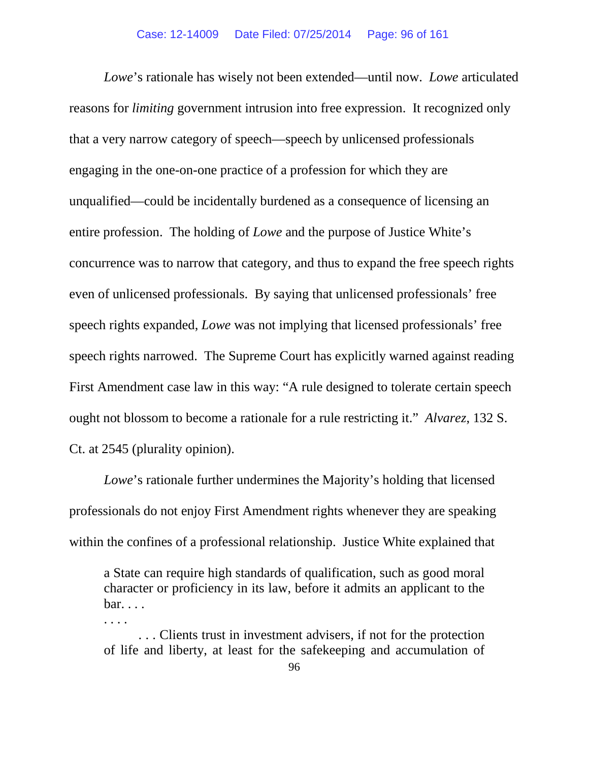*Lowe*'s rationale has wisely not been extended—until now. *Lowe* articulated reasons for *limiting* government intrusion into free expression. It recognized only that a very narrow category of speech—speech by unlicensed professionals engaging in the one-on-one practice of a profession for which they are unqualified—could be incidentally burdened as a consequence of licensing an entire profession. The holding of *Lowe* and the purpose of Justice White's concurrence was to narrow that category, and thus to expand the free speech rights even of unlicensed professionals. By saying that unlicensed professionals' free speech rights expanded, *Lowe* was not implying that licensed professionals' free speech rights narrowed. The Supreme Court has explicitly warned against reading First Amendment case law in this way: "A rule designed to tolerate certain speech ought not blossom to become a rationale for a rule restricting it." *Alvarez*, 132 S. Ct. at 2545 (plurality opinion).

*Lowe*'s rationale further undermines the Majority's holding that licensed professionals do not enjoy First Amendment rights whenever they are speaking within the confines of a professional relationship. Justice White explained that

> a State can require high standards of qualification, such as good moral character or proficiency in its law, before it admits an applicant to the bar. . . .
>
> . . . .
>
> . . . Clients trust in investment advisers, if not for the protection of life and liberty, at least for the safekeeping and accumulation of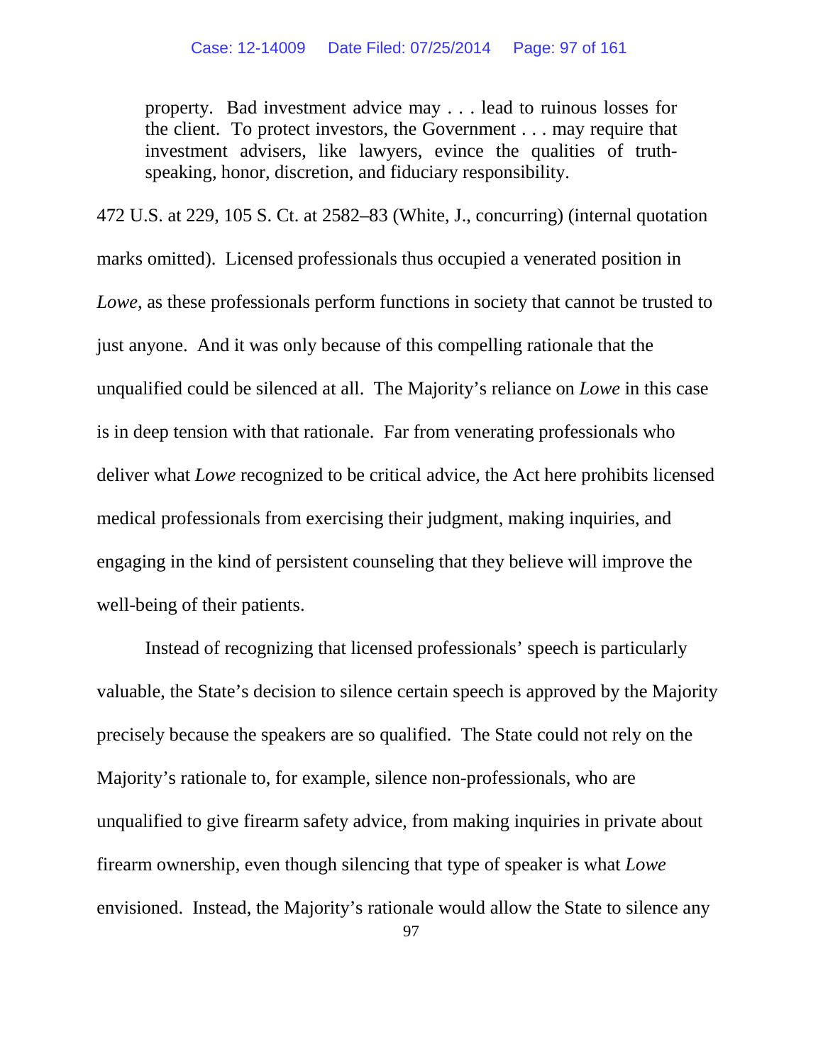> property. Bad investment advice may . . . lead to ruinous losses for the client. To protect investors, the Government . . . may require that investment advisers, like lawyers, evince the qualities of truth-speaking, honor, discretion, and fiduciary responsibility.

472 U.S. at 229, 105 S. Ct. at 2582–83 (White, J., concurring) (internal quotation marks omitted). Licensed professionals thus occupied a venerated position in *Lowe*, as these professionals perform functions in society that cannot be trusted to just anyone. And it was only because of this compelling rationale that the unqualified could be silenced at all. The Majority's reliance on *Lowe* in this case is in deep tension with that rationale. Far from venerating professionals who deliver what *Lowe* recognized to be critical advice, the Act here prohibits licensed medical professionals from exercising their judgment, making inquiries, and engaging in the kind of persistent counseling that they believe will improve the well-being of their patients.

Instead of recognizing that licensed professionals' speech is particularly valuable, the State's decision to silence certain speech is approved by the Majority precisely because the speakers are so qualified. The State could not rely on the Majority's rationale to, for example, silence non-professionals, who are unqualified to give firearm safety advice, from making inquiries in private about firearm ownership, even though silencing that type of speaker is what *Lowe* envisioned. Instead, the Majority's rationale would allow the State to silence any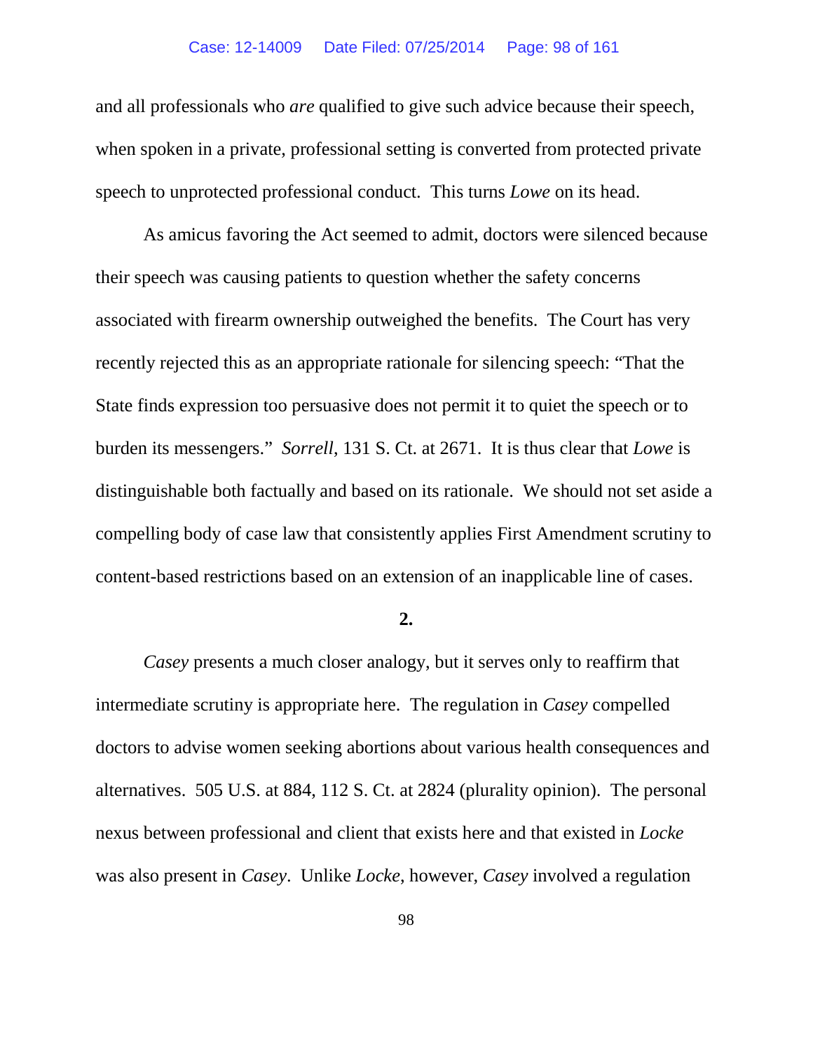and all professionals who *are* qualified to give such advice because their speech, when spoken in a private, professional setting is converted from protected private speech to unprotected professional conduct. This turns *Lowe* on its head.

As amicus favoring the Act seemed to admit, doctors were silenced because their speech was causing patients to question whether the safety concerns associated with firearm ownership outweighed the benefits. The Court has very recently rejected this as an appropriate rationale for silencing speech: "That the State finds expression too persuasive does not permit it to quiet the speech or to burden its messengers." *Sorrell*, 131 S. Ct. at 2671. It is thus clear that *Lowe* is distinguishable both factually and based on its rationale. We should not set aside a compelling body of case law that consistently applies First Amendment scrutiny to content-based restrictions based on an extension of an inapplicable line of cases.

**2.**

*Casey* presents a much closer analogy, but it serves only to reaffirm that intermediate scrutiny is appropriate here. The regulation in *Casey* compelled doctors to advise women seeking abortions about various health consequences and alternatives. 505 U.S. at 884, 112 S. Ct. at 2824 (plurality opinion). The personal nexus between professional and client that exists here and that existed in *Locke* was also present in *Casey*. Unlike *Locke*, however, *Casey* involved a regulation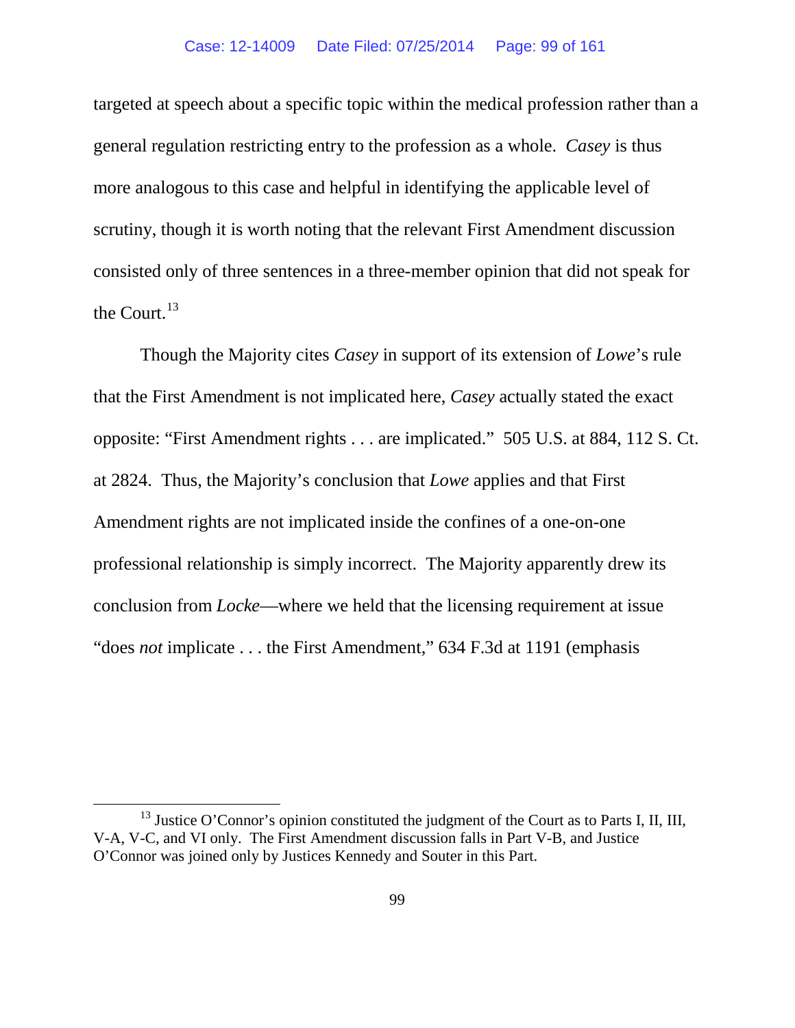targeted at speech about a specific topic within the medical profession rather than a general regulation restricting entry to the profession as a whole. *Casey* is thus more analogous to this case and helpful in identifying the applicable level of scrutiny, though it is worth noting that the relevant First Amendment discussion consisted only of three sentences in a three-member opinion that did not speak for the Court.[13]

Though the Majority cites *Casey* in support of its extension of *Lowe*'s rule that the First Amendment is not implicated here, *Casey* actually stated the exact opposite: "First Amendment rights . . . are implicated." 505 U.S. at 884, 112 S. Ct. at 2824. Thus, the Majority's conclusion that *Lowe* applies and that First Amendment rights are not implicated inside the confines of a one-on-one professional relationship is simply incorrect. The Majority apparently drew its conclusion from *Locke*—where we held that the licensing requirement at issue "does *not* implicate . . . the First Amendment," 634 F.3d at 1191 (emphasis

---

[13] Justice O'Connor's opinion constituted the judgment of the Court as to Parts I, II, III, V-A, V-C, and VI only. The First Amendment discussion falls in Part V-B, and Justice O'Connor was joined only by Justices Kennedy and Souter in this Part.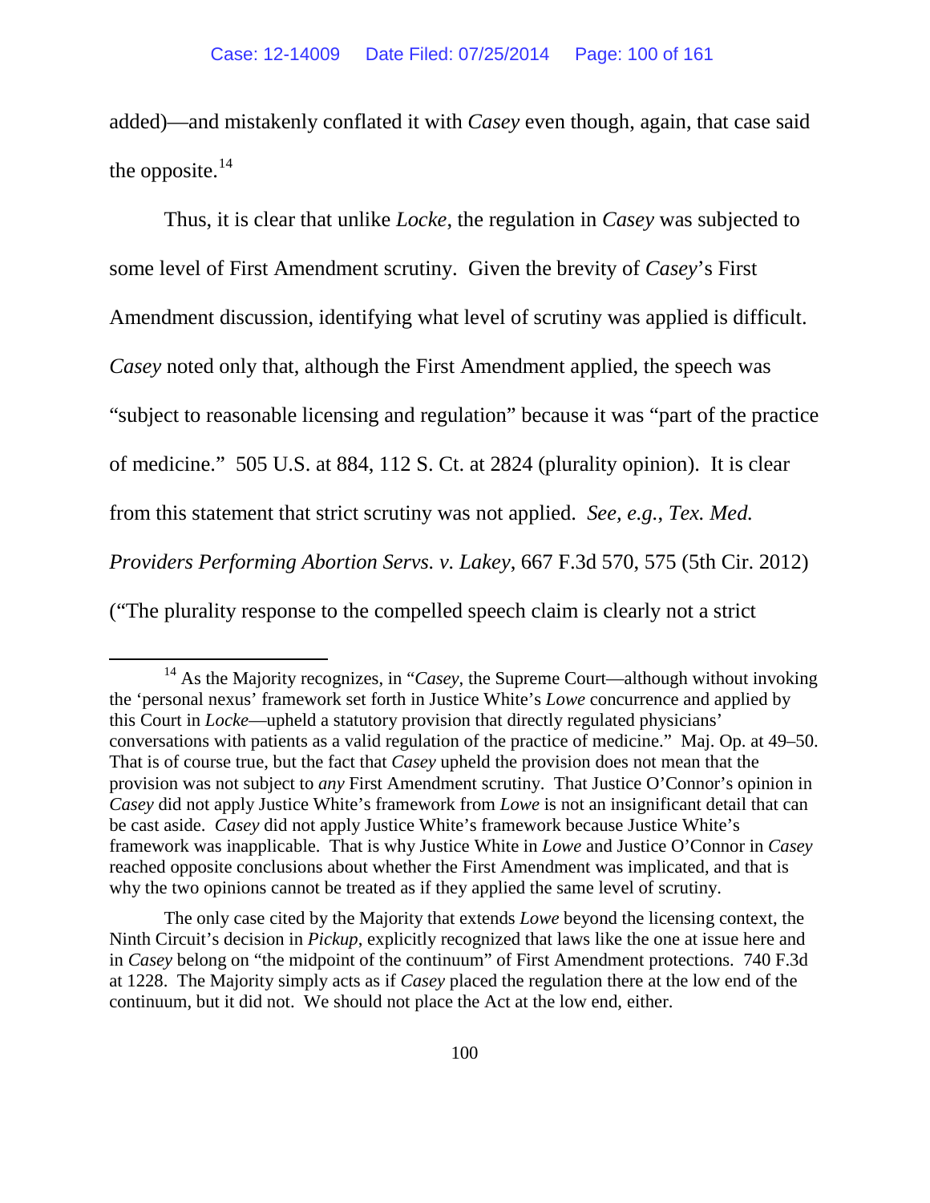added)—and mistakenly conflated it with *Casey* even though, again, that case said the opposite.[14]

Thus, it is clear that unlike *Locke*, the regulation in *Casey* was subjected to some level of First Amendment scrutiny. Given the brevity of *Casey*'s First Amendment discussion, identifying what level of scrutiny was applied is difficult. *Casey* noted only that, although the First Amendment applied, the speech was "subject to reasonable licensing and regulation" because it was "part of the practice of medicine." 505 U.S. at 884, 112 S. Ct. at 2824 (plurality opinion). It is clear from this statement that strict scrutiny was not applied. *See, e.g.*, *Tex. Med. Providers Performing Abortion Servs. v. Lakey*, 667 F.3d 570, 575 (5th Cir. 2012) ("The plurality response to the compelled speech claim is clearly not a strict

---

[14] As the Majority recognizes, in "*Casey*, the Supreme Court—although without invoking the 'personal nexus' framework set forth in Justice White's *Lowe* concurrence and applied by this Court in *Locke*—upheld a statutory provision that directly regulated physicians' conversations with patients as a valid regulation of the practice of medicine." Maj. Op. at 49–50. That is of course true, but the fact that *Casey* upheld the provision does not mean that the provision was not subject to *any* First Amendment scrutiny. That Justice O'Connor's opinion in *Casey* did not apply Justice White's framework from *Lowe* is not an insignificant detail that can be cast aside. *Casey* did not apply Justice White's framework because Justice White's framework was inapplicable. That is why Justice White in *Lowe* and Justice O'Connor in *Casey* reached opposite conclusions about whether the First Amendment was implicated, and that is why the two opinions cannot be treated as if they applied the same level of scrutiny.

The only case cited by the Majority that extends *Lowe* beyond the licensing context, the Ninth Circuit's decision in *Pickup*, explicitly recognized that laws like the one at issue here and in *Casey* belong on "the midpoint of the continuum" of First Amendment protections. 740 F.3d at 1228. The Majority simply acts as if *Casey* placed the regulation there at the low end of the continuum, but it did not. We should not place the Act at the low end, either.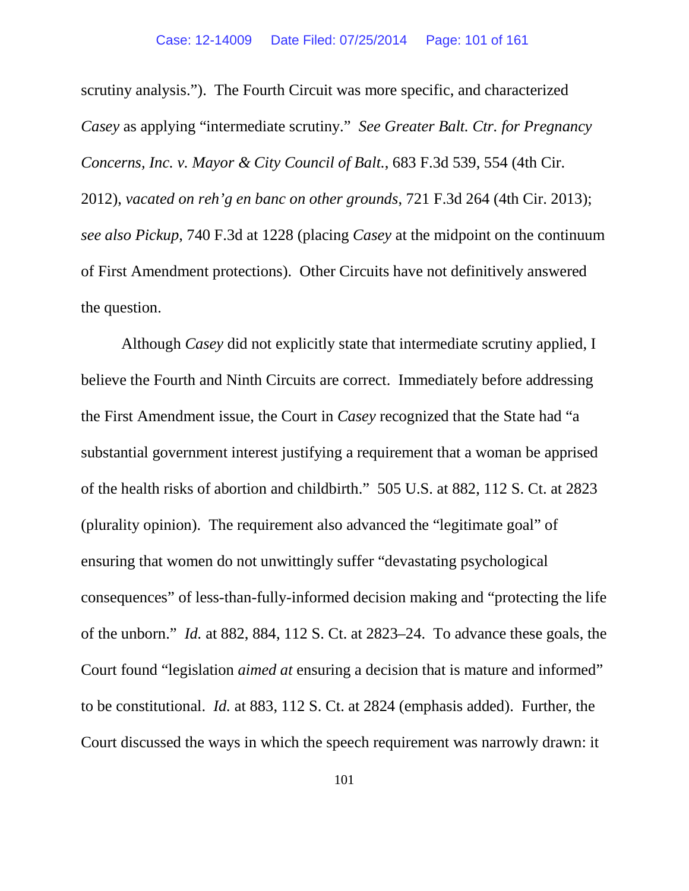scrutiny analysis."). The Fourth Circuit was more specific, and characterized *Casey* as applying "intermediate scrutiny." *See Greater Balt. Ctr. for Pregnancy Concerns, Inc. v. Mayor & City Council of Balt.*, 683 F.3d 539, 554 (4th Cir. 2012), *vacated on reh'g en banc on other grounds*, 721 F.3d 264 (4th Cir. 2013); *see also Pickup*, 740 F.3d at 1228 (placing *Casey* at the midpoint on the continuum of First Amendment protections). Other Circuits have not definitively answered the question.

Although *Casey* did not explicitly state that intermediate scrutiny applied, I believe the Fourth and Ninth Circuits are correct. Immediately before addressing the First Amendment issue, the Court in *Casey* recognized that the State had "a substantial government interest justifying a requirement that a woman be apprised of the health risks of abortion and childbirth." 505 U.S. at 882, 112 S. Ct. at 2823 (plurality opinion). The requirement also advanced the "legitimate goal" of ensuring that women do not unwittingly suffer "devastating psychological consequences" of less-than-fully-informed decision making and "protecting the life of the unborn." *Id.* at 882, 884, 112 S. Ct. at 2823–24. To advance these goals, the Court found "legislation *aimed at* ensuring a decision that is mature and informed" to be constitutional. *Id.* at 883, 112 S. Ct. at 2824 (emphasis added). Further, the Court discussed the ways in which the speech requirement was narrowly drawn: it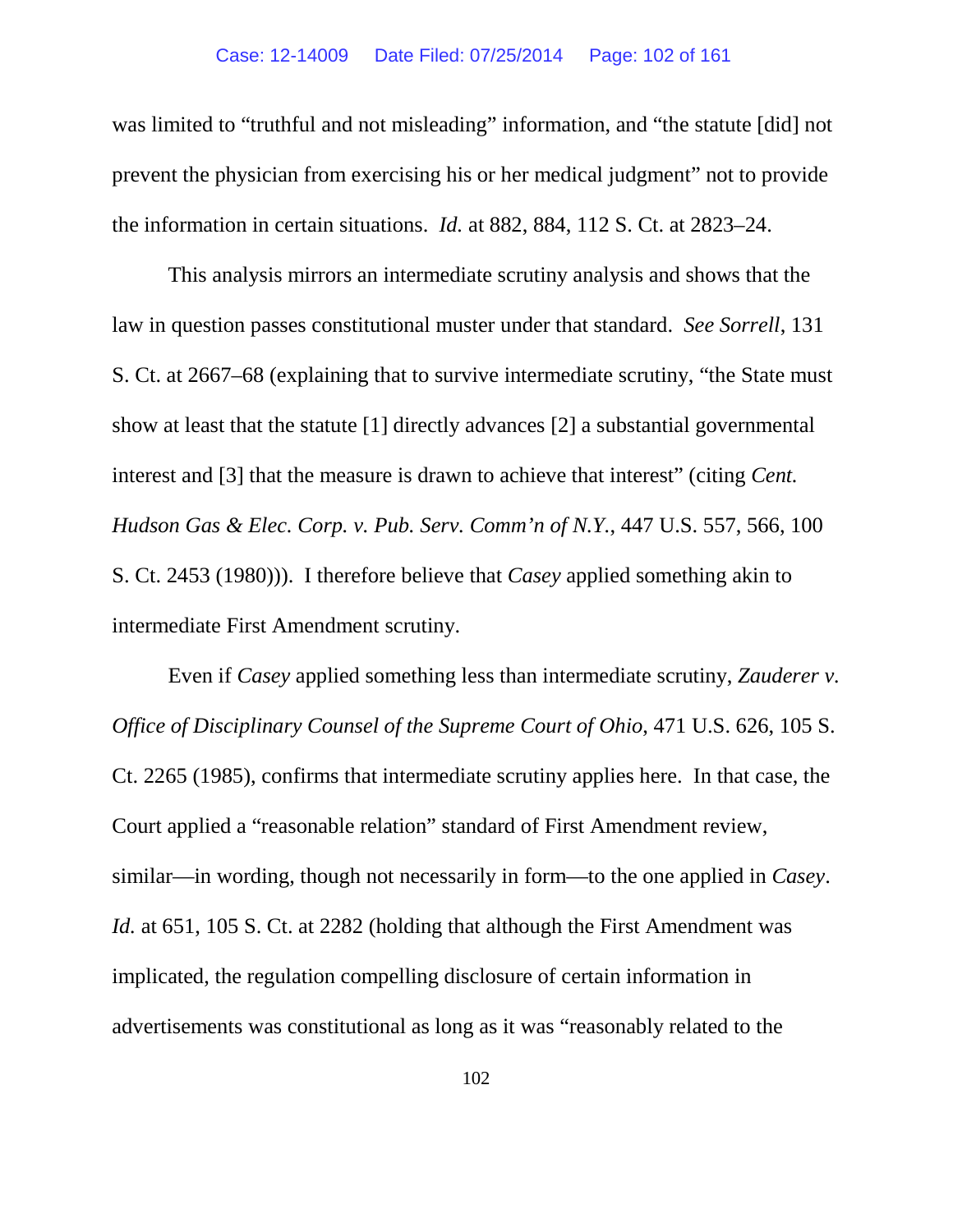was limited to "truthful and not misleading" information, and "the statute [did] not prevent the physician from exercising his or her medical judgment" not to provide the information in certain situations. *Id.* at 882, 884, 112 S. Ct. at 2823–24.

This analysis mirrors an intermediate scrutiny analysis and shows that the law in question passes constitutional muster under that standard. *See Sorrell*, 131 S. Ct. at 2667–68 (explaining that to survive intermediate scrutiny, "the State must show at least that the statute [1] directly advances [2] a substantial governmental interest and [3] that the measure is drawn to achieve that interest" (citing *Cent. Hudson Gas & Elec. Corp. v. Pub. Serv. Comm'n of N.Y.*, 447 U.S. 557, 566, 100 S. Ct. 2453 (1980))). I therefore believe that *Casey* applied something akin to intermediate First Amendment scrutiny.

Even if *Casey* applied something less than intermediate scrutiny, *Zauderer v. Office of Disciplinary Counsel of the Supreme Court of Ohio*, 471 U.S. 626, 105 S. Ct. 2265 (1985), confirms that intermediate scrutiny applies here. In that case, the Court applied a "reasonable relation" standard of First Amendment review, similar—in wording, though not necessarily in form—to the one applied in *Casey*. *Id.* at 651, 105 S. Ct. at 2282 (holding that although the First Amendment was implicated, the regulation compelling disclosure of certain information in advertisements was constitutional as long as it was "reasonably related to the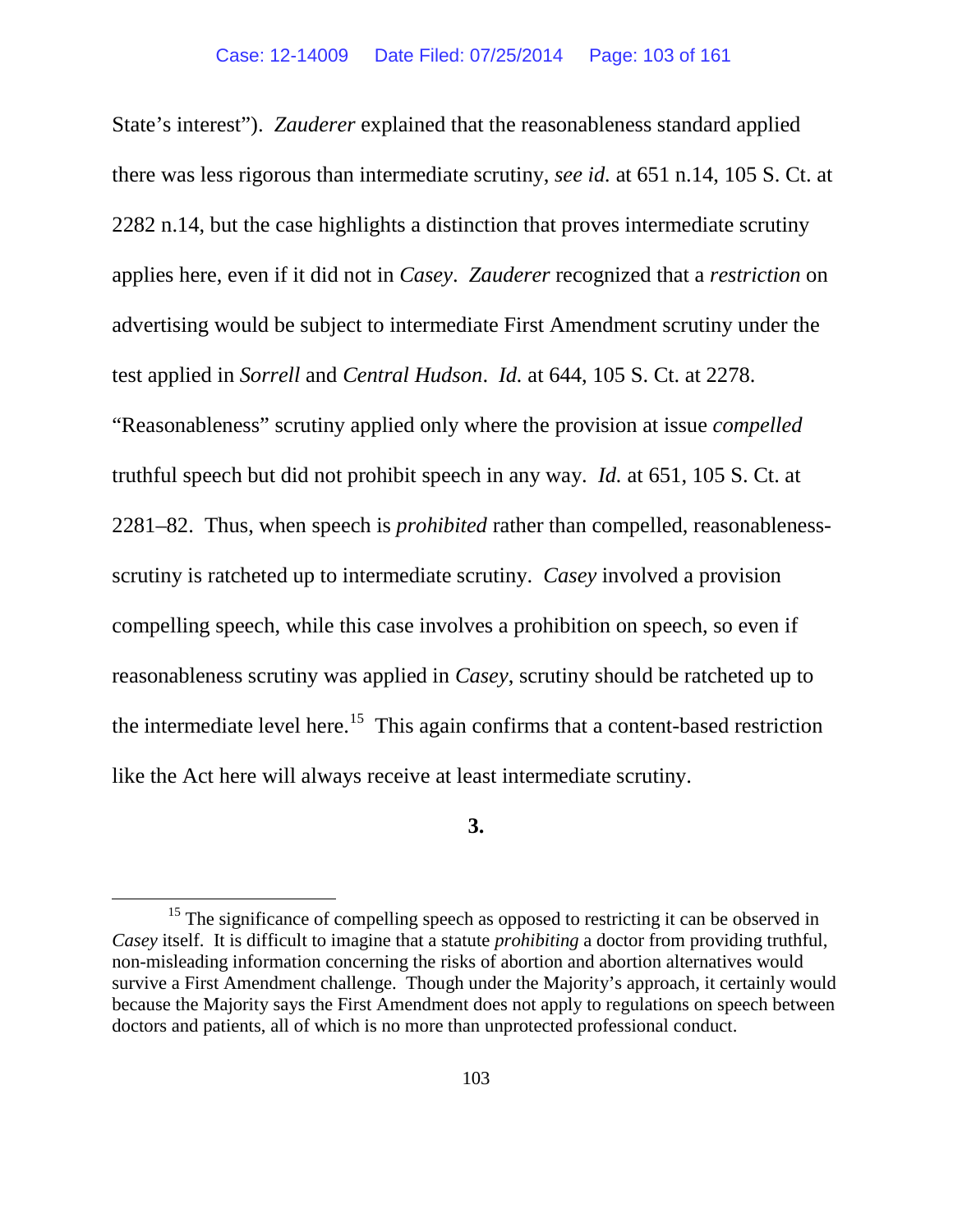State's interest"). *Zauderer* explained that the reasonableness standard applied there was less rigorous than intermediate scrutiny, *see id.* at 651 n.14, 105 S. Ct. at 2282 n.14, but the case highlights a distinction that proves intermediate scrutiny applies here, even if it did not in *Casey*. *Zauderer* recognized that a *restriction* on advertising would be subject to intermediate First Amendment scrutiny under the test applied in *Sorrell* and *Central Hudson*. *Id.* at 644, 105 S. Ct. at 2278. "Reasonableness" scrutiny applied only where the provision at issue *compelled* truthful speech but did not prohibit speech in any way. *Id.* at 651, 105 S. Ct. at 2281–82. Thus, when speech is *prohibited* rather than compelled, reasonableness-scrutiny is ratcheted up to intermediate scrutiny. *Casey* involved a provision compelling speech, while this case involves a prohibition on speech, so even if reasonableness scrutiny was applied in *Casey*, scrutiny should be ratcheted up to the intermediate level here.[15] This again confirms that a content-based restriction like the Act here will always receive at least intermediate scrutiny.

**3.**

[15] The significance of compelling speech as opposed to restricting it can be observed in *Casey* itself. It is difficult to imagine that a statute *prohibiting* a doctor from providing truthful, non-misleading information concerning the risks of abortion and abortion alternatives would survive a First Amendment challenge. Though under the Majority's approach, it certainly would because the Majority says the First Amendment does not apply to regulations on speech between doctors and patients, all of which is no more than unprotected professional conduct.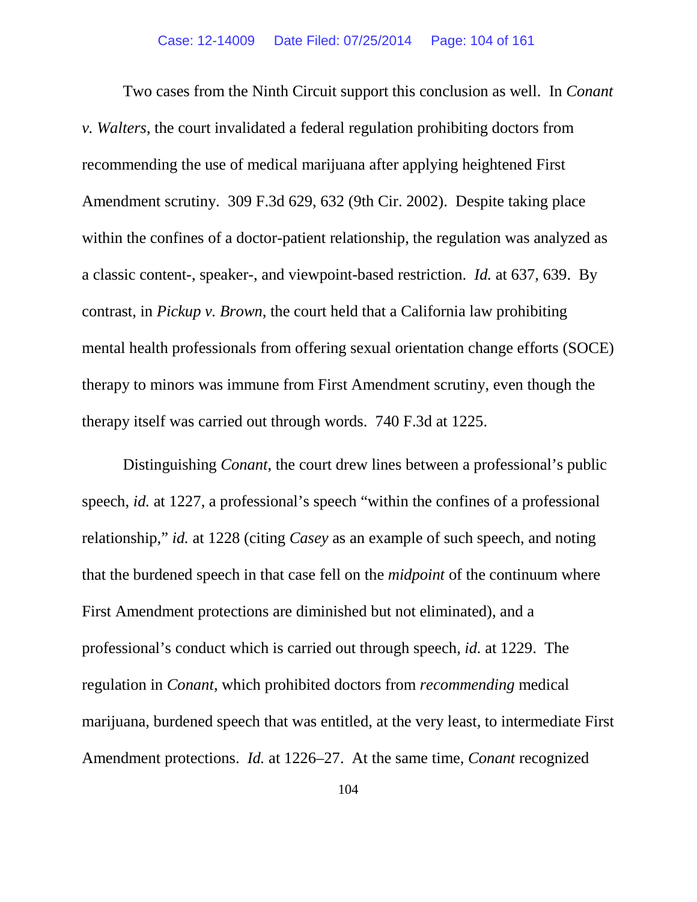Two cases from the Ninth Circuit support this conclusion as well. In *Conant v. Walters*, the court invalidated a federal regulation prohibiting doctors from recommending the use of medical marijuana after applying heightened First Amendment scrutiny. 309 F.3d 629, 632 (9th Cir. 2002). Despite taking place within the confines of a doctor-patient relationship, the regulation was analyzed as a classic content-, speaker-, and viewpoint-based restriction. *Id.* at 637, 639. By contrast, in *Pickup v. Brown*, the court held that a California law prohibiting mental health professionals from offering sexual orientation change efforts (SOCE) therapy to minors was immune from First Amendment scrutiny, even though the therapy itself was carried out through words. 740 F.3d at 1225.

Distinguishing *Conant*, the court drew lines between a professional's public speech, *id.* at 1227, a professional's speech "within the confines of a professional relationship," *id.* at 1228 (citing *Casey* as an example of such speech, and noting that the burdened speech in that case fell on the *midpoint* of the continuum where First Amendment protections are diminished but not eliminated), and a professional's conduct which is carried out through speech, *id.* at 1229. The regulation in *Conant*, which prohibited doctors from *recommending* medical marijuana, burdened speech that was entitled, at the very least, to intermediate First Amendment protections. *Id.* at 1226–27. At the same time, *Conant* recognized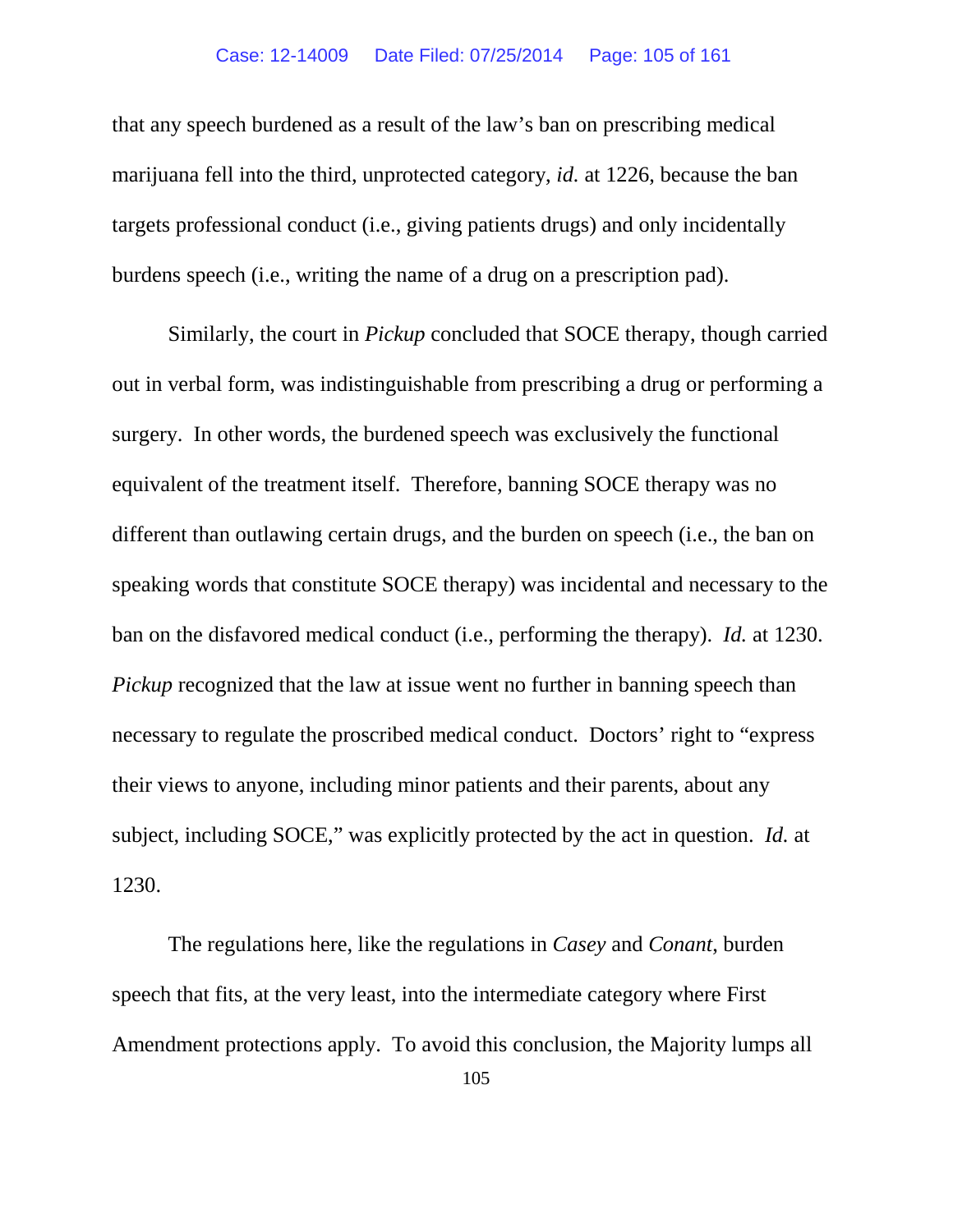that any speech burdened as a result of the law's ban on prescribing medical marijuana fell into the third, unprotected category, *id.* at 1226, because the ban targets professional conduct (i.e., giving patients drugs) and only incidentally burdens speech (i.e., writing the name of a drug on a prescription pad).

Similarly, the court in *Pickup* concluded that SOCE therapy, though carried out in verbal form, was indistinguishable from prescribing a drug or performing a surgery. In other words, the burdened speech was exclusively the functional equivalent of the treatment itself. Therefore, banning SOCE therapy was no different than outlawing certain drugs, and the burden on speech (i.e., the ban on speaking words that constitute SOCE therapy) was incidental and necessary to the ban on the disfavored medical conduct (i.e., performing the therapy). *Id.* at 1230. *Pickup* recognized that the law at issue went no further in banning speech than necessary to regulate the proscribed medical conduct. Doctors' right to "express their views to anyone, including minor patients and their parents, about any subject, including SOCE," was explicitly protected by the act in question. *Id.* at 1230.

The regulations here, like the regulations in *Casey* and *Conant*, burden speech that fits, at the very least, into the intermediate category where First Amendment protections apply. To avoid this conclusion, the Majority lumps all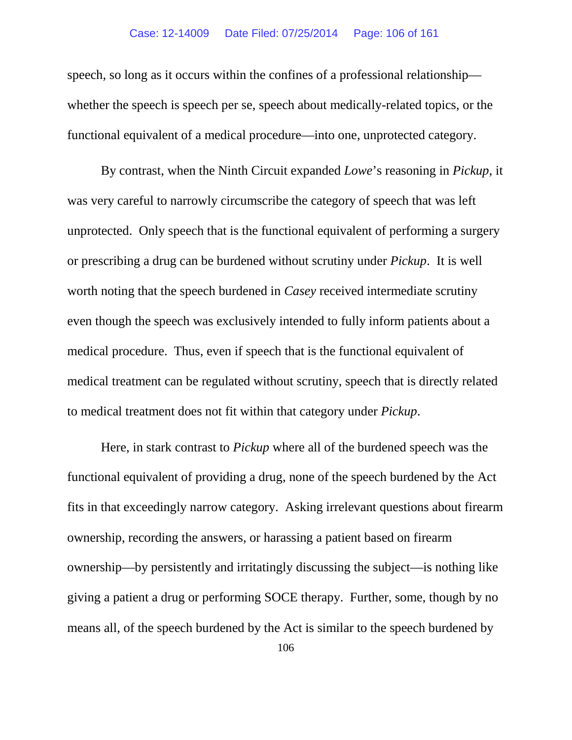speech, so long as it occurs within the confines of a professional relationship—whether the speech is speech per se, speech about medically-related topics, or the functional equivalent of a medical procedure—into one, unprotected category.

By contrast, when the Ninth Circuit expanded *Lowe*'s reasoning in *Pickup*, it was very careful to narrowly circumscribe the category of speech that was left unprotected. Only speech that is the functional equivalent of performing a surgery or prescribing a drug can be burdened without scrutiny under *Pickup*. It is well worth noting that the speech burdened in *Casey* received intermediate scrutiny even though the speech was exclusively intended to fully inform patients about a medical procedure. Thus, even if speech that is the functional equivalent of medical treatment can be regulated without scrutiny, speech that is directly related to medical treatment does not fit within that category under *Pickup*.

Here, in stark contrast to *Pickup* where all of the burdened speech was the functional equivalent of providing a drug, none of the speech burdened by the Act fits in that exceedingly narrow category. Asking irrelevant questions about firearm ownership, recording the answers, or harassing a patient based on firearm ownership—by persistently and irritatingly discussing the subject—is nothing like giving a patient a drug or performing SOCE therapy. Further, some, though by no means all, of the speech burdened by the Act is similar to the speech burdened by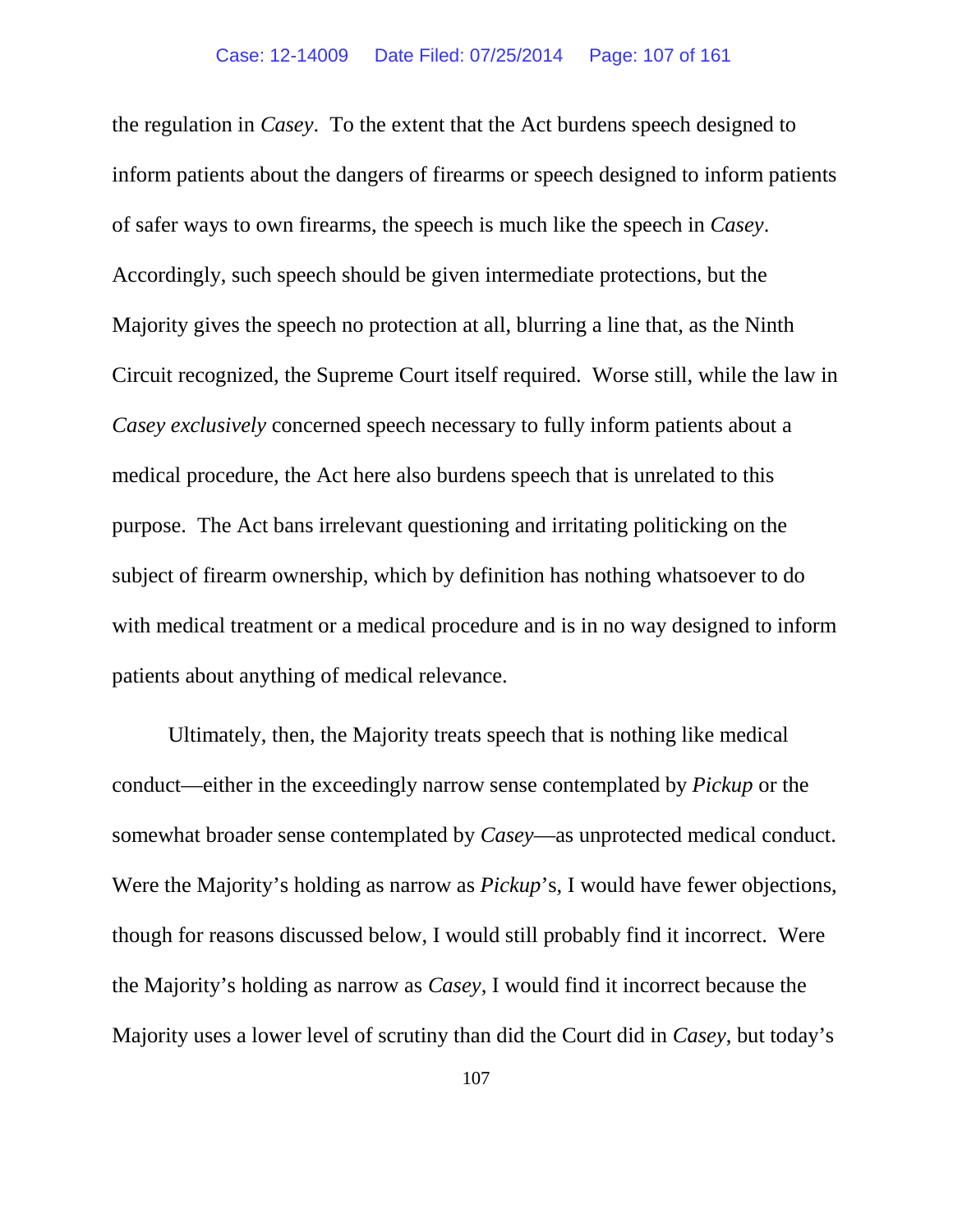the regulation in *Casey*. To the extent that the Act burdens speech designed to inform patients about the dangers of firearms or speech designed to inform patients of safer ways to own firearms, the speech is much like the speech in *Casey*. Accordingly, such speech should be given intermediate protections, but the Majority gives the speech no protection at all, blurring a line that, as the Ninth Circuit recognized, the Supreme Court itself required. Worse still, while the law in *Casey exclusively* concerned speech necessary to fully inform patients about a medical procedure, the Act here also burdens speech that is unrelated to this purpose. The Act bans irrelevant questioning and irritating politicking on the subject of firearm ownership, which by definition has nothing whatsoever to do with medical treatment or a medical procedure and is in no way designed to inform patients about anything of medical relevance.

Ultimately, then, the Majority treats speech that is nothing like medical conduct—either in the exceedingly narrow sense contemplated by *Pickup* or the somewhat broader sense contemplated by *Casey*—as unprotected medical conduct. Were the Majority's holding as narrow as *Pickup*'s, I would have fewer objections, though for reasons discussed below, I would still probably find it incorrect. Were the Majority's holding as narrow as *Casey*, I would find it incorrect because the Majority uses a lower level of scrutiny than did the Court did in *Casey*, but today's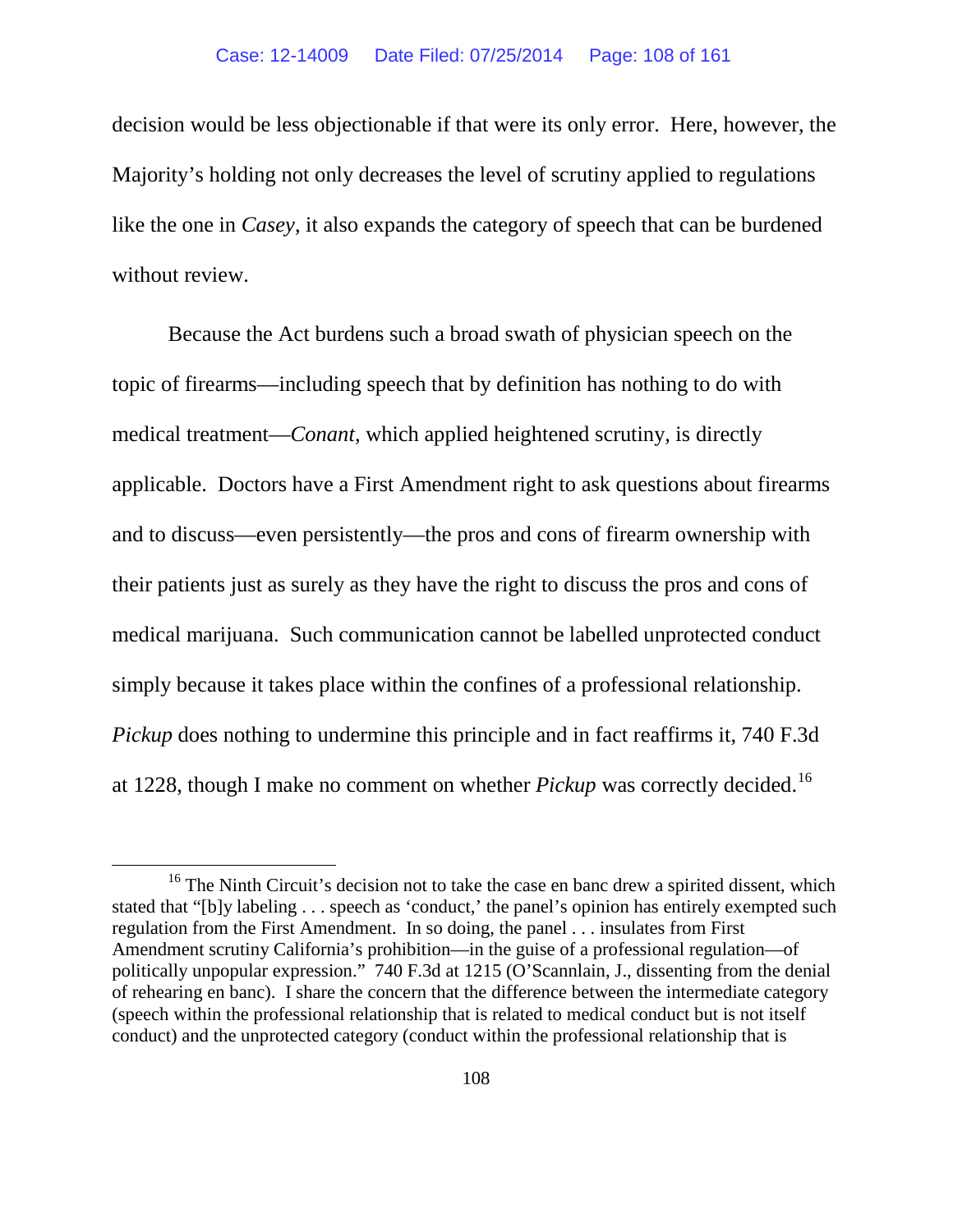decision would be less objectionable if that were its only error. Here, however, the Majority's holding not only decreases the level of scrutiny applied to regulations like the one in *Casey*, it also expands the category of speech that can be burdened without review.

Because the Act burdens such a broad swath of physician speech on the topic of firearms—including speech that by definition has nothing to do with medical treatment—*Conant*, which applied heightened scrutiny, is directly applicable. Doctors have a First Amendment right to ask questions about firearms and to discuss—even persistently—the pros and cons of firearm ownership with their patients just as surely as they have the right to discuss the pros and cons of medical marijuana. Such communication cannot be labelled unprotected conduct simply because it takes place within the confines of a professional relationship. *Pickup* does nothing to undermine this principle and in fact reaffirms it, 740 F.3d at 1228, though I make no comment on whether *Pickup* was correctly decided.[16]

---

[16] The Ninth Circuit's decision not to take the case en banc drew a spirited dissent, which stated that "[b]y labeling . . . speech as 'conduct,' the panel's opinion has entirely exempted such regulation from the First Amendment. In so doing, the panel . . . insulates from First Amendment scrutiny California's prohibition—in the guise of a professional regulation—of politically unpopular expression." 740 F.3d at 1215 (O'Scannlain, J., dissenting from the denial of rehearing en banc). I share the concern that the difference between the intermediate category (speech within the professional relationship that is related to medical conduct but is not itself conduct) and the unprotected category (conduct within the professional relationship that is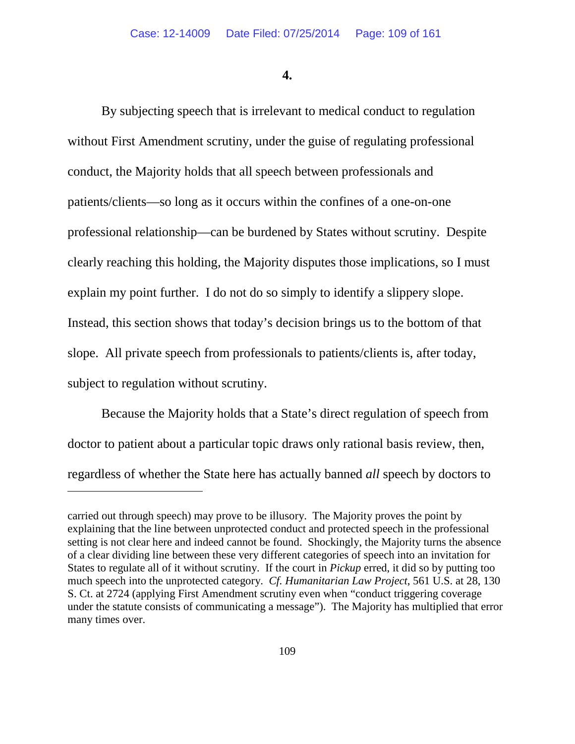**4.**

By subjecting speech that is irrelevant to medical conduct to regulation without First Amendment scrutiny, under the guise of regulating professional conduct, the Majority holds that all speech between professionals and patients/clients—so long as it occurs within the confines of a one-on-one professional relationship—can be burdened by States without scrutiny. Despite clearly reaching this holding, the Majority disputes those implications, so I must explain my point further. I do not do so simply to identify a slippery slope. Instead, this section shows that today's decision brings us to the bottom of that slope. All private speech from professionals to patients/clients is, after today, subject to regulation without scrutiny.

Because the Majority holds that a State's direct regulation of speech from doctor to patient about a particular topic draws only rational basis review, then, regardless of whether the State here has actually banned *all* speech by doctors to

---

carried out through speech) may prove to be illusory. The Majority proves the point by explaining that the line between unprotected conduct and protected speech in the professional setting is not clear here and indeed cannot be found. Shockingly, the Majority turns the absence of a clear dividing line between these very different categories of speech into an invitation for States to regulate all of it without scrutiny. If the court in *Pickup* erred, it did so by putting too much speech into the unprotected category. *Cf. Humanitarian Law Project*, 561 U.S. at 28, 130 S. Ct. at 2724 (applying First Amendment scrutiny even when "conduct triggering coverage under the statute consists of communicating a message"). The Majority has multiplied that error many times over.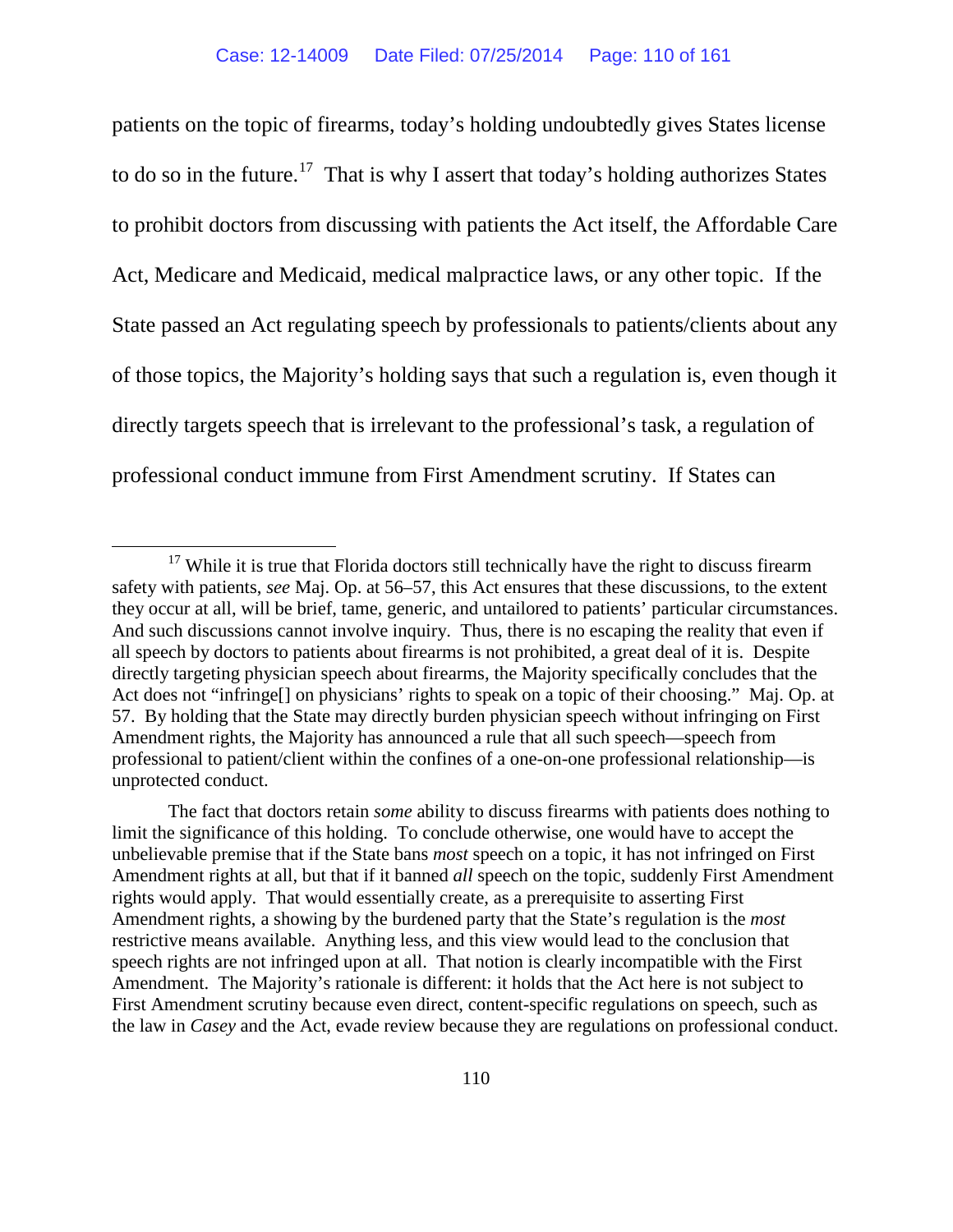patients on the topic of firearms, today's holding undoubtedly gives States license to do so in the future.[17] That is why I assert that today's holding authorizes States to prohibit doctors from discussing with patients the Act itself, the Affordable Care Act, Medicare and Medicaid, medical malpractice laws, or any other topic. If the State passed an Act regulating speech by professionals to patients/clients about any of those topics, the Majority's holding says that such a regulation is, even though it directly targets speech that is irrelevant to the professional's task, a regulation of professional conduct immune from First Amendment scrutiny. If States can

---

[17] While it is true that Florida doctors still technically have the right to discuss firearm safety with patients, *see* Maj. Op. at 56–57, this Act ensures that these discussions, to the extent they occur at all, will be brief, tame, generic, and untailored to patients' particular circumstances. And such discussions cannot involve inquiry. Thus, there is no escaping the reality that even if all speech by doctors to patients about firearms is not prohibited, a great deal of it is. Despite directly targeting physician speech about firearms, the Majority specifically concludes that the Act does not "infringe[] on physicians' rights to speak on a topic of their choosing." Maj. Op. at 57. By holding that the State may directly burden physician speech without infringing on First Amendment rights, the Majority has announced a rule that all such speech—speech from professional to patient/client within the confines of a one-on-one professional relationship—is unprotected conduct.

The fact that doctors retain *some* ability to discuss firearms with patients does nothing to limit the significance of this holding. To conclude otherwise, one would have to accept the unbelievable premise that if the State bans *most* speech on a topic, it has not infringed on First Amendment rights at all, but that if it banned *all* speech on the topic, suddenly First Amendment rights would apply. That would essentially create, as a prerequisite to asserting First Amendment rights, a showing by the burdened party that the State's regulation is the *most* restrictive means available. Anything less, and this view would lead to the conclusion that speech rights are not infringed upon at all. That notion is clearly incompatible with the First Amendment. The Majority's rationale is different: it holds that the Act here is not subject to First Amendment scrutiny because even direct, content-specific regulations on speech, such as the law in *Casey* and the Act, evade review because they are regulations on professional conduct.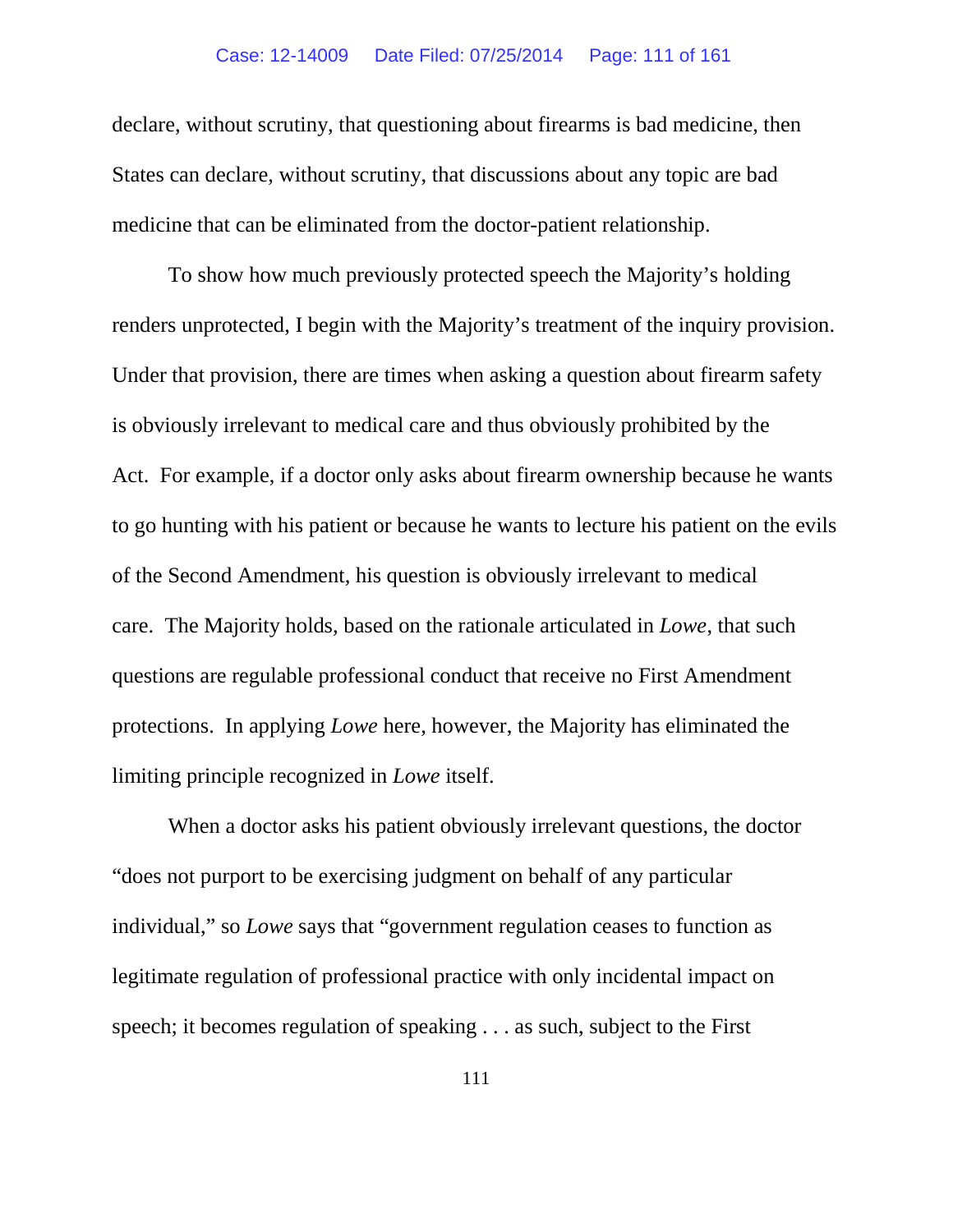declare, without scrutiny, that questioning about firearms is bad medicine, then States can declare, without scrutiny, that discussions about any topic are bad medicine that can be eliminated from the doctor-patient relationship.

To show how much previously protected speech the Majority's holding renders unprotected, I begin with the Majority's treatment of the inquiry provision. Under that provision, there are times when asking a question about firearm safety is obviously irrelevant to medical care and thus obviously prohibited by the Act. For example, if a doctor only asks about firearm ownership because he wants to go hunting with his patient or because he wants to lecture his patient on the evils of the Second Amendment, his question is obviously irrelevant to medical care. The Majority holds, based on the rationale articulated in *Lowe*, that such questions are regulable professional conduct that receive no First Amendment protections. In applying *Lowe* here, however, the Majority has eliminated the limiting principle recognized in *Lowe* itself.

When a doctor asks his patient obviously irrelevant questions, the doctor "does not purport to be exercising judgment on behalf of any particular individual," so *Lowe* says that "government regulation ceases to function as legitimate regulation of professional practice with only incidental impact on speech; it becomes regulation of speaking . . . as such, subject to the First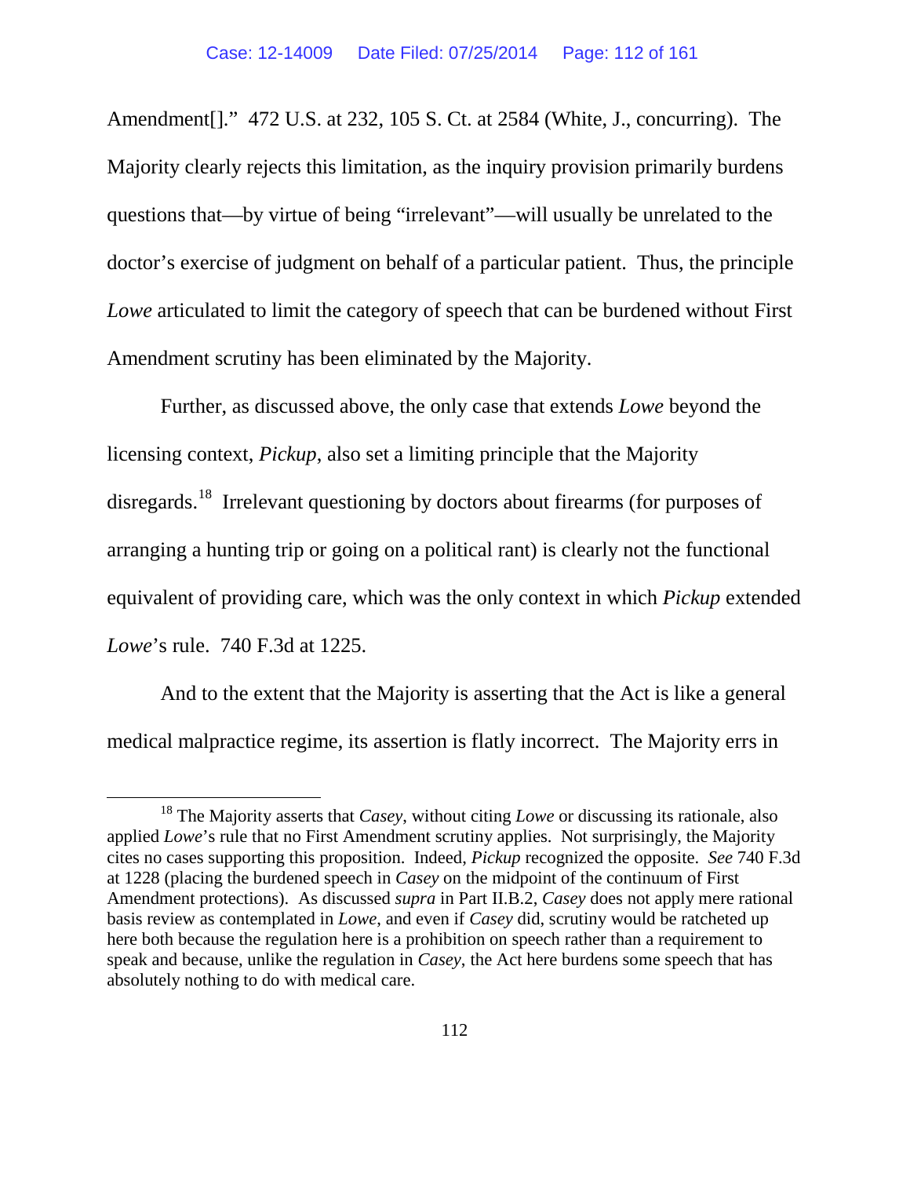Amendment[]." 472 U.S. at 232, 105 S. Ct. at 2584 (White, J., concurring). The Majority clearly rejects this limitation, as the inquiry provision primarily burdens questions that—by virtue of being "irrelevant"—will usually be unrelated to the doctor's exercise of judgment on behalf of a particular patient. Thus, the principle *Lowe* articulated to limit the category of speech that can be burdened without First Amendment scrutiny has been eliminated by the Majority.

Further, as discussed above, the only case that extends *Lowe* beyond the licensing context, *Pickup*, also set a limiting principle that the Majority disregards.[18] Irrelevant questioning by doctors about firearms (for purposes of arranging a hunting trip or going on a political rant) is clearly not the functional equivalent of providing care, which was the only context in which *Pickup* extended *Lowe*'s rule. 740 F.3d at 1225.

And to the extent that the Majority is asserting that the Act is like a general medical malpractice regime, its assertion is flatly incorrect. The Majority errs in

[18] The Majority asserts that *Casey*, without citing *Lowe* or discussing its rationale, also applied *Lowe*'s rule that no First Amendment scrutiny applies. Not surprisingly, the Majority cites no cases supporting this proposition. Indeed, *Pickup* recognized the opposite. *See* 740 F.3d at 1228 (placing the burdened speech in *Casey* on the midpoint of the continuum of First Amendment protections). As discussed *supra* in Part II.B.2, *Casey* does not apply mere rational basis review as contemplated in *Lowe*, and even if *Casey* did, scrutiny would be ratcheted up here both because the regulation here is a prohibition on speech rather than a requirement to speak and because, unlike the regulation in *Casey*, the Act here burdens some speech that has absolutely nothing to do with medical care.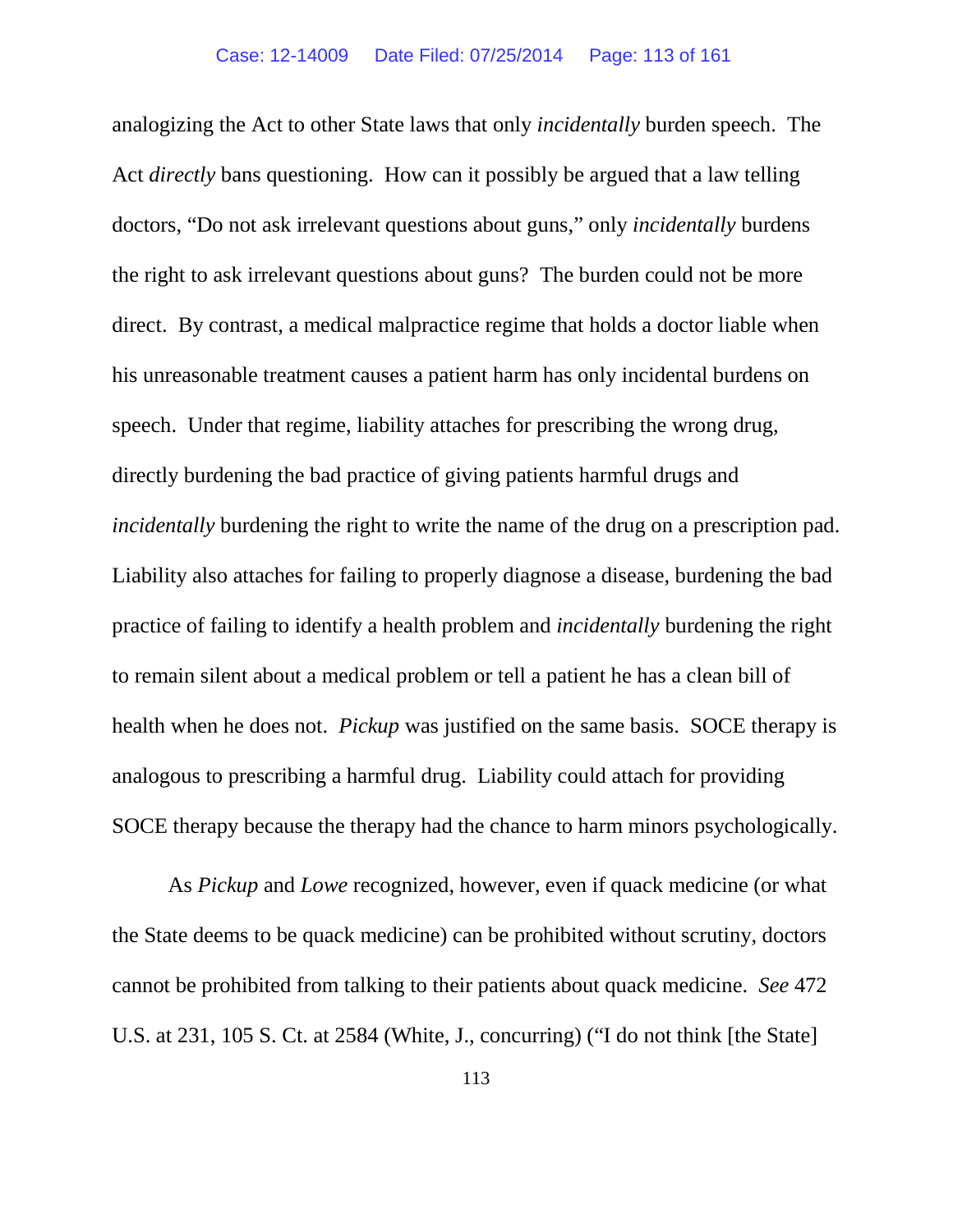analogizing the Act to other State laws that only *incidentally* burden speech. The Act *directly* bans questioning. How can it possibly be argued that a law telling doctors, "Do not ask irrelevant questions about guns," only *incidentally* burdens the right to ask irrelevant questions about guns? The burden could not be more direct. By contrast, a medical malpractice regime that holds a doctor liable when his unreasonable treatment causes a patient harm has only incidental burdens on speech. Under that regime, liability attaches for prescribing the wrong drug, directly burdening the bad practice of giving patients harmful drugs and *incidentally* burdening the right to write the name of the drug on a prescription pad. Liability also attaches for failing to properly diagnose a disease, burdening the bad practice of failing to identify a health problem and *incidentally* burdening the right to remain silent about a medical problem or tell a patient he has a clean bill of health when he does not. *Pickup* was justified on the same basis. SOCE therapy is analogous to prescribing a harmful drug. Liability could attach for providing SOCE therapy because the therapy had the chance to harm minors psychologically.

As *Pickup* and *Lowe* recognized, however, even if quack medicine (or what the State deems to be quack medicine) can be prohibited without scrutiny, doctors cannot be prohibited from talking to their patients about quack medicine. *See* 472 U.S. at 231, 105 S. Ct. at 2584 (White, J., concurring) ("I do not think [the State]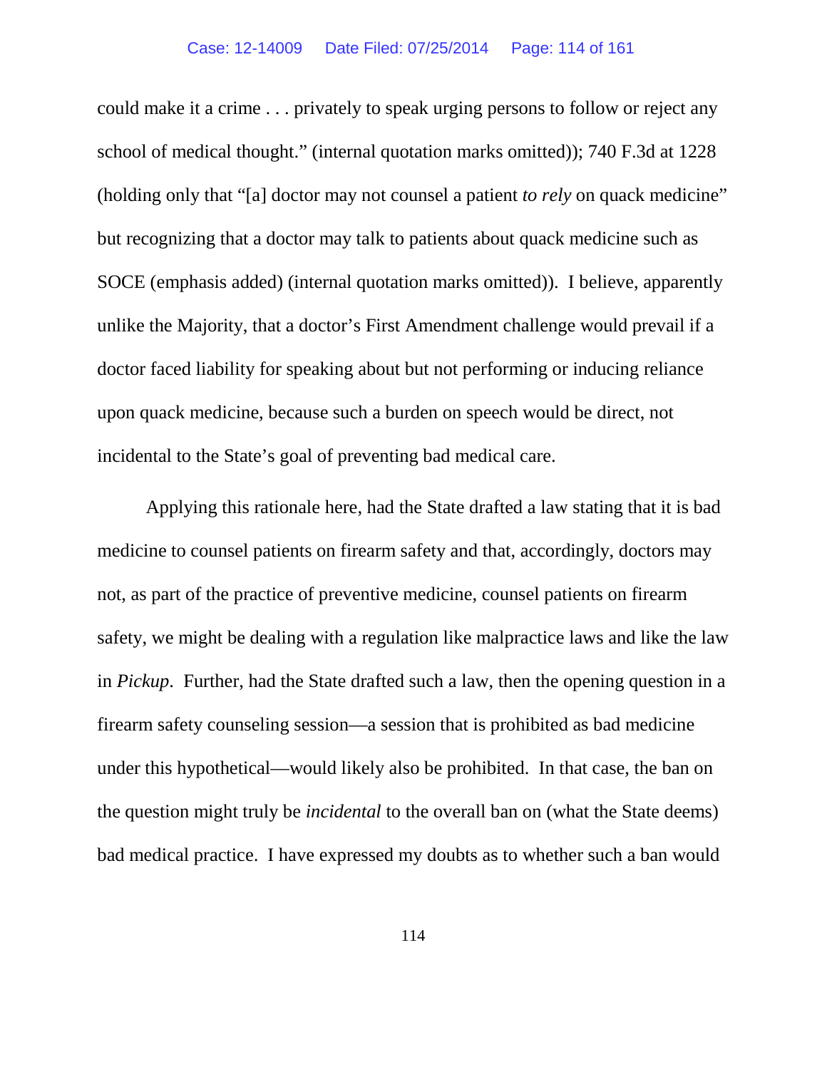could make it a crime . . . privately to speak urging persons to follow or reject any school of medical thought." (internal quotation marks omitted)); 740 F.3d at 1228 (holding only that "[a] doctor may not counsel a patient *to rely* on quack medicine" but recognizing that a doctor may talk to patients about quack medicine such as SOCE (emphasis added) (internal quotation marks omitted)). I believe, apparently unlike the Majority, that a doctor's First Amendment challenge would prevail if a doctor faced liability for speaking about but not performing or inducing reliance upon quack medicine, because such a burden on speech would be direct, not incidental to the State's goal of preventing bad medical care.

Applying this rationale here, had the State drafted a law stating that it is bad medicine to counsel patients on firearm safety and that, accordingly, doctors may not, as part of the practice of preventive medicine, counsel patients on firearm safety, we might be dealing with a regulation like malpractice laws and like the law in *Pickup*. Further, had the State drafted such a law, then the opening question in a firearm safety counseling session—a session that is prohibited as bad medicine under this hypothetical—would likely also be prohibited. In that case, the ban on the question might truly be *incidental* to the overall ban on (what the State deems) bad medical practice. I have expressed my doubts as to whether such a ban would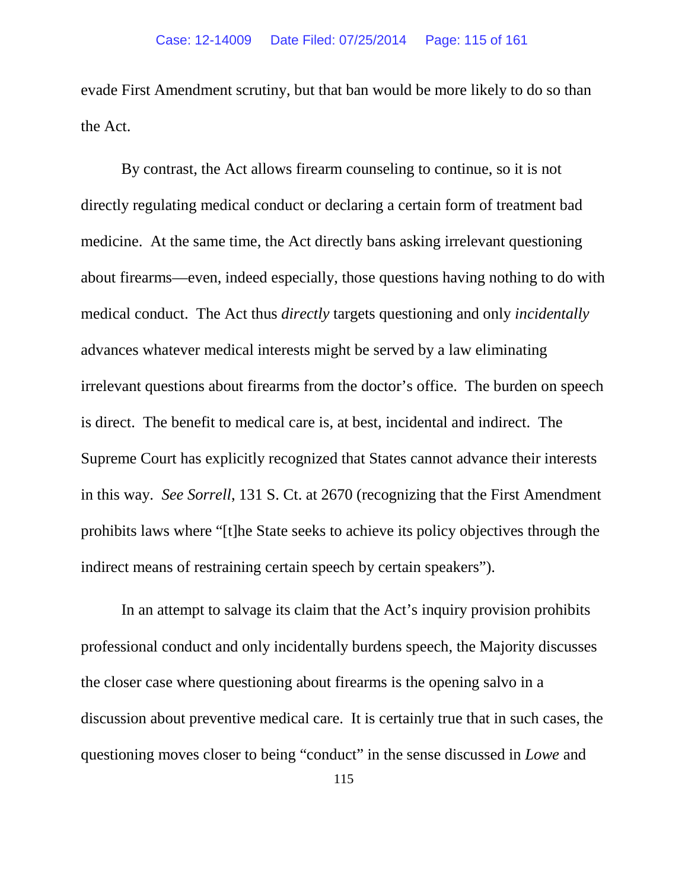evade First Amendment scrutiny, but that ban would be more likely to do so than the Act.

By contrast, the Act allows firearm counseling to continue, so it is not directly regulating medical conduct or declaring a certain form of treatment bad medicine. At the same time, the Act directly bans asking irrelevant questioning about firearms—even, indeed especially, those questions having nothing to do with medical conduct. The Act thus *directly* targets questioning and only *incidentally* advances whatever medical interests might be served by a law eliminating irrelevant questions about firearms from the doctor's office. The burden on speech is direct. The benefit to medical care is, at best, incidental and indirect. The Supreme Court has explicitly recognized that States cannot advance their interests in this way. *See Sorrell*, 131 S. Ct. at 2670 (recognizing that the First Amendment prohibits laws where "[t]he State seeks to achieve its policy objectives through the indirect means of restraining certain speech by certain speakers").

In an attempt to salvage its claim that the Act's inquiry provision prohibits professional conduct and only incidentally burdens speech, the Majority discusses the closer case where questioning about firearms is the opening salvo in a discussion about preventive medical care. It is certainly true that in such cases, the questioning moves closer to being "conduct" in the sense discussed in *Lowe* and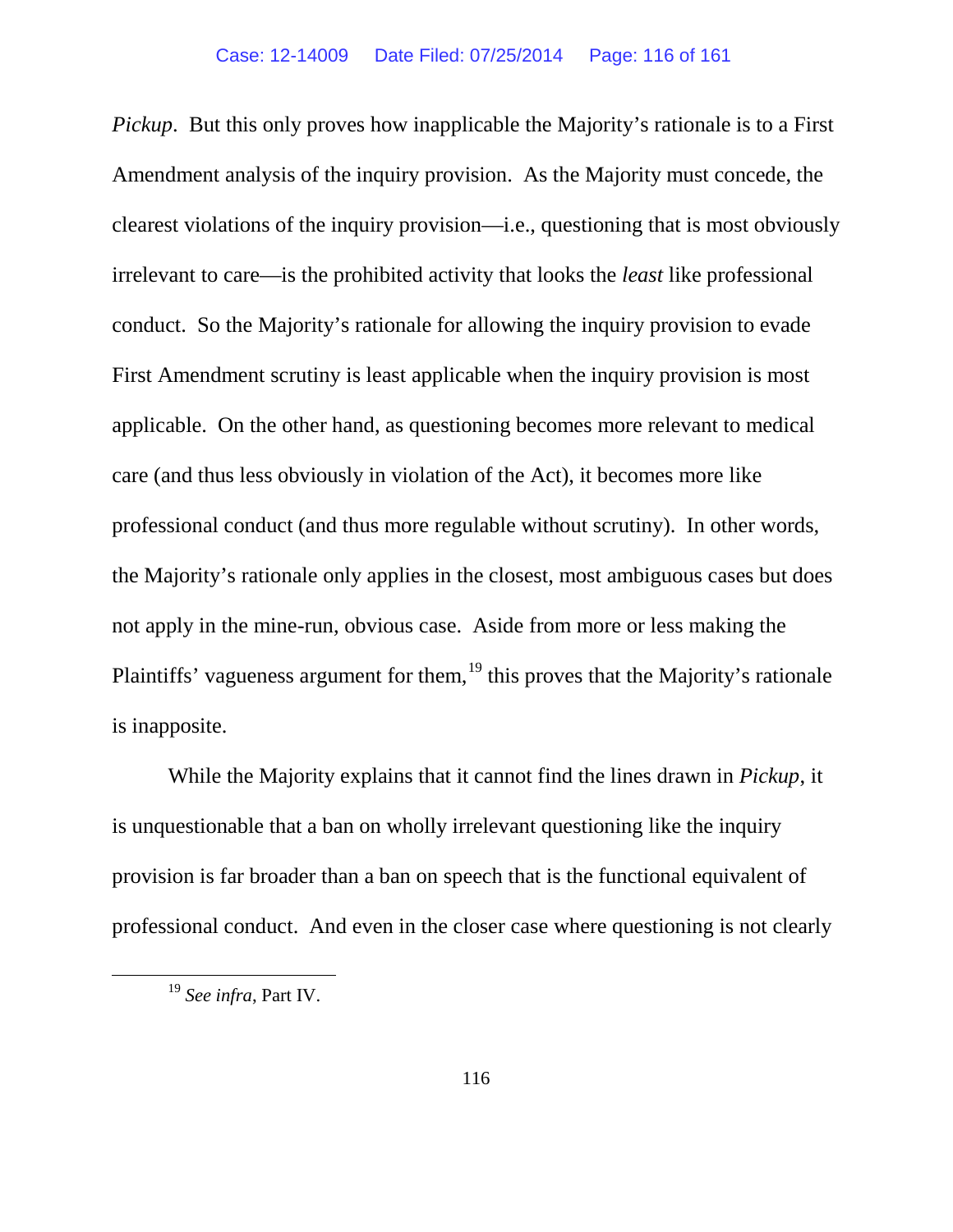*Pickup*. But this only proves how inapplicable the Majority's rationale is to a First Amendment analysis of the inquiry provision. As the Majority must concede, the clearest violations of the inquiry provision—i.e., questioning that is most obviously irrelevant to care—is the prohibited activity that looks the *least* like professional conduct. So the Majority's rationale for allowing the inquiry provision to evade First Amendment scrutiny is least applicable when the inquiry provision is most applicable. On the other hand, as questioning becomes more relevant to medical care (and thus less obviously in violation of the Act), it becomes more like professional conduct (and thus more regulable without scrutiny). In other words, the Majority's rationale only applies in the closest, most ambiguous cases but does not apply in the mine-run, obvious case. Aside from more or less making the Plaintiffs' vagueness argument for them,[19] this proves that the Majority's rationale is inapposite.

While the Majority explains that it cannot find the lines drawn in *Pickup*, it is unquestionable that a ban on wholly irrelevant questioning like the inquiry provision is far broader than a ban on speech that is the functional equivalent of professional conduct. And even in the closer case where questioning is not clearly

---

[19] *See infra*, Part IV.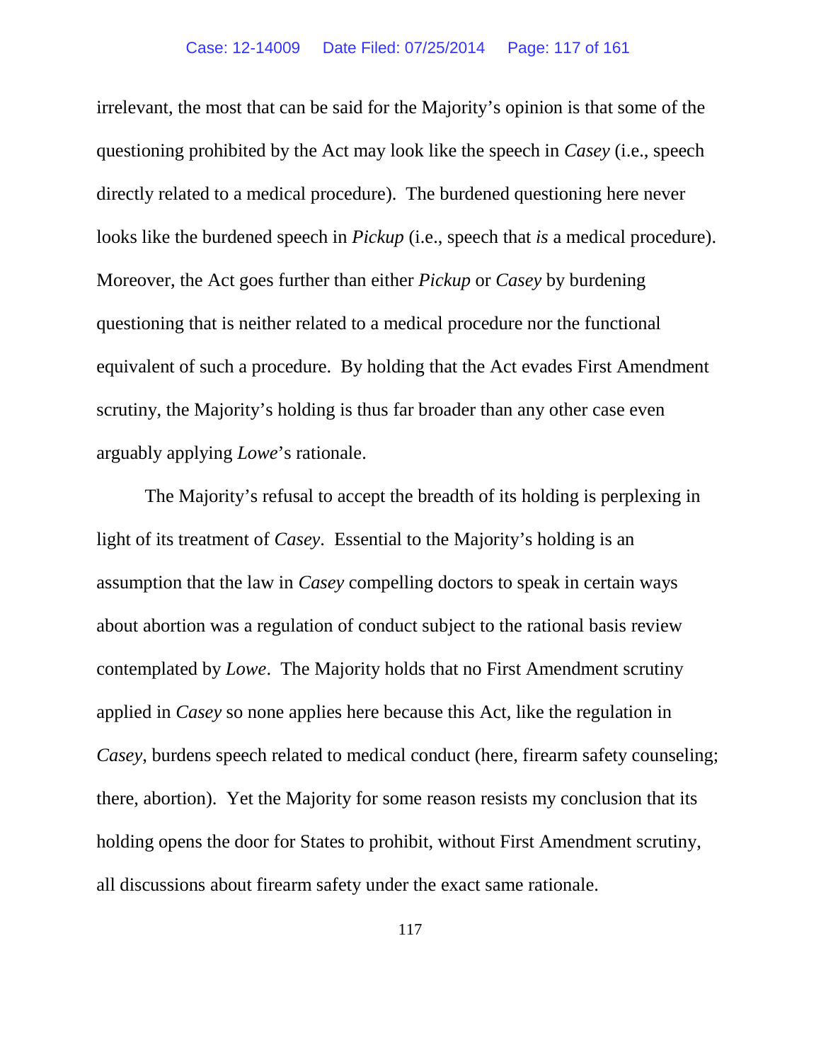irrelevant, the most that can be said for the Majority's opinion is that some of the questioning prohibited by the Act may look like the speech in *Casey* (i.e., speech directly related to a medical procedure). The burdened questioning here never looks like the burdened speech in *Pickup* (i.e., speech that *is* a medical procedure). Moreover, the Act goes further than either *Pickup* or *Casey* by burdening questioning that is neither related to a medical procedure nor the functional equivalent of such a procedure. By holding that the Act evades First Amendment scrutiny, the Majority's holding is thus far broader than any other case even arguably applying *Lowe*'s rationale.

The Majority's refusal to accept the breadth of its holding is perplexing in light of its treatment of *Casey*. Essential to the Majority's holding is an assumption that the law in *Casey* compelling doctors to speak in certain ways about abortion was a regulation of conduct subject to the rational basis review contemplated by *Lowe*. The Majority holds that no First Amendment scrutiny applied in *Casey* so none applies here because this Act, like the regulation in *Casey*, burdens speech related to medical conduct (here, firearm safety counseling; there, abortion). Yet the Majority for some reason resists my conclusion that its holding opens the door for States to prohibit, without First Amendment scrutiny, all discussions about firearm safety under the exact same rationale.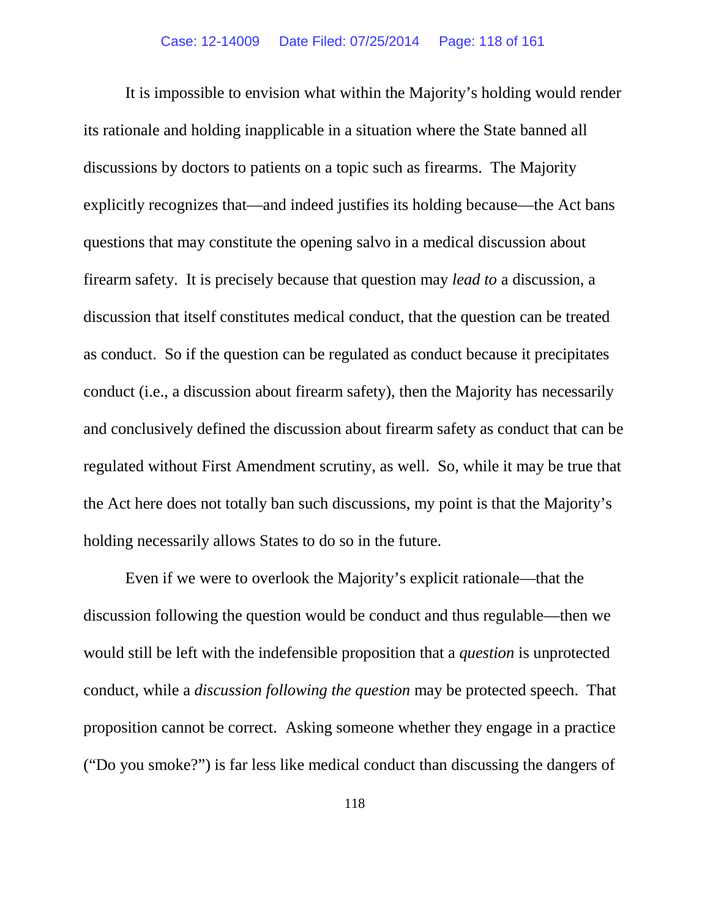It is impossible to envision what within the Majority's holding would render its rationale and holding inapplicable in a situation where the State banned all discussions by doctors to patients on a topic such as firearms. The Majority explicitly recognizes that—and indeed justifies its holding because—the Act bans questions that may constitute the opening salvo in a medical discussion about firearm safety. It is precisely because that question may *lead to* a discussion, a discussion that itself constitutes medical conduct, that the question can be treated as conduct. So if the question can be regulated as conduct because it precipitates conduct (i.e., a discussion about firearm safety), then the Majority has necessarily and conclusively defined the discussion about firearm safety as conduct that can be regulated without First Amendment scrutiny, as well. So, while it may be true that the Act here does not totally ban such discussions, my point is that the Majority's holding necessarily allows States to do so in the future.

Even if we were to overlook the Majority's explicit rationale—that the discussion following the question would be conduct and thus regulable—then we would still be left with the indefensible proposition that a *question* is unprotected conduct, while a *discussion following the question* may be protected speech. That proposition cannot be correct. Asking someone whether they engage in a practice ("Do you smoke?") is far less like medical conduct than discussing the dangers of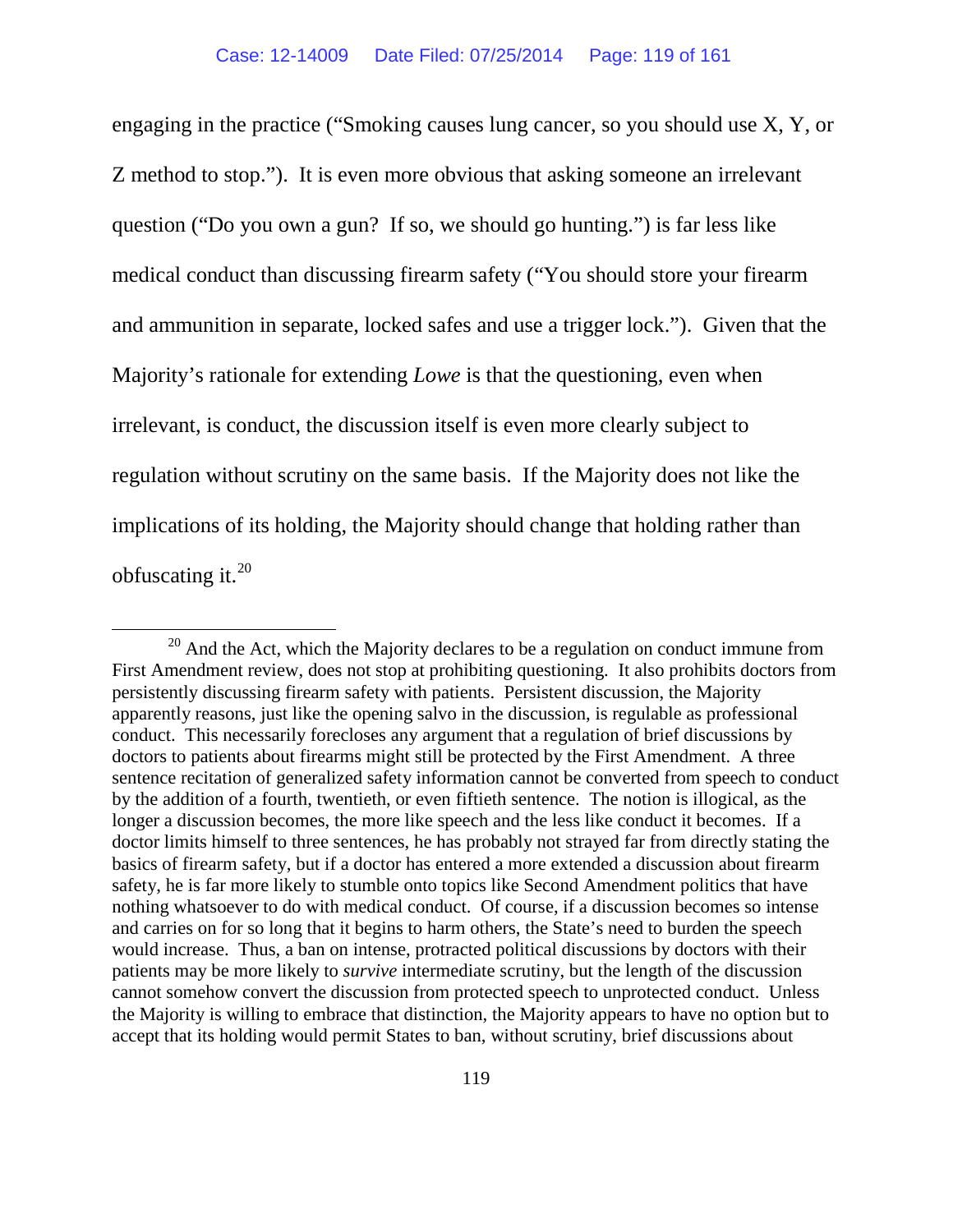engaging in the practice ("Smoking causes lung cancer, so you should use X, Y, or Z method to stop."). It is even more obvious that asking someone an irrelevant question ("Do you own a gun? If so, we should go hunting.") is far less like medical conduct than discussing firearm safety ("You should store your firearm and ammunition in separate, locked safes and use a trigger lock."). Given that the Majority's rationale for extending *Lowe* is that the questioning, even when irrelevant, is conduct, the discussion itself is even more clearly subject to regulation without scrutiny on the same basis. If the Majority does not like the implications of its holding, the Majority should change that holding rather than obfuscating it.[20]

[20] And the Act, which the Majority declares to be a regulation on conduct immune from First Amendment review, does not stop at prohibiting questioning. It also prohibits doctors from persistently discussing firearm safety with patients. Persistent discussion, the Majority apparently reasons, just like the opening salvo in the discussion, is regulable as professional conduct. This necessarily forecloses any argument that a regulation of brief discussions by doctors to patients about firearms might still be protected by the First Amendment. A three sentence recitation of generalized safety information cannot be converted from speech to conduct by the addition of a fourth, twentieth, or even fiftieth sentence. The notion is illogical, as the longer a discussion becomes, the more like speech and the less like conduct it becomes. If a doctor limits himself to three sentences, he has probably not strayed far from directly stating the basics of firearm safety, but if a doctor has entered a more extended a discussion about firearm safety, he is far more likely to stumble onto topics like Second Amendment politics that have nothing whatsoever to do with medical conduct. Of course, if a discussion becomes so intense and carries on for so long that it begins to harm others, the State's need to burden the speech would increase. Thus, a ban on intense, protracted political discussions by doctors with their patients may be more likely to *survive* intermediate scrutiny, but the length of the discussion cannot somehow convert the discussion from protected speech to unprotected conduct. Unless the Majority is willing to embrace that distinction, the Majority appears to have no option but to accept that its holding would permit States to ban, without scrutiny, brief discussions about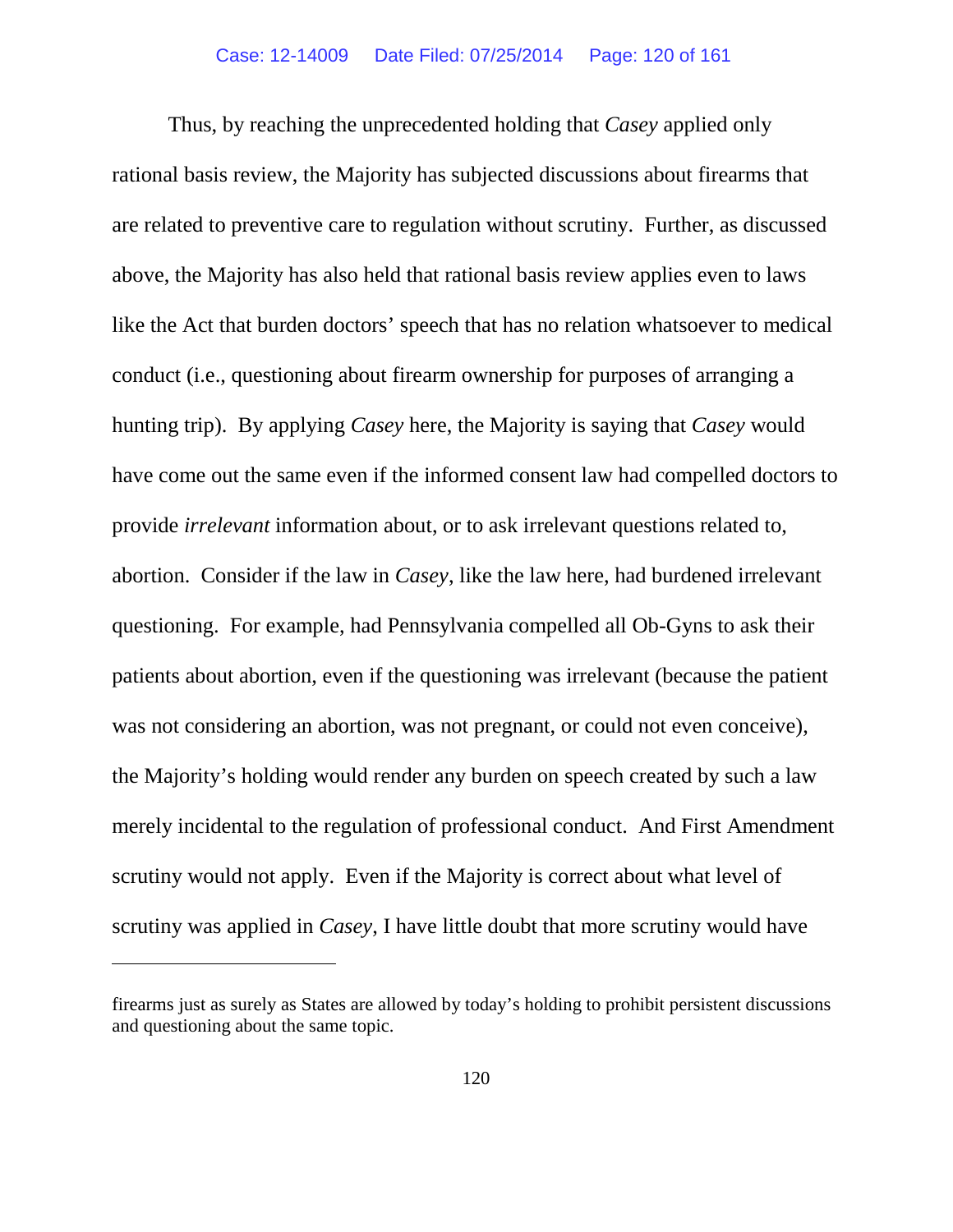Thus, by reaching the unprecedented holding that *Casey* applied only rational basis review, the Majority has subjected discussions about firearms that are related to preventive care to regulation without scrutiny. Further, as discussed above, the Majority has also held that rational basis review applies even to laws like the Act that burden doctors' speech that has no relation whatsoever to medical conduct (i.e., questioning about firearm ownership for purposes of arranging a hunting trip). By applying *Casey* here, the Majority is saying that *Casey* would have come out the same even if the informed consent law had compelled doctors to provide *irrelevant* information about, or to ask irrelevant questions related to, abortion. Consider if the law in *Casey*, like the law here, had burdened irrelevant questioning. For example, had Pennsylvania compelled all Ob-Gyns to ask their patients about abortion, even if the questioning was irrelevant (because the patient was not considering an abortion, was not pregnant, or could not even conceive), the Majority's holding would render any burden on speech created by such a law merely incidental to the regulation of professional conduct. And First Amendment scrutiny would not apply. Even if the Majority is correct about what level of scrutiny was applied in *Casey*, I have little doubt that more scrutiny would have

---

firearms just as surely as States are allowed by today's holding to prohibit persistent discussions and questioning about the same topic.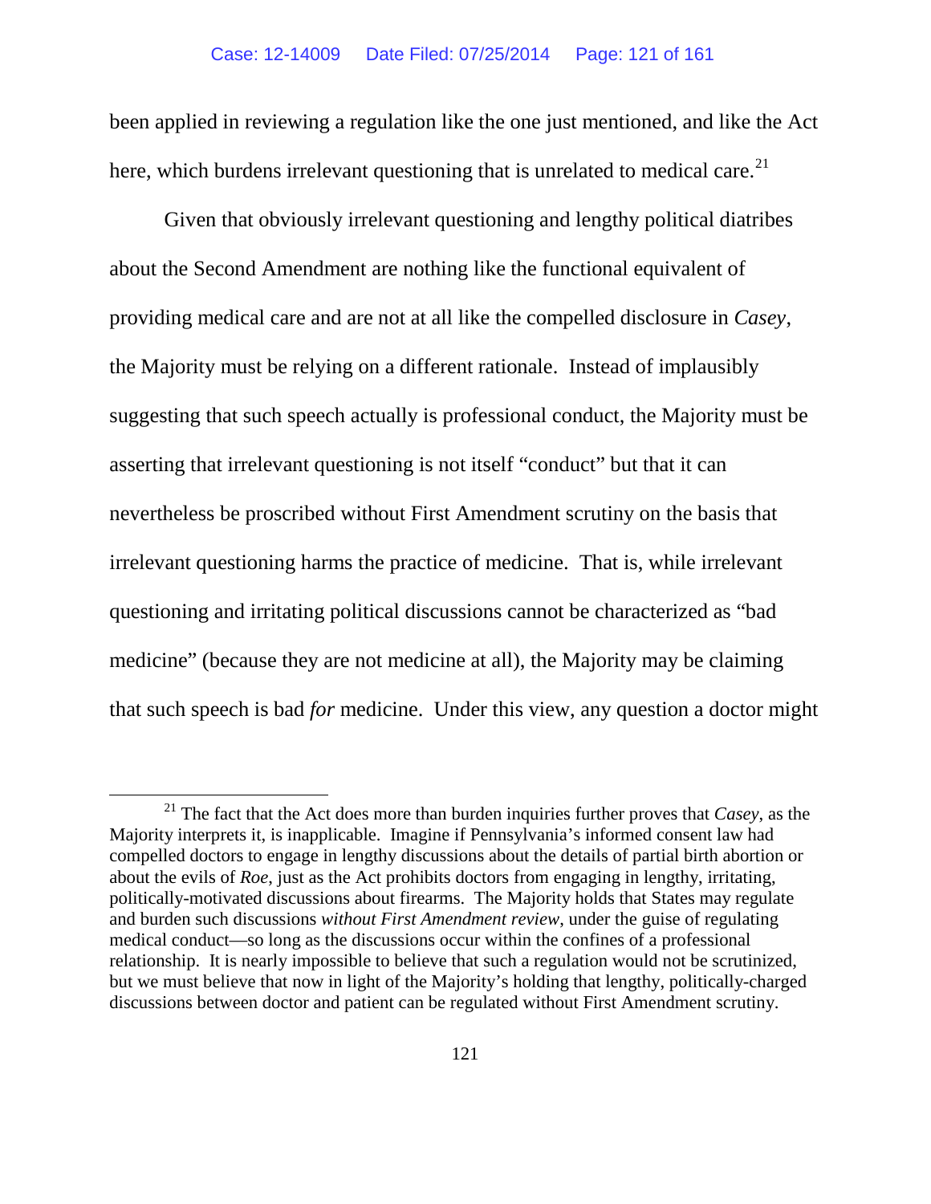been applied in reviewing a regulation like the one just mentioned, and like the Act here, which burdens irrelevant questioning that is unrelated to medical care.[21]

Given that obviously irrelevant questioning and lengthy political diatribes about the Second Amendment are nothing like the functional equivalent of providing medical care and are not at all like the compelled disclosure in *Casey*, the Majority must be relying on a different rationale. Instead of implausibly suggesting that such speech actually is professional conduct, the Majority must be asserting that irrelevant questioning is not itself "conduct" but that it can nevertheless be proscribed without First Amendment scrutiny on the basis that irrelevant questioning harms the practice of medicine. That is, while irrelevant questioning and irritating political discussions cannot be characterized as "bad medicine" (because they are not medicine at all), the Majority may be claiming that such speech is bad *for* medicine. Under this view, any question a doctor might

---

[21] The fact that the Act does more than burden inquiries further proves that *Casey*, as the Majority interprets it, is inapplicable. Imagine if Pennsylvania's informed consent law had compelled doctors to engage in lengthy discussions about the details of partial birth abortion or about the evils of *Roe*, just as the Act prohibits doctors from engaging in lengthy, irritating, politically-motivated discussions about firearms. The Majority holds that States may regulate and burden such discussions *without First Amendment review*, under the guise of regulating medical conduct—so long as the discussions occur within the confines of a professional relationship. It is nearly impossible to believe that such a regulation would not be scrutinized, but we must believe that now in light of the Majority's holding that lengthy, politically-charged discussions between doctor and patient can be regulated without First Amendment scrutiny.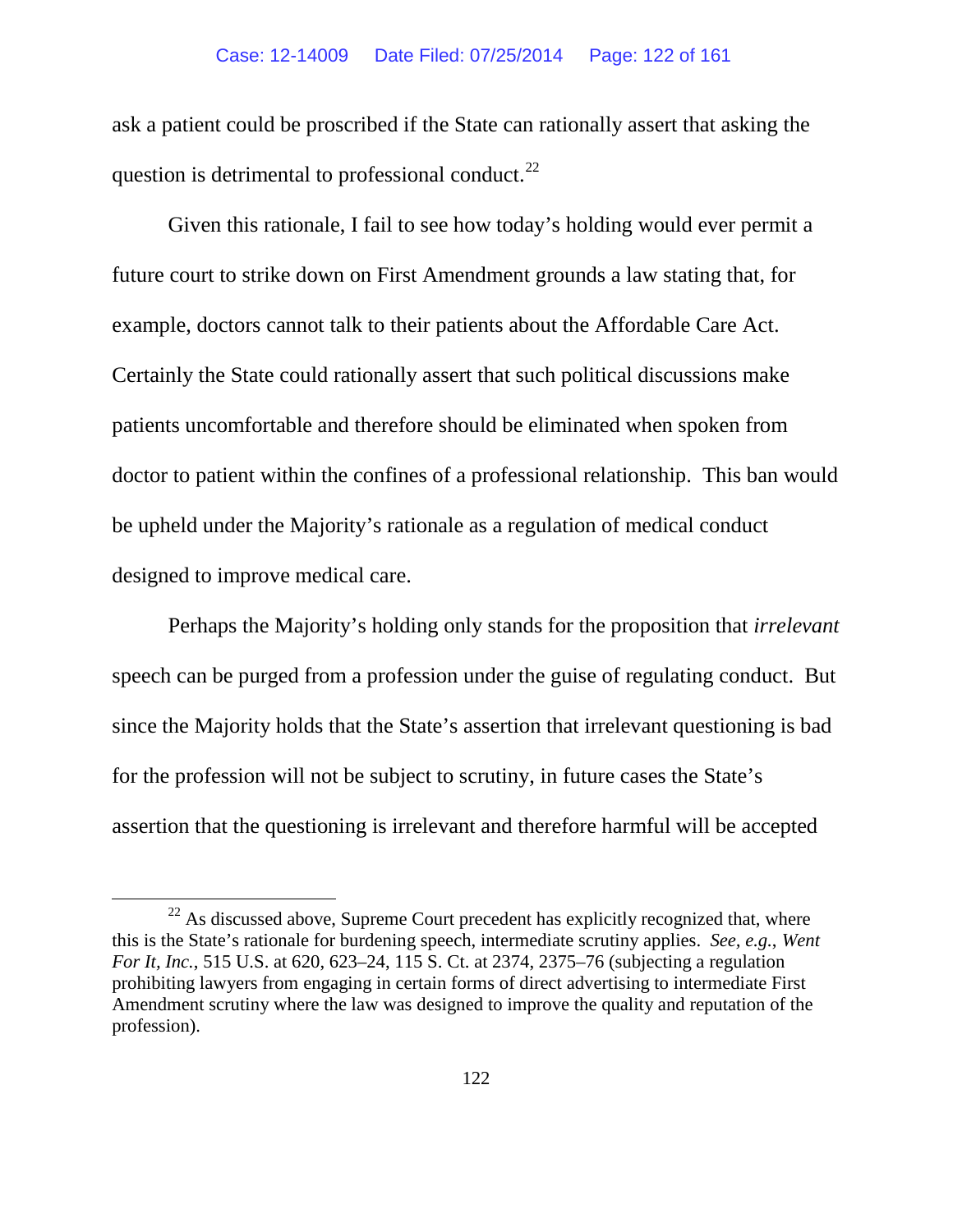ask a patient could be proscribed if the State can rationally assert that asking the question is detrimental to professional conduct.[22]

Given this rationale, I fail to see how today's holding would ever permit a future court to strike down on First Amendment grounds a law stating that, for example, doctors cannot talk to their patients about the Affordable Care Act. Certainly the State could rationally assert that such political discussions make patients uncomfortable and therefore should be eliminated when spoken from doctor to patient within the confines of a professional relationship. This ban would be upheld under the Majority's rationale as a regulation of medical conduct designed to improve medical care.

Perhaps the Majority's holding only stands for the proposition that *irrelevant* speech can be purged from a profession under the guise of regulating conduct. But since the Majority holds that the State's assertion that irrelevant questioning is bad for the profession will not be subject to scrutiny, in future cases the State's assertion that the questioning is irrelevant and therefore harmful will be accepted

[22] As discussed above, Supreme Court precedent has explicitly recognized that, where this is the State's rationale for burdening speech, intermediate scrutiny applies. *See, e.g.*, *Went For It, Inc.*, 515 U.S. at 620, 623–24, 115 S. Ct. at 2374, 2375–76 (subjecting a regulation prohibiting lawyers from engaging in certain forms of direct advertising to intermediate First Amendment scrutiny where the law was designed to improve the quality and reputation of the profession).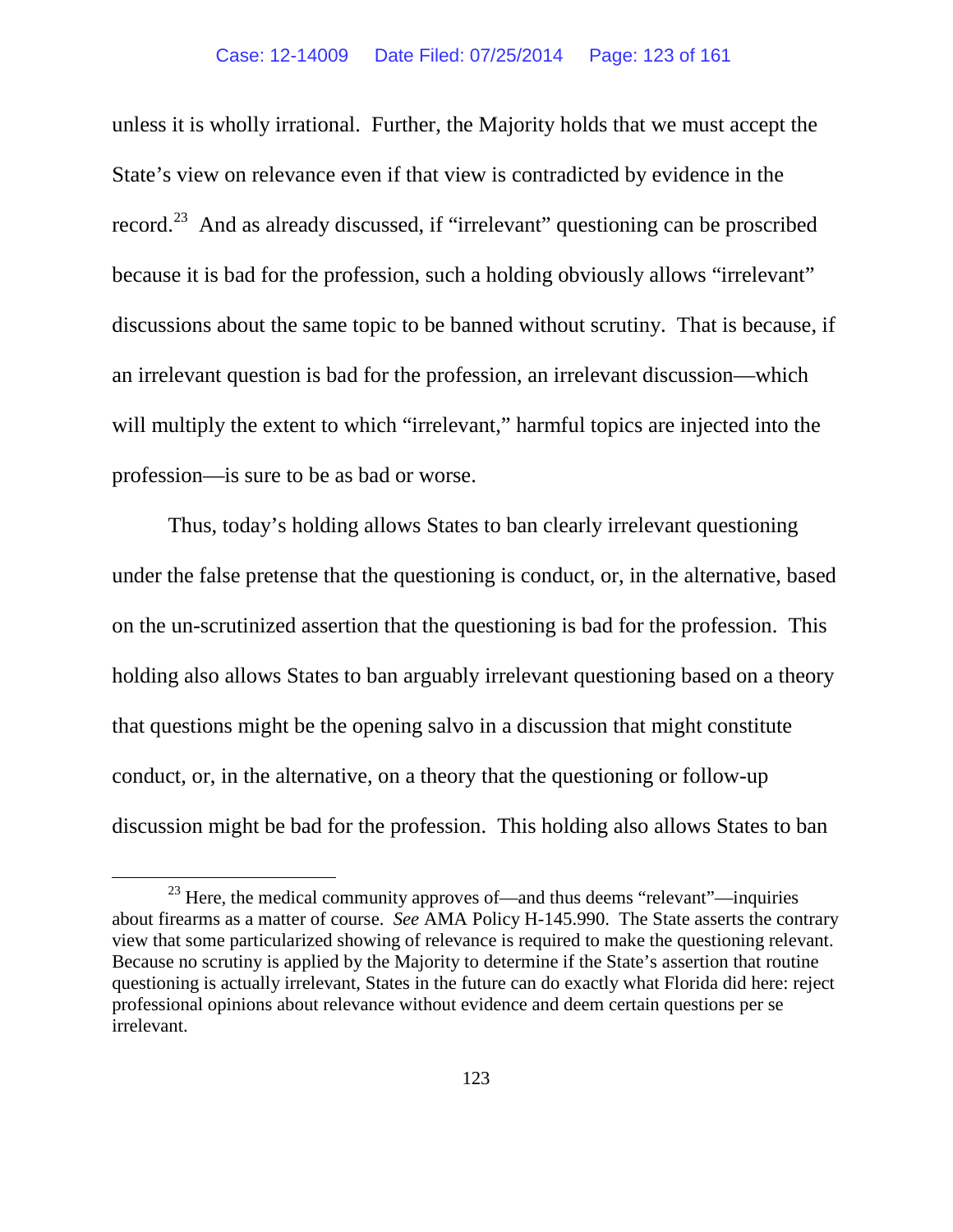unless it is wholly irrational. Further, the Majority holds that we must accept the State's view on relevance even if that view is contradicted by evidence in the record.[23] And as already discussed, if "irrelevant" questioning can be proscribed because it is bad for the profession, such a holding obviously allows "irrelevant" discussions about the same topic to be banned without scrutiny. That is because, if an irrelevant question is bad for the profession, an irrelevant discussion—which will multiply the extent to which "irrelevant," harmful topics are injected into the profession—is sure to be as bad or worse.

Thus, today's holding allows States to ban clearly irrelevant questioning under the false pretense that the questioning is conduct, or, in the alternative, based on the un-scrutinized assertion that the questioning is bad for the profession. This holding also allows States to ban arguably irrelevant questioning based on a theory that questions might be the opening salvo in a discussion that might constitute conduct, or, in the alternative, on a theory that the questioning or follow-up discussion might be bad for the profession. This holding also allows States to ban

[23] Here, the medical community approves of—and thus deems "relevant"—inquiries about firearms as a matter of course. *See* AMA Policy H-145.990. The State asserts the contrary view that some particularized showing of relevance is required to make the questioning relevant. Because no scrutiny is applied by the Majority to determine if the State's assertion that routine questioning is actually irrelevant, States in the future can do exactly what Florida did here: reject professional opinions about relevance without evidence and deem certain questions per se irrelevant.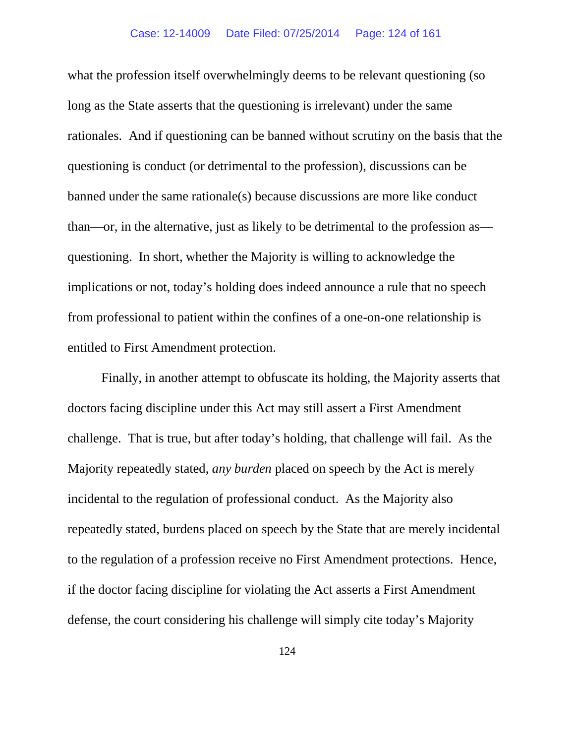what the profession itself overwhelmingly deems to be relevant questioning (so long as the State asserts that the questioning is irrelevant) under the same rationales. And if questioning can be banned without scrutiny on the basis that the questioning is conduct (or detrimental to the profession), discussions can be banned under the same rationale(s) because discussions are more like conduct than—or, in the alternative, just as likely to be detrimental to the profession as—questioning. In short, whether the Majority is willing to acknowledge the implications or not, today's holding does indeed announce a rule that no speech from professional to patient within the confines of a one-on-one relationship is entitled to First Amendment protection.

Finally, in another attempt to obfuscate its holding, the Majority asserts that doctors facing discipline under this Act may still assert a First Amendment challenge. That is true, but after today's holding, that challenge will fail. As the Majority repeatedly stated, *any burden* placed on speech by the Act is merely incidental to the regulation of professional conduct. As the Majority also repeatedly stated, burdens placed on speech by the State that are merely incidental to the regulation of a profession receive no First Amendment protections. Hence, if the doctor facing discipline for violating the Act asserts a First Amendment defense, the court considering his challenge will simply cite today's Majority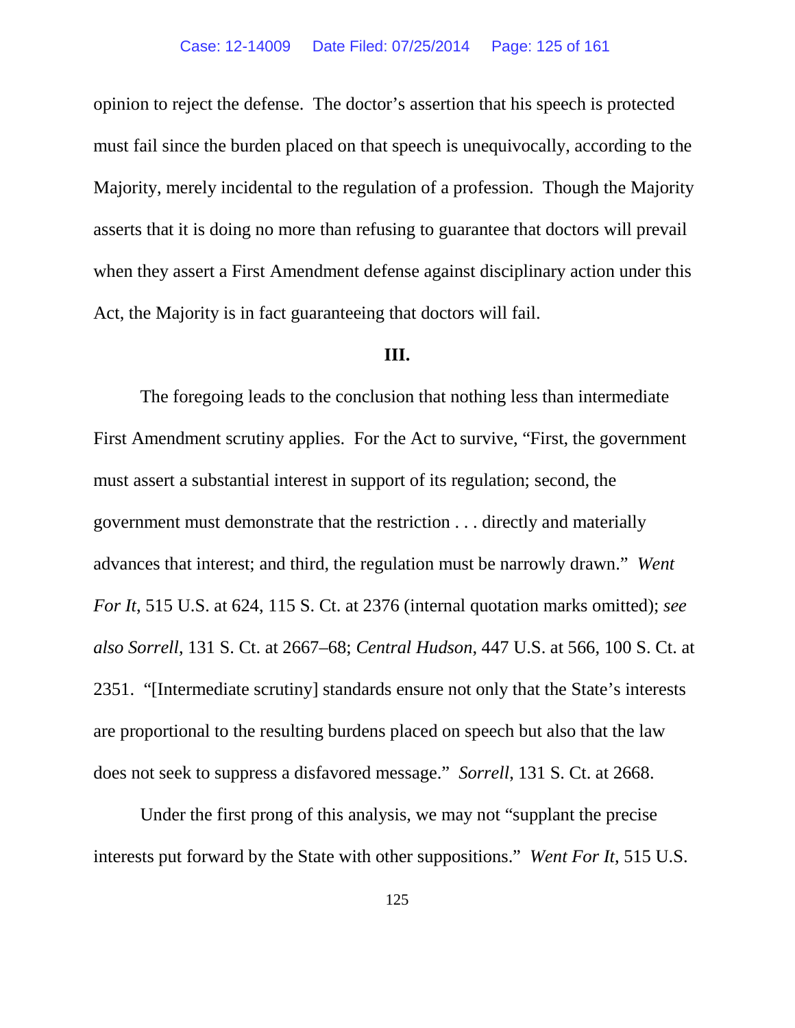opinion to reject the defense. The doctor's assertion that his speech is protected must fail since the burden placed on that speech is unequivocally, according to the Majority, merely incidental to the regulation of a profession. Though the Majority asserts that it is doing no more than refusing to guarantee that doctors will prevail when they assert a First Amendment defense against disciplinary action under this Act, the Majority is in fact guaranteeing that doctors will fail.

**III.**

The foregoing leads to the conclusion that nothing less than intermediate First Amendment scrutiny applies. For the Act to survive, "First, the government must assert a substantial interest in support of its regulation; second, the government must demonstrate that the restriction . . . directly and materially advances that interest; and third, the regulation must be narrowly drawn." *Went For It*, 515 U.S. at 624, 115 S. Ct. at 2376 (internal quotation marks omitted); *see also Sorrell*, 131 S. Ct. at 2667–68; *Central Hudson*, 447 U.S. at 566, 100 S. Ct. at 2351. "[Intermediate scrutiny] standards ensure not only that the State's interests are proportional to the resulting burdens placed on speech but also that the law does not seek to suppress a disfavored message." *Sorrell*, 131 S. Ct. at 2668.

Under the first prong of this analysis, we may not "supplant the precise interests put forward by the State with other suppositions." *Went For It*, 515 U.S.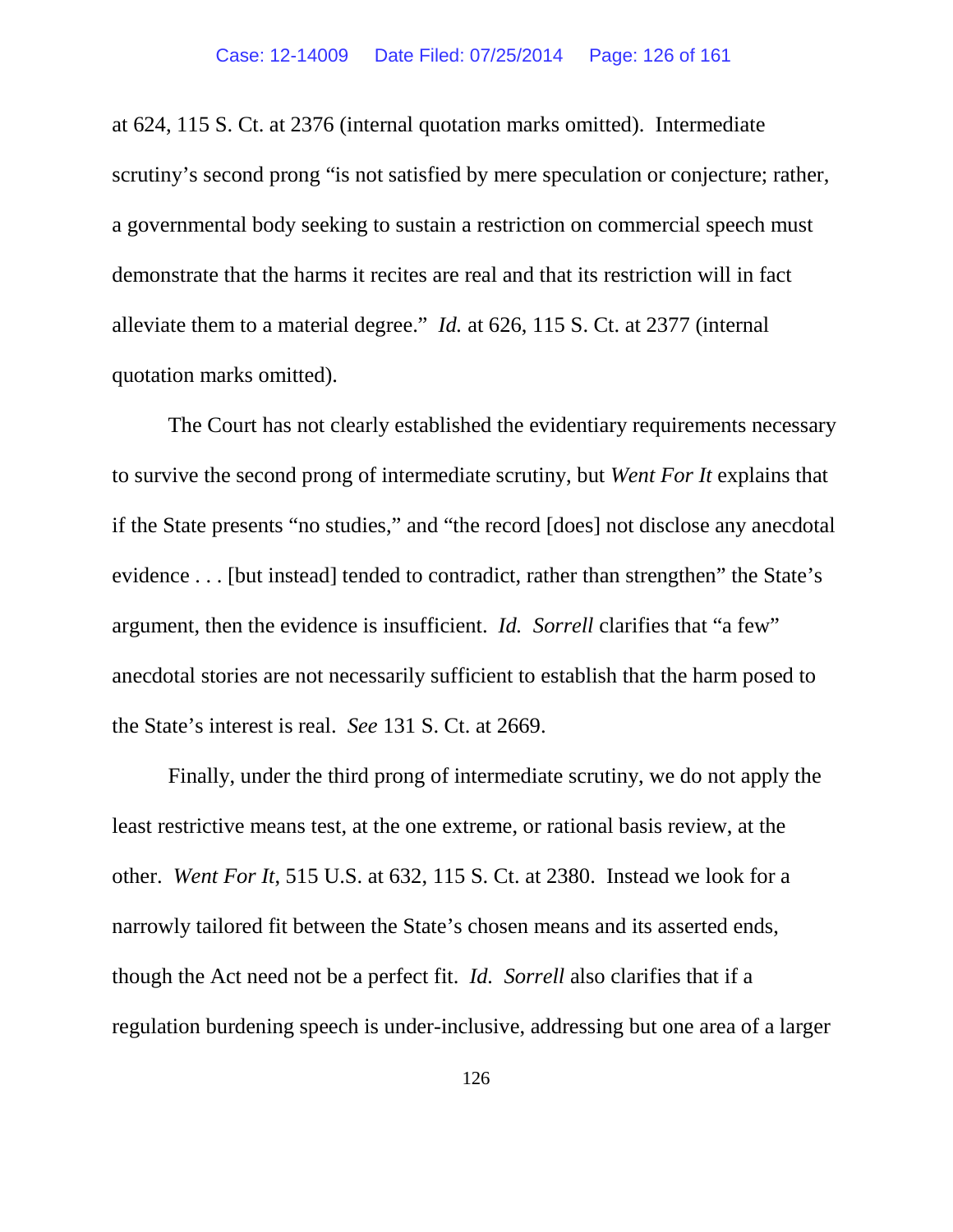at 624, 115 S. Ct. at 2376 (internal quotation marks omitted). Intermediate scrutiny's second prong "is not satisfied by mere speculation or conjecture; rather, a governmental body seeking to sustain a restriction on commercial speech must demonstrate that the harms it recites are real and that its restriction will in fact alleviate them to a material degree." *Id.* at 626, 115 S. Ct. at 2377 (internal quotation marks omitted).

The Court has not clearly established the evidentiary requirements necessary to survive the second prong of intermediate scrutiny, but *Went For It* explains that if the State presents "no studies," and "the record [does] not disclose any anecdotal evidence . . . [but instead] tended to contradict, rather than strengthen" the State's argument, then the evidence is insufficient. *Id.* *Sorrell* clarifies that "a few" anecdotal stories are not necessarily sufficient to establish that the harm posed to the State's interest is real. *See* 131 S. Ct. at 2669.

Finally, under the third prong of intermediate scrutiny, we do not apply the least restrictive means test, at the one extreme, or rational basis review, at the other. *Went For It*, 515 U.S. at 632, 115 S. Ct. at 2380. Instead we look for a narrowly tailored fit between the State's chosen means and its asserted ends, though the Act need not be a perfect fit. *Id.* *Sorrell* also clarifies that if a regulation burdening speech is under-inclusive, addressing but one area of a larger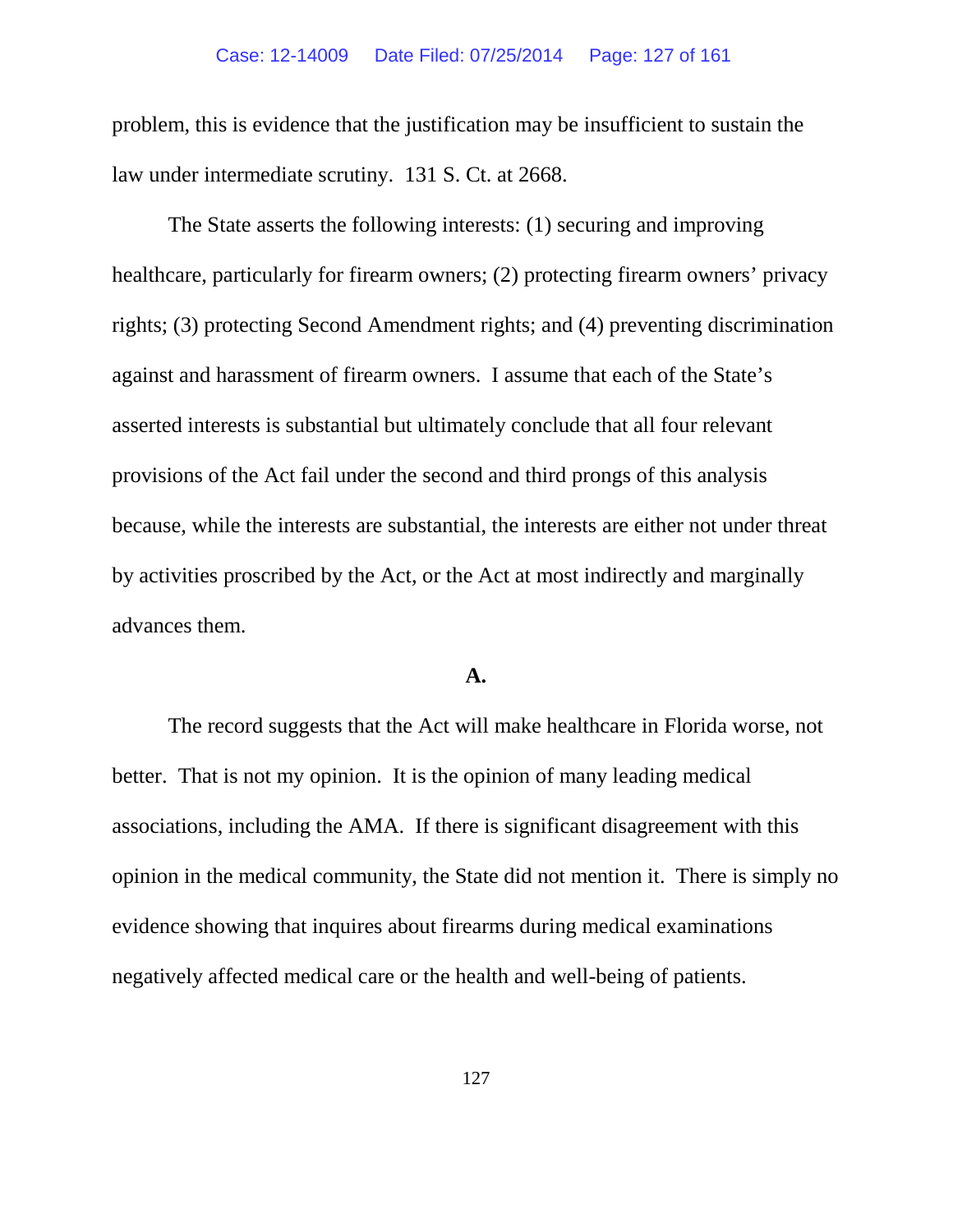problem, this is evidence that the justification may be insufficient to sustain the law under intermediate scrutiny. 131 S. Ct. at 2668.

The State asserts the following interests: (1) securing and improving healthcare, particularly for firearm owners; (2) protecting firearm owners' privacy rights; (3) protecting Second Amendment rights; and (4) preventing discrimination against and harassment of firearm owners. I assume that each of the State's asserted interests is substantial but ultimately conclude that all four relevant provisions of the Act fail under the second and third prongs of this analysis because, while the interests are substantial, the interests are either not under threat by activities proscribed by the Act, or the Act at most indirectly and marginally advances them.

**A.**

The record suggests that the Act will make healthcare in Florida worse, not better. That is not my opinion. It is the opinion of many leading medical associations, including the AMA. If there is significant disagreement with this opinion in the medical community, the State did not mention it. There is simply no evidence showing that inquires about firearms during medical examinations negatively affected medical care or the health and well-being of patients.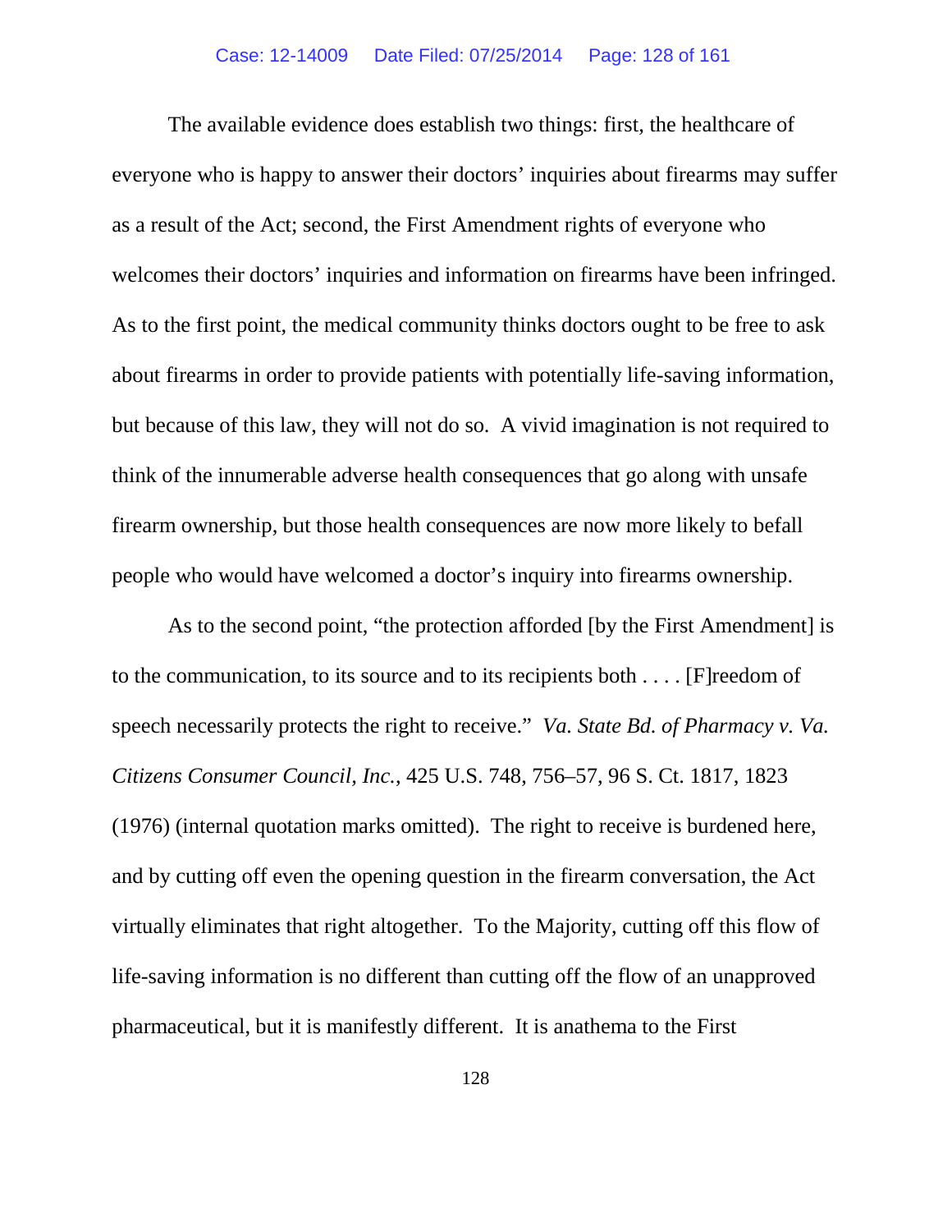The available evidence does establish two things: first, the healthcare of everyone who is happy to answer their doctors' inquiries about firearms may suffer as a result of the Act; second, the First Amendment rights of everyone who welcomes their doctors' inquiries and information on firearms have been infringed. As to the first point, the medical community thinks doctors ought to be free to ask about firearms in order to provide patients with potentially life-saving information, but because of this law, they will not do so. A vivid imagination is not required to think of the innumerable adverse health consequences that go along with unsafe firearm ownership, but those health consequences are now more likely to befall people who would have welcomed a doctor's inquiry into firearms ownership.

As to the second point, "the protection afforded [by the First Amendment] is to the communication, to its source and to its recipients both . . . . [F]reedom of speech necessarily protects the right to receive." *Va. State Bd. of Pharmacy v. Va. Citizens Consumer Council, Inc.*, 425 U.S. 748, 756–57, 96 S. Ct. 1817, 1823 (1976) (internal quotation marks omitted). The right to receive is burdened here, and by cutting off even the opening question in the firearm conversation, the Act virtually eliminates that right altogether. To the Majority, cutting off this flow of life-saving information is no different than cutting off the flow of an unapproved pharmaceutical, but it is manifestly different. It is anathema to the First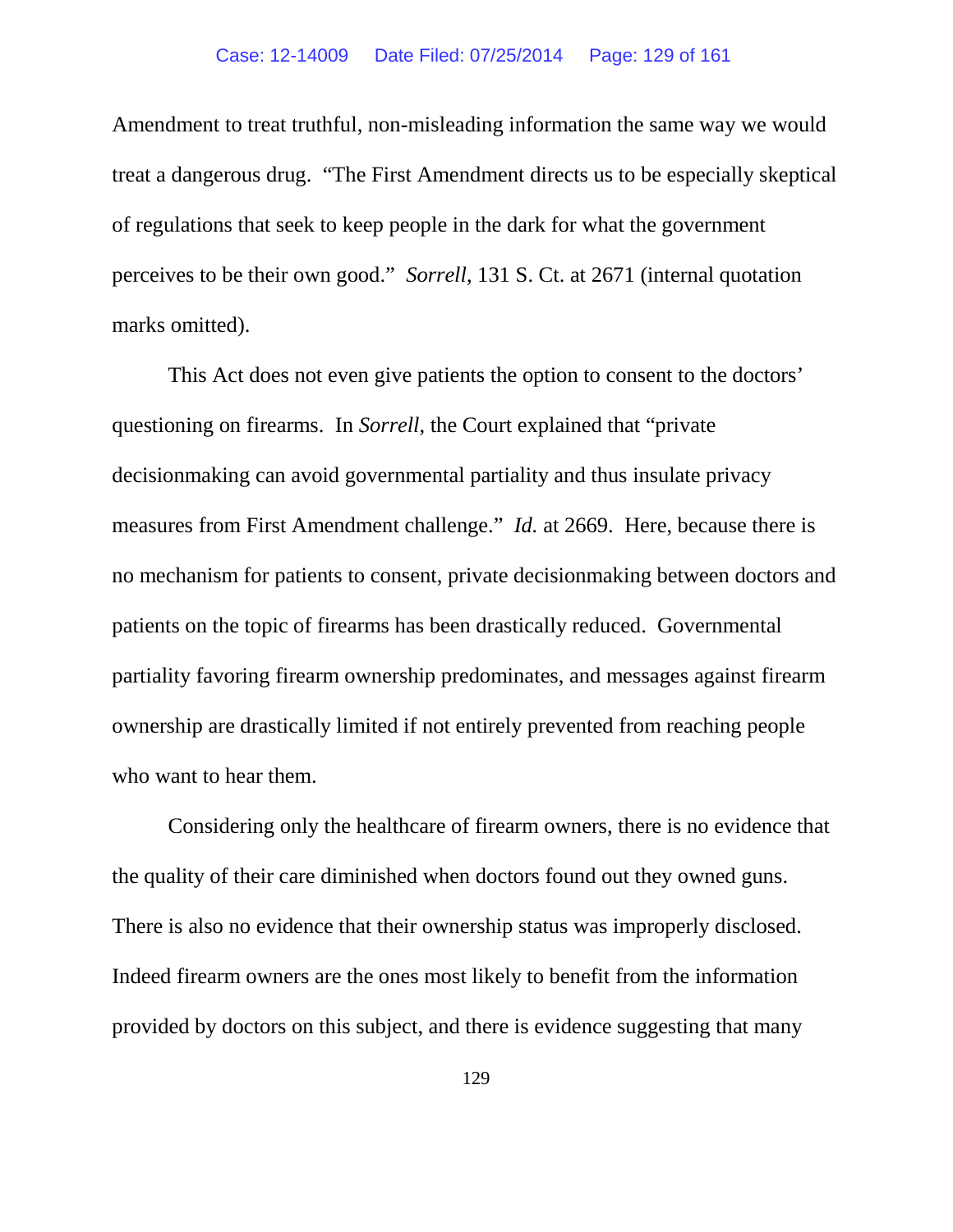Amendment to treat truthful, non-misleading information the same way we would treat a dangerous drug. "The First Amendment directs us to be especially skeptical of regulations that seek to keep people in the dark for what the government perceives to be their own good." *Sorrell*, 131 S. Ct. at 2671 (internal quotation marks omitted).

This Act does not even give patients the option to consent to the doctors' questioning on firearms. In *Sorrell*, the Court explained that "private decisionmaking can avoid governmental partiality and thus insulate privacy measures from First Amendment challenge." *Id.* at 2669. Here, because there is no mechanism for patients to consent, private decisionmaking between doctors and patients on the topic of firearms has been drastically reduced. Governmental partiality favoring firearm ownership predominates, and messages against firearm ownership are drastically limited if not entirely prevented from reaching people who want to hear them.

Considering only the healthcare of firearm owners, there is no evidence that the quality of their care diminished when doctors found out they owned guns. There is also no evidence that their ownership status was improperly disclosed. Indeed firearm owners are the ones most likely to benefit from the information provided by doctors on this subject, and there is evidence suggesting that many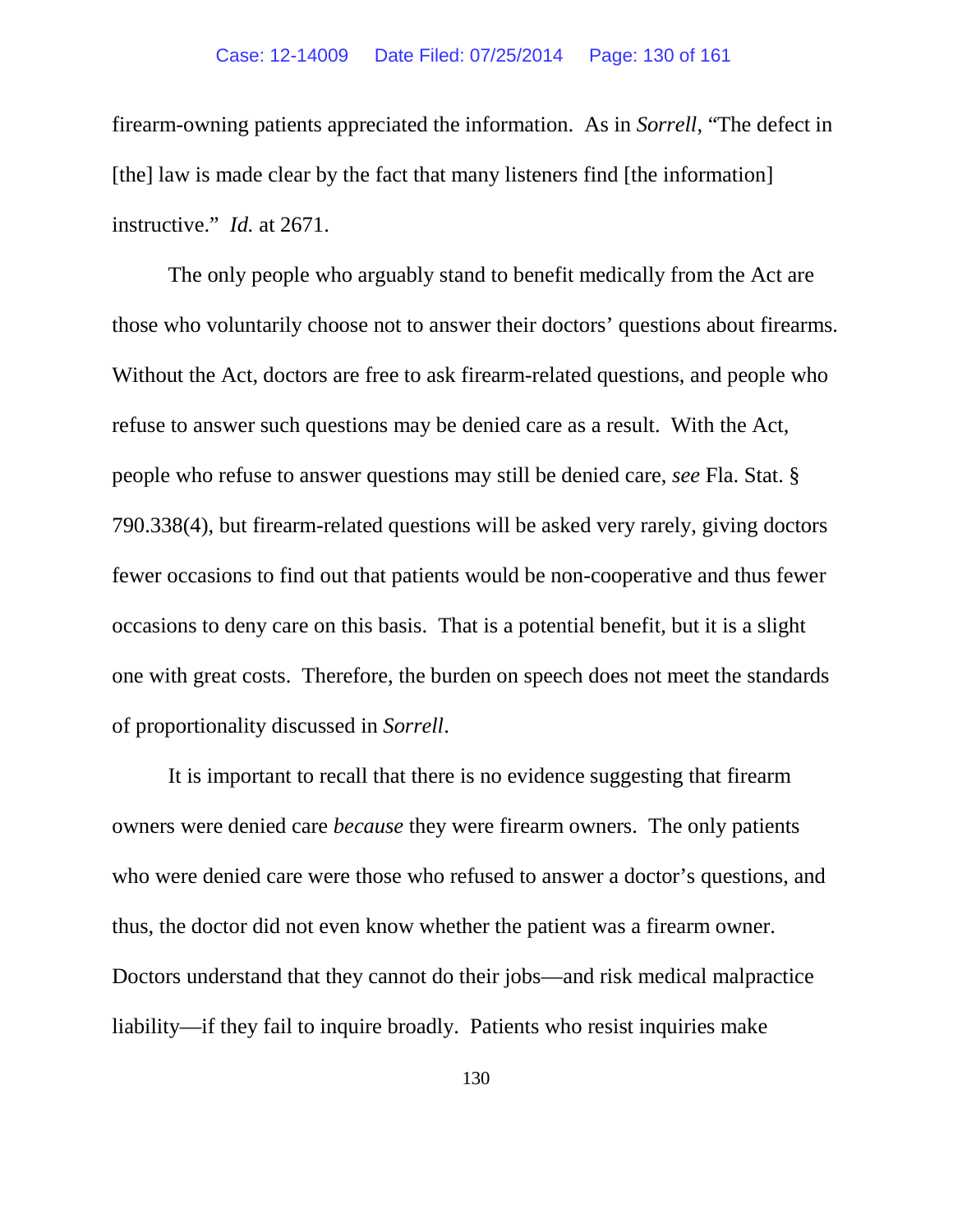firearm-owning patients appreciated the information. As in *Sorrell*, "The defect in [the] law is made clear by the fact that many listeners find [the information] instructive." *Id.* at 2671.

The only people who arguably stand to benefit medically from the Act are those who voluntarily choose not to answer their doctors' questions about firearms. Without the Act, doctors are free to ask firearm-related questions, and people who refuse to answer such questions may be denied care as a result. With the Act, people who refuse to answer questions may still be denied care, *see* Fla. Stat. § 790.338(4), but firearm-related questions will be asked very rarely, giving doctors fewer occasions to find out that patients would be non-cooperative and thus fewer occasions to deny care on this basis. That is a potential benefit, but it is a slight one with great costs. Therefore, the burden on speech does not meet the standards of proportionality discussed in *Sorrell*.

It is important to recall that there is no evidence suggesting that firearm owners were denied care *because* they were firearm owners. The only patients who were denied care were those who refused to answer a doctor's questions, and thus, the doctor did not even know whether the patient was a firearm owner. Doctors understand that they cannot do their jobs—and risk medical malpractice liability—if they fail to inquire broadly. Patients who resist inquiries make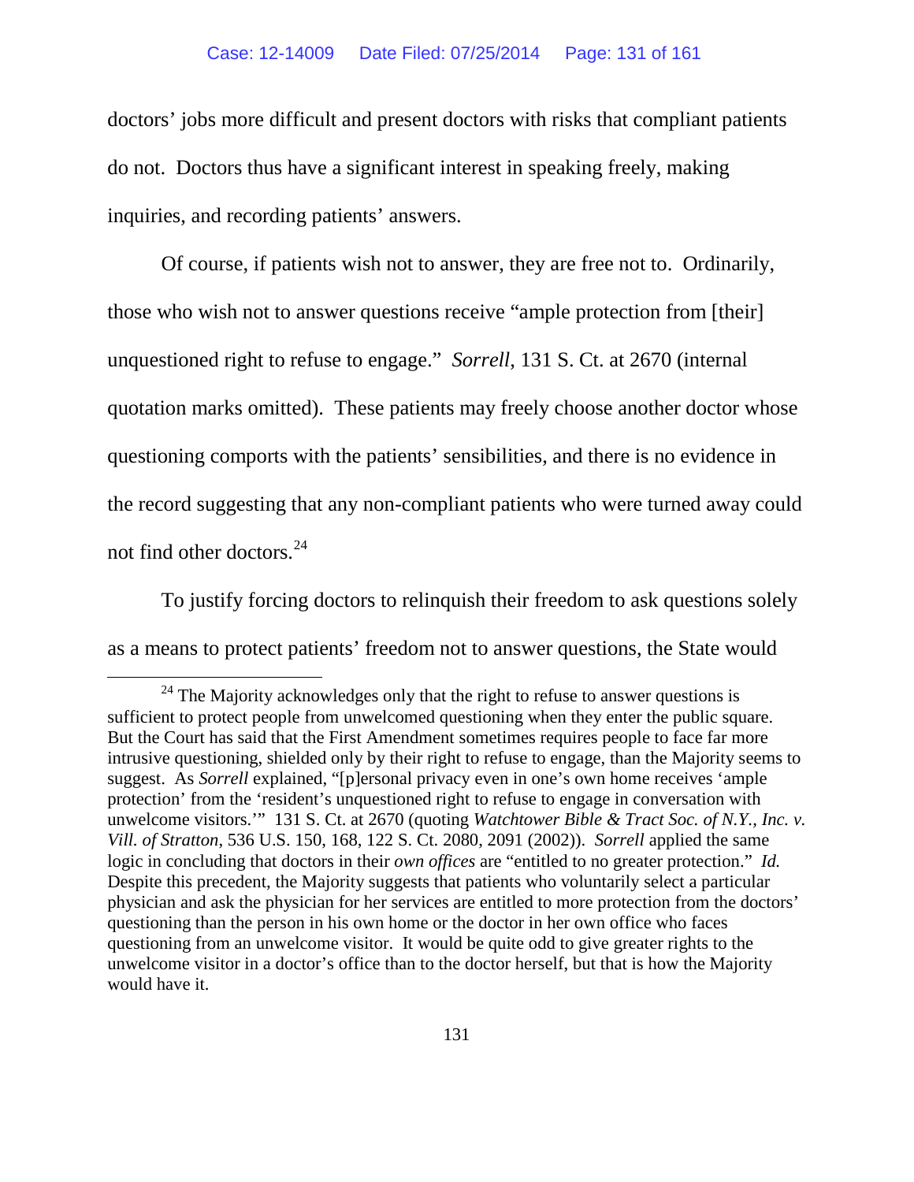doctors' jobs more difficult and present doctors with risks that compliant patients do not. Doctors thus have a significant interest in speaking freely, making inquiries, and recording patients' answers.

Of course, if patients wish not to answer, they are free not to. Ordinarily, those who wish not to answer questions receive "ample protection from [their] unquestioned right to refuse to engage." *Sorrell*, 131 S. Ct. at 2670 (internal quotation marks omitted). These patients may freely choose another doctor whose questioning comports with the patients' sensibilities, and there is no evidence in the record suggesting that any non-compliant patients who were turned away could not find other doctors.[24]

To justify forcing doctors to relinquish their freedom to ask questions solely as a means to protect patients' freedom not to answer questions, the State would

---

[24] The Majority acknowledges only that the right to refuse to answer questions is sufficient to protect people from unwelcomed questioning when they enter the public square. But the Court has said that the First Amendment sometimes requires people to face far more intrusive questioning, shielded only by their right to refuse to engage, than the Majority seems to suggest. As *Sorrell* explained, "[p]ersonal privacy even in one's own home receives 'ample protection' from the 'resident's unquestioned right to refuse to engage in conversation with unwelcome visitors.'" 131 S. Ct. at 2670 (quoting *Watchtower Bible & Tract Soc. of N.Y., Inc. v. Vill. of Stratton*, 536 U.S. 150, 168, 122 S. Ct. 2080, 2091 (2002)). *Sorrell* applied the same logic in concluding that doctors in their *own offices* are "entitled to no greater protection." *Id.* Despite this precedent, the Majority suggests that patients who voluntarily select a particular physician and ask the physician for her services are entitled to more protection from the doctors' questioning than the person in his own home or the doctor in her own office who faces questioning from an unwelcome visitor. It would be quite odd to give greater rights to the unwelcome visitor in a doctor's office than to the doctor herself, but that is how the Majority would have it.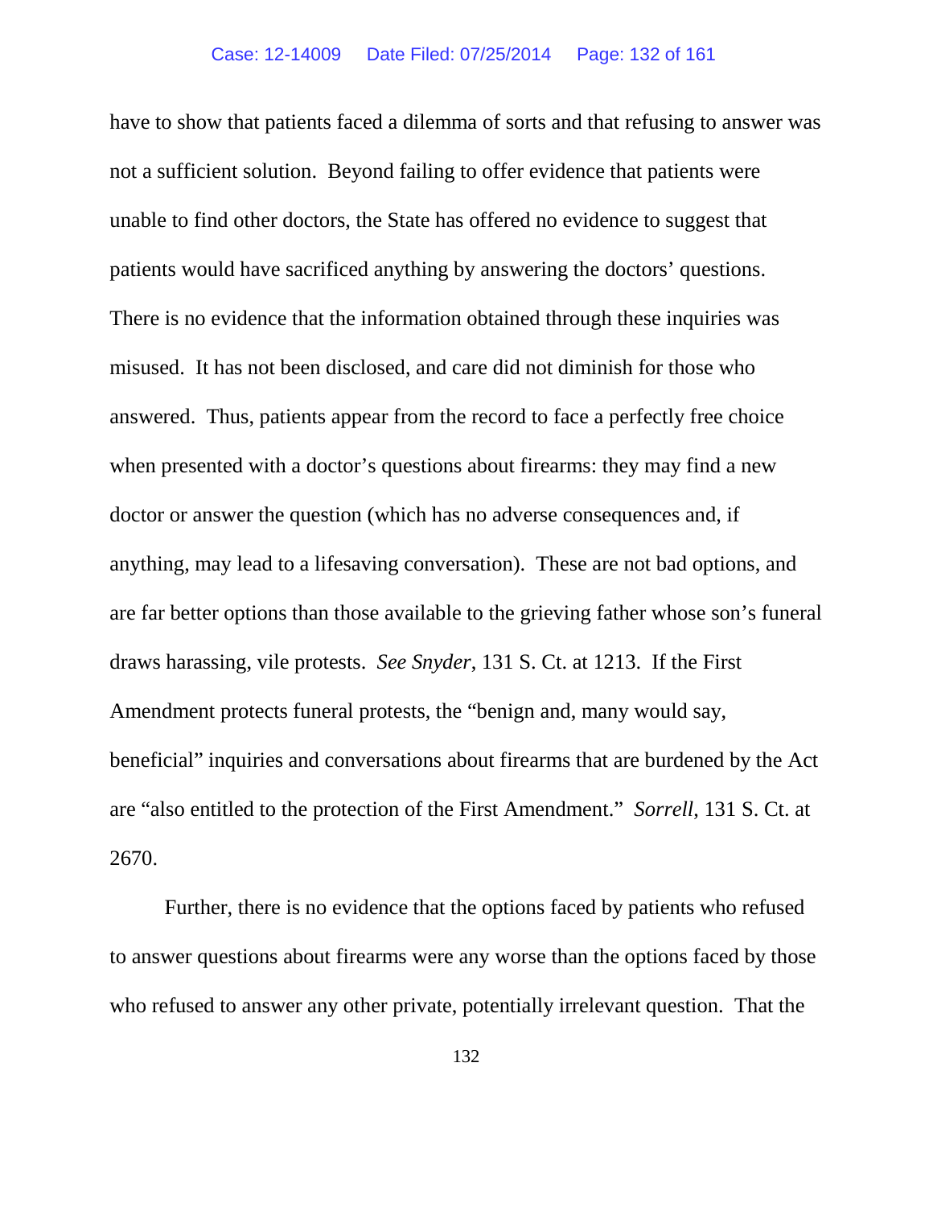have to show that patients faced a dilemma of sorts and that refusing to answer was not a sufficient solution. Beyond failing to offer evidence that patients were unable to find other doctors, the State has offered no evidence to suggest that patients would have sacrificed anything by answering the doctors' questions. There is no evidence that the information obtained through these inquiries was misused. It has not been disclosed, and care did not diminish for those who answered. Thus, patients appear from the record to face a perfectly free choice when presented with a doctor's questions about firearms: they may find a new doctor or answer the question (which has no adverse consequences and, if anything, may lead to a lifesaving conversation). These are not bad options, and are far better options than those available to the grieving father whose son's funeral draws harassing, vile protests. *See Snyder*, 131 S. Ct. at 1213. If the First Amendment protects funeral protests, the "benign and, many would say, beneficial" inquiries and conversations about firearms that are burdened by the Act are "also entitled to the protection of the First Amendment." *Sorrell*, 131 S. Ct. at 2670.

Further, there is no evidence that the options faced by patients who refused to answer questions about firearms were any worse than the options faced by those who refused to answer any other private, potentially irrelevant question. That the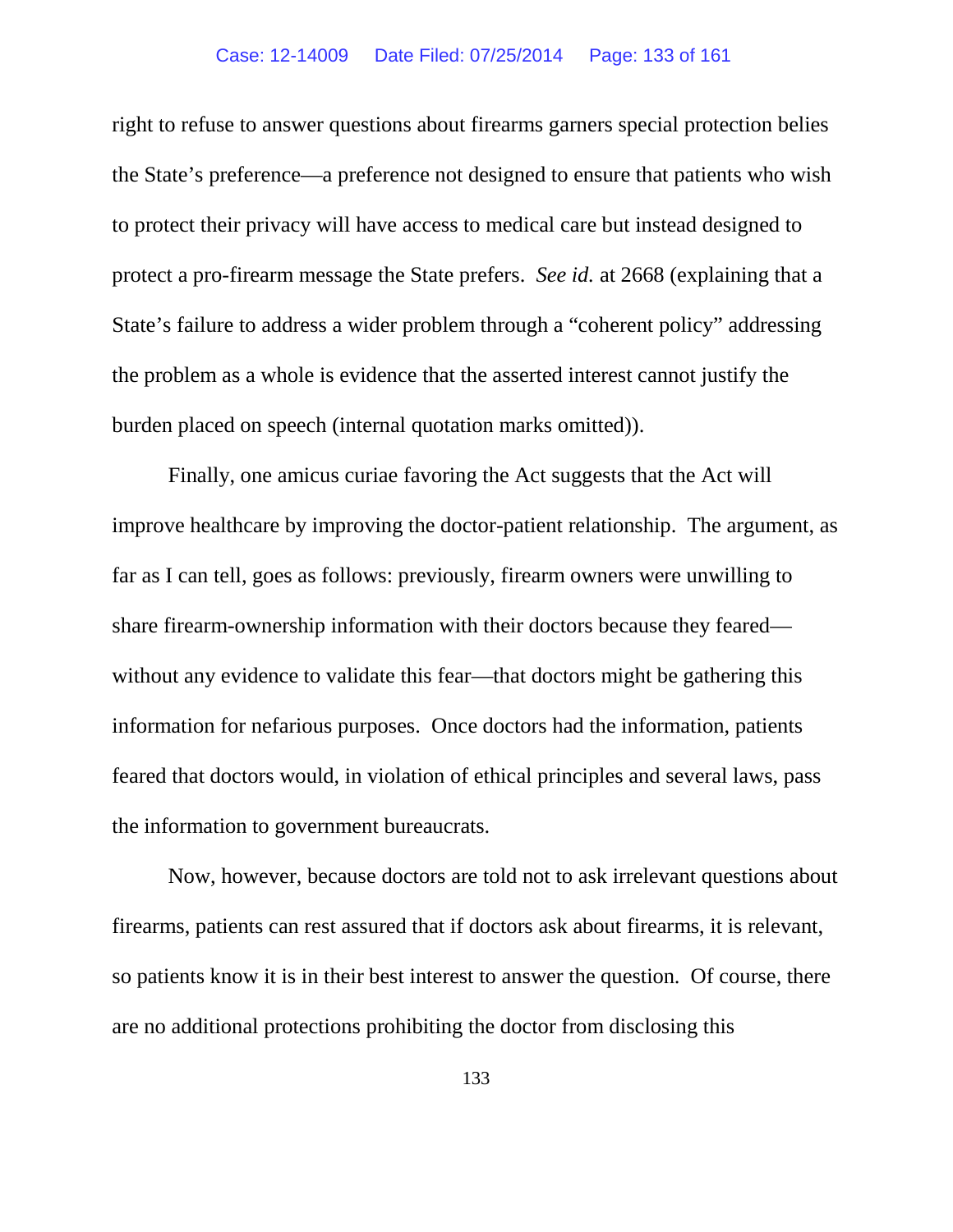right to refuse to answer questions about firearms garners special protection belies the State's preference—a preference not designed to ensure that patients who wish to protect their privacy will have access to medical care but instead designed to protect a pro-firearm message the State prefers. *See id.* at 2668 (explaining that a State's failure to address a wider problem through a "coherent policy" addressing the problem as a whole is evidence that the asserted interest cannot justify the burden placed on speech (internal quotation marks omitted)).

Finally, one amicus curiae favoring the Act suggests that the Act will improve healthcare by improving the doctor-patient relationship. The argument, as far as I can tell, goes as follows: previously, firearm owners were unwilling to share firearm-ownership information with their doctors because they feared—without any evidence to validate this fear—that doctors might be gathering this information for nefarious purposes. Once doctors had the information, patients feared that doctors would, in violation of ethical principles and several laws, pass the information to government bureaucrats.

Now, however, because doctors are told not to ask irrelevant questions about firearms, patients can rest assured that if doctors ask about firearms, it is relevant, so patients know it is in their best interest to answer the question. Of course, there are no additional protections prohibiting the doctor from disclosing this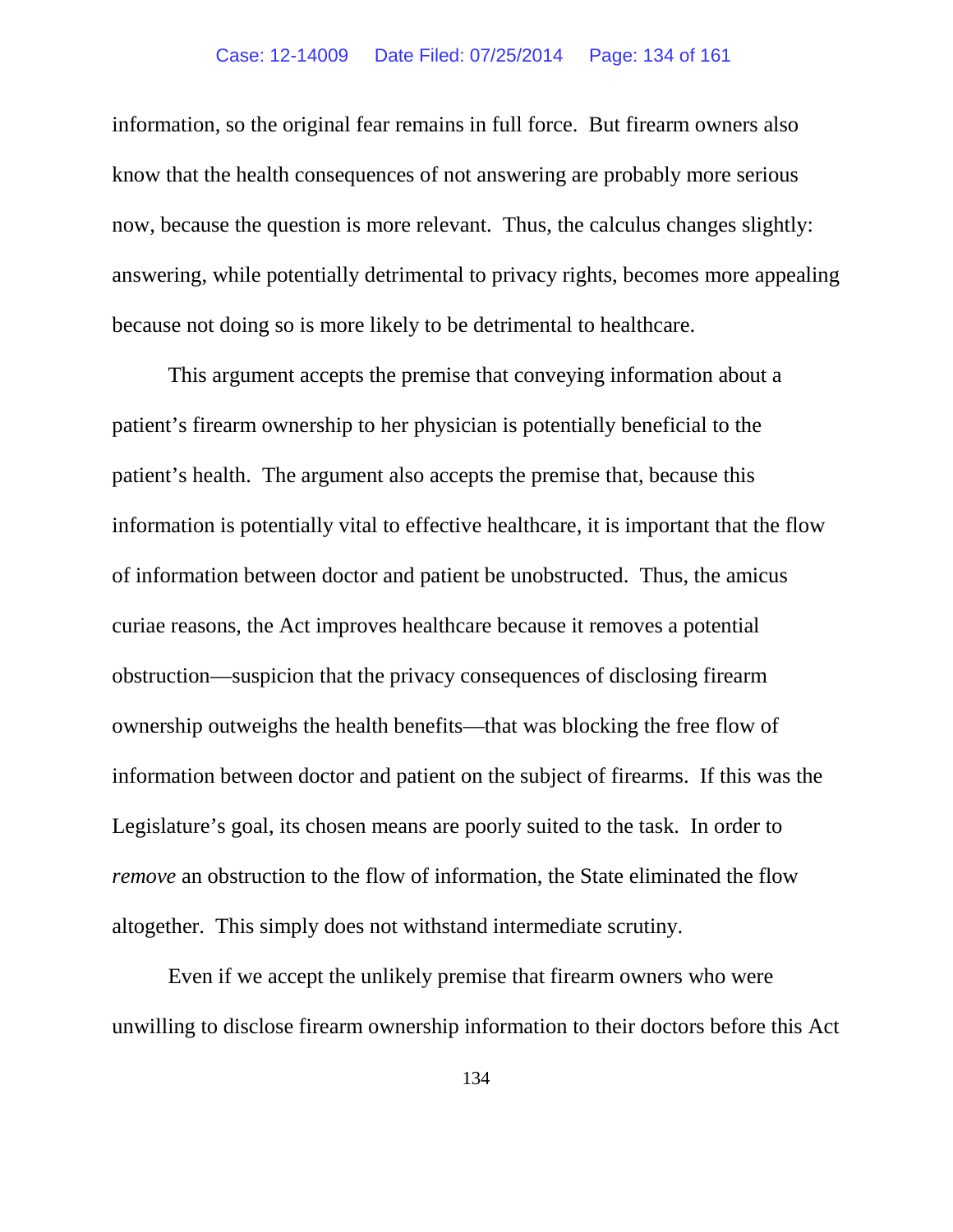information, so the original fear remains in full force. But firearm owners also know that the health consequences of not answering are probably more serious now, because the question is more relevant. Thus, the calculus changes slightly: answering, while potentially detrimental to privacy rights, becomes more appealing because not doing so is more likely to be detrimental to healthcare.

This argument accepts the premise that conveying information about a patient's firearm ownership to her physician is potentially beneficial to the patient's health. The argument also accepts the premise that, because this information is potentially vital to effective healthcare, it is important that the flow of information between doctor and patient be unobstructed. Thus, the amicus curiae reasons, the Act improves healthcare because it removes a potential obstruction—suspicion that the privacy consequences of disclosing firearm ownership outweighs the health benefits—that was blocking the free flow of information between doctor and patient on the subject of firearms. If this was the Legislature's goal, its chosen means are poorly suited to the task. In order to *remove* an obstruction to the flow of information, the State eliminated the flow altogether. This simply does not withstand intermediate scrutiny.

Even if we accept the unlikely premise that firearm owners who were unwilling to disclose firearm ownership information to their doctors before this Act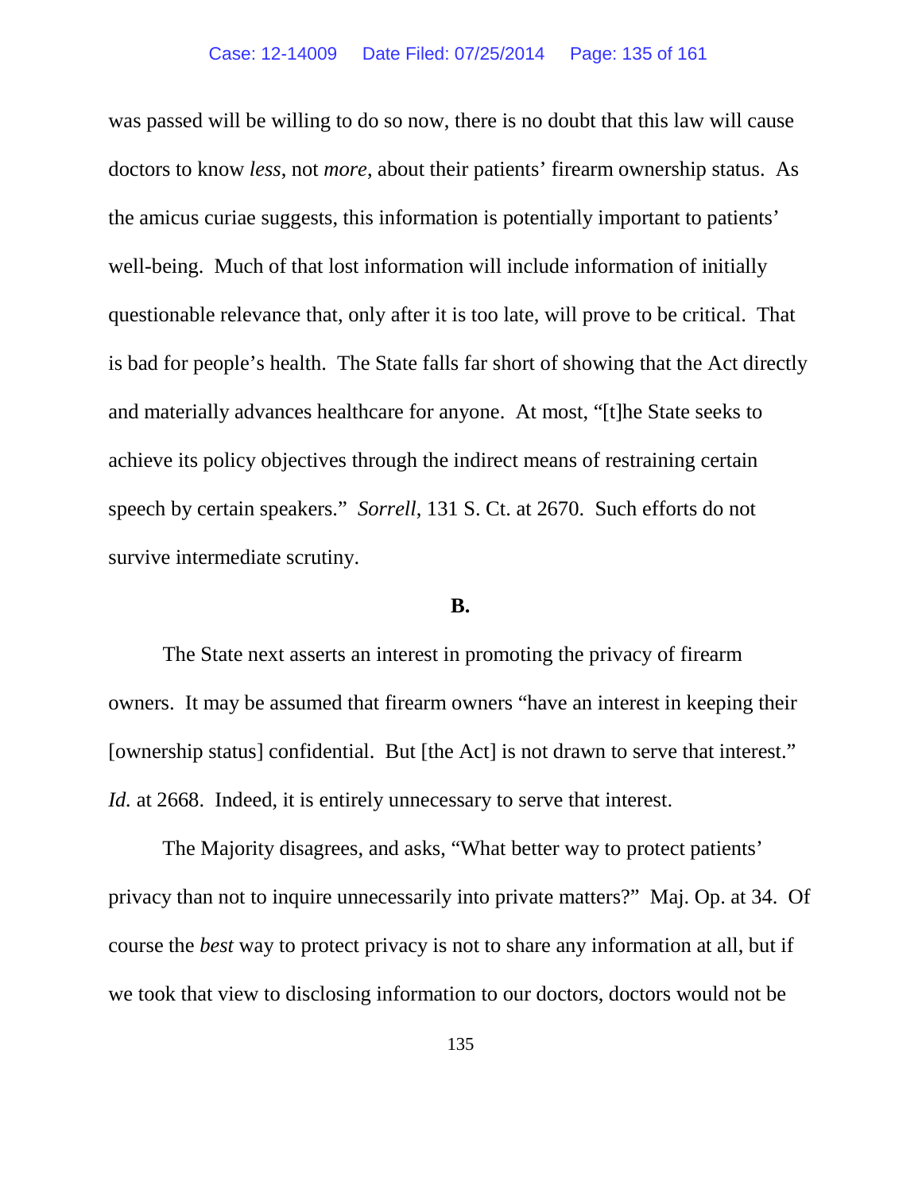was passed will be willing to do so now, there is no doubt that this law will cause doctors to know *less*, not *more*, about their patients' firearm ownership status. As the amicus curiae suggests, this information is potentially important to patients' well-being. Much of that lost information will include information of initially questionable relevance that, only after it is too late, will prove to be critical. That is bad for people's health. The State falls far short of showing that the Act directly and materially advances healthcare for anyone. At most, "[t]he State seeks to achieve its policy objectives through the indirect means of restraining certain speech by certain speakers." *Sorrell,* 131 S. Ct. at 2670. Such efforts do not survive intermediate scrutiny.

**B.**

The State next asserts an interest in promoting the privacy of firearm owners. It may be assumed that firearm owners "have an interest in keeping their [ownership status] confidential. But [the Act] is not drawn to serve that interest." *Id.* at 2668. Indeed, it is entirely unnecessary to serve that interest.

The Majority disagrees, and asks, "What better way to protect patients' privacy than not to inquire unnecessarily into private matters?" Maj. Op. at 34. Of course the *best* way to protect privacy is not to share any information at all, but if we took that view to disclosing information to our doctors, doctors would not be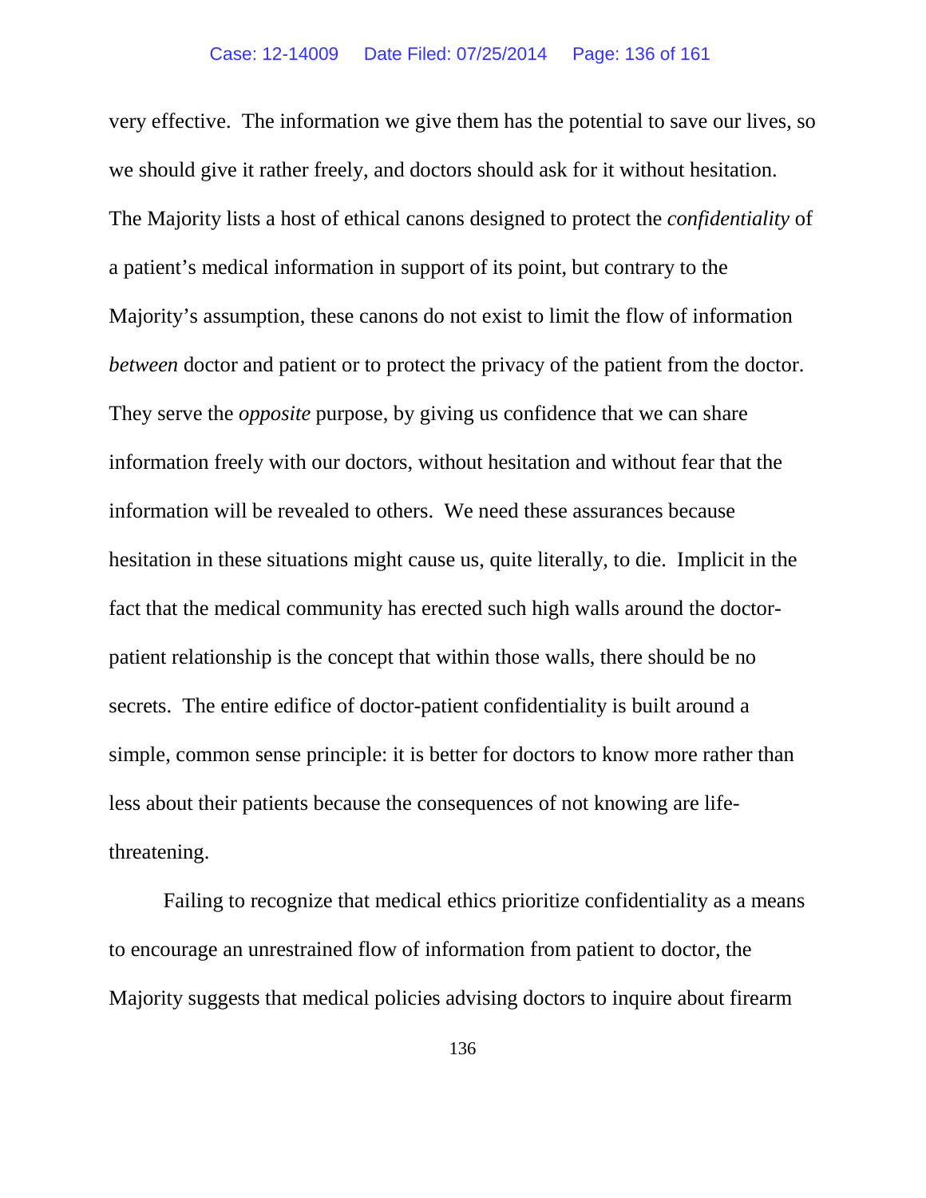very effective. The information we give them has the potential to save our lives, so we should give it rather freely, and doctors should ask for it without hesitation. The Majority lists a host of ethical canons designed to protect the *confidentiality* of a patient's medical information in support of its point, but contrary to the Majority's assumption, these canons do not exist to limit the flow of information *between* doctor and patient or to protect the privacy of the patient from the doctor. They serve the *opposite* purpose, by giving us confidence that we can share information freely with our doctors, without hesitation and without fear that the information will be revealed to others. We need these assurances because hesitation in these situations might cause us, quite literally, to die. Implicit in the fact that the medical community has erected such high walls around the doctor-patient relationship is the concept that within those walls, there should be no secrets. The entire edifice of doctor-patient confidentiality is built around a simple, common sense principle: it is better for doctors to know more rather than less about their patients because the consequences of not knowing are life-threatening.

Failing to recognize that medical ethics prioritize confidentiality as a means to encourage an unrestrained flow of information from patient to doctor, the Majority suggests that medical policies advising doctors to inquire about firearm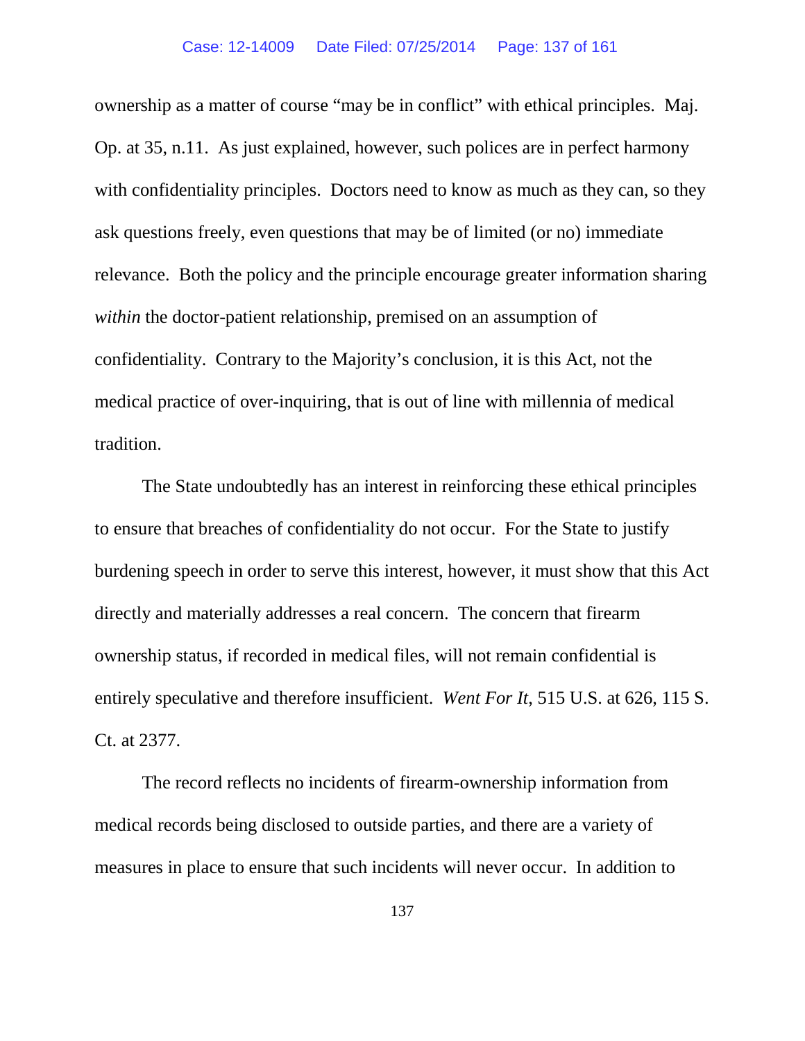ownership as a matter of course "may be in conflict" with ethical principles. Maj. Op. at 35, n.11. As just explained, however, such polices are in perfect harmony with confidentiality principles. Doctors need to know as much as they can, so they ask questions freely, even questions that may be of limited (or no) immediate relevance. Both the policy and the principle encourage greater information sharing *within* the doctor-patient relationship, premised on an assumption of confidentiality. Contrary to the Majority's conclusion, it is this Act, not the medical practice of over-inquiring, that is out of line with millennia of medical tradition.

The State undoubtedly has an interest in reinforcing these ethical principles to ensure that breaches of confidentiality do not occur. For the State to justify burdening speech in order to serve this interest, however, it must show that this Act directly and materially addresses a real concern. The concern that firearm ownership status, if recorded in medical files, will not remain confidential is entirely speculative and therefore insufficient. *Went For It*, 515 U.S. at 626, 115 S. Ct. at 2377.

The record reflects no incidents of firearm-ownership information from medical records being disclosed to outside parties, and there are a variety of measures in place to ensure that such incidents will never occur. In addition to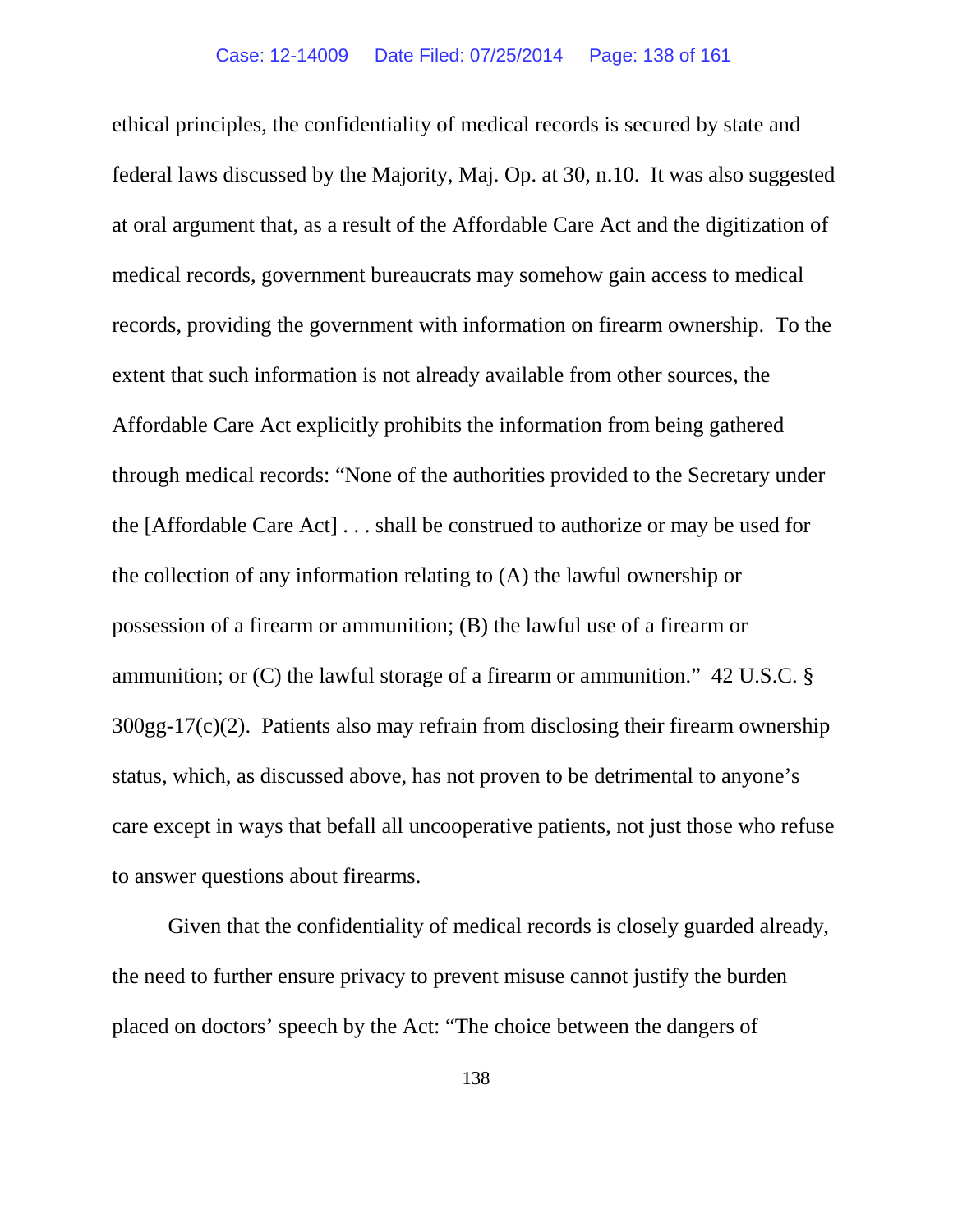ethical principles, the confidentiality of medical records is secured by state and federal laws discussed by the Majority, Maj. Op. at 30, n.10. It was also suggested at oral argument that, as a result of the Affordable Care Act and the digitization of medical records, government bureaucrats may somehow gain access to medical records, providing the government with information on firearm ownership. To the extent that such information is not already available from other sources, the Affordable Care Act explicitly prohibits the information from being gathered through medical records: "None of the authorities provided to the Secretary under the [Affordable Care Act] . . . shall be construed to authorize or may be used for the collection of any information relating to (A) the lawful ownership or possession of a firearm or ammunition; (B) the lawful use of a firearm or ammunition; or (C) the lawful storage of a firearm or ammunition." 42 U.S.C. § 300gg-17(c)(2). Patients also may refrain from disclosing their firearm ownership status, which, as discussed above, has not proven to be detrimental to anyone's care except in ways that befall all uncooperative patients, not just those who refuse to answer questions about firearms.

Given that the confidentiality of medical records is closely guarded already, the need to further ensure privacy to prevent misuse cannot justify the burden placed on doctors' speech by the Act: "The choice between the dangers of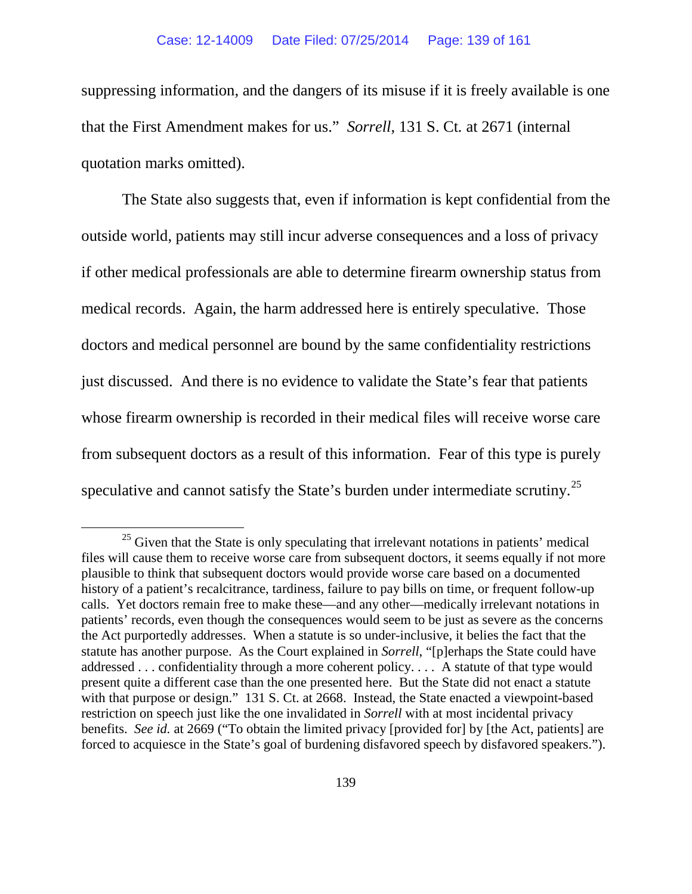suppressing information, and the dangers of its misuse if it is freely available is one that the First Amendment makes for us." *Sorrell*, 131 S. Ct. at 2671 (internal quotation marks omitted).

The State also suggests that, even if information is kept confidential from the outside world, patients may still incur adverse consequences and a loss of privacy if other medical professionals are able to determine firearm ownership status from medical records. Again, the harm addressed here is entirely speculative. Those doctors and medical personnel are bound by the same confidentiality restrictions just discussed. And there is no evidence to validate the State's fear that patients whose firearm ownership is recorded in their medical files will receive worse care from subsequent doctors as a result of this information. Fear of this type is purely speculative and cannot satisfy the State's burden under intermediate scrutiny.[25]

---

[25] Given that the State is only speculating that irrelevant notations in patients' medical files will cause them to receive worse care from subsequent doctors, it seems equally if not more plausible to think that subsequent doctors would provide worse care based on a documented history of a patient's recalcitrance, tardiness, failure to pay bills on time, or frequent follow-up calls. Yet doctors remain free to make these—and any other—medically irrelevant notations in patients' records, even though the consequences would seem to be just as severe as the concerns the Act purportedly addresses. When a statute is so under-inclusive, it belies the fact that the statute has another purpose. As the Court explained in *Sorrell*, "[p]erhaps the State could have addressed . . . confidentiality through a more coherent policy. . . . A statute of that type would present quite a different case than the one presented here. But the State did not enact a statute with that purpose or design." 131 S. Ct. at 2668. Instead, the State enacted a viewpoint-based restriction on speech just like the one invalidated in *Sorrell* with at most incidental privacy benefits. *See id.* at 2669 ("To obtain the limited privacy [provided for] by [the Act, patients] are forced to acquiesce in the State's goal of burdening disfavored speech by disfavored speakers.").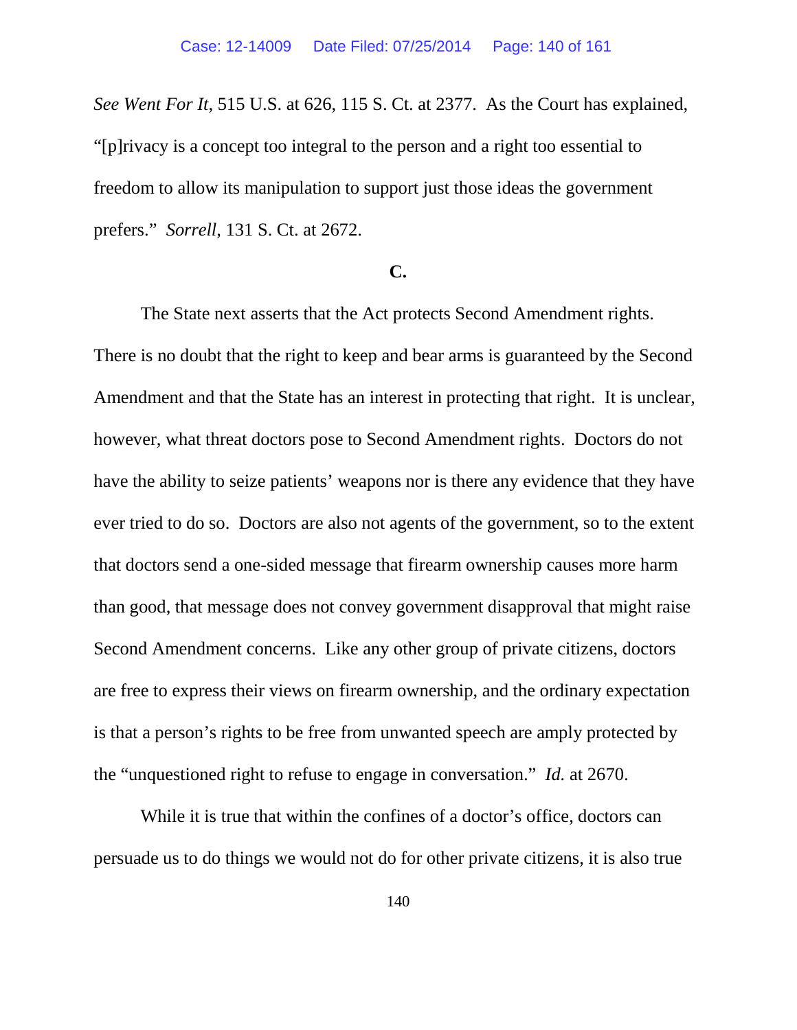*See Went For It*, 515 U.S. at 626, 115 S. Ct. at 2377. As the Court has explained, "[p]rivacy is a concept too integral to the person and a right too essential to freedom to allow its manipulation to support just those ideas the government prefers." *Sorrell*, 131 S. Ct. at 2672.

**C.**

The State next asserts that the Act protects Second Amendment rights. There is no doubt that the right to keep and bear arms is guaranteed by the Second Amendment and that the State has an interest in protecting that right. It is unclear, however, what threat doctors pose to Second Amendment rights. Doctors do not have the ability to seize patients' weapons nor is there any evidence that they have ever tried to do so. Doctors are also not agents of the government, so to the extent that doctors send a one-sided message that firearm ownership causes more harm than good, that message does not convey government disapproval that might raise Second Amendment concerns. Like any other group of private citizens, doctors are free to express their views on firearm ownership, and the ordinary expectation is that a person's rights to be free from unwanted speech are amply protected by the "unquestioned right to refuse to engage in conversation." *Id.* at 2670.

While it is true that within the confines of a doctor's office, doctors can persuade us to do things we would not do for other private citizens, it is also true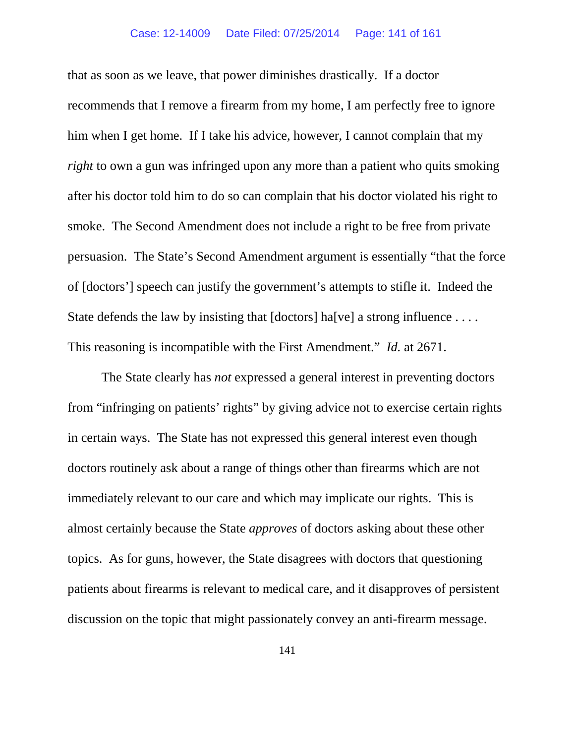that as soon as we leave, that power diminishes drastically. If a doctor recommends that I remove a firearm from my home, I am perfectly free to ignore him when I get home. If I take his advice, however, I cannot complain that my *right* to own a gun was infringed upon any more than a patient who quits smoking after his doctor told him to do so can complain that his doctor violated his right to smoke. The Second Amendment does not include a right to be free from private persuasion. The State's Second Amendment argument is essentially "that the force of [doctors'] speech can justify the government's attempts to stifle it. Indeed the State defends the law by insisting that [doctors] ha[ve] a strong influence . . . . This reasoning is incompatible with the First Amendment." *Id.* at 2671.

The State clearly has *not* expressed a general interest in preventing doctors from "infringing on patients' rights" by giving advice not to exercise certain rights in certain ways. The State has not expressed this general interest even though doctors routinely ask about a range of things other than firearms which are not immediately relevant to our care and which may implicate our rights. This is almost certainly because the State *approves* of doctors asking about these other topics. As for guns, however, the State disagrees with doctors that questioning patients about firearms is relevant to medical care, and it disapproves of persistent discussion on the topic that might passionately convey an anti-firearm message.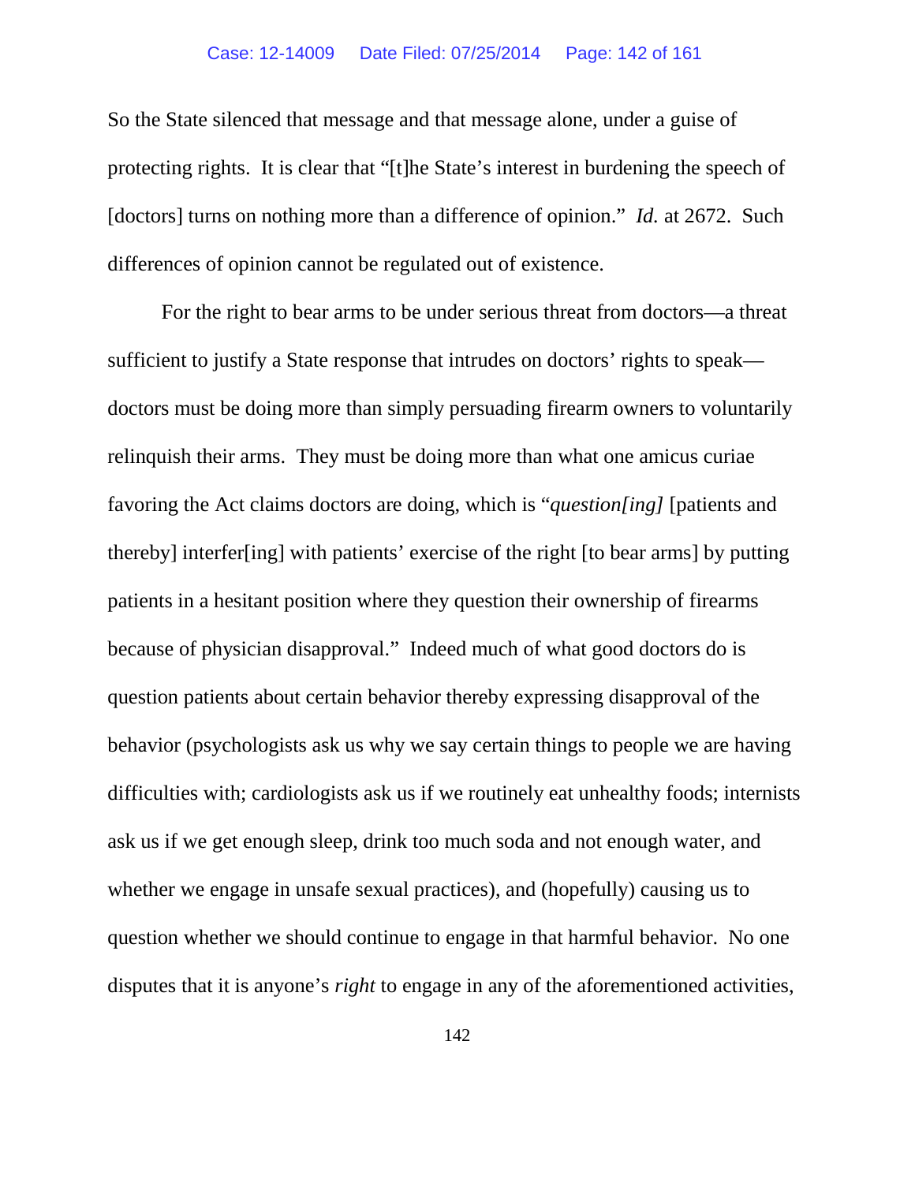So the State silenced that message and that message alone, under a guise of protecting rights. It is clear that "[t]he State's interest in burdening the speech of [doctors] turns on nothing more than a difference of opinion." *Id.* at 2672. Such differences of opinion cannot be regulated out of existence.

For the right to bear arms to be under serious threat from doctors—a threat sufficient to justify a State response that intrudes on doctors' rights to speak—doctors must be doing more than simply persuading firearm owners to voluntarily relinquish their arms. They must be doing more than what one amicus curiae favoring the Act claims doctors are doing, which is "*question[ing]* [patients and thereby] interfer[ing] with patients' exercise of the right [to bear arms] by putting patients in a hesitant position where they question their ownership of firearms because of physician disapproval." Indeed much of what good doctors do is question patients about certain behavior thereby expressing disapproval of the behavior (psychologists ask us why we say certain things to people we are having difficulties with; cardiologists ask us if we routinely eat unhealthy foods; internists ask us if we get enough sleep, drink too much soda and not enough water, and whether we engage in unsafe sexual practices), and (hopefully) causing us to question whether we should continue to engage in that harmful behavior. No one disputes that it is anyone's *right* to engage in any of the aforementioned activities,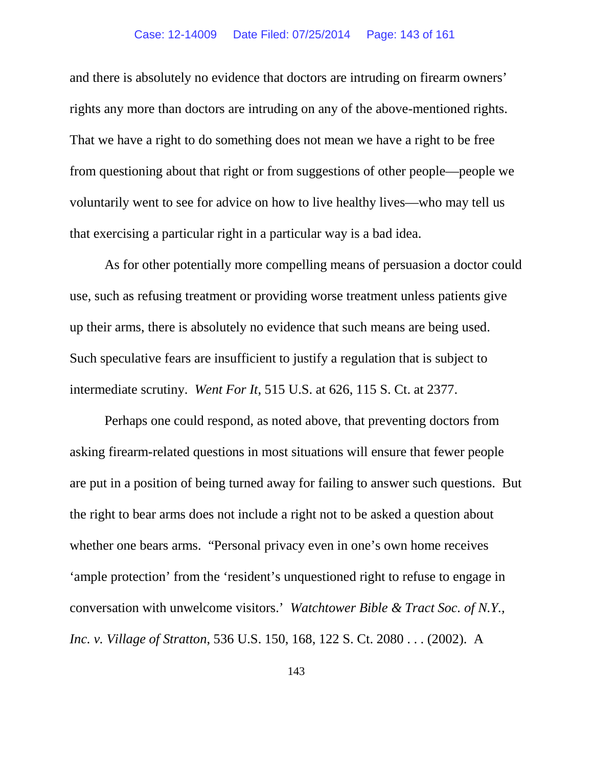and there is absolutely no evidence that doctors are intruding on firearm owners' rights any more than doctors are intruding on any of the above-mentioned rights. That we have a right to do something does not mean we have a right to be free from questioning about that right or from suggestions of other people—people we voluntarily went to see for advice on how to live healthy lives—who may tell us that exercising a particular right in a particular way is a bad idea.

As for other potentially more compelling means of persuasion a doctor could use, such as refusing treatment or providing worse treatment unless patients give up their arms, there is absolutely no evidence that such means are being used. Such speculative fears are insufficient to justify a regulation that is subject to intermediate scrutiny. *Went For It*, 515 U.S. at 626, 115 S. Ct. at 2377.

Perhaps one could respond, as noted above, that preventing doctors from asking firearm-related questions in most situations will ensure that fewer people are put in a position of being turned away for failing to answer such questions. But the right to bear arms does not include a right not to be asked a question about whether one bears arms. "Personal privacy even in one's own home receives 'ample protection' from the 'resident's unquestioned right to refuse to engage in conversation with unwelcome visitors.' *Watchtower Bible & Tract Soc. of N.Y., Inc. v. Village of Stratton*, 536 U.S. 150, 168, 122 S. Ct. 2080 . . . (2002). A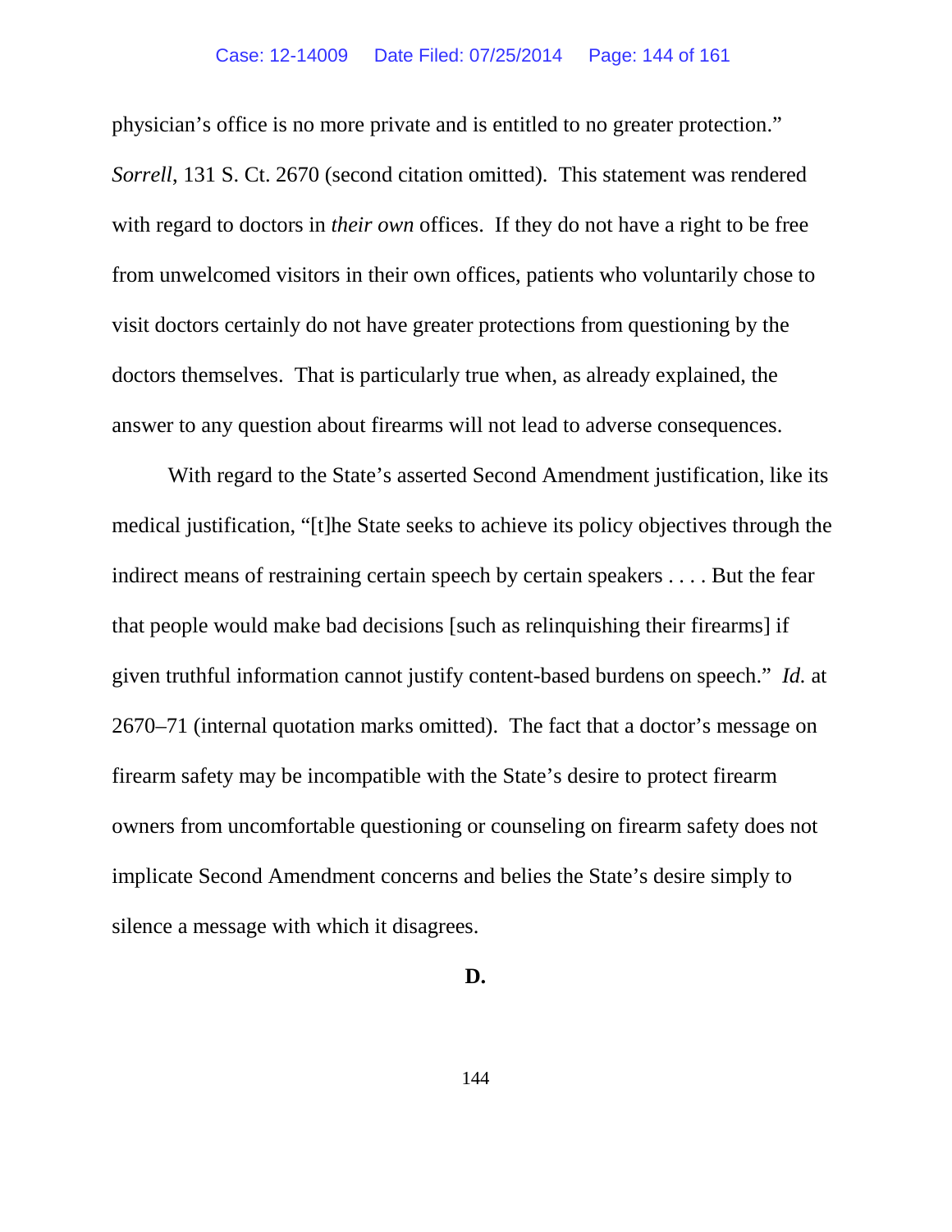physician's office is no more private and is entitled to no greater protection." *Sorrell*, 131 S. Ct. 2670 (second citation omitted). This statement was rendered with regard to doctors in *their own* offices. If they do not have a right to be free from unwelcomed visitors in their own offices, patients who voluntarily chose to visit doctors certainly do not have greater protections from questioning by the doctors themselves. That is particularly true when, as already explained, the answer to any question about firearms will not lead to adverse consequences.

With regard to the State's asserted Second Amendment justification, like its medical justification, "[t]he State seeks to achieve its policy objectives through the indirect means of restraining certain speech by certain speakers . . . . But the fear that people would make bad decisions [such as relinquishing their firearms] if given truthful information cannot justify content-based burdens on speech." *Id.* at 2670–71 (internal quotation marks omitted). The fact that a doctor's message on firearm safety may be incompatible with the State's desire to protect firearm owners from uncomfortable questioning or counseling on firearm safety does not implicate Second Amendment concerns and belies the State's desire simply to silence a message with which it disagrees.

**D.**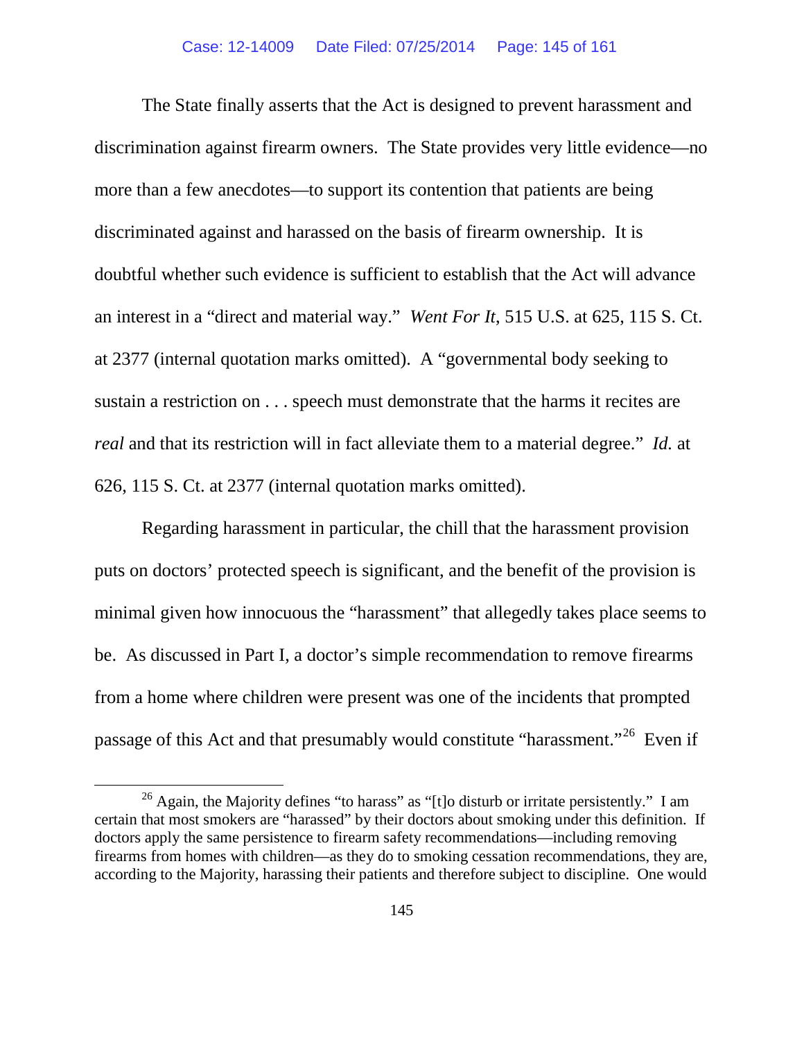The State finally asserts that the Act is designed to prevent harassment and discrimination against firearm owners. The State provides very little evidence—no more than a few anecdotes—to support its contention that patients are being discriminated against and harassed on the basis of firearm ownership. It is doubtful whether such evidence is sufficient to establish that the Act will advance an interest in a "direct and material way." *Went For It*, 515 U.S. at 625, 115 S. Ct. at 2377 (internal quotation marks omitted). A "governmental body seeking to sustain a restriction on . . . speech must demonstrate that the harms it recites are *real* and that its restriction will in fact alleviate them to a material degree." *Id.* at 626, 115 S. Ct. at 2377 (internal quotation marks omitted).

Regarding harassment in particular, the chill that the harassment provision puts on doctors' protected speech is significant, and the benefit of the provision is minimal given how innocuous the "harassment" that allegedly takes place seems to be. As discussed in Part I, a doctor's simple recommendation to remove firearms from a home where children were present was one of the incidents that prompted passage of this Act and that presumably would constitute "harassment."[26] Even if

---

[26] Again, the Majority defines "to harass" as "[t]o disturb or irritate persistently." I am certain that most smokers are "harassed" by their doctors about smoking under this definition. If doctors apply the same persistence to firearm safety recommendations—including removing firearms from homes with children—as they do to smoking cessation recommendations, they are, according to the Majority, harassing their patients and therefore subject to discipline. One would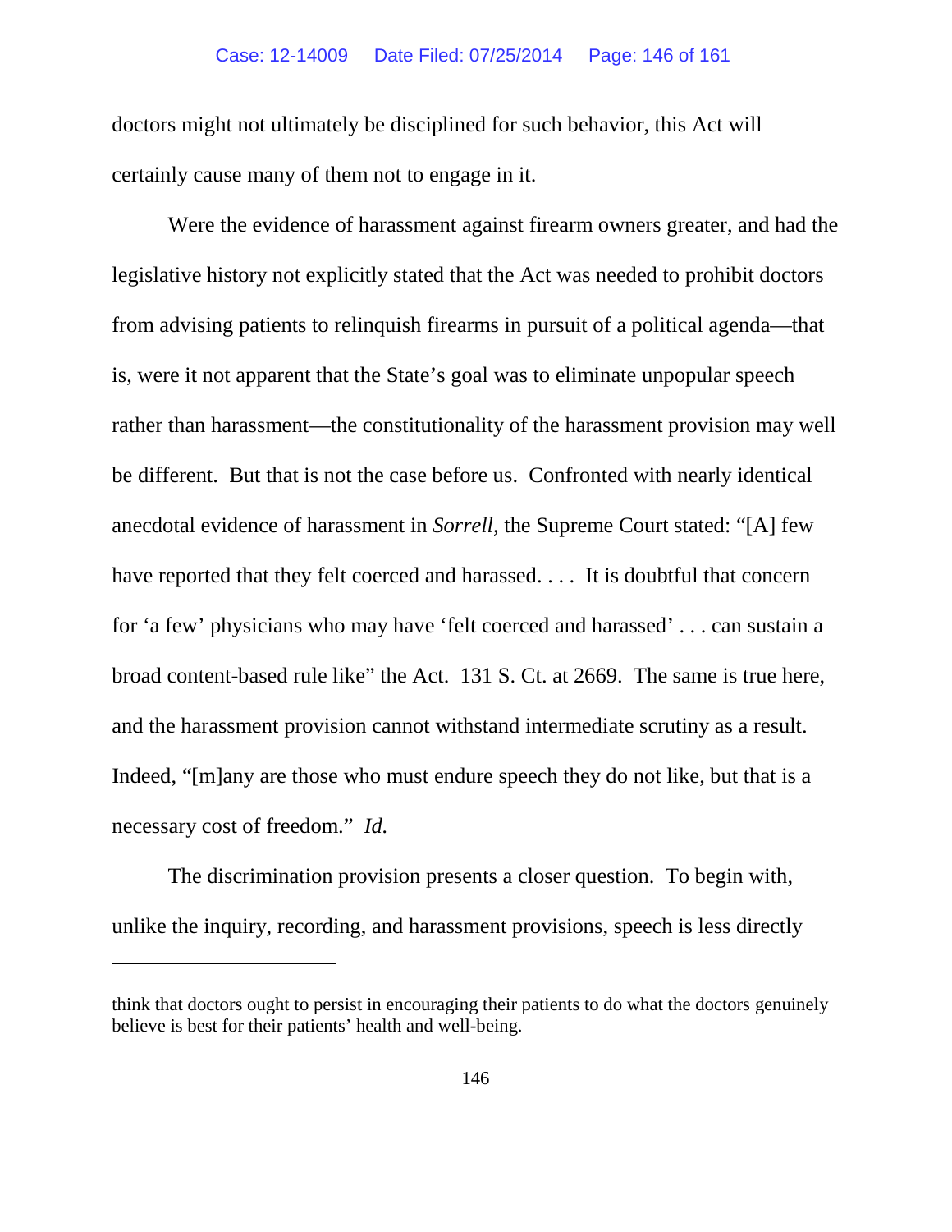doctors might not ultimately be disciplined for such behavior, this Act will certainly cause many of them not to engage in it.

Were the evidence of harassment against firearm owners greater, and had the legislative history not explicitly stated that the Act was needed to prohibit doctors from advising patients to relinquish firearms in pursuit of a political agenda—that is, were it not apparent that the State's goal was to eliminate unpopular speech rather than harassment—the constitutionality of the harassment provision may well be different. But that is not the case before us. Confronted with nearly identical anecdotal evidence of harassment in *Sorrell*, the Supreme Court stated: "[A] few have reported that they felt coerced and harassed. . . . It is doubtful that concern for 'a few' physicians who may have 'felt coerced and harassed' . . . can sustain a broad content-based rule like" the Act. 131 S. Ct. at 2669. The same is true here, and the harassment provision cannot withstand intermediate scrutiny as a result. Indeed, "[m]any are those who must endure speech they do not like, but that is a necessary cost of freedom." *Id.*

The discrimination provision presents a closer question. To begin with, unlike the inquiry, recording, and harassment provisions, speech is less directly

---

think that doctors ought to persist in encouraging their patients to do what the doctors genuinely believe is best for their patients' health and well-being.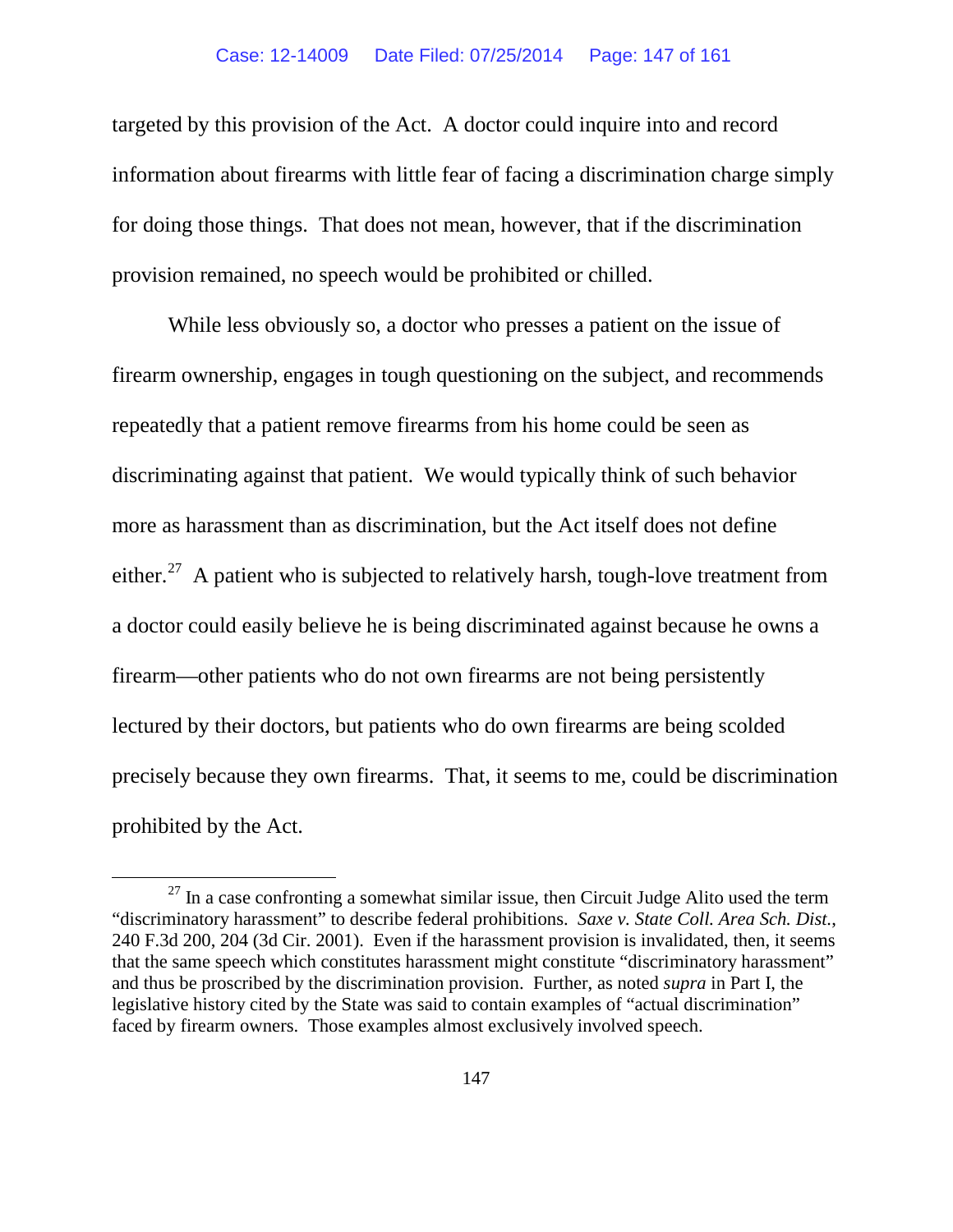targeted by this provision of the Act. A doctor could inquire into and record information about firearms with little fear of facing a discrimination charge simply for doing those things. That does not mean, however, that if the discrimination provision remained, no speech would be prohibited or chilled.

While less obviously so, a doctor who presses a patient on the issue of firearm ownership, engages in tough questioning on the subject, and recommends repeatedly that a patient remove firearms from his home could be seen as discriminating against that patient. We would typically think of such behavior more as harassment than as discrimination, but the Act itself does not define either.[27] A patient who is subjected to relatively harsh, tough-love treatment from a doctor could easily believe he is being discriminated against because he owns a firearm—other patients who do not own firearms are not being persistently lectured by their doctors, but patients who do own firearms are being scolded precisely because they own firearms. That, it seems to me, could be discrimination prohibited by the Act.

---

[27] In a case confronting a somewhat similar issue, then Circuit Judge Alito used the term "discriminatory harassment" to describe federal prohibitions. *Saxe v. State Coll. Area Sch. Dist.*, 240 F.3d 200, 204 (3d Cir. 2001). Even if the harassment provision is invalidated, then, it seems that the same speech which constitutes harassment might constitute "discriminatory harassment" and thus be proscribed by the discrimination provision. Further, as noted *supra* in Part I, the legislative history cited by the State was said to contain examples of "actual discrimination" faced by firearm owners. Those examples almost exclusively involved speech.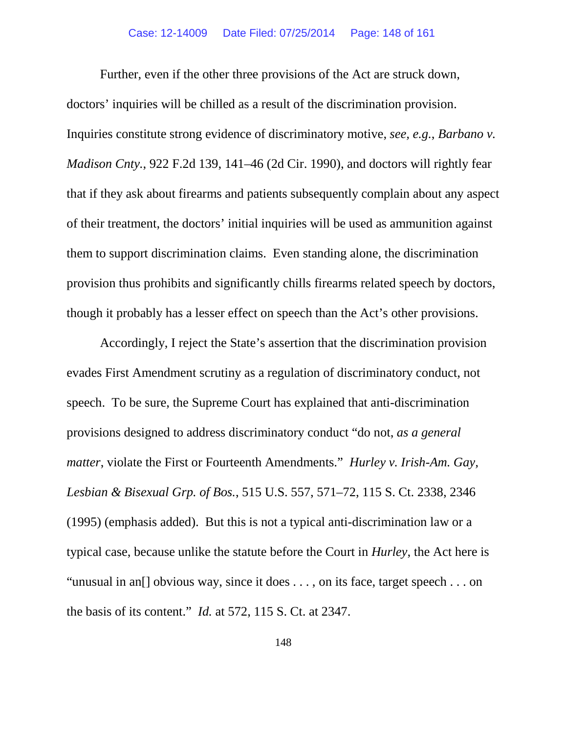Further, even if the other three provisions of the Act are struck down, doctors' inquiries will be chilled as a result of the discrimination provision. Inquiries constitute strong evidence of discriminatory motive, *see, e.g.*, *Barbano v. Madison Cnty.*, 922 F.2d 139, 141–46 (2d Cir. 1990), and doctors will rightly fear that if they ask about firearms and patients subsequently complain about any aspect of their treatment, the doctors' initial inquiries will be used as ammunition against them to support discrimination claims. Even standing alone, the discrimination provision thus prohibits and significantly chills firearms related speech by doctors, though it probably has a lesser effect on speech than the Act's other provisions.

Accordingly, I reject the State's assertion that the discrimination provision evades First Amendment scrutiny as a regulation of discriminatory conduct, not speech. To be sure, the Supreme Court has explained that anti-discrimination provisions designed to address discriminatory conduct "do not, *as a general matter*, violate the First or Fourteenth Amendments." *Hurley v. Irish-Am. Gay, Lesbian & Bisexual Grp. of Bos.*, 515 U.S. 557, 571–72, 115 S. Ct. 2338, 2346 (1995) (emphasis added). But this is not a typical anti-discrimination law or a typical case, because unlike the statute before the Court in *Hurley*, the Act here is "unusual in an[] obvious way, since it does . . . , on its face, target speech . . . on the basis of its content." *Id.* at 572, 115 S. Ct. at 2347.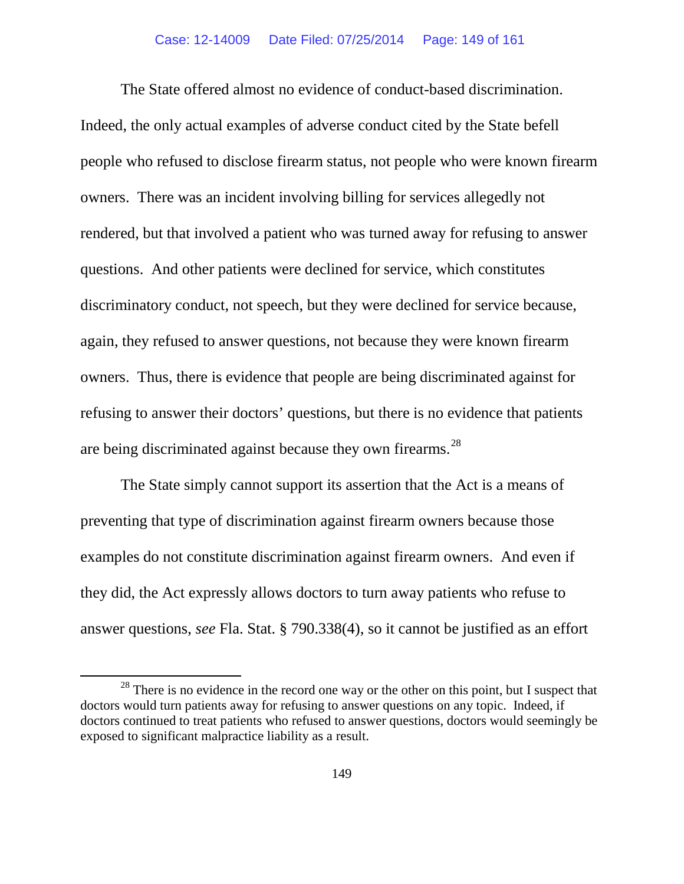The State offered almost no evidence of conduct-based discrimination. Indeed, the only actual examples of adverse conduct cited by the State befell people who refused to disclose firearm status, not people who were known firearm owners. There was an incident involving billing for services allegedly not rendered, but that involved a patient who was turned away for refusing to answer questions. And other patients were declined for service, which constitutes discriminatory conduct, not speech, but they were declined for service because, again, they refused to answer questions, not because they were known firearm owners. Thus, there is evidence that people are being discriminated against for refusing to answer their doctors' questions, but there is no evidence that patients are being discriminated against because they own firearms.[28]

The State simply cannot support its assertion that the Act is a means of preventing that type of discrimination against firearm owners because those examples do not constitute discrimination against firearm owners. And even if they did, the Act expressly allows doctors to turn away patients who refuse to answer questions, *see* Fla. Stat. § 790.338(4), so it cannot be justified as an effort

---

[28] There is no evidence in the record one way or the other on this point, but I suspect that doctors would turn patients away for refusing to answer questions on any topic. Indeed, if doctors continued to treat patients who refused to answer questions, doctors would seemingly be exposed to significant malpractice liability as a result.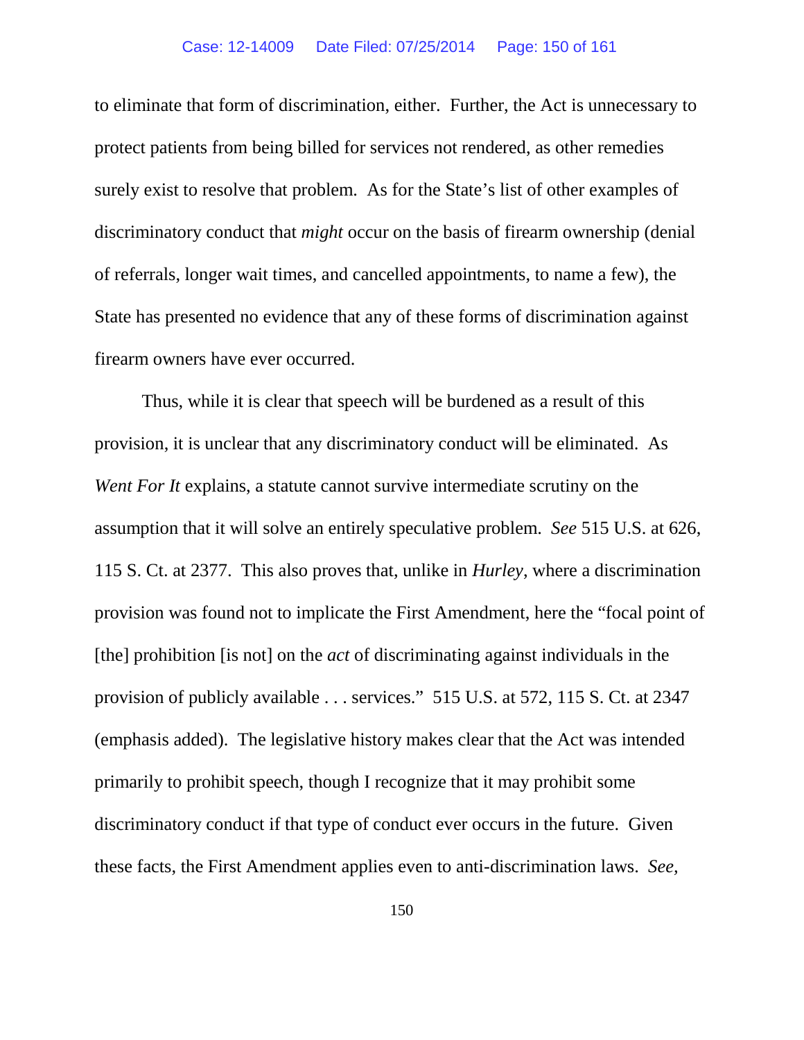to eliminate that form of discrimination, either. Further, the Act is unnecessary to protect patients from being billed for services not rendered, as other remedies surely exist to resolve that problem. As for the State's list of other examples of discriminatory conduct that *might* occur on the basis of firearm ownership (denial of referrals, longer wait times, and cancelled appointments, to name a few), the State has presented no evidence that any of these forms of discrimination against firearm owners have ever occurred.

Thus, while it is clear that speech will be burdened as a result of this provision, it is unclear that any discriminatory conduct will be eliminated. As *Went For It* explains, a statute cannot survive intermediate scrutiny on the assumption that it will solve an entirely speculative problem. *See* 515 U.S. at 626, 115 S. Ct. at 2377. This also proves that, unlike in *Hurley*, where a discrimination provision was found not to implicate the First Amendment, here the "focal point of [the] prohibition [is not] on the *act* of discriminating against individuals in the provision of publicly available . . . services." 515 U.S. at 572, 115 S. Ct. at 2347 (emphasis added). The legislative history makes clear that the Act was intended primarily to prohibit speech, though I recognize that it may prohibit some discriminatory conduct if that type of conduct ever occurs in the future. Given these facts, the First Amendment applies even to anti-discrimination laws. *See,*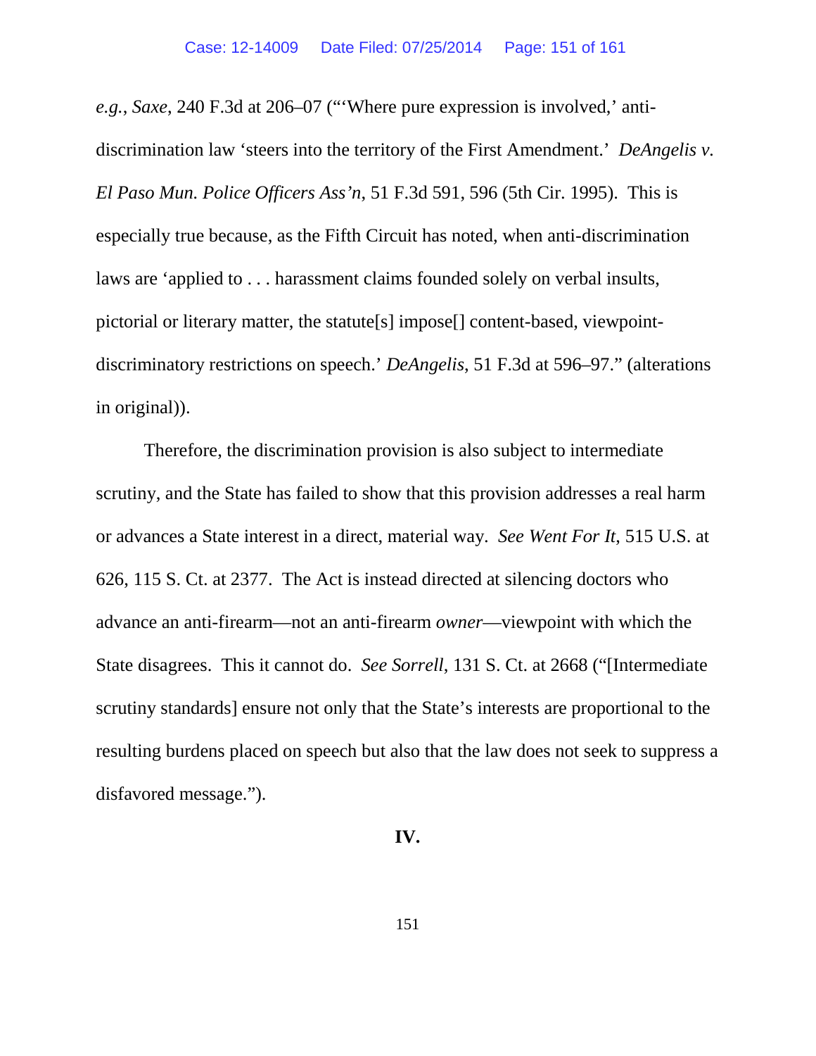*e.g.*, *Saxe*, 240 F.3d at 206–07 ("'Where pure expression is involved,' anti-discrimination law 'steers into the territory of the First Amendment.' *DeAngelis v. El Paso Mun. Police Officers Ass'n*, 51 F.3d 591, 596 (5th Cir. 1995). This is especially true because, as the Fifth Circuit has noted, when anti-discrimination laws are 'applied to . . . harassment claims founded solely on verbal insults, pictorial or literary matter, the statute[s] impose[] content-based, viewpoint-discriminatory restrictions on speech.' *DeAngelis*, 51 F.3d at 596–97." (alterations in original)).

Therefore, the discrimination provision is also subject to intermediate scrutiny, and the State has failed to show that this provision addresses a real harm or advances a State interest in a direct, material way. *See Went For It*, 515 U.S. at 626, 115 S. Ct. at 2377. The Act is instead directed at silencing doctors who advance an anti-firearm—not an anti-firearm *owner*—viewpoint with which the State disagrees. This it cannot do. *See Sorrell*, 131 S. Ct. at 2668 ("[Intermediate scrutiny standards] ensure not only that the State's interests are proportional to the resulting burdens placed on speech but also that the law does not seek to suppress a disfavored message.").

**IV.**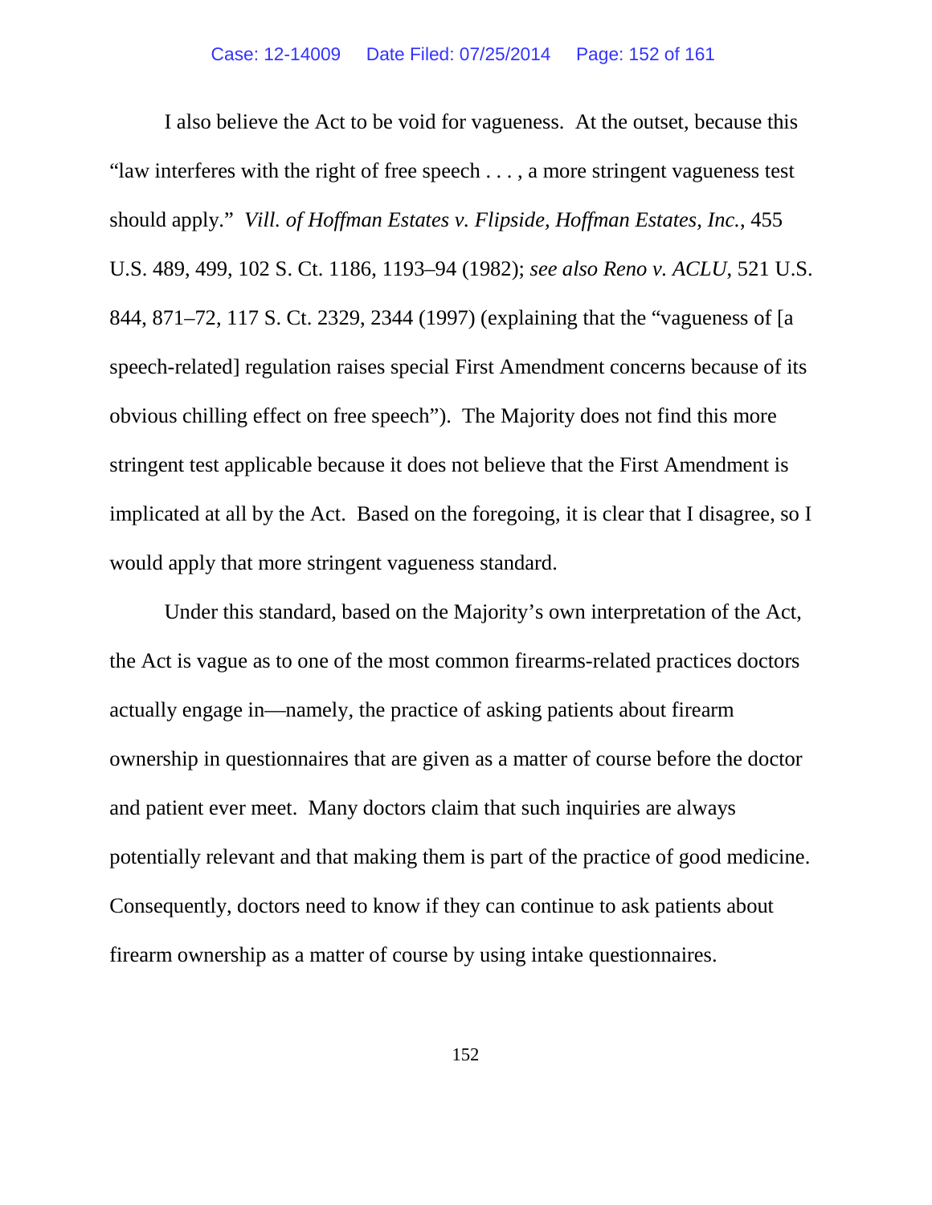I also believe the Act to be void for vagueness. At the outset, because this "law interferes with the right of free speech . . . , a more stringent vagueness test should apply." *Vill. of Hoffman Estates v. Flipside, Hoffman Estates, Inc.*, 455 U.S. 489, 499, 102 S. Ct. 1186, 1193–94 (1982); *see also Reno v. ACLU*, 521 U.S. 844, 871–72, 117 S. Ct. 2329, 2344 (1997) (explaining that the "vagueness of [a speech-related] regulation raises special First Amendment concerns because of its obvious chilling effect on free speech"). The Majority does not find this more stringent test applicable because it does not believe that the First Amendment is implicated at all by the Act. Based on the foregoing, it is clear that I disagree, so I would apply that more stringent vagueness standard.

Under this standard, based on the Majority's own interpretation of the Act, the Act is vague as to one of the most common firearms-related practices doctors actually engage in—namely, the practice of asking patients about firearm ownership in questionnaires that are given as a matter of course before the doctor and patient ever meet. Many doctors claim that such inquiries are always potentially relevant and that making them is part of the practice of good medicine. Consequently, doctors need to know if they can continue to ask patients about firearm ownership as a matter of course by using intake questionnaires.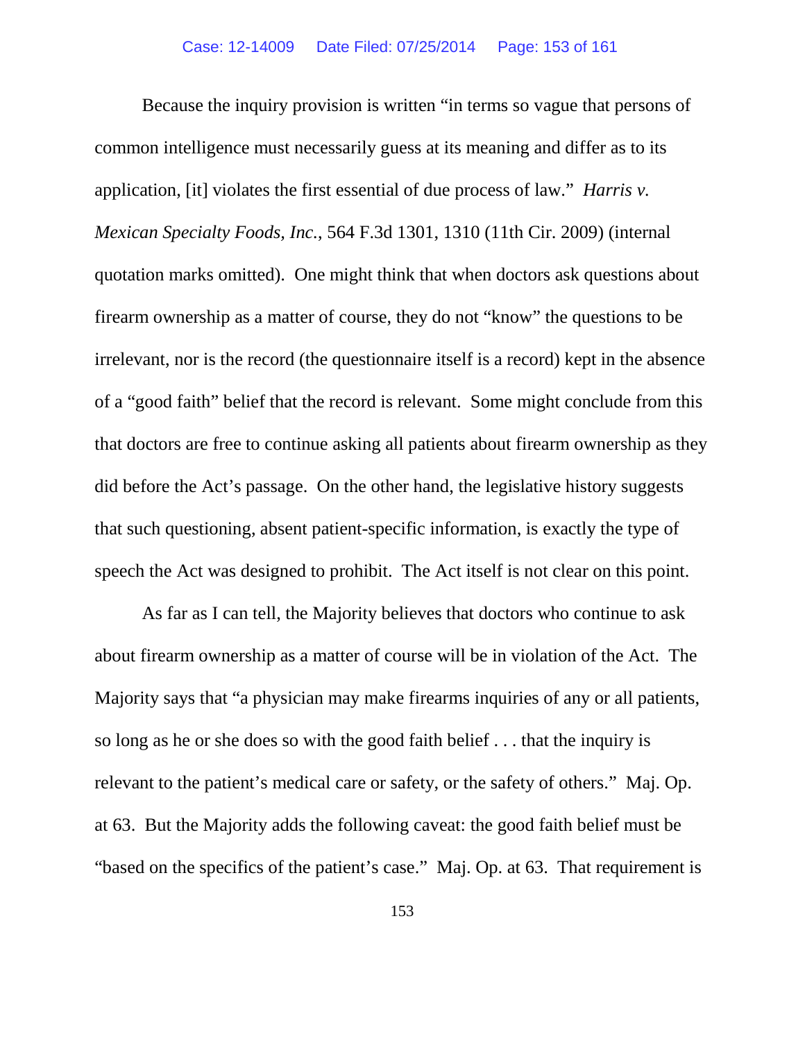Because the inquiry provision is written "in terms so vague that persons of common intelligence must necessarily guess at its meaning and differ as to its application, [it] violates the first essential of due process of law." *Harris v. Mexican Specialty Foods, Inc.*, 564 F.3d 1301, 1310 (11th Cir. 2009) (internal quotation marks omitted). One might think that when doctors ask questions about firearm ownership as a matter of course, they do not "know" the questions to be irrelevant, nor is the record (the questionnaire itself is a record) kept in the absence of a "good faith" belief that the record is relevant. Some might conclude from this that doctors are free to continue asking all patients about firearm ownership as they did before the Act's passage. On the other hand, the legislative history suggests that such questioning, absent patient-specific information, is exactly the type of speech the Act was designed to prohibit. The Act itself is not clear on this point.

As far as I can tell, the Majority believes that doctors who continue to ask about firearm ownership as a matter of course will be in violation of the Act. The Majority says that "a physician may make firearms inquiries of any or all patients, so long as he or she does so with the good faith belief . . . that the inquiry is relevant to the patient's medical care or safety, or the safety of others." Maj. Op. at 63. But the Majority adds the following caveat: the good faith belief must be "based on the specifics of the patient's case." Maj. Op. at 63. That requirement is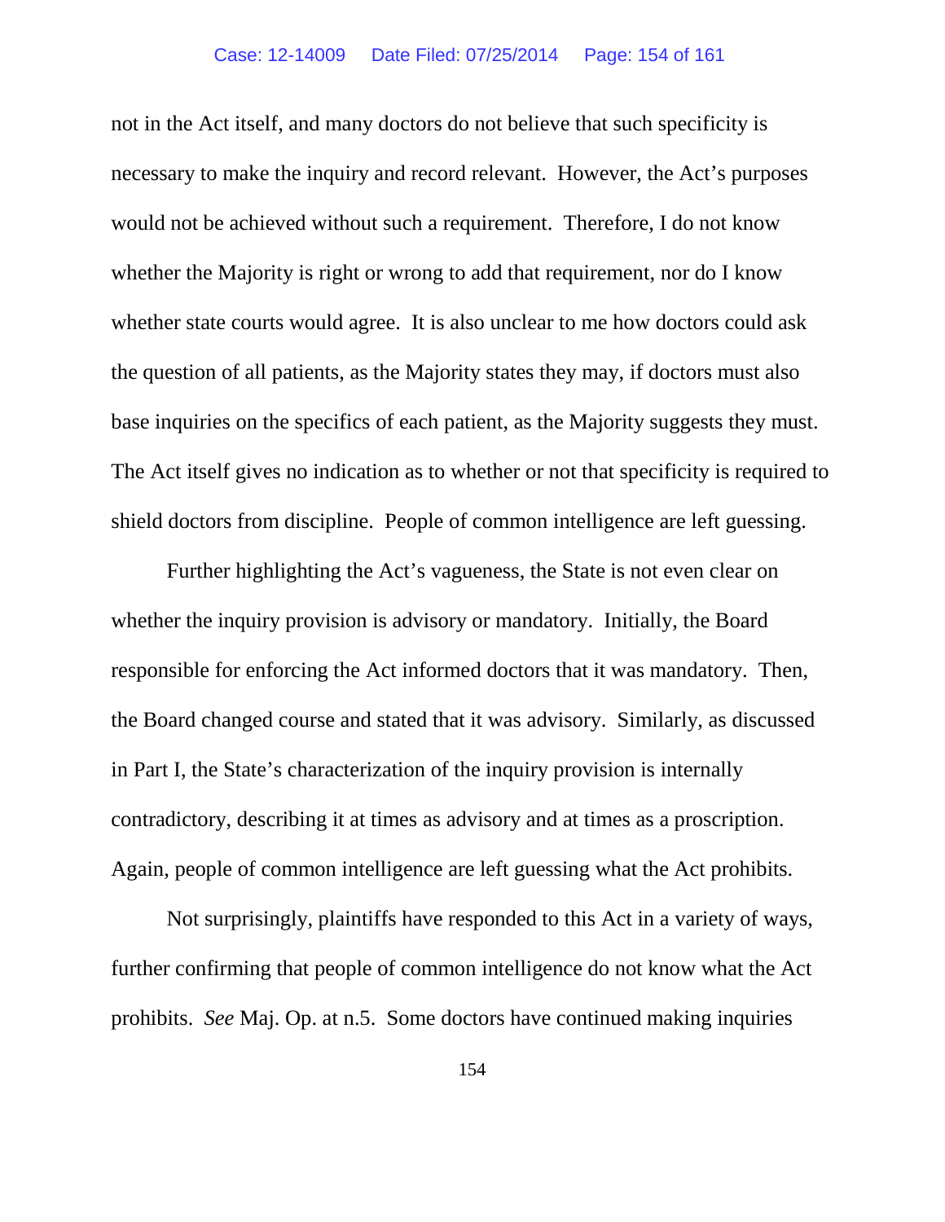not in the Act itself, and many doctors do not believe that such specificity is necessary to make the inquiry and record relevant. However, the Act's purposes would not be achieved without such a requirement. Therefore, I do not know whether the Majority is right or wrong to add that requirement, nor do I know whether state courts would agree. It is also unclear to me how doctors could ask the question of all patients, as the Majority states they may, if doctors must also base inquiries on the specifics of each patient, as the Majority suggests they must. The Act itself gives no indication as to whether or not that specificity is required to shield doctors from discipline. People of common intelligence are left guessing.

Further highlighting the Act's vagueness, the State is not even clear on whether the inquiry provision is advisory or mandatory. Initially, the Board responsible for enforcing the Act informed doctors that it was mandatory. Then, the Board changed course and stated that it was advisory. Similarly, as discussed in Part I, the State's characterization of the inquiry provision is internally contradictory, describing it at times as advisory and at times as a proscription. Again, people of common intelligence are left guessing what the Act prohibits.

Not surprisingly, plaintiffs have responded to this Act in a variety of ways, further confirming that people of common intelligence do not know what the Act prohibits. *See* Maj. Op. at n.5. Some doctors have continued making inquiries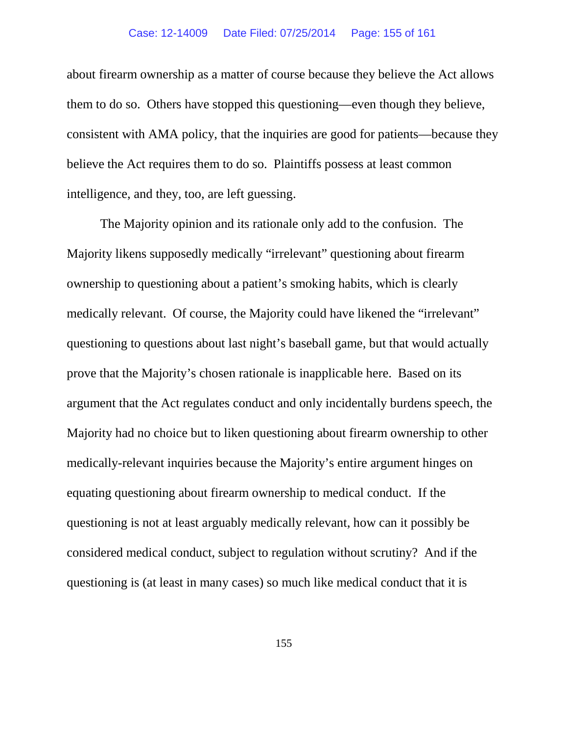about firearm ownership as a matter of course because they believe the Act allows them to do so. Others have stopped this questioning—even though they believe, consistent with AMA policy, that the inquiries are good for patients—because they believe the Act requires them to do so. Plaintiffs possess at least common intelligence, and they, too, are left guessing.

The Majority opinion and its rationale only add to the confusion. The Majority likens supposedly medically "irrelevant" questioning about firearm ownership to questioning about a patient's smoking habits, which is clearly medically relevant. Of course, the Majority could have likened the "irrelevant" questioning to questions about last night's baseball game, but that would actually prove that the Majority's chosen rationale is inapplicable here. Based on its argument that the Act regulates conduct and only incidentally burdens speech, the Majority had no choice but to liken questioning about firearm ownership to other medically-relevant inquiries because the Majority's entire argument hinges on equating questioning about firearm ownership to medical conduct. If the questioning is not at least arguably medically relevant, how can it possibly be considered medical conduct, subject to regulation without scrutiny? And if the questioning is (at least in many cases) so much like medical conduct that it is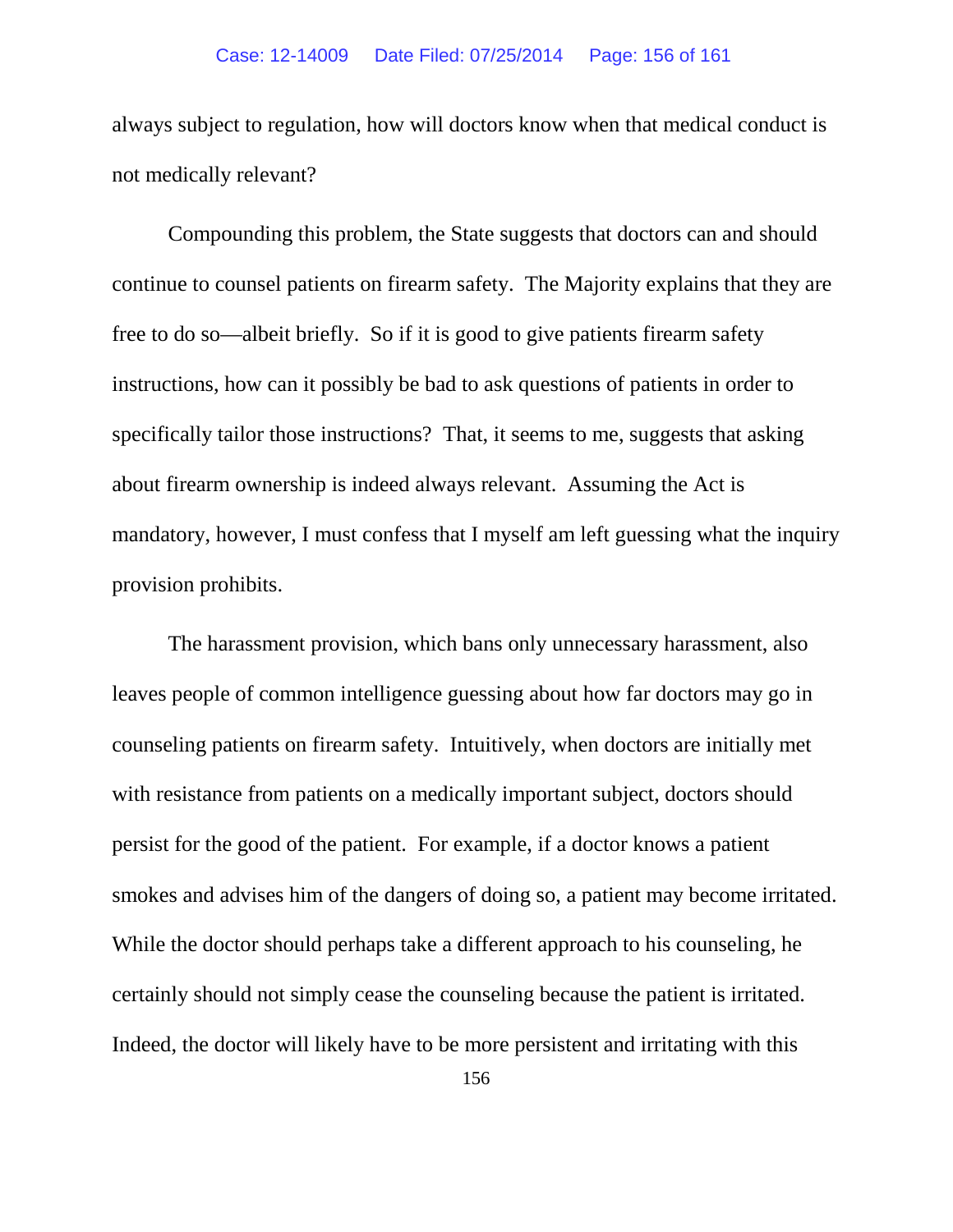always subject to regulation, how will doctors know when that medical conduct is not medically relevant?

Compounding this problem, the State suggests that doctors can and should continue to counsel patients on firearm safety. The Majority explains that they are free to do so—albeit briefly. So if it is good to give patients firearm safety instructions, how can it possibly be bad to ask questions of patients in order to specifically tailor those instructions? That, it seems to me, suggests that asking about firearm ownership is indeed always relevant. Assuming the Act is mandatory, however, I must confess that I myself am left guessing what the inquiry provision prohibits.

The harassment provision, which bans only unnecessary harassment, also leaves people of common intelligence guessing about how far doctors may go in counseling patients on firearm safety. Intuitively, when doctors are initially met with resistance from patients on a medically important subject, doctors should persist for the good of the patient. For example, if a doctor knows a patient smokes and advises him of the dangers of doing so, a patient may become irritated. While the doctor should perhaps take a different approach to his counseling, he certainly should not simply cease the counseling because the patient is irritated. Indeed, the doctor will likely have to be more persistent and irritating with this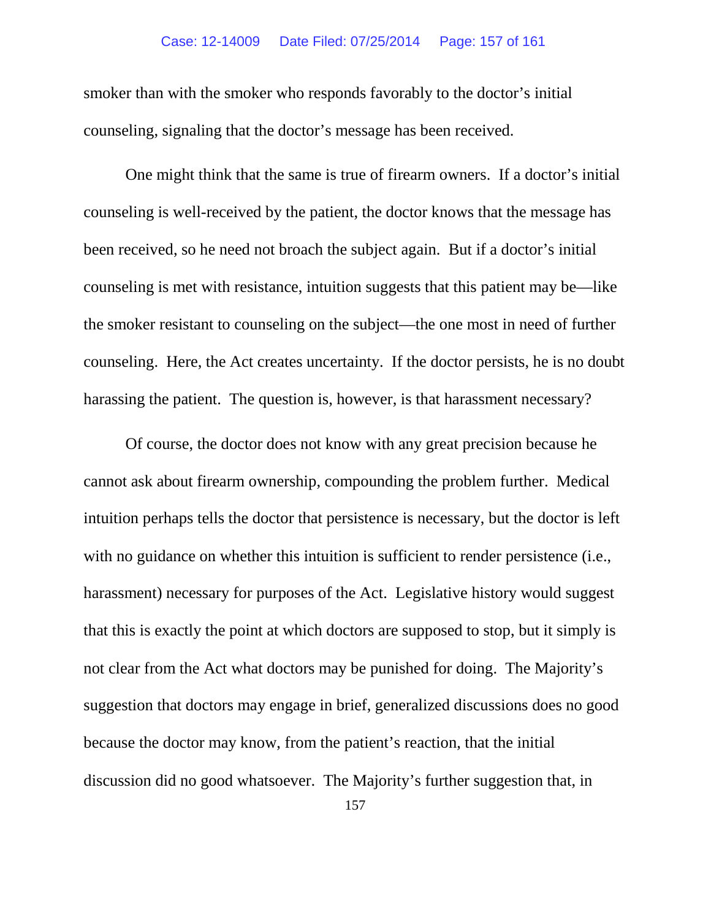smoker than with the smoker who responds favorably to the doctor's initial counseling, signaling that the doctor's message has been received.

One might think that the same is true of firearm owners. If a doctor's initial counseling is well-received by the patient, the doctor knows that the message has been received, so he need not broach the subject again. But if a doctor's initial counseling is met with resistance, intuition suggests that this patient may be—like the smoker resistant to counseling on the subject—the one most in need of further counseling. Here, the Act creates uncertainty. If the doctor persists, he is no doubt harassing the patient. The question is, however, is that harassment necessary?

Of course, the doctor does not know with any great precision because he cannot ask about firearm ownership, compounding the problem further. Medical intuition perhaps tells the doctor that persistence is necessary, but the doctor is left with no guidance on whether this intuition is sufficient to render persistence (i.e., harassment) necessary for purposes of the Act. Legislative history would suggest that this is exactly the point at which doctors are supposed to stop, but it simply is not clear from the Act what doctors may be punished for doing. The Majority's suggestion that doctors may engage in brief, generalized discussions does no good because the doctor may know, from the patient's reaction, that the initial discussion did no good whatsoever. The Majority's further suggestion that, in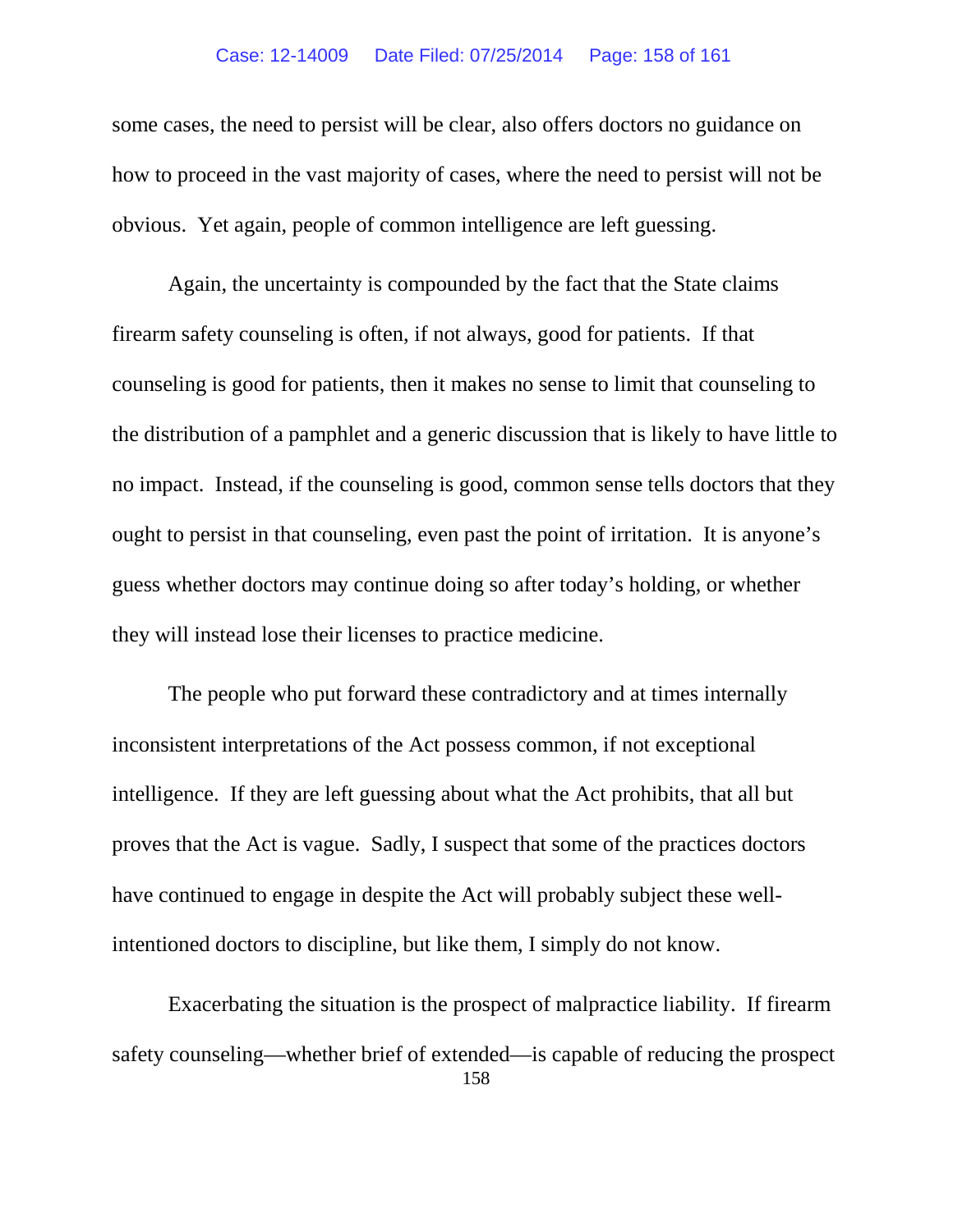some cases, the need to persist will be clear, also offers doctors no guidance on how to proceed in the vast majority of cases, where the need to persist will not be obvious. Yet again, people of common intelligence are left guessing.

Again, the uncertainty is compounded by the fact that the State claims firearm safety counseling is often, if not always, good for patients. If that counseling is good for patients, then it makes no sense to limit that counseling to the distribution of a pamphlet and a generic discussion that is likely to have little to no impact. Instead, if the counseling is good, common sense tells doctors that they ought to persist in that counseling, even past the point of irritation. It is anyone's guess whether doctors may continue doing so after today's holding, or whether they will instead lose their licenses to practice medicine.

The people who put forward these contradictory and at times internally inconsistent interpretations of the Act possess common, if not exceptional intelligence. If they are left guessing about what the Act prohibits, that all but proves that the Act is vague. Sadly, I suspect that some of the practices doctors have continued to engage in despite the Act will probably subject these well-intentioned doctors to discipline, but like them, I simply do not know.

Exacerbating the situation is the prospect of malpractice liability. If firearm safety counseling—whether brief of extended—is capable of reducing the prospect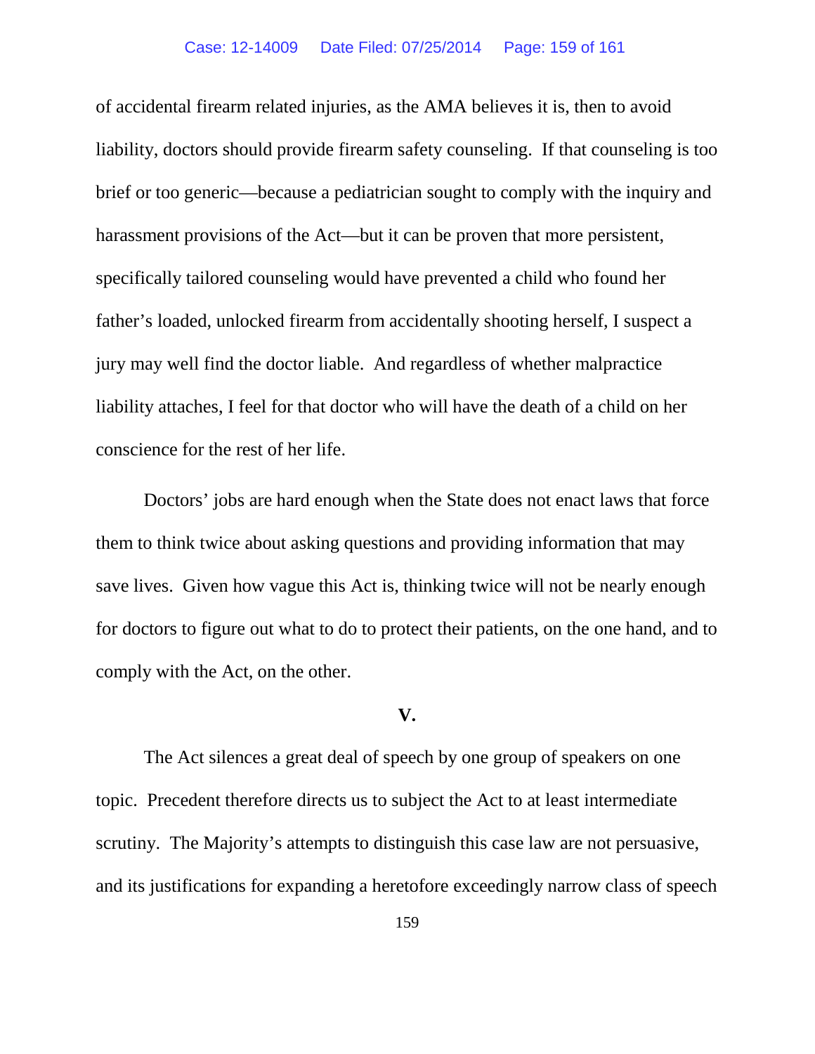of accidental firearm related injuries, as the AMA believes it is, then to avoid liability, doctors should provide firearm safety counseling. If that counseling is too brief or too generic—because a pediatrician sought to comply with the inquiry and harassment provisions of the Act—but it can be proven that more persistent, specifically tailored counseling would have prevented a child who found her father's loaded, unlocked firearm from accidentally shooting herself, I suspect a jury may well find the doctor liable. And regardless of whether malpractice liability attaches, I feel for that doctor who will have the death of a child on her conscience for the rest of her life.

Doctors' jobs are hard enough when the State does not enact laws that force them to think twice about asking questions and providing information that may save lives. Given how vague this Act is, thinking twice will not be nearly enough for doctors to figure out what to do to protect their patients, on the one hand, and to comply with the Act, on the other.

**V.**

The Act silences a great deal of speech by one group of speakers on one topic. Precedent therefore directs us to subject the Act to at least intermediate scrutiny. The Majority's attempts to distinguish this case law are not persuasive, and its justifications for expanding a heretofore exceedingly narrow class of speech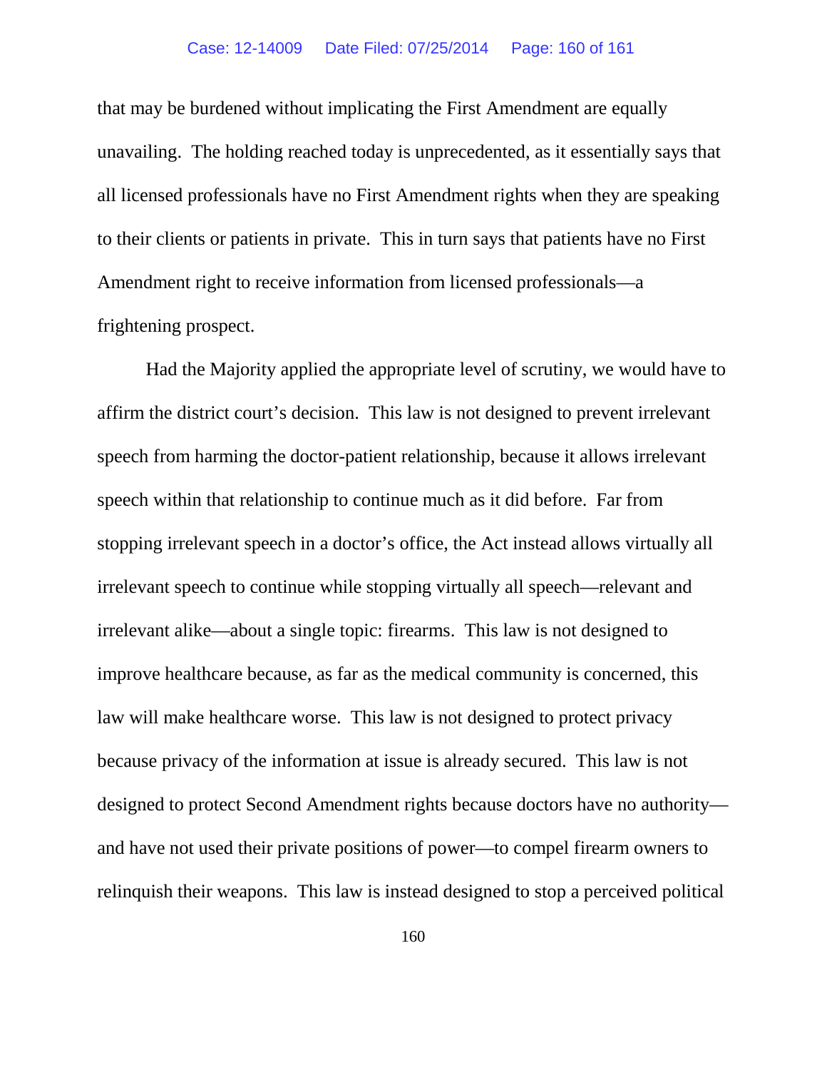that may be burdened without implicating the First Amendment are equally unavailing. The holding reached today is unprecedented, as it essentially says that all licensed professionals have no First Amendment rights when they are speaking to their clients or patients in private. This in turn says that patients have no First Amendment right to receive information from licensed professionals—a frightening prospect.

Had the Majority applied the appropriate level of scrutiny, we would have to affirm the district court's decision. This law is not designed to prevent irrelevant speech from harming the doctor-patient relationship, because it allows irrelevant speech within that relationship to continue much as it did before. Far from stopping irrelevant speech in a doctor's office, the Act instead allows virtually all irrelevant speech to continue while stopping virtually all speech—relevant and irrelevant alike—about a single topic: firearms. This law is not designed to improve healthcare because, as far as the medical community is concerned, this law will make healthcare worse. This law is not designed to protect privacy because privacy of the information at issue is already secured. This law is not designed to protect Second Amendment rights because doctors have no authority—and have not used their private positions of power—to compel firearm owners to relinquish their weapons. This law is instead designed to stop a perceived political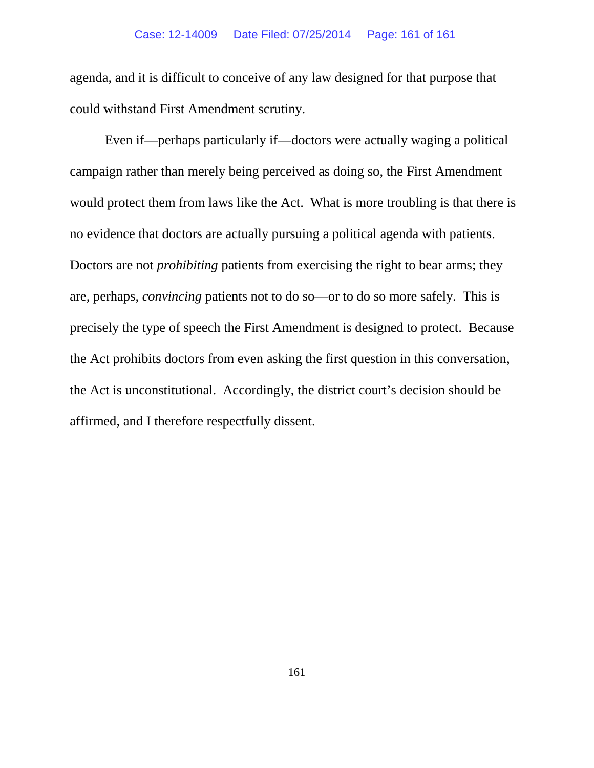agenda, and it is difficult to conceive of any law designed for that purpose that could withstand First Amendment scrutiny.

Even if—perhaps particularly if—doctors were actually waging a political campaign rather than merely being perceived as doing so, the First Amendment would protect them from laws like the Act. What is more troubling is that there is no evidence that doctors are actually pursuing a political agenda with patients. Doctors are not *prohibiting* patients from exercising the right to bear arms; they are, perhaps, *convincing* patients not to do so—or to do so more safely. This is precisely the type of speech the First Amendment is designed to protect. Because the Act prohibits doctors from even asking the first question in this conversation, the Act is unconstitutional. Accordingly, the district court's decision should be affirmed, and I therefore respectfully dissent.